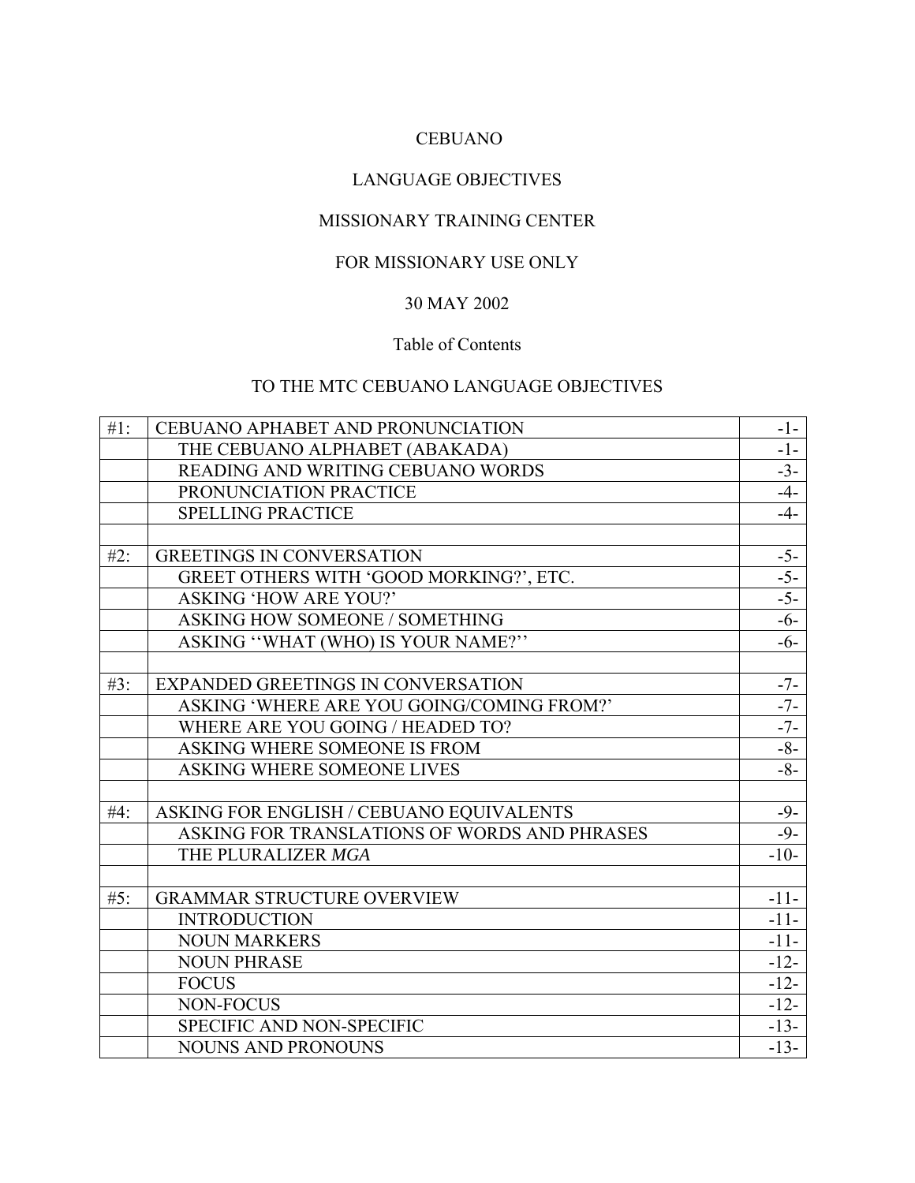CEBUANO

LANGUAGE OBJECTIVES

MISSIONARY TRAINING CENTER

FOR MISSIONARY USE ONLY

30 MAY 2002

Table of Contents

TO THE MTC CEBUANO LANGUAGE OBJECTIVES

| | | |
|---|---|---|
| #1: | CEBUANO APHABET AND PRONUNCIATION | -1- |
| | THE CEBUANO ALPHABET (ABAKADA) | -1- |
| | READING AND WRITING CEBUANO WORDS | -3- |
| | PRONUNCIATION PRACTICE | -4- |
| | SPELLING PRACTICE | -4- |
| | | |
| #2: | GREETINGS IN CONVERSATION | -5- |
| | GREET OTHERS WITH 'GOOD MORKING?', ETC. | -5- |
| | ASKING 'HOW ARE YOU?' | -5- |
| | ASKING HOW SOMEONE / SOMETHING | -6- |
| | ASKING ''WHAT (WHO) IS YOUR NAME?'' | -6- |
| | | |
| #3: | EXPANDED GREETINGS IN CONVERSATION | -7- |
| | ASKING 'WHERE ARE YOU GOING/COMING FROM?' | -7- |
| | WHERE ARE YOU GOING / HEADED TO? | -7- |
| | ASKING WHERE SOMEONE IS FROM | -8- |
| | ASKING WHERE SOMEONE LIVES | -8- |
| | | |
| #4: | ASKING FOR ENGLISH / CEBUANO EQUIVALENTS | -9- |
| | ASKING FOR TRANSLATIONS OF WORDS AND PHRASES | -9- |
| | THE PLURALIZER *MGA* | -10- |
| | | |
| #5: | GRAMMAR STRUCTURE OVERVIEW | -11- |
| | INTRODUCTION | -11- |
| | NOUN MARKERS | -11- |
| | NOUN PHRASE | -12- |
| | FOCUS | -12- |
| | NON-FOCUS | -12- |
| | SPECIFIC AND NON-SPECIFIC | -13- |
| | NOUNS AND PRONOUNS | -13- |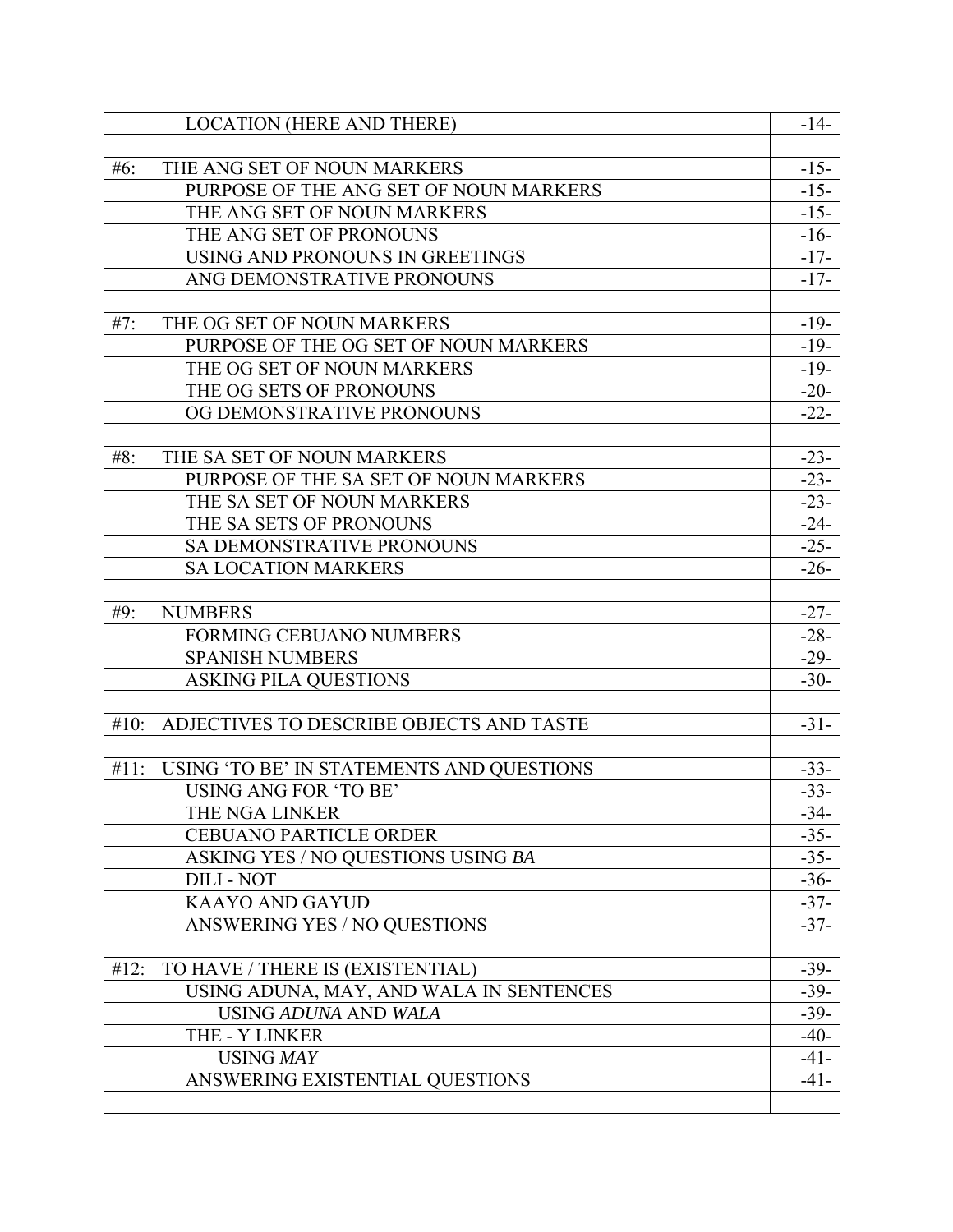| | | |
|---|---|---|
| | LOCATION (HERE AND THERE) | -14- |
| | | |
| #6: | THE ANG SET OF NOUN MARKERS | -15- |
| | PURPOSE OF THE ANG SET OF NOUN MARKERS | -15- |
| | THE ANG SET OF NOUN MARKERS | -15- |
| | THE ANG SET OF PRONOUNS | -16- |
| | USING AND PRONOUNS IN GREETINGS | -17- |
| | ANG DEMONSTRATIVE PRONOUNS | -17- |
| | | |
| #7: | THE OG SET OF NOUN MARKERS | -19- |
| | PURPOSE OF THE OG SET OF NOUN MARKERS | -19- |
| | THE OG SET OF NOUN MARKERS | -19- |
| | THE OG SETS OF PRONOUNS | -20- |
| | OG DEMONSTRATIVE PRONOUNS | -22- |
| | | |
| #8: | THE SA SET OF NOUN MARKERS | -23- |
| | PURPOSE OF THE SA SET OF NOUN MARKERS | -23- |
| | THE SA SET OF NOUN MARKERS | -23- |
| | THE SA SETS OF PRONOUNS | -24- |
| | SA DEMONSTRATIVE PRONOUNS | -25- |
| | SA LOCATION MARKERS | -26- |
| | | |
| #9: | NUMBERS | -27- |
| | FORMING CEBUANO NUMBERS | -28- |
| | SPANISH NUMBERS | -29- |
| | ASKING PILA QUESTIONS | -30- |
| | | |
| #10: | ADJECTIVES TO DESCRIBE OBJECTS AND TASTE | -31- |
| | | |
| #11: | USING 'TO BE' IN STATEMENTS AND QUESTIONS | -33- |
| | USING ANG FOR 'TO BE' | -33- |
| | THE NGA LINKER | -34- |
| | CEBUANO PARTICLE ORDER | -35- |
| | ASKING YES / NO QUESTIONS USING *BA* | -35- |
| | DILI - NOT | -36- |
| | KAAYO AND GAYUD | -37- |
| | ANSWERING YES / NO QUESTIONS | -37- |
| | | |
| #12: | TO HAVE / THERE IS (EXISTENTIAL) | -39- |
| | USING ADUNA, MAY, AND WALA IN SENTENCES | -39- |
| | USING *ADUNA* AND *WALA* | -39- |
| | THE - Y LINKER | -40- |
| | USING *MAY* | -41- |
| | ANSWERING EXISTENTIAL QUESTIONS | -41- |
| | | |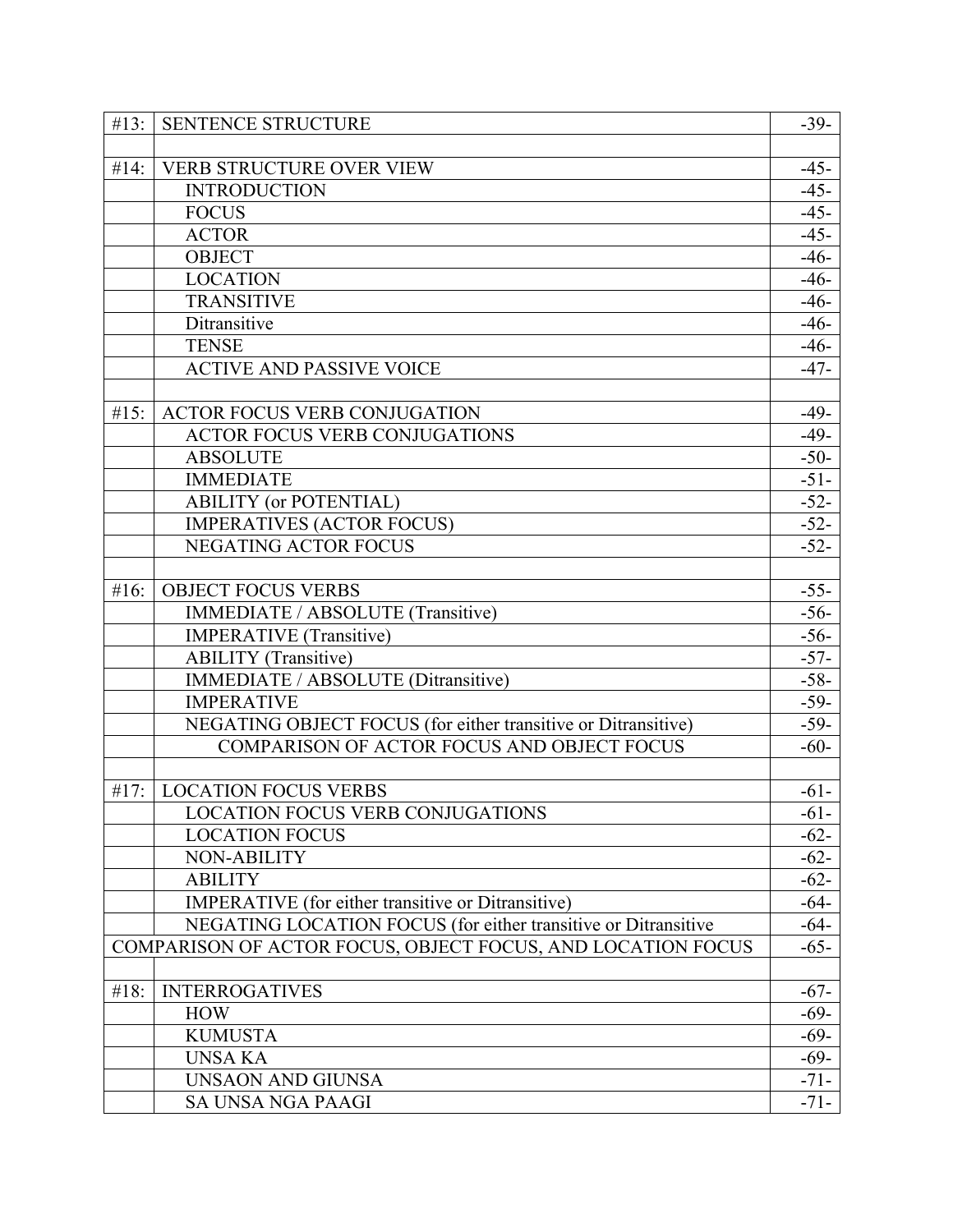| | | |
|---|---|---|
| #13: | SENTENCE STRUCTURE | -39- |
| | | |
| #14: | VERB STRUCTURE OVER VIEW | -45- |
| | INTRODUCTION | -45- |
| | FOCUS | -45- |
| | ACTOR | -45- |
| | OBJECT | -46- |
| | LOCATION | -46- |
| | TRANSITIVE | -46- |
| | Ditransitive | -46- |
| | TENSE | -46- |
| | ACTIVE AND PASSIVE VOICE | -47- |
| | | |
| #15: | ACTOR FOCUS VERB CONJUGATION | -49- |
| | ACTOR FOCUS VERB CONJUGATIONS | -49- |
| | ABSOLUTE | -50- |
| | IMMEDIATE | -51- |
| | ABILITY (or POTENTIAL) | -52- |
| | IMPERATIVES (ACTOR FOCUS) | -52- |
| | NEGATING ACTOR FOCUS | -52- |
| | | |
| #16: | OBJECT FOCUS VERBS | -55- |
| | IMMEDIATE / ABSOLUTE (Transitive) | -56- |
| | IMPERATIVE (Transitive) | -56- |
| | ABILITY (Transitive) | -57- |
| | IMMEDIATE / ABSOLUTE (Ditransitive) | -58- |
| | IMPERATIVE | -59- |
| | NEGATING OBJECT FOCUS (for either transitive or Ditransitive) | -59- |
| | COMPARISON OF ACTOR FOCUS AND OBJECT FOCUS | -60- |
| | | |
| #17: | LOCATION FOCUS VERBS | -61- |
| | LOCATION FOCUS VERB CONJUGATIONS | -61- |
| | LOCATION FOCUS | -62- |
| | NON-ABILITY | -62- |
| | ABILITY | -62- |
| | IMPERATIVE (for either transitive or Ditransitive) | -64- |
| | NEGATING LOCATION FOCUS (for either transitive or Ditransitive | -64- |
| COMPARISON OF ACTOR FOCUS, OBJECT FOCUS, AND LOCATION FOCUS | | -65- |
| | | |
| #18: | INTERROGATIVES | -67- |
| | HOW | -69- |
| | KUMUSTA | -69- |
| | UNSA KA | -69- |
| | UNSAON AND GIUNSA | -71- |
| | SA UNSA NGA PAAGI | -71- |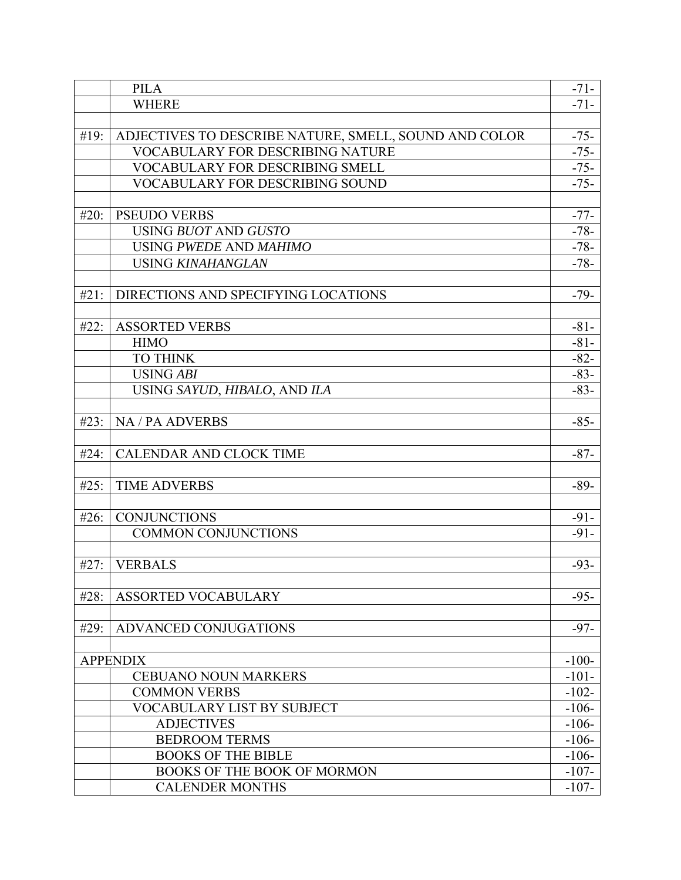| | | |
|---|---|---|
| | PILA | -71- |
| | WHERE | -71- |
| | | |
| #19: | ADJECTIVES TO DESCRIBE NATURE, SMELL, SOUND AND COLOR | -75- |
| | VOCABULARY FOR DESCRIBING NATURE | -75- |
| | VOCABULARY FOR DESCRIBING SMELL | -75- |
| | VOCABULARY FOR DESCRIBING SOUND | -75- |
| | | |
| #20: | PSEUDO VERBS | -77- |
| | USING *BUOT* AND *GUSTO* | -78- |
| | USING *PWEDE* AND *MAHIMO* | -78- |
| | USING *KINAHANGLAN* | -78- |
| | | |
| #21: | DIRECTIONS AND SPECIFYING LOCATIONS | -79- |
| | | |
| #22: | ASSORTED VERBS | -81- |
| | HIMO | -81- |
| | TO THINK | -82- |
| | USING *ABI* | -83- |
| | USING *SAYUD*, *HIBALO*, AND *ILA* | -83- |
| | | |
| #23: | NA / PA ADVERBS | -85- |
| | | |
| #24: | CALENDAR AND CLOCK TIME | -87- |
| | | |
| #25: | TIME ADVERBS | -89- |
| | | |
| #26: | CONJUNCTIONS | -91- |
| | COMMON CONJUNCTIONS | -91- |
| | | |
| #27: | VERBALS | -93- |
| | | |
| #28: | ASSORTED VOCABULARY | -95- |
| | | |
| #29: | ADVANCED CONJUGATIONS | -97- |
| | | |
| APPENDIX | | -100- |
| | CEBUANO NOUN MARKERS | -101- |
| | COMMON VERBS | -102- |
| | VOCABULARY LIST BY SUBJECT | -106- |
| | ADJECTIVES | -106- |
| | BEDROOM TERMS | -106- |
| | BOOKS OF THE BIBLE | -106- |
| | BOOKS OF THE BOOK OF MORMON | -107- |
| | CALENDER MONTHS | -107- |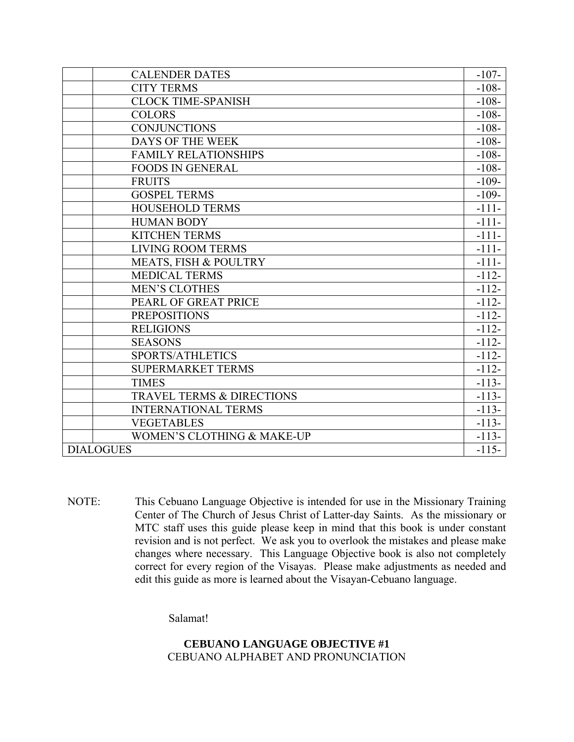| | | |
|---|---|---|
| | CALENDER DATES | -107- |
| | CITY TERMS | -108- |
| | CLOCK TIME-SPANISH | -108- |
| | COLORS | -108- |
| | CONJUNCTIONS | -108- |
| | DAYS OF THE WEEK | -108- |
| | FAMILY RELATIONSHIPS | -108- |
| | FOODS IN GENERAL | -108- |
| | FRUITS | -109- |
| | GOSPEL TERMS | -109- |
| | HOUSEHOLD TERMS | -111- |
| | HUMAN BODY | -111- |
| | KITCHEN TERMS | -111- |
| | LIVING ROOM TERMS | -111- |
| | MEATS, FISH & POULTRY | -111- |
| | MEDICAL TERMS | -112- |
| | MEN'S CLOTHES | -112- |
| | PEARL OF GREAT PRICE | -112- |
| | PREPOSITIONS | -112- |
| | RELIGIONS | -112- |
| | SEASONS | -112- |
| | SPORTS/ATHLETICS | -112- |
| | SUPERMARKET TERMS | -112- |
| | TIMES | -113- |
| | TRAVEL TERMS & DIRECTIONS | -113- |
| | INTERNATIONAL TERMS | -113- |
| | VEGETABLES | -113- |
| | WOMEN'S CLOTHING & MAKE-UP | -113- |
| DIALOGUES | | -115- |

NOTE: This Cebuano Language Objective is intended for use in the Missionary Training Center of The Church of Jesus Christ of Latter-day Saints. As the missionary or MTC staff uses this guide please keep in mind that this book is under constant revision and is not perfect. We ask you to overlook the mistakes and please make changes where necessary. This Language Objective book is also not completely correct for every region of the Visayas. Please make adjustments as needed and edit this guide as more is learned about the Visayan-Cebuano language.

Salamat!

## CEBUANO LANGUAGE OBJECTIVE #1

CEBUANO ALPHABET AND PRONUNCIATION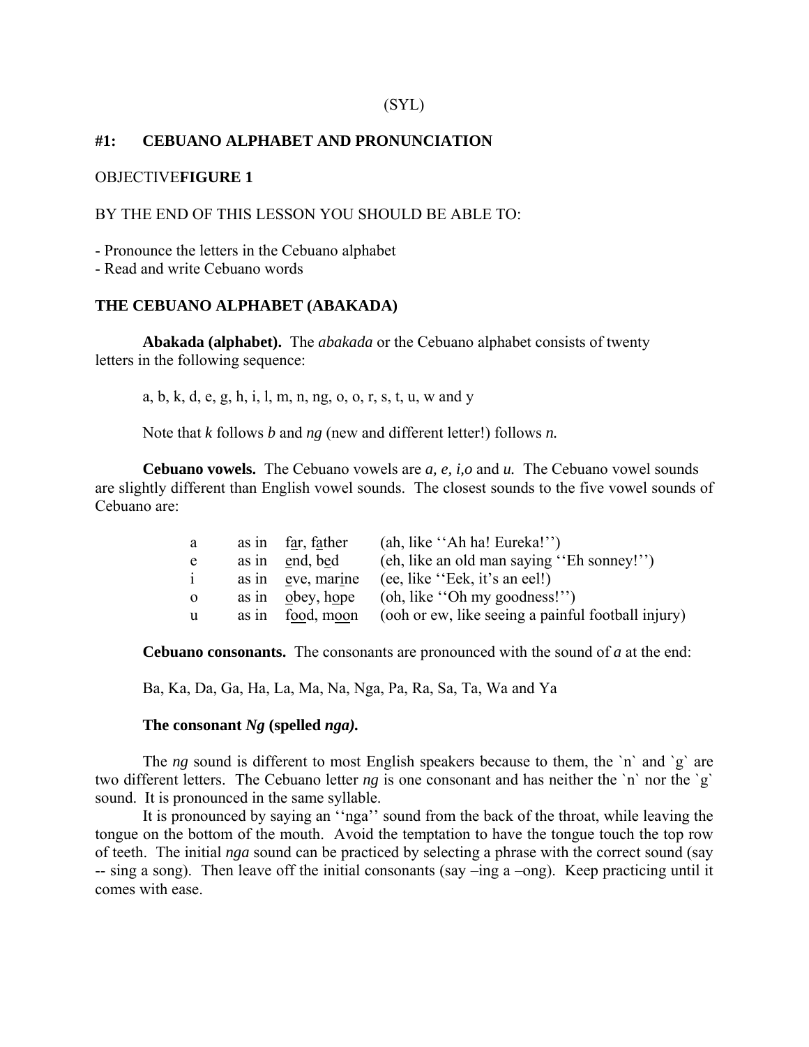(SYL)

## #1: CEBUANO ALPHABET AND PRONUNCIATION

OBJECTIVE**FIGURE 1**

BY THE END OF THIS LESSON YOU SHOULD BE ABLE TO:

- Pronounce the letters in the Cebuano alphabet
- Read and write Cebuano words

### THE CEBUANO ALPHABET (ABAKADA)

**Abakada (alphabet).** The *abakada* or the Cebuano alphabet consists of twenty letters in the following sequence:

a, b, k, d, e, g, h, i, l, m, n, ng, o, o, r, s, t, u, w and y

Note that *k* follows *b* and *ng* (new and different letter!) follows *n.*

**Cebuano vowels.** The Cebuano vowels are *a, e, i,o* and *u.* The Cebuano vowel sounds are slightly different than English vowel sounds. The closest sounds to the five vowel sounds of Cebuano are:

| | | | |
|---|---|---|---|
| a | as in | far, father | (ah, like ''Ah ha! Eureka!'') |
| e | as in | end, bed | (eh, like an old man saying ''Eh sonney!'') |
| i | as in | eve, marine | (ee, like ''Eek, it's an eel!) |
| o | as in | obey, hope | (oh, like ''Oh my goodness!'') |
| u | as in | food, moon | (ooh or ew, like seeing a painful football injury) |

**Cebuano consonants.** The consonants are pronounced with the sound of *a* at the end:

Ba, Ka, Da, Ga, Ha, La, Ma, Na, Nga, Pa, Ra, Sa, Ta, Wa and Ya

**The consonant *Ng* (spelled *nga).***

The *ng* sound is different to most English speakers because to them, the `n` and `g` are two different letters. The Cebuano letter *ng* is one consonant and has neither the `n` nor the `g` sound. It is pronounced in the same syllable.

It is pronounced by saying an ''nga'' sound from the back of the throat, while leaving the tongue on the bottom of the mouth. Avoid the temptation to have the tongue touch the top row of teeth. The initial *nga* sound can be practiced by selecting a phrase with the correct sound (say -- sing a song). Then leave off the initial consonants (say –ing a –ong). Keep practicing until it comes with ease.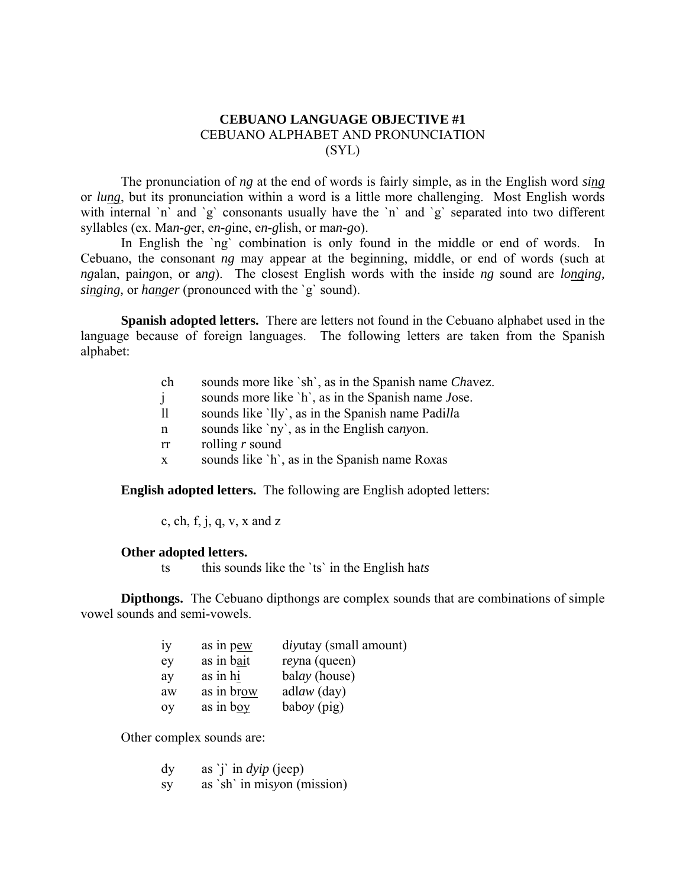**CEBUANO LANGUAGE OBJECTIVE #1**
CEBUANO ALPHABET AND PRONUNCIATION
(SYL)

The pronunciation of *ng* at the end of words is fairly simple, as in the English word *si<u>ng</u>* or *lu<u>ng</u>*, but its pronunciation within a word is a little more challenging. Most English words with internal `n` and `g` consonants usually have the `n` and `g` separated into two different syllables (ex. Ma*n-g*er, e*n-g*ine, e*n-g*lish, or ma*n-g*o).

In English the `ng` combination is only found in the middle or end of words. In Cebuano, the consonant *ng* may appear at the beginning, middle, or end of words (such at *ng*alan, pai*ng*on, or a*ng*). The closest English words with the inside *ng* sound are *lo<u>ng</u>ing, si<u>ng</u>ing,* or *ha<u>ng</u>er* (pronounced with the `g` sound).

**Spanish adopted letters.** There are letters not found in the Cebuano alphabet used in the language because of foreign languages. The following letters are taken from the Spanish alphabet:

| | |
|---|---|
| ch | sounds more like `sh`, as in the Spanish name *Ch*avez. |
| j | sounds more like `h`, as in the Spanish name *J*ose. |
| ll | sounds like `lly`, as in the Spanish name Padi*ll*a |
| n | sounds like `ny`, as in the English ca*ny*on. |
| rr | rolling *r* sound |
| x | sounds like `h`, as in the Spanish name Ro*x*as |

**English adopted letters.** The following are English adopted letters:

c, ch, f, j, q, v, x and z

**Other adopted letters.**

ts this sounds like the `ts` in the English ha*ts*

**Dipthongs.** The Cebuano dipthongs are complex sounds that are combinations of simple vowel sounds and semi-vowels.

| | | |
|---|---|---|
| iy | as in p<u>ew</u> | d*iy*utay (small amount) |
| ey | as in b<u>ai</u>t | r*ey*na (queen) |
| ay | as in h<u>i</u> | bal*ay* (house) |
| aw | as in br<u>ow</u> | adl*aw* (day) |
| oy | as in b<u>oy</u> | bab*oy* (pig) |

Other complex sounds are:

| | |
|---|---|
| dy | as `j` in *dyip* (jeep) |
| sy | as `sh` in mis*y*on (mission) |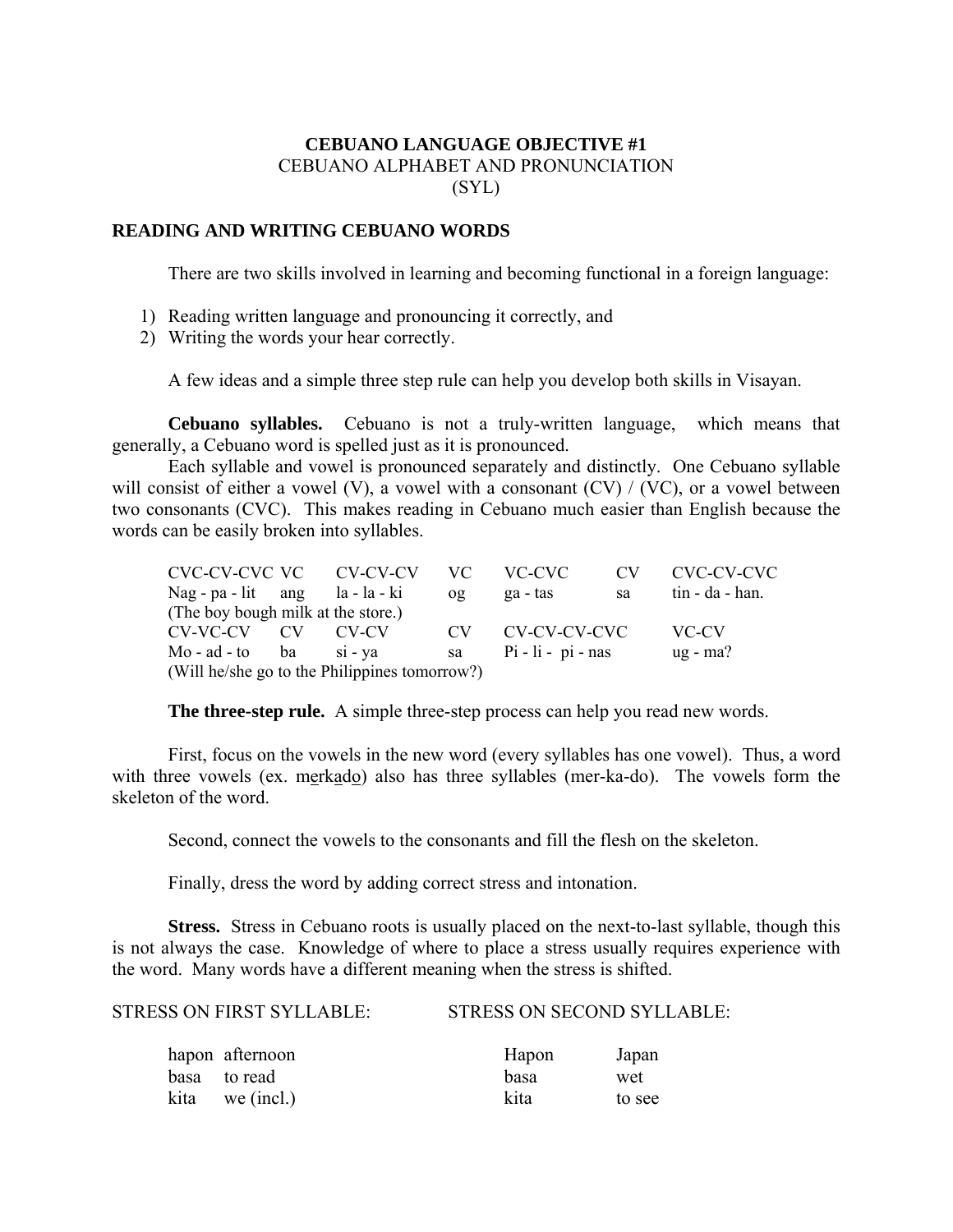**CEBUANO LANGUAGE OBJECTIVE #1**
CEBUANO ALPHABET AND PRONUNCIATION
(SYL)

## READING AND WRITING CEBUANO WORDS

There are two skills involved in learning and becoming functional in a foreign language:

1) Reading written language and pronouncing it correctly, and
2) Writing the words your hear correctly.

A few ideas and a simple three step rule can help you develop both skills in Visayan.

**Cebuano syllables.** Cebuano is not a truly-written language, which means that generally, a Cebuano word is spelled just as it is pronounced.

Each syllable and vowel is pronounced separately and distinctly. One Cebuano syllable will consist of either a vowel (V), a vowel with a consonant (CV) / (VC), or a vowel between two consonants (CVC). This makes reading in Cebuano much easier than English because the words can be easily broken into syllables.

| CVC-CV-CVC | VC | CV-CV-CV | VC | VC-CVC | CV | CVC-CV-CVC |
|---|---|---|---|---|---|---|
| Nag - pa - lit | ang | la - la - ki | og | ga - tas | sa | tin - da - han. |

(The boy bough milk at the store.)

| CV-VC-CV | CV | CV-CV | CV | CV-CV-CV-CVC | VC-CV |
|---|---|---|---|---|---|
| Mo - ad - to | ba | si - ya | sa | Pi - li - pi - nas | ug - ma? |

(Will he/she go to the Philippines tomorrow?)

**The three-step rule.** A simple three-step process can help you read new words.

First, focus on the vowels in the new word (every syllables has one vowel). Thus, a word with three vowels (ex. m<u>e</u>rk<u>a</u>d<u>o</u>) also has three syllables (mer-ka-do). The vowels form the skeleton of the word.

Second, connect the vowels to the consonants and fill the flesh on the skeleton.

Finally, dress the word by adding correct stress and intonation.

**Stress.** Stress in Cebuano roots is usually placed on the next-to-last syllable, though this is not always the case. Knowledge of where to place a stress usually requires experience with the word. Many words have a different meaning when the stress is shifted.

| STRESS ON FIRST SYLLABLE: | | STRESS ON SECOND SYLLABLE: | |
|---|---|---|---|
| hapon | afternoon | Hapon | Japan |
| basa | to read | basa | wet |
| kita | we (incl.) | kita | to see |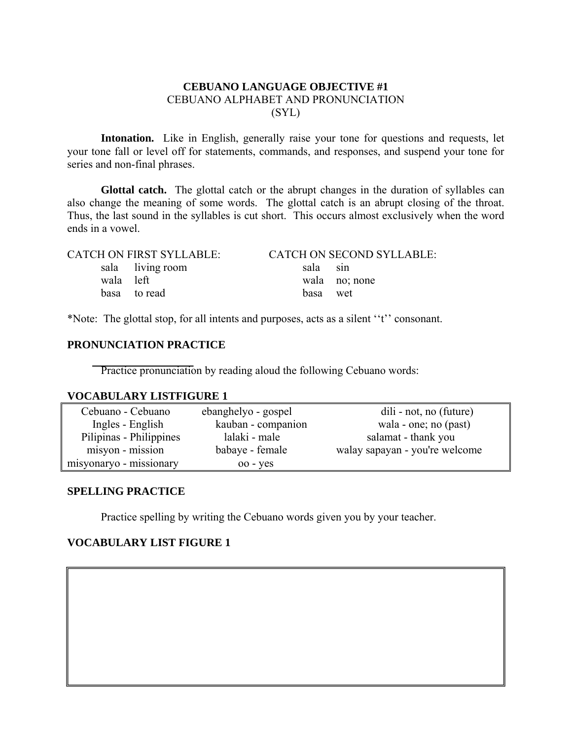**CEBUANO LANGUAGE OBJECTIVE #1**
CEBUANO ALPHABET AND PRONUNCIATION
(SYL)

**Intonation.** Like in English, generally raise your tone for questions and requests, let your tone fall or level off for statements, commands, and responses, and suspend your tone for series and non-final phrases.

**Glottal catch.** The glottal catch or the abrupt changes in the duration of syllables can also change the meaning of some words. The glottal catch is an abrupt closing of the throat. Thus, the last sound in the syllables is cut short. This occurs almost exclusively when the word ends in a vowel.

| CATCH ON FIRST SYLLABLE: | | CATCH ON SECOND SYLLABLE: | |
|---|---|---|---|
| sala | living room | sala | sin |
| wala | left | wala | no; none |
| basa | to read | basa | wet |

*Note: The glottal stop, for all intents and purposes, acts as a silent ''t'' consonant.

## PRONUNCIATION PRACTICE

Practice pronunciation by reading aloud the following Cebuano words:

### VOCABULARY LISTFIGURE 1

| | | |
|---|---|---|
| Cebuano - Cebuano | ebanghelyo - gospel | dili - not, no (future) |
| Ingles - English | kauban - companion | wala - one; no (past) |
| Pilipinas - Philippines | lalaki - male | salamat - thank you |
| misyon - mission | babaye - female | walay sapayan - you're welcome |
| misyonaryo - missionary | oo - yes | |

## SPELLING PRACTICE

Practice spelling by writing the Cebuano words given you by your teacher.

### VOCABULARY LIST FIGURE 1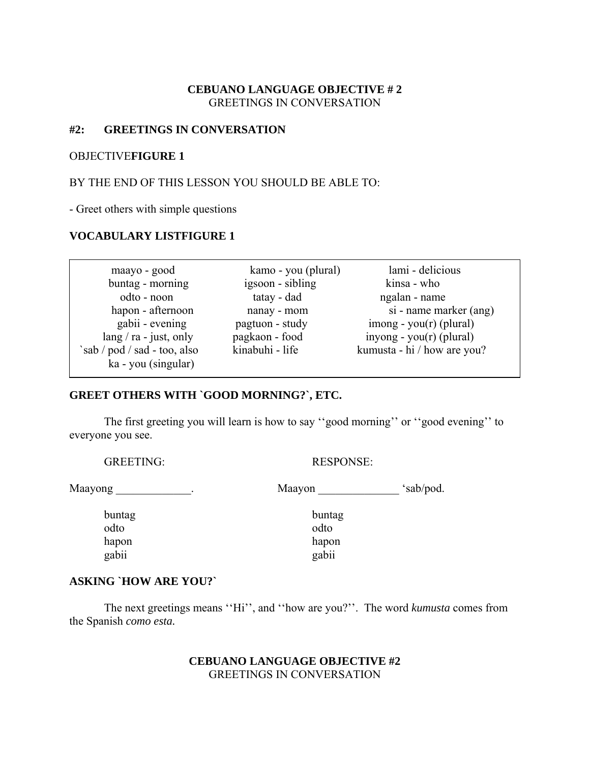**CEBUANO LANGUAGE OBJECTIVE # 2**
GREETINGS IN CONVERSATION

## #2: GREETINGS IN CONVERSATION

OBJECTIVE**FIGURE 1**

BY THE END OF THIS LESSON YOU SHOULD BE ABLE TO:

- Greet others with simple questions

### VOCABULARY LISTFIGURE 1

| | | |
|---|---|---|
| maayo - good | kamo - you (plural) | lami - delicious |
| buntag - morning | igsoon - sibling | kinsa - who |
| odto - noon | tatay - dad | ngalan - name |
| hapon - afternoon | nanay - mom | si - name marker (ang) |
| gabii - evening | pagtuon - study | imong - you(r) (plural) |
| lang / ra - just, only | pagkaon - food | inyong - you(r) (plural) |
| `sab / pod / sad - too, also | kinabuhi - life | kumusta - hi / how are you? |
| ka - you (singular) | | |

### GREET OTHERS WITH `GOOD MORNING?`, ETC.

The first greeting you will learn is how to say ‘‘good morning’’ or ‘‘good evening’’ to everyone you see.

| GREETING: | RESPONSE: |
|---|---|
| Maayong _____________. | Maayon ______________ ‘sab/pod. |
| buntag | buntag |
| odto | odto |
| hapon | hapon |
| gabii | gabii |

### ASKING `HOW ARE YOU?`

The next greetings means ‘‘Hi’’, and ‘‘how are you?’’. The word *kumusta* comes from the Spanish *como esta.*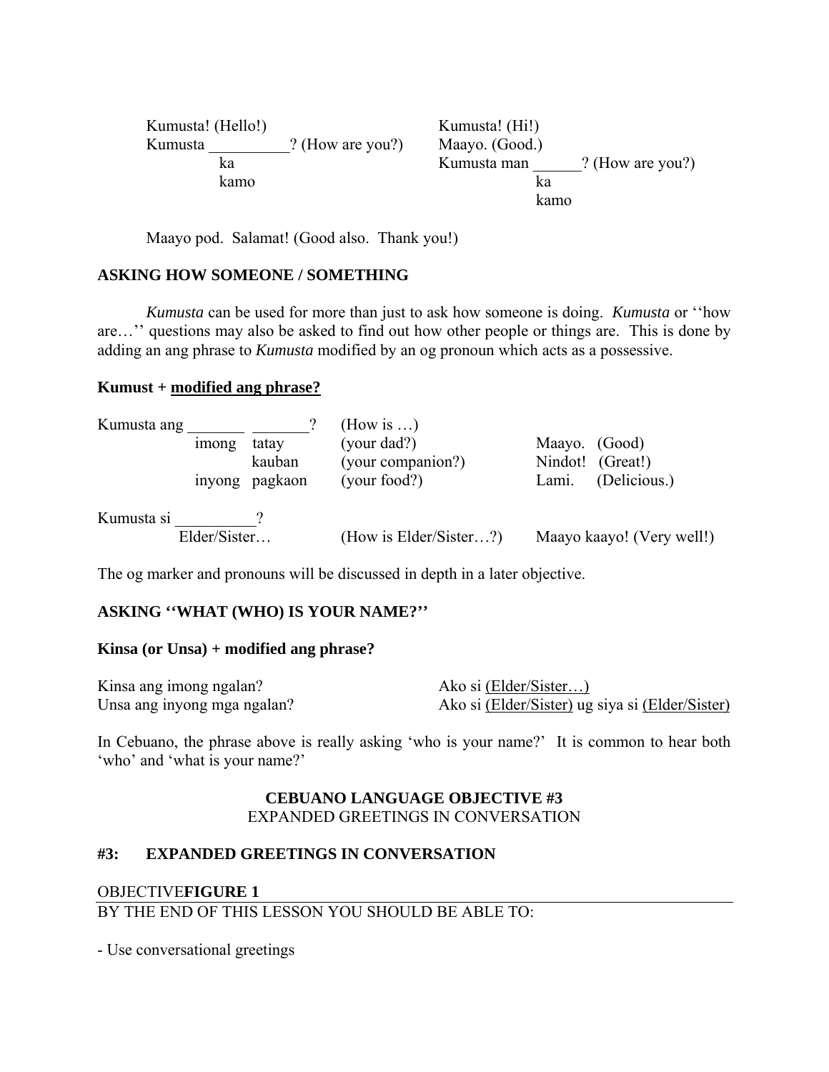Kumusta! (Hello!) | Kumusta! (Hi!)

| | |
|---|---|
| Kumusta! (Hello!) | Kumusta! (Hi!) |
| Kumusta __________? (How are you?) | Maayo. (Good.) |
| ka | Kumusta man ______? (How are you?) |
| kamo | ka |
| | kamo |

Maayo pod. Salamat! (Good also. Thank you!)

**ASKING HOW SOMEONE / SOMETHING**

*Kumusta* can be used for more than just to ask how someone is doing. *Kumusta* or ''how are…'' questions may also be asked to find out how other people or things are. This is done by adding an ang phrase to *Kumusta* modified by an og pronoun which acts as a possessive.

**Kumust + modified ang phrase?**

| | | | | |
|---|---|---|---|---|
| Kumusta ang _______ _______? | | | (How is …) | |
| | imong | tatay | (your dad?) | Maayo. (Good) |
| | | kauban | (your companion?) | Nindot! (Great!) |
| | inyong | pagkaon | (your food?) | Lami. (Delicious.) |

Kumusta si __________?

| | | |
|---|---|---|
| Elder/Sister… | (How is Elder/Sister…?) | Maayo kaayo! (Very well!) |

The og marker and pronouns will be discussed in depth in a later objective.

**ASKING ''WHAT (WHO) IS YOUR NAME?''**

**Kinsa (or Unsa) + modified ang phrase?**

| | |
|---|---|
| Kinsa ang imong ngalan? | Ako si (Elder/Sister…) |
| Unsa ang inyong mga ngalan? | Ako si (Elder/Sister) ug siya si (Elder/Sister) |

In Cebuano, the phrase above is really asking 'who is your name?' It is common to hear both 'who' and 'what is your name?'

**CEBUANO LANGUAGE OBJECTIVE #3**
EXPANDED GREETINGS IN CONVERSATION

**#3: EXPANDED GREETINGS IN CONVERSATION**

OBJECTIVE**FIGURE 1**
BY THE END OF THIS LESSON YOU SHOULD BE ABLE TO:

- Use conversational greetings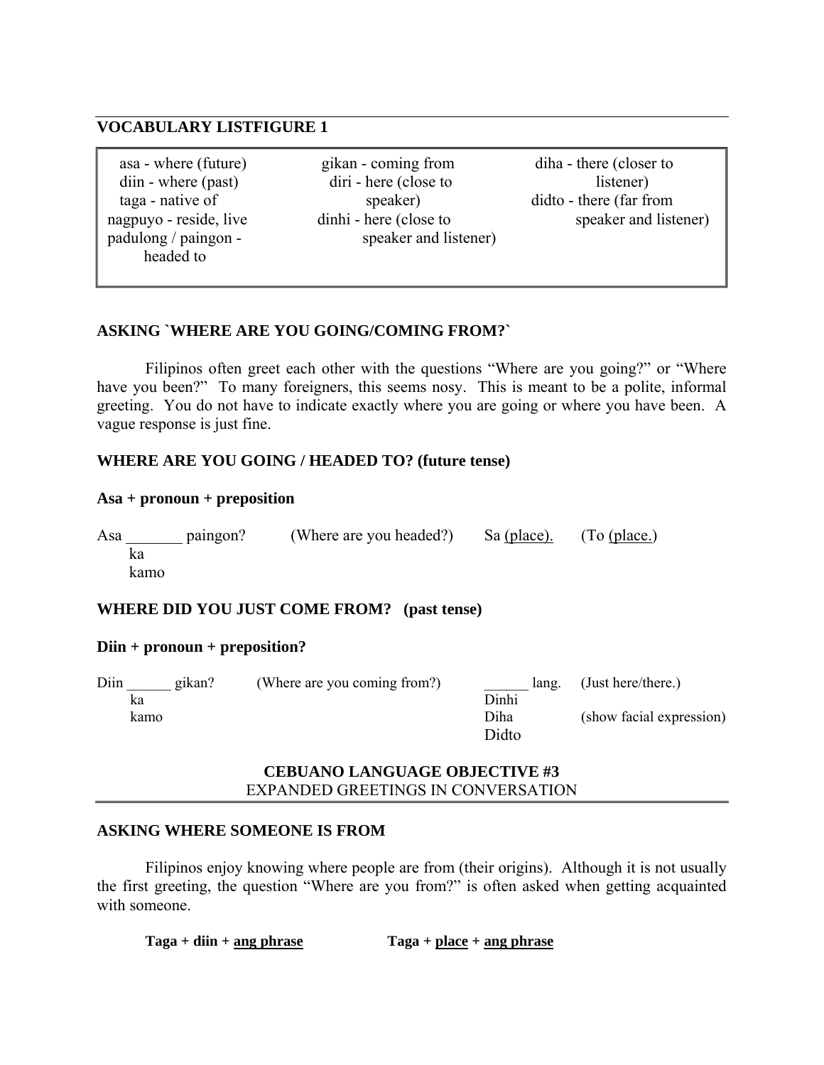## VOCABULARY LISTFIGURE 1

| | | |
|---|---|---|
| asa - where (future) | gikan - coming from | diha - there (closer to listener) |
| diin - where (past) | diri - here (close to speaker) | didto - there (far from speaker and listener) |
| taga - native of | dinhi - here (close to speaker and listener) | |
| nagpuyo - reside, live | | |
| padulong / paingon - headed to | | |

### ASKING `WHERE ARE YOU GOING/COMING FROM?`

Filipinos often greet each other with the questions "Where are you going?" or "Where have you been?" To many foreigners, this seems nosy. This is meant to be a polite, informal greeting. You do not have to indicate exactly where you are going or where you have been. A vague response is just fine.

### WHERE ARE YOU GOING / HEADED TO? (future tense)

**Asa + pronoun + preposition**

Asa _______ paingon? (Where are you headed?) Sa (place). (To (place.)
- ka
- kamo

### WHERE DID YOU JUST COME FROM? (past tense)

**Diin + pronoun + preposition?**

Diin ______ gikan? (Where are you coming from?) ______ lang. (Just here/there.)
- ka
- kamo

______ lang:
- Dinhi
- Diha (show facial expression)
- Didto

## CEBUANO LANGUAGE OBJECTIVE #3

EXPANDED GREETINGS IN CONVERSATION

### ASKING WHERE SOMEONE IS FROM

Filipinos enjoy knowing where people are from (their origins). Although it is not usually the first greeting, the question "Where are you from?" is often asked when getting acquainted with someone.

**Taga + diin + ang phrase** **Taga + place + ang phrase**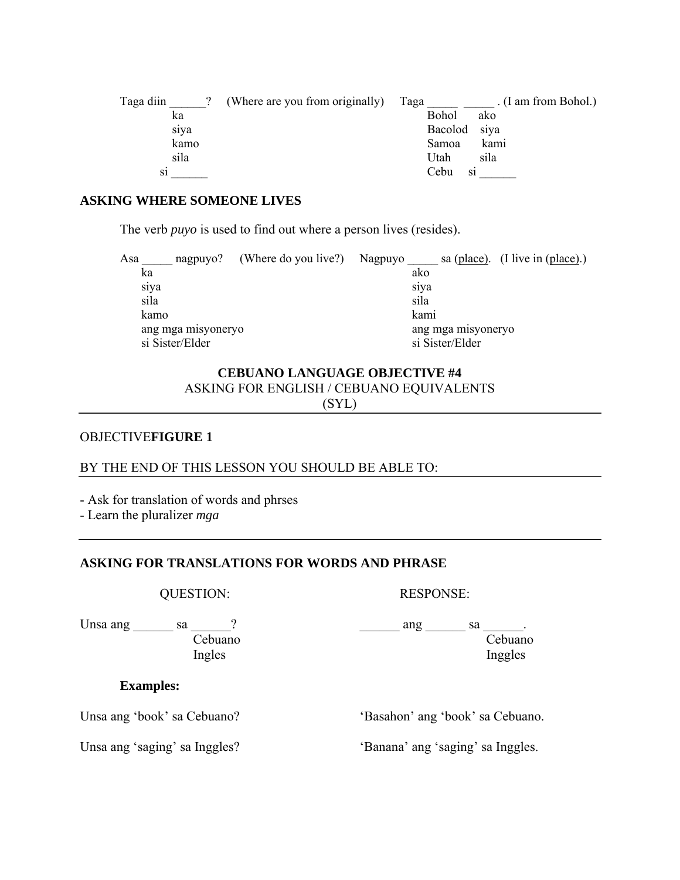Taga diin ______? (Where are you from originally) Taga _____ _____ . (I am from Bohol.)

| Taga diin ______? | Taga _____ | _____ |
|---|---|---|
| ka | Bohol | ako |
| siya | Bacolod | siya |
| kamo | Samoa | kami |
| sila | Utah | sila |
| si ______ | Cebu | si ______ |

**ASKING WHERE SOMEONE LIVES**

The verb *puyo* is used to find out where a person lives (resides).

Asa _____ nagpuyo? (Where do you live?) Nagpuyo _____ sa (place). (I live in (place).)

| Asa _____ nagpuyo? | Nagpuyo _____ sa (place). |
|---|---|
| ka | ako |
| siya | siya |
| sila | sila |
| kamo | kami |
| ang mga misyoneryo | ang mga misyoneryo |
| si Sister/Elder | si Sister/Elder |

## CEBUANO LANGUAGE OBJECTIVE #4

ASKING FOR ENGLISH / CEBUANO EQUIVALENTS
(SYL)

---

OBJECTIVE**FIGURE 1**

BY THE END OF THIS LESSON YOU SHOULD BE ABLE TO:

- Ask for translation of words and phrses
- Learn the pluralizer *mga*

---

**ASKING FOR TRANSLATIONS FOR WORDS AND PHRASE**

| QUESTION: | RESPONSE: |
|---|---|
| Unsa ang ______ sa ______? | ______ ang ______ sa ______. |
| Cebuano | Cebuano |
| Ingles | Inggles |

**Examples:**

Unsa ang 'book' sa Cebuano? — 'Basahon' ang 'book' sa Cebuano.

Unsa ang 'saging' sa Inggles? — 'Banana' ang 'saging' sa Inggles.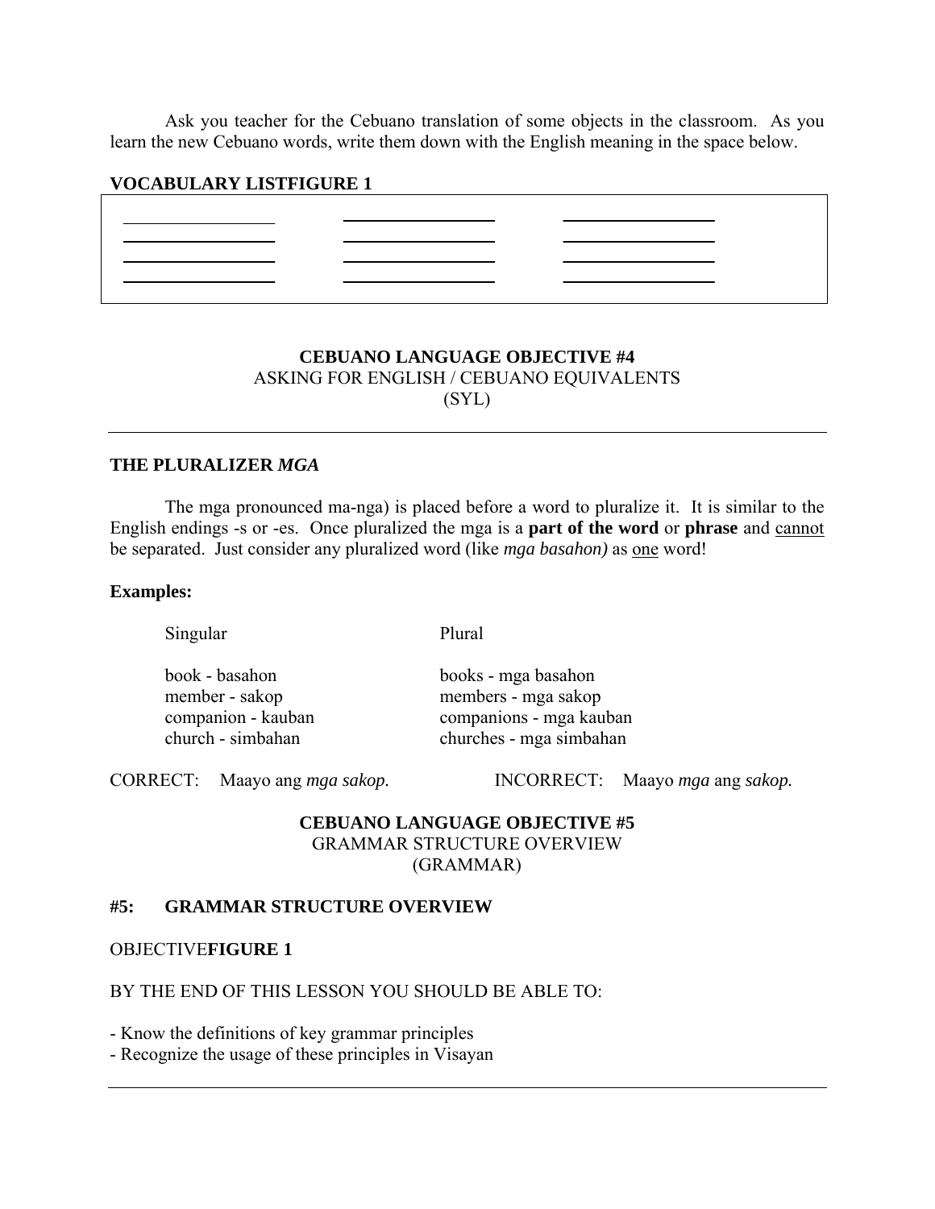Ask you teacher for the Cebuano translation of some objects in the classroom. As you learn the new Cebuano words, write them down with the English meaning in the space below.

**VOCABULARY LISTFIGURE 1**

| | | |
|---|---|---|
| ________________ | ________________ | ________________ |
| ________________ | ________________ | ________________ |
| ________________ | ________________ | ________________ |
| ________________ | ________________ | ________________ |

**CEBUANO LANGUAGE OBJECTIVE #4**
ASKING FOR ENGLISH / CEBUANO EQUIVALENTS
(SYL)

---

**THE PLURALIZER *MGA***

The mga pronounced ma-nga) is placed before a word to pluralize it. It is similar to the English endings -s or -es. Once pluralized the mga is a **part of the word** or **phrase** and <u>cannot</u> be separated. Just consider any pluralized word (like *mga basahon)* as <u>one</u> word!

**Examples:**

| Singular | Plural |
|---|---|
| book - basahon | books - mga basahon |
| member - sakop | members - mga sakop |
| companion - kauban | companions - mga kauban |
| church - simbahan | churches - mga simbahan |

CORRECT: Maayo ang *mga sakop.*  INCORRECT: Maayo *mga* ang *sakop.*

**CEBUANO LANGUAGE OBJECTIVE #5**
GRAMMAR STRUCTURE OVERVIEW
(GRAMMAR)

**#5: GRAMMAR STRUCTURE OVERVIEW**

OBJECTIVE**FIGURE 1**

BY THE END OF THIS LESSON YOU SHOULD BE ABLE TO:

- Know the definitions of key grammar principles
- Recognize the usage of these principles in Visayan

---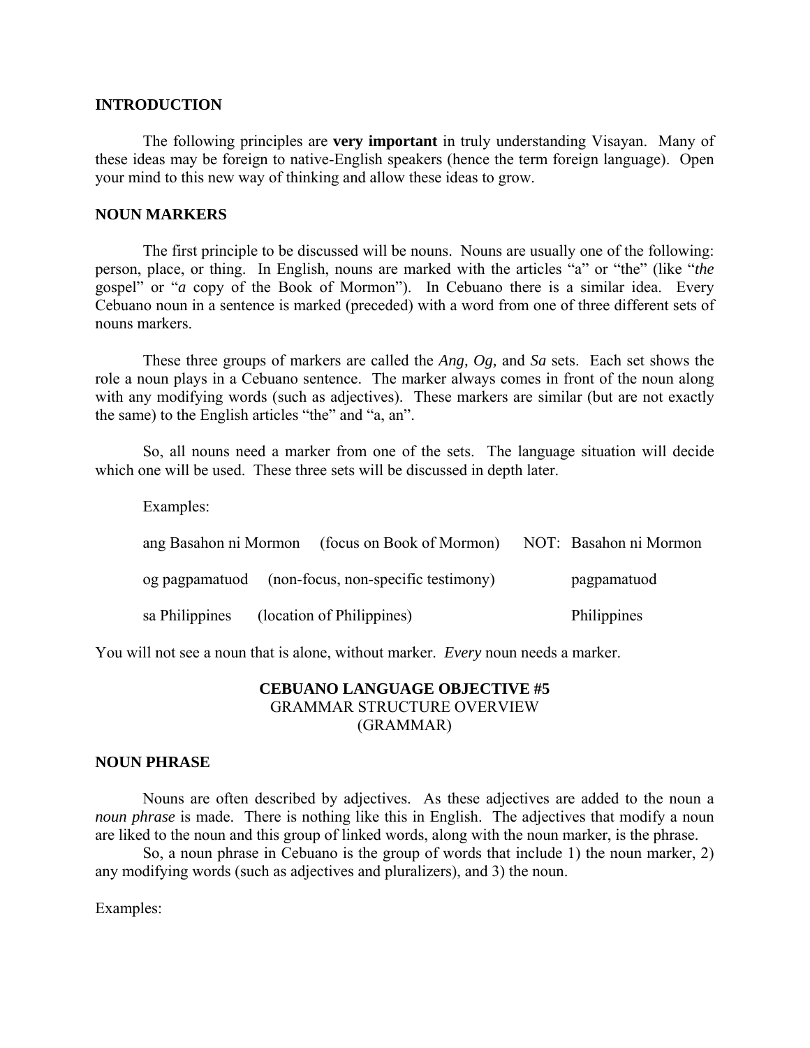## INTRODUCTION

The following principles are **very important** in truly understanding Visayan. Many of these ideas may be foreign to native-English speakers (hence the term foreign language). Open your mind to this new way of thinking and allow these ideas to grow.

## NOUN MARKERS

The first principle to be discussed will be nouns. Nouns are usually one of the following: person, place, or thing. In English, nouns are marked with the articles "a" or "the" (like "*the* gospel" or "*a* copy of the Book of Mormon"). In Cebuano there is a similar idea. Every Cebuano noun in a sentence is marked (preceded) with a word from one of three different sets of nouns markers.

These three groups of markers are called the *Ang, Og,* and *Sa* sets. Each set shows the role a noun plays in a Cebuano sentence. The marker always comes in front of the noun along with any modifying words (such as adjectives). These markers are similar (but are not exactly the same) to the English articles "the" and "a, an".

So, all nouns need a marker from one of the sets. The language situation will decide which one will be used. These three sets will be discussed in depth later.

Examples:

| | | |
|---|---|---|
| ang Basahon ni Mormon | (focus on Book of Mormon) | NOT: Basahon ni Mormon |
| og pagpamatuod | (non-focus, non-specific testimony) | pagpamatuod |
| sa Philippines | (location of Philippines) | Philippines |

You will not see a noun that is alone, without marker. *Every* noun needs a marker.

# CEBUANO LANGUAGE OBJECTIVE #5
GRAMMAR STRUCTURE OVERVIEW
(GRAMMAR)

## NOUN PHRASE

Nouns are often described by adjectives. As these adjectives are added to the noun a *noun phrase* is made. There is nothing like this in English. The adjectives that modify a noun are liked to the noun and this group of linked words, along with the noun marker, is the phrase.

So, a noun phrase in Cebuano is the group of words that include 1) the noun marker, 2) any modifying words (such as adjectives and pluralizers), and 3) the noun.

Examples: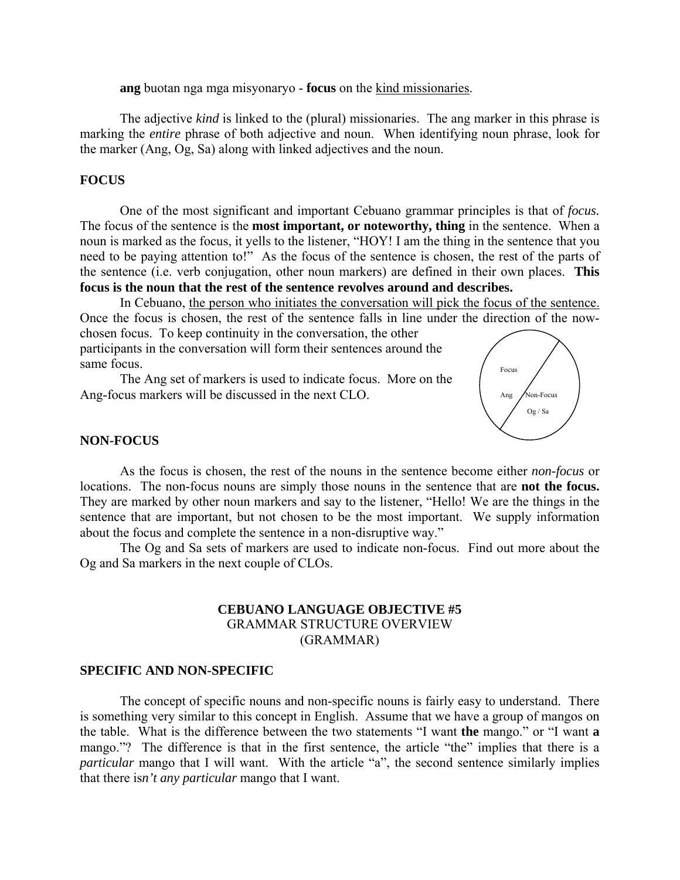**ang** buotan nga mga misyonaryo - **focus** on the kind missionaries.

The adjective *kind* is linked to the (plural) missionaries. The ang marker in this phrase is marking the *entire* phrase of both adjective and noun. When identifying noun phrase, look for the marker (Ang, Og, Sa) along with linked adjectives and the noun.

## FOCUS

One of the most significant and important Cebuano grammar principles is that of *focus.* The focus of the sentence is the **most important, or noteworthy, thing** in the sentence. When a noun is marked as the focus, it yells to the listener, "HOY! I am the thing in the sentence that you need to be paying attention to!" As the focus of the sentence is chosen, the rest of the parts of the sentence (i.e. verb conjugation, other noun markers) are defined in their own places. **This focus is the noun that the rest of the sentence revolves around and describes.**

In Cebuano, the person who initiates the conversation will pick the focus of the sentence. Once the focus is chosen, the rest of the sentence falls in line under the direction of the now-chosen focus. To keep continuity in the conversation, the other participants in the conversation will form their sentences around the same focus.

The Ang set of markers is used to indicate focus. More on the Ang-focus markers will be discussed in the next CLO.

Focus

Ang

Non-Focus

Og / Sa

## NON-FOCUS

As the focus is chosen, the rest of the nouns in the sentence become either *non-focus* or locations. The non-focus nouns are simply those nouns in the sentence that are **not the focus.** They are marked by other noun markers and say to the listener, "Hello! We are the things in the sentence that are important, but not chosen to be the most important. We supply information about the focus and complete the sentence in a non-disruptive way."

The Og and Sa sets of markers are used to indicate non-focus. Find out more about the Og and Sa markers in the next couple of CLOs.

# CEBUANO LANGUAGE OBJECTIVE #5
GRAMMAR STRUCTURE OVERVIEW
(GRAMMAR)

## SPECIFIC AND NON-SPECIFIC

The concept of specific nouns and non-specific nouns is fairly easy to understand. There is something very similar to this concept in English. Assume that we have a group of mangos on the table. What is the difference between the two statements "I want **the** mango." or "I want **a** mango."? The difference is that in the first sentence, the article "the" implies that there is a *particular* mango that I will want. With the article "a", the second sentence similarly implies that there is*n't any particular* mango that I want.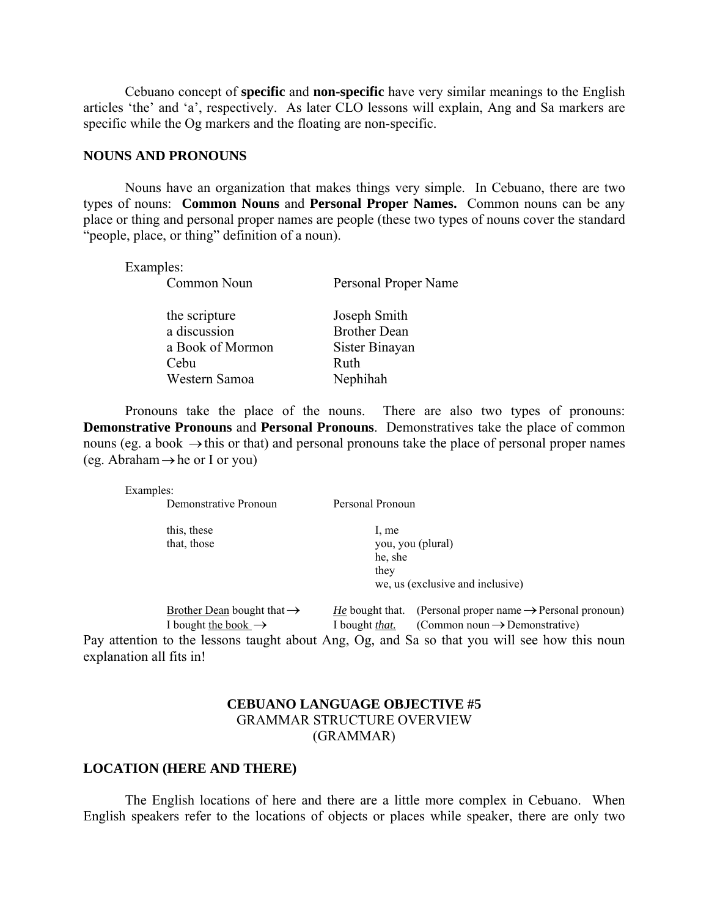Cebuano concept of **specific** and **non-specific** have very similar meanings to the English articles 'the' and 'a', respectively. As later CLO lessons will explain, Ang and Sa markers are specific while the Og markers and the floating are non-specific.

## NOUNS AND PRONOUNS

Nouns have an organization that makes things very simple. In Cebuano, there are two types of nouns: **Common Nouns** and **Personal Proper Names.** Common nouns can be any place or thing and personal proper names are people (these two types of nouns cover the standard "people, place, or thing" definition of a noun).

Examples:

| Common Noun | Personal Proper Name |
|---|---|
| the scripture | Joseph Smith |
| a discussion | Brother Dean |
| a Book of Mormon | Sister Binayan |
| Cebu | Ruth |
| Western Samoa | Nephihah |

Pronouns take the place of the nouns. There are also two types of pronouns: **Demonstrative Pronouns** and **Personal Pronouns**. Demonstratives take the place of common nouns (eg. a book → this or that) and personal pronouns take the place of personal proper names (eg. Abraham → he or I or you)

Examples:

| Demonstrative Pronoun | Personal Pronoun |
|---|---|
| this, these | I, me |
| that, those | you, you (plural) |
| | he, she |
| | they |
| | we, us (exclusive and inclusive) |

Brother Dean bought that → *He* bought that. (Personal proper name → Personal pronoun)
I bought the book → I bought *that.* (Common noun → Demonstrative)

Pay attention to the lessons taught about Ang, Og, and Sa so that you will see how this noun explanation all fits in!

# CEBUANO LANGUAGE OBJECTIVE #5
GRAMMAR STRUCTURE OVERVIEW
(GRAMMAR)

## LOCATION (HERE AND THERE)

The English locations of here and there are a little more complex in Cebuano. When English speakers refer to the locations of objects or places while speaker, there are only two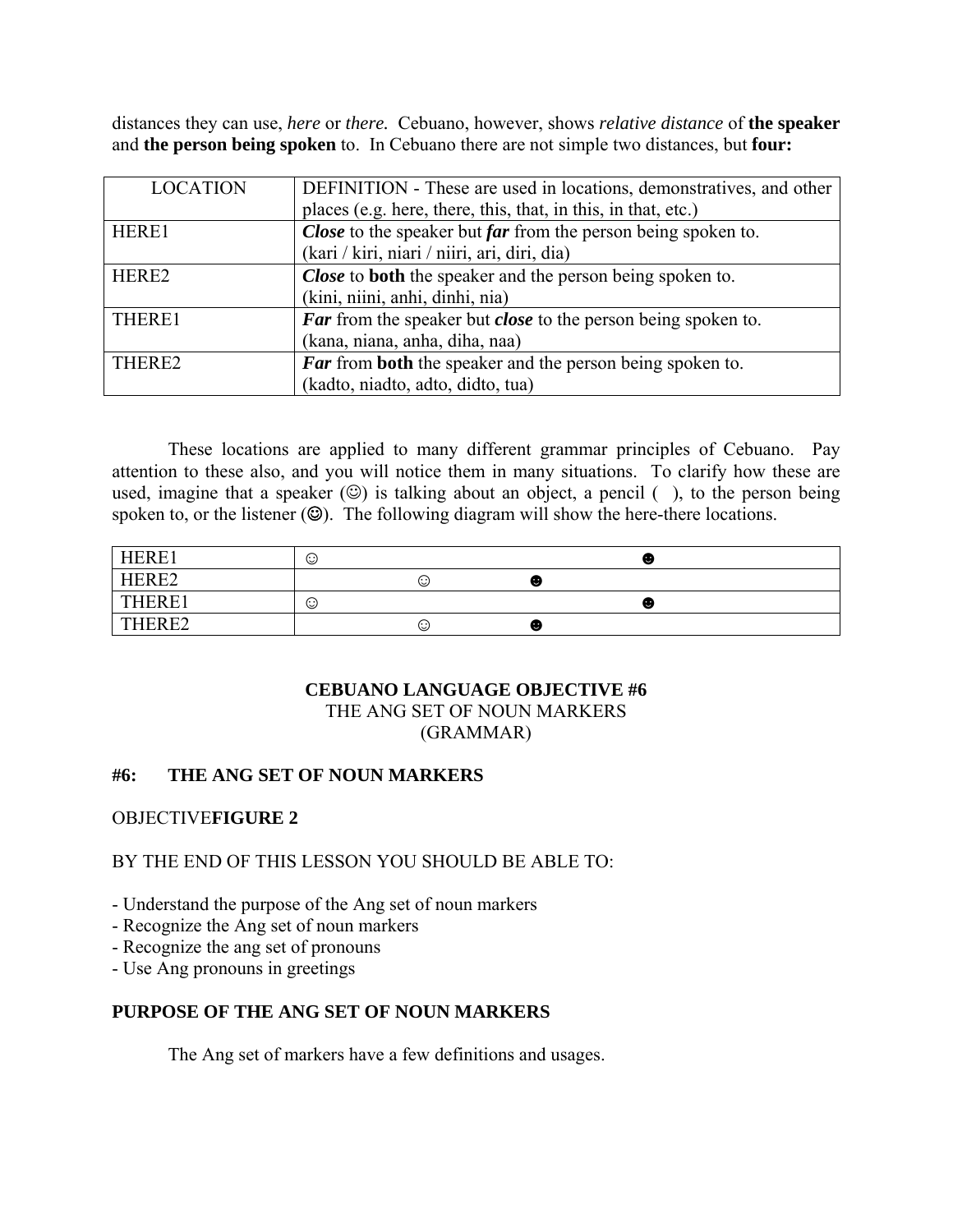distances they can use, *here* or *there.* Cebuano, however, shows *relative distance* of **the speaker** and **the person being spoken** to. In Cebuano there are not simple two distances, but **four:**

| LOCATION | DEFINITION - These are used in locations, demonstratives, and other places (e.g. here, there, this, that, in this, in that, etc.) |
|---|---|
| HERE1 | ***Close*** to the speaker but ***far*** from the person being spoken to. (kari / kiri, niari / niiri, ari, diri, dia) |
| HERE2 | ***Close*** to **both** the speaker and the person being spoken to. (kini, niini, anhi, dinhi, nia) |
| THERE1 | ***Far*** from the speaker but ***close*** to the person being spoken to. (kana, niana, anha, diha, naa) |
| THERE2 | ***Far*** from **both** the speaker and the person being spoken to. (kadto, niadto, adto, didto, tua) |

These locations are applied to many different grammar principles of Cebuano. Pay attention to these also, and you will notice them in many situations. To clarify how these are used, imagine that a speaker (☺) is talking about an object, a pencil ( ), to the person being spoken to, or the listener (☻). The following diagram will show the here-there locations.

| | |
|---|---|
| HERE1 | ☺ ☻ |
| HERE2 | ☺ ☻ |
| THERE1 | ☺ ☻ |
| THERE2 | ☺ ☻ |

**CEBUANO LANGUAGE OBJECTIVE #6**
THE ANG SET OF NOUN MARKERS
(GRAMMAR)

**#6: THE ANG SET OF NOUN MARKERS**

OBJECTIVE**FIGURE 2**

BY THE END OF THIS LESSON YOU SHOULD BE ABLE TO:

- Understand the purpose of the Ang set of noun markers
- Recognize the Ang set of noun markers
- Recognize the ang set of pronouns
- Use Ang pronouns in greetings

**PURPOSE OF THE ANG SET OF NOUN MARKERS**

The Ang set of markers have a few definitions and usages.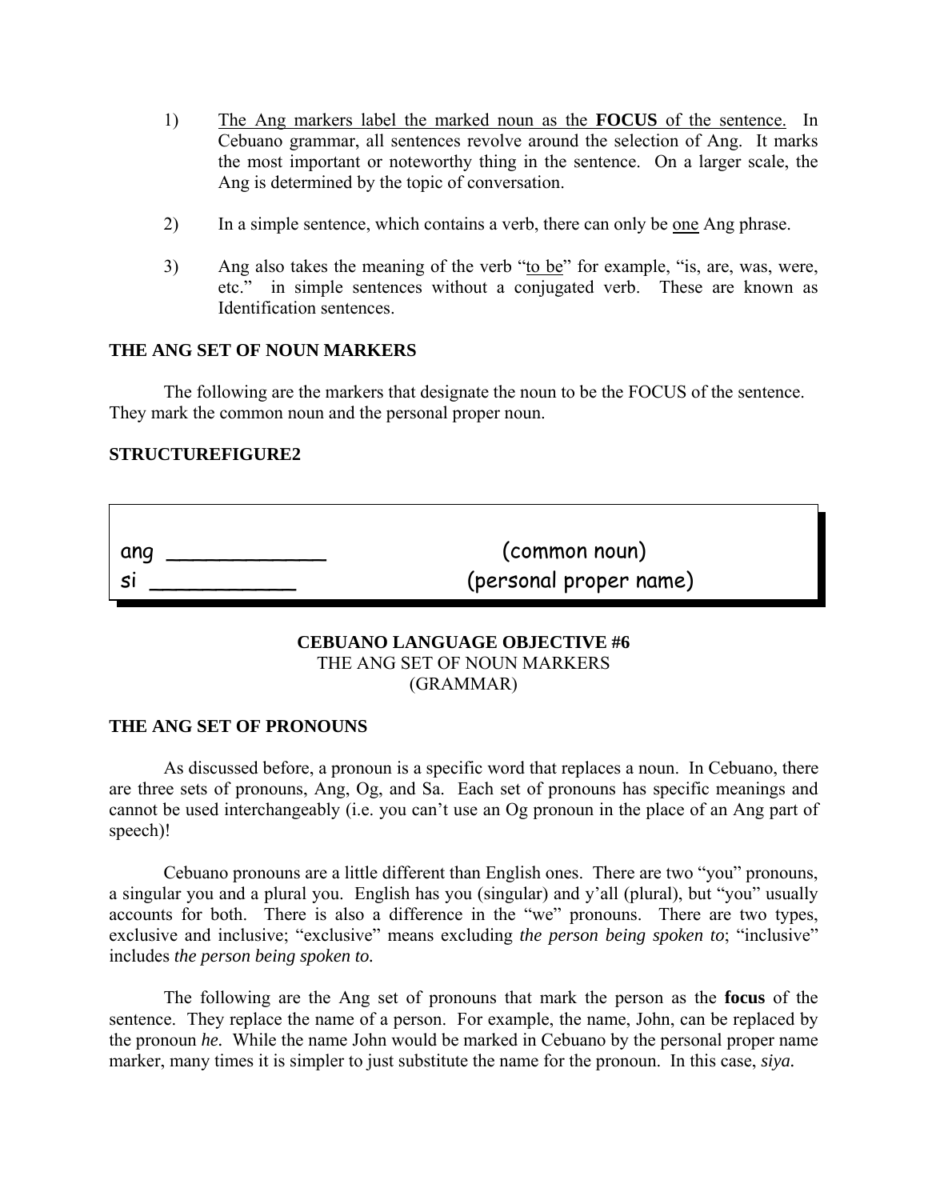1) <u>The Ang markers label the marked noun as the **FOCUS** of the sentence.</u> In Cebuano grammar, all sentences revolve around the selection of Ang. It marks the most important or noteworthy thing in the sentence. On a larger scale, the Ang is determined by the topic of conversation.

2) In a simple sentence, which contains a verb, there can only be <u>one</u> Ang phrase.

3) Ang also takes the meaning of the verb "<u>to be</u>" for example, "is, are, was, were, etc." in simple sentences without a conjugated verb. These are known as Identification sentences.

**THE ANG SET OF NOUN MARKERS**

The following are the markers that designate the noun to be the FOCUS of the sentence. They mark the common noun and the personal proper noun.

**STRUCTUREFIGURE2**

| | |
|---|---|
| ang ____________ | (common noun) |
| si ___________ | (personal proper name) |

**CEBUANO LANGUAGE OBJECTIVE #6**
THE ANG SET OF NOUN MARKERS
(GRAMMAR)

**THE ANG SET OF PRONOUNS**

As discussed before, a pronoun is a specific word that replaces a noun. In Cebuano, there are three sets of pronouns, Ang, Og, and Sa. Each set of pronouns has specific meanings and cannot be used interchangeably (i.e. you can't use an Og pronoun in the place of an Ang part of speech)!

Cebuano pronouns are a little different than English ones. There are two "you" pronouns, a singular you and a plural you. English has you (singular) and y'all (plural), but "you" usually accounts for both. There is also a difference in the "we" pronouns. There are two types, exclusive and inclusive; "exclusive" means excluding *the person being spoken to*; "inclusive" includes *the person being spoken to.*

The following are the Ang set of pronouns that mark the person as the **focus** of the sentence. They replace the name of a person. For example, the name, John, can be replaced by the pronoun *he.* While the name John would be marked in Cebuano by the personal proper name marker, many times it is simpler to just substitute the name for the pronoun. In this case, ***siya.***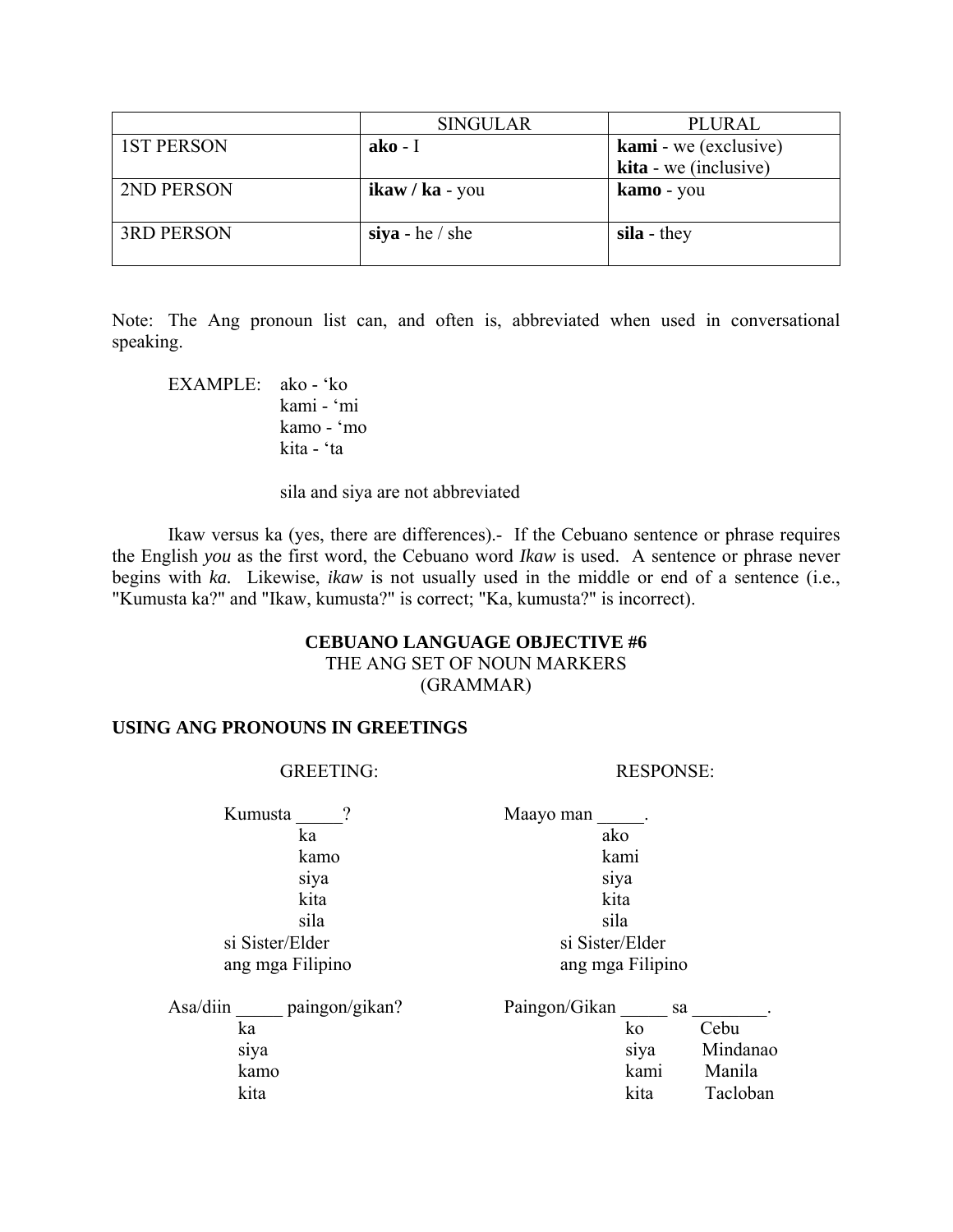| | SINGULAR | PLURAL |
|---|---|---|
| 1ST PERSON | **ako** - I | **kami** - we (exclusive)<br>**kita** - we (inclusive) |
| 2ND PERSON | **ikaw / ka** - you | **kamo** - you |
| 3RD PERSON | **siya** - he / she | **sila** - they |

Note: The Ang pronoun list can, and often is, abbreviated when used in conversational speaking.

EXAMPLE: ako - 'ko
kami - 'mi
kamo - 'mo
kita - 'ta

sila and siya are not abbreviated

Ikaw versus ka (yes, there are differences).- If the Cebuano sentence or phrase requires the English *you* as the first word, the Cebuano word *Ikaw* is used. A sentence or phrase never begins with *ka.* Likewise, *ikaw* is not usually used in the middle or end of a sentence (i.e., "Kumusta ka?" and "Ikaw, kumusta?" is correct; "Ka, kumusta?" is incorrect).

## CEBUANO LANGUAGE OBJECTIVE #6

THE ANG SET OF NOUN MARKERS
(GRAMMAR)

### USING ANG PRONOUNS IN GREETINGS

| GREETING: | RESPONSE: |
|---|---|
| Kumusta _____? | Maayo man _____. |
| ka | ako |
| kamo | kami |
| siya | siya |
| kita | kita |
| sila | sila |
| si Sister/Elder | si Sister/Elder |
| ang mga Filipino | ang mga Filipino |

| GREETING: | RESPONSE: | |
|---|---|---|
| Asa/diin _____ paingon/gikan? | Paingon/Gikan _____ sa ________. | |
| ka | ko | Cebu |
| siya | siya | Mindanao |
| kamo | kami | Manila |
| kita | kita | Tacloban |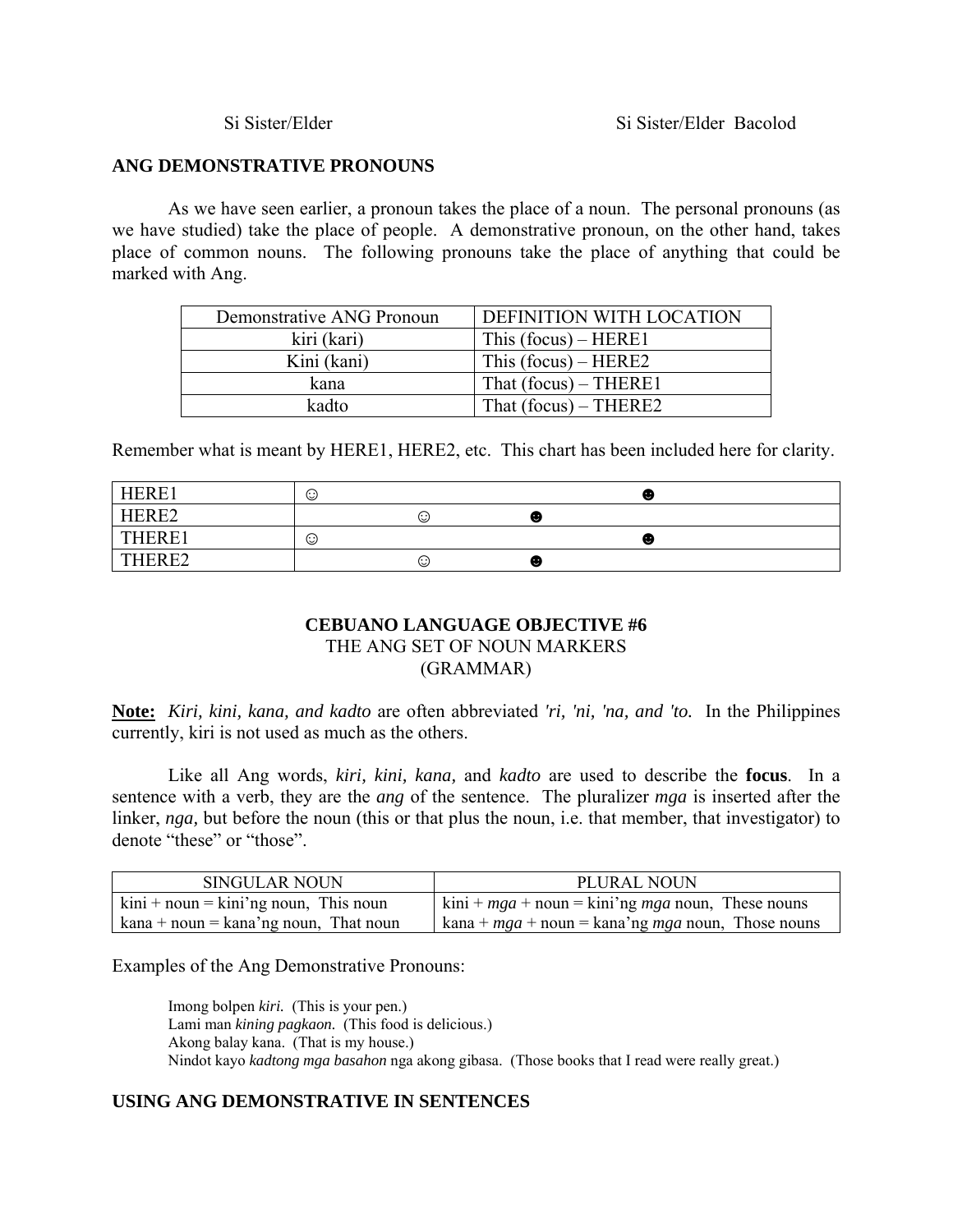Si Sister/Elder Si Sister/Elder Bacolod

## ANG DEMONSTRATIVE PRONOUNS

As we have seen earlier, a pronoun takes the place of a noun. The personal pronouns (as we have studied) take the place of people. A demonstrative pronoun, on the other hand, takes place of common nouns. The following pronouns take the place of anything that could be marked with Ang.

| Demonstrative ANG Pronoun | DEFINITION WITH LOCATION |
|---|---|
| kiri (kari) | This (focus) – HERE1 |
| Kini (kani) | This (focus) – HERE2 |
| kana | That (focus) – THERE1 |
| kadto | That (focus) – THERE2 |

Remember what is meant by HERE1, HERE2, etc. This chart has been included here for clarity.

| | |
|---|---|
| HERE1 | ☺ ☻ |
| HERE2 | ☺ ☻ |
| THERE1 | ☺ ☻ |
| THERE2 | ☺ ☻ |

## CEBUANO LANGUAGE OBJECTIVE #6

THE ANG SET OF NOUN MARKERS
(GRAMMAR)

**Note:** *Kiri, kini, kana, and kadto* are often abbreviated *'ri, 'ni, 'na, and 'to.* In the Philippines currently, kiri is not used as much as the others.

Like all Ang words, *kiri, kini, kana,* and *kadto* are used to describe the **focus**. In a sentence with a verb, they are the *ang* of the sentence. The pluralizer *mga* is inserted after the linker, *nga,* but before the noun (this or that plus the noun, i.e. that member, that investigator) to denote "these" or "those".

| SINGULAR NOUN | PLURAL NOUN |
|---|---|
| kini + noun = kini'ng noun, This noun | kini + *mga* + noun = kini'ng *mga* noun, These nouns |
| kana + noun = kana'ng noun, That noun | kana + *mga* + noun = kana'ng *mga* noun, Those nouns |

Examples of the Ang Demonstrative Pronouns:

Imong bolpen *kiri.* (This is your pen.)
Lami man *kining pagkaon.* (This food is delicious.)
Akong balay kana. (That is my house.)
Nindot kayo *kadtong mga basahon* nga akong gibasa. (Those books that I read were really great.)

## USING ANG DEMONSTRATIVE IN SENTENCES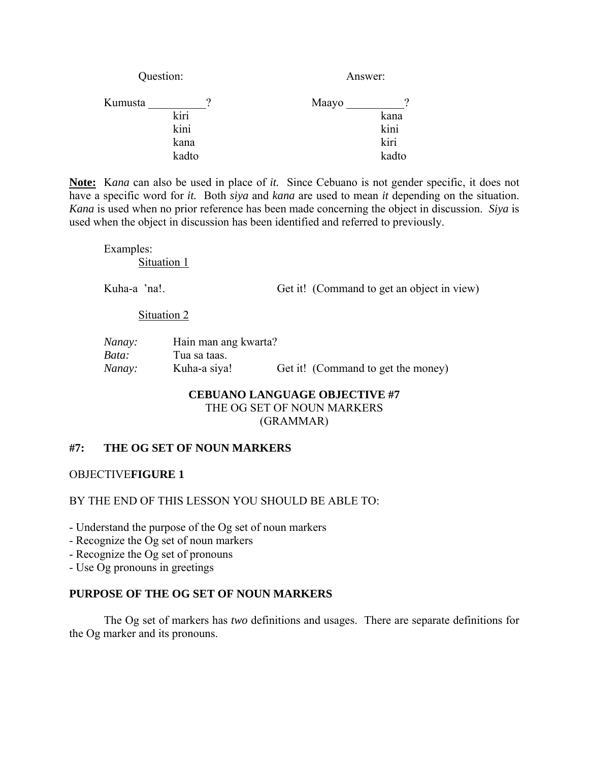| Question: | Answer: |
|---|---|
| Kumusta __________? | Maayo __________? |
| kiri | kana |
| kini | kini |
| kana | kiri |
| kadto | kadto |

**Note:** K*ana* can also be used in place of *it.* Since Cebuano is not gender specific, it does not have a specific word for *it.* Both *siya* and *kana* are used to mean *it* depending on the situation. *Kana* is used when no prior reference has been made concerning the object in discussion. *Siya* is used when the object in discussion has been identified and referred to previously.

Examples:

Situation 1

Kuha-a 'na!. — Get it! (Command to get an object in view)

Situation 2

*Nanay:* Hain man ang kwarta?
*Bata:* Tua sa taas.
*Nanay:* Kuha-a siya! — Get it! (Command to get the money)

## CEBUANO LANGUAGE OBJECTIVE #7
THE OG SET OF NOUN MARKERS
(GRAMMAR)

### #7: THE OG SET OF NOUN MARKERS

OBJECTIVE**FIGURE 1**

BY THE END OF THIS LESSON YOU SHOULD BE ABLE TO:

- Understand the purpose of the Og set of noun markers
- Recognize the Og set of noun markers
- Recognize the Og set of pronouns
- Use Og pronouns in greetings

### PURPOSE OF THE OG SET OF NOUN MARKERS

The Og set of markers has *two* definitions and usages. There are separate definitions for the Og marker and its pronouns.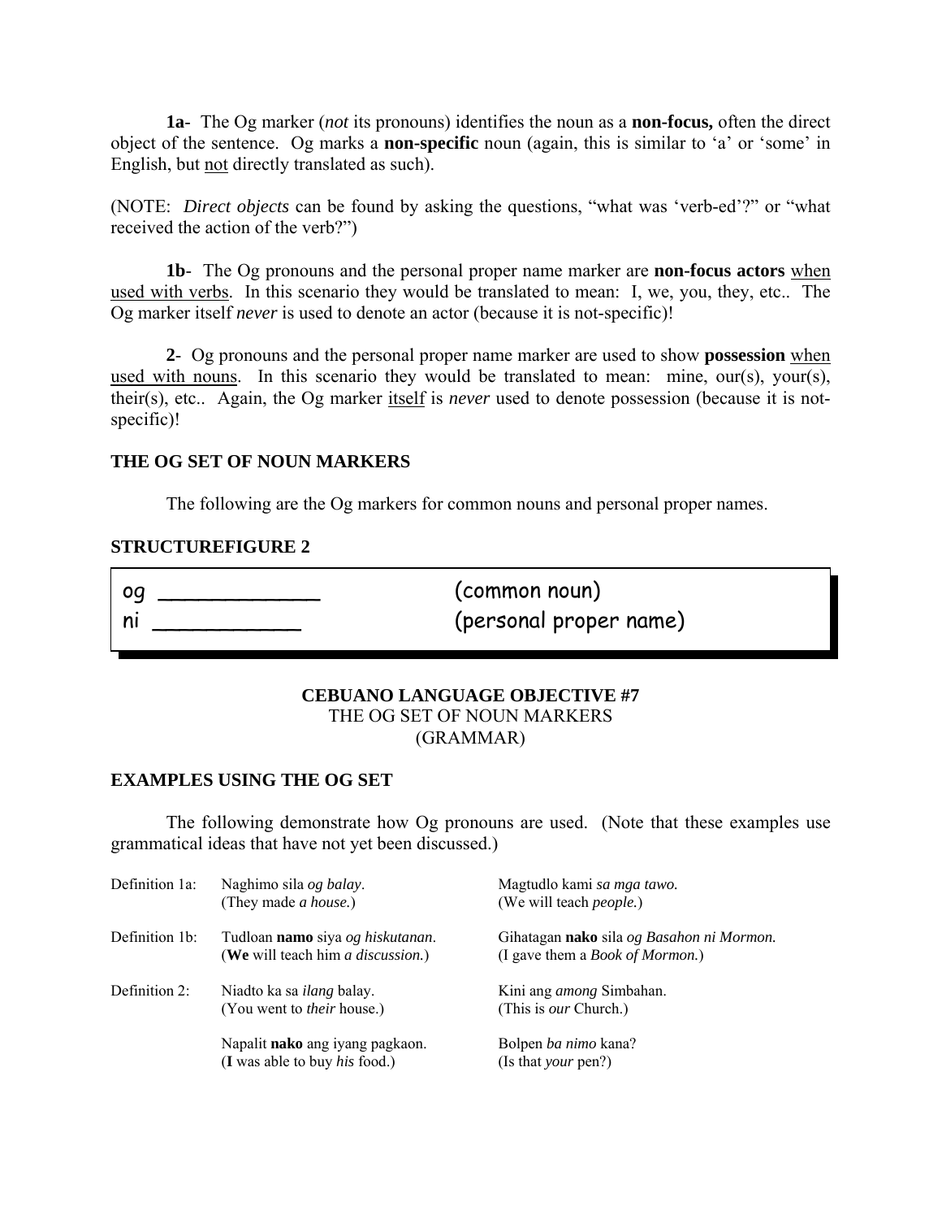**1a**- The Og marker (*not* its pronouns) identifies the noun as a **non-focus,** often the direct object of the sentence. Og marks a **non-specific** noun (again, this is similar to 'a' or 'some' in English, but not directly translated as such).

(NOTE: *Direct objects* can be found by asking the questions, "what was 'verb-ed'?" or "what received the action of the verb?")

**1b**- The Og pronouns and the personal proper name marker are **non-focus actors** when used with verbs. In this scenario they would be translated to mean: I, we, you, they, etc.. The Og marker itself *never* is used to denote an actor (because it is not-specific)!

**2**- Og pronouns and the personal proper name marker are used to show **possession** when used with nouns. In this scenario they would be translated to mean: mine, our(s), your(s), their(s), etc.. Again, the Og marker itself is *never* used to denote possession (because it is not-specific)!

### THE OG SET OF NOUN MARKERS

The following are the Og markers for common nouns and personal proper names.

### STRUCTUREFIGURE 2

| | |
|---|---|
| og ____________ | (common noun) |
| ni ____________ | (personal proper name) |

## CEBUANO LANGUAGE OBJECTIVE #7
THE OG SET OF NOUN MARKERS
(GRAMMAR)

### EXAMPLES USING THE OG SET

The following demonstrate how Og pronouns are used. (Note that these examples use grammatical ideas that have not yet been discussed.)

| | | |
|---|---|---|
| Definition 1a: | Naghimo sila *og balay*.<br>(They made *a house.*) | Magtudlo kami *sa mga tawo.*<br>(We will teach *people.*) |
| Definition 1b: | Tudloan **namo** siya *og hiskutanan*.<br>(**We** will teach him *a discussion.*) | Gihatagan **nako** sila *og Basahon ni Mormon.*<br>(I gave them a *Book of Mormon.*) |
| Definition 2: | Niadto ka sa *ilang* balay.<br>(You went to *their* house.) | Kini ang *among* Simbahan.<br>(This is *our* Church.) |
| | Napalit **nako** ang iyang pagkaon.<br>(**I** was able to buy *his* food.) | Bolpen *ba nimo* kana?<br>(Is that *your* pen?) |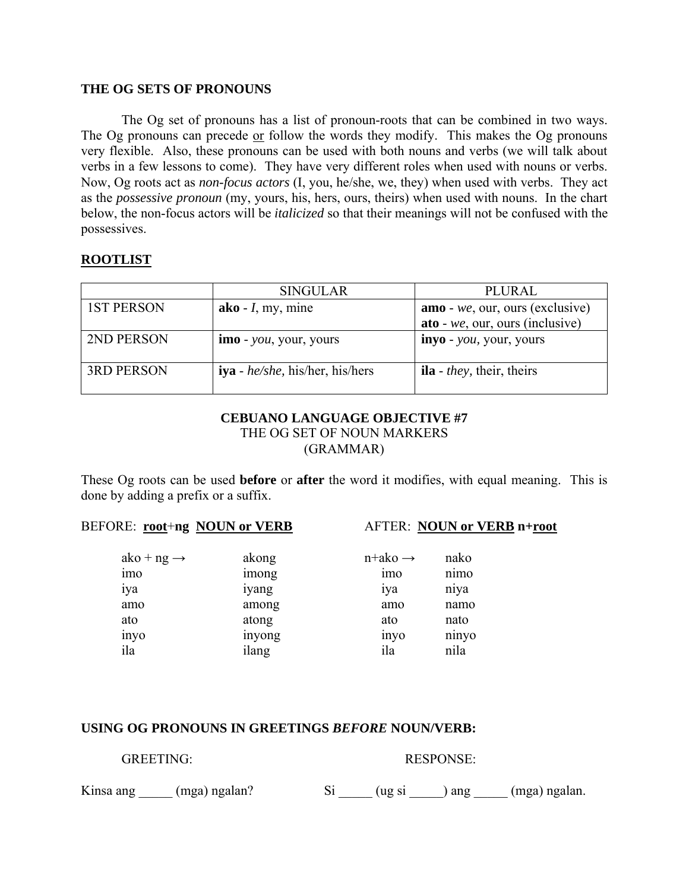**THE OG SETS OF PRONOUNS**

The Og set of pronouns has a list of pronoun-roots that can be combined in two ways. The Og pronouns can precede or follow the words they modify. This makes the Og pronouns very flexible. Also, these pronouns can be used with both nouns and verbs (we will talk about verbs in a few lessons to come). They have very different roles when used with nouns or verbs. Now, Og roots act as *non-focus actors* (I, you, he/she, we, they) when used with verbs. They act as the *possessive pronoun* (my, yours, his, hers, ours, theirs) when used with nouns. In the chart below, the non-focus actors will be *italicized* so that their meanings will not be confused with the possessives.

**ROOTLIST**

| | SINGULAR | PLURAL |
|---|---|---|
| 1ST PERSON | **ako** - *I*, my, mine | **amo** - *we*, our, ours (exclusive)<br>**ato** - *we*, our, ours (inclusive) |
| 2ND PERSON | **imo** - *you*, your, yours | **inyo** - *you*, your, yours |
| 3RD PERSON | **iya** - *he/she*, his/her, his/hers | **ila** - *they*, their, theirs |

**CEBUANO LANGUAGE OBJECTIVE #7**
THE OG SET OF NOUN MARKERS
(GRAMMAR)

These Og roots can be used **before** or **after** the word it modifies, with equal meaning. This is done by adding a prefix or a suffix.

BEFORE: **root**+**ng** **NOUN or VERB**

| | |
|---|---|
| ako + ng → | akong |
| imo | imong |
| iya | iyang |
| amo | among |
| ato | atong |
| inyo | inyong |
| ila | ilang |

AFTER: **NOUN or VERB** **n+root**

| | |
|---|---|
| n+ako → | nako |
| imo | nimo |
| iya | niya |
| amo | namo |
| ato | nato |
| inyo | ninyo |
| ila | nila |

**USING OG PRONOUNS IN GREETINGS *BEFORE* NOUN/VERB:**

| GREETING: | RESPONSE: |
|---|---|
| Kinsa ang _____ (mga) ngalan? | Si _____ (ug si _____) ang _____ (mga) ngalan. |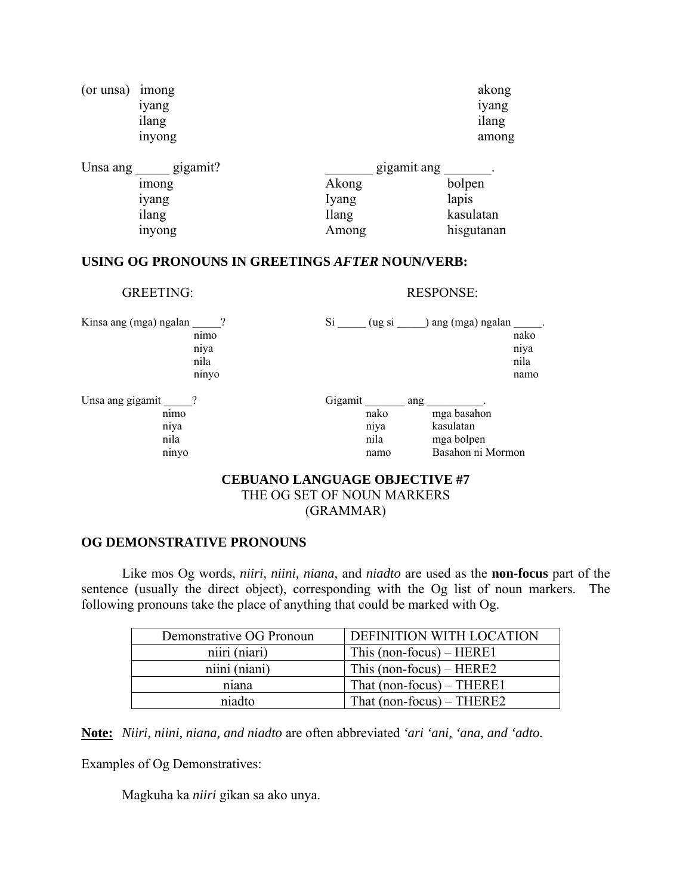(or unsa) imong
iyang
ilang
inyong

akong
iyang
ilang
among

| Unsa ang _____ gigamit? | _______ gigamit ang _______. | |
|---|---|---|
| imong | Akong | bolpen |
| iyang | Iyang | lapis |
| ilang | Ilang | kasulatan |
| inyong | Among | hisgutanan |

**USING OG PRONOUNS IN GREETINGS *AFTER* NOUN/VERB:**

| GREETING: | RESPONSE: |
|---|---|
| Kinsa ang (mga) ngalan _____? | Si _____ (ug si _____) ang (mga) ngalan _____. |
| nimo | nako |
| niya | niya |
| nila | nila |
| ninyo | namo |

| Unsa ang gigamit _____? | Gigamit _______ ang __________. | |
|---|---|---|
| nimo | nako | mga basahon |
| niya | niya | kasulatan |
| nila | nila | mga bolpen |
| ninyo | namo | Basahon ni Mormon |

## CEBUANO LANGUAGE OBJECTIVE #7
THE OG SET OF NOUN MARKERS
(GRAMMAR)

**OG DEMONSTRATIVE PRONOUNS**

Like mos Og words, *niiri, niini, niana,* and *niadto* are used as the **non-focus** part of the sentence (usually the direct object), corresponding with the Og list of noun markers. The following pronouns take the place of anything that could be marked with Og.

| Demonstrative OG Pronoun | DEFINITION WITH LOCATION |
|---|---|
| niiri (niari) | This (non-focus) – HERE1 |
| niini (niani) | This (non-focus) – HERE2 |
| niana | That (non-focus) – THERE1 |
| niadto | That (non-focus) – THERE2 |

**Note:** *Niiri, niini, niana, and niadto* are often abbreviated *'ari 'ani, 'ana, and 'adto.*

Examples of Og Demonstratives:

Magkuha ka *niiri* gikan sa ako unya.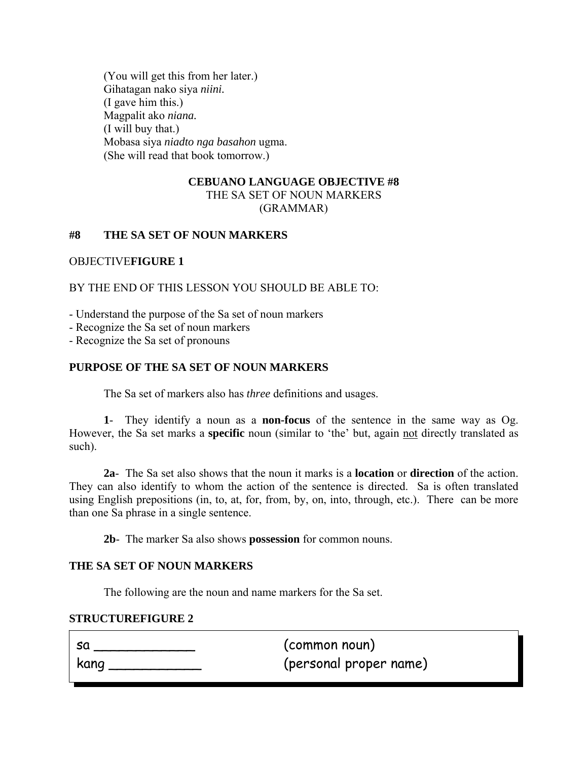(You will get this from her later.)
Gihatagan nako siya *niini.*
(I gave him this.)
Magpalit ako *niana.*
(I will buy that.)
Mobasa siya *niadto nga basahon* ugma.
(She will read that book tomorrow.)

**CEBUANO LANGUAGE OBJECTIVE #8**
THE SA SET OF NOUN MARKERS
(GRAMMAR)

## #8 THE SA SET OF NOUN MARKERS

OBJECTIVE**FIGURE 1**

BY THE END OF THIS LESSON YOU SHOULD BE ABLE TO:

- Understand the purpose of the Sa set of noun markers
- Recognize the Sa set of noun markers
- Recognize the Sa set of pronouns

## PURPOSE OF THE SA SET OF NOUN MARKERS

The Sa set of markers also has *three* definitions and usages.

**1**- They identify a noun as a **non-focus** of the sentence in the same way as Og. However, the Sa set marks a **specific** noun (similar to 'the' but, again <u>not</u> directly translated as such).

**2a**- The Sa set also shows that the noun it marks is a **location** or **direction** of the action. They can also identify to whom the action of the sentence is directed. Sa is often translated using English prepositions (in, to, at, for, from, by, on, into, through, etc.). There can be more than one Sa phrase in a single sentence.

**2b**- The marker Sa also shows **possession** for common nouns.

## THE SA SET OF NOUN MARKERS

The following are the noun and name markers for the Sa set.

**STRUCTUREFIGURE 2**

| | |
|---|---|
| sa ____________ | (common noun) |
| kang ___________ | (personal proper name) |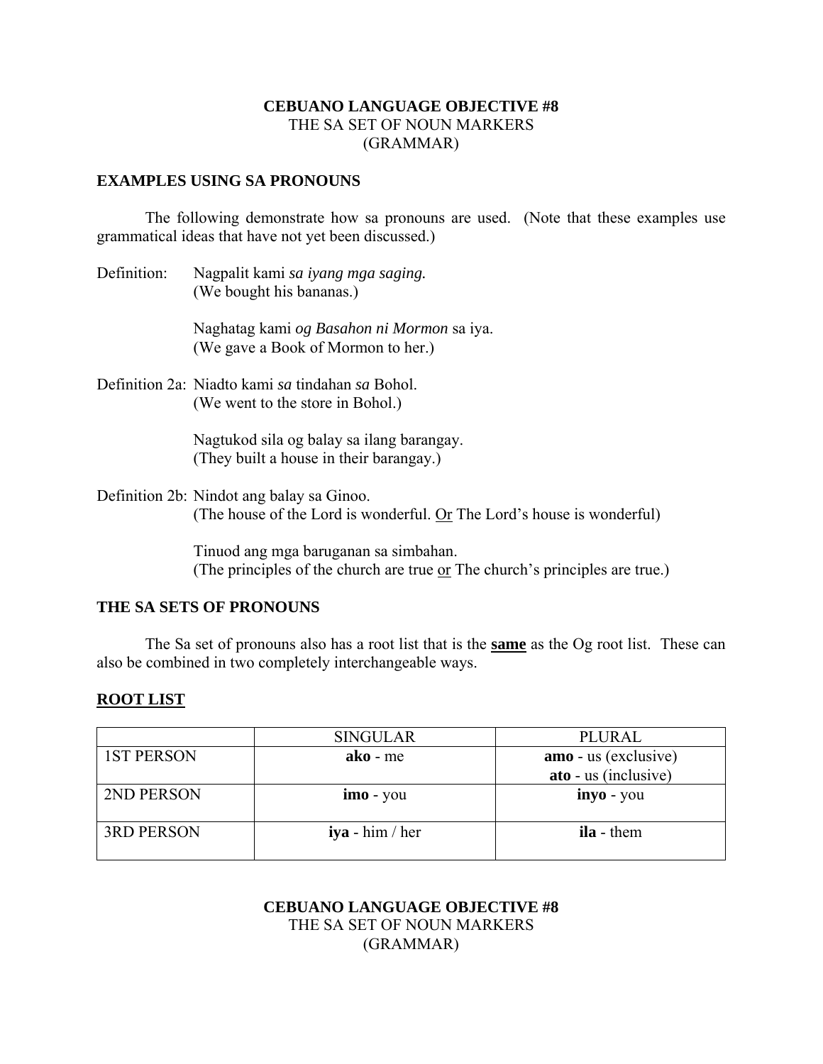# CEBUANO LANGUAGE OBJECTIVE #8
THE SA SET OF NOUN MARKERS
(GRAMMAR)

## EXAMPLES USING SA PRONOUNS

The following demonstrate how sa pronouns are used. (Note that these examples use grammatical ideas that have not yet been discussed.)

Definition: Nagpalit kami *sa iyang mga saging.*
(We bought his bananas.)

Naghatag kami *og Basahon ni Mormon* sa iya.
(We gave a Book of Mormon to her.)

Definition 2a: Niadto kami *sa* tindahan *sa* Bohol.
(We went to the store in Bohol.)

Nagtukod sila og balay sa ilang barangay.
(They built a house in their barangay.)

Definition 2b: Nindot ang balay sa Ginoo.
(The house of the Lord is wonderful. Or The Lord's house is wonderful)

Tinuod ang mga baruganan sa simbahan.
(The principles of the church are true or The church's principles are true.)

## THE SA SETS OF PRONOUNS

The Sa set of pronouns also has a root list that is the **same** as the Og root list. These can also be combined in two completely interchangeable ways.

## ROOT LIST

| | SINGULAR | PLURAL |
|---|---|---|
| 1ST PERSON | **ako** - me | **amo** - us (exclusive)<br>**ato** - us (inclusive) |
| 2ND PERSON | **imo** - you | **inyo** - you |
| 3RD PERSON | **iya** - him / her | **ila** - them |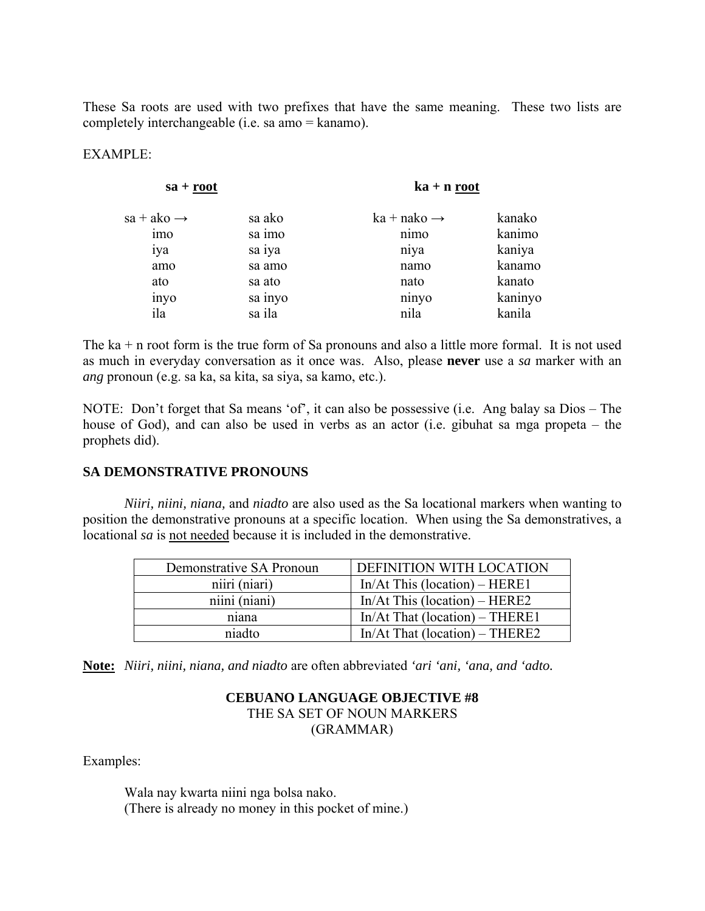These Sa roots are used with two prefixes that have the same meaning. These two lists are completely interchangeable (i.e. sa amo = kanamo).

EXAMPLE:

| **sa + <u>root</u>** | | **ka + n <u>root</u>** | |
|---|---|---|---|
| sa + ako → | sa ako | ka + nako → | kanako |
| imo | sa imo | nimo | kanimo |
| iya | sa iya | niya | kaniya |
| amo | sa amo | namo | kanamo |
| ato | sa ato | nato | kanato |
| inyo | sa inyo | ninyo | kaninyo |
| ila | sa ila | nila | kanila |

The ka + n root form is the true form of Sa pronouns and also a little more formal. It is not used as much in everyday conversation as it once was. Also, please **never** use a *sa* marker with an *ang* pronoun (e.g. sa ka, sa kita, sa siya, sa kamo, etc.).

NOTE: Don't forget that Sa means 'of', it can also be possessive (i.e. Ang balay sa Dios – The house of God), and can also be used in verbs as an actor (i.e. gibuhat sa mga propeta – the prophets did).

**SA DEMONSTRATIVE PRONOUNS**

*Niiri, niini, niana,* and *niadto* are also used as the Sa locational markers when wanting to position the demonstrative pronouns at a specific location. When using the Sa demonstratives, a locational *sa* is <u>not needed</u> because it is included in the demonstrative.

| Demonstrative SA Pronoun | DEFINITION WITH LOCATION |
|---|---|
| niiri (niari) | In/At This (location) – HERE1 |
| niini (niani) | In/At This (location) – HERE2 |
| niana | In/At That (location) – THERE1 |
| niadto | In/At That (location) – THERE2 |

**<u>Note:</u>** *Niiri, niini, niana, and niadto* are often abbreviated *'ari 'ani, 'ana, and 'adto.*

**CEBUANO LANGUAGE OBJECTIVE #8**
THE SA SET OF NOUN MARKERS
(GRAMMAR)

Examples:

Wala nay kwarta niini nga bolsa nako.
(There is already no money in this pocket of mine.)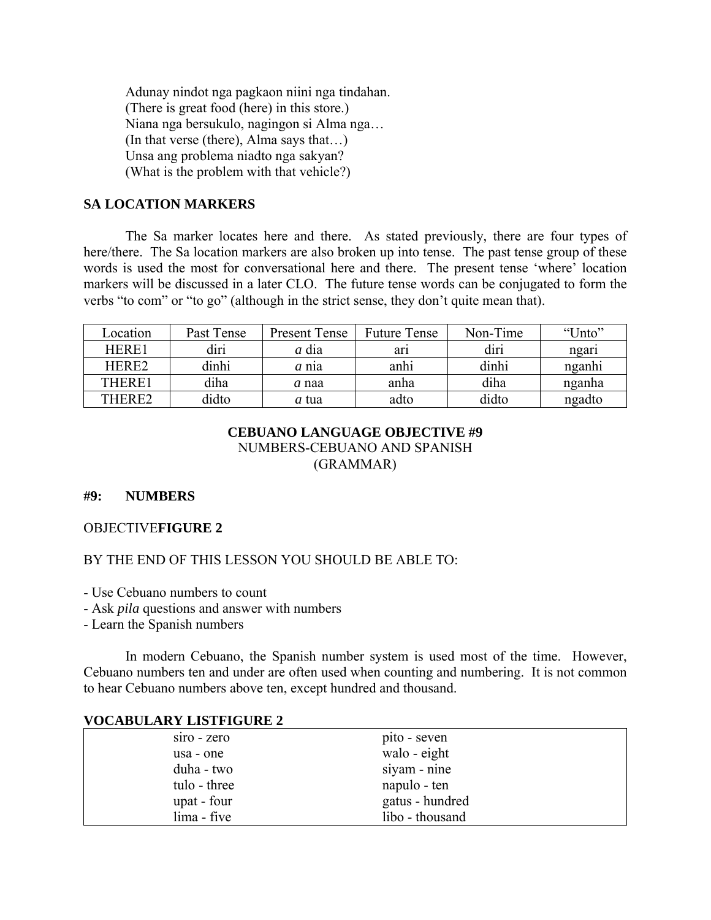Adunay nindot nga pagkaon niini nga tindahan.
(There is great food (here) in this store.)
Niana nga bersukulo, nagingon si Alma nga…
(In that verse (there), Alma says that…)
Unsa ang problema niadto nga sakyan?
(What is the problem with that vehicle?)

**SA LOCATION MARKERS**

The Sa marker locates here and there. As stated previously, there are four types of here/there. The Sa location markers are also broken up into tense. The past tense group of these words is used the most for conversational here and there. The present tense 'where' location markers will be discussed in a later CLO. The future tense words can be conjugated to form the verbs "to com" or "to go" (although in the strict sense, they don't quite mean that).

| Location | Past Tense | Present Tense | Future Tense | Non-Time | "Unto" |
|---|---|---|---|---|---|
| HERE1 | diri | *a* dia | ari | diri | ngari |
| HERE2 | dinhi | *a* nia | anhi | dinhi | nganhi |
| THERE1 | diha | *a* naa | anha | diha | nganha |
| THERE2 | didto | *a* tua | adto | didto | ngadto |

## CEBUANO LANGUAGE OBJECTIVE #9
NUMBERS-CEBUANO AND SPANISH
(GRAMMAR)

**#9: NUMBERS**

OBJECTIVE**FIGURE 2**

BY THE END OF THIS LESSON YOU SHOULD BE ABLE TO:

- Use Cebuano numbers to count
- Ask *pila* questions and answer with numbers
- Learn the Spanish numbers

In modern Cebuano, the Spanish number system is used most of the time. However, Cebuano numbers ten and under are often used when counting and numbering. It is not common to hear Cebuano numbers above ten, except hundred and thousand.

**VOCABULARY LISTFIGURE 2**

| | |
|---|---|
| siro - zero | pito - seven |
| usa - one | walo - eight |
| duha - two | siyam - nine |
| tulo - three | napulo - ten |
| upat - four | gatus - hundred |
| lima - five | libo - thousand |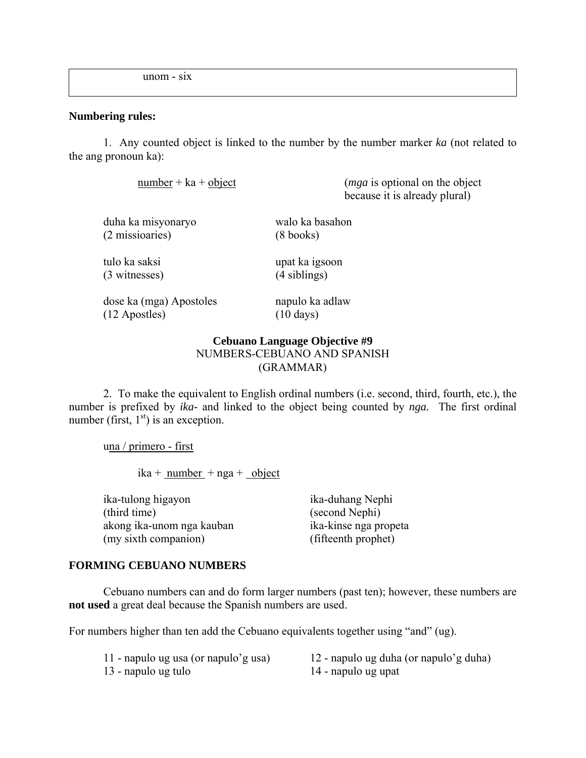unom - six

**Numbering rules:**

1. Any counted object is linked to the number by the number marker *ka* (not related to the ang pronoun ka):

number + ka + object (*mga* is optional on the object because it is already plural)

duha ka misyonaryo
(2 missioaries)

walo ka basahon
(8 books)

tulo ka saksi
(3 witnesses)

upat ka igsoon
(4 siblings)

dose ka (mga) Apostoles
(12 Apostles)

napulo ka adlaw
(10 days)

**Cebuano Language Objective #9**
NUMBERS-CEBUANO AND SPANISH
(GRAMMAR)

2. To make the equivalent to English ordinal numbers (i.e. second, third, fourth, etc.), the number is prefixed by *ika-* and linked to the object being counted by *nga.* The first ordinal number (first, 1st) is an exception.

una / primero - first

ika + number + nga + object

ika-tulong higayon
(third time)

akong ika-unom nga kauban
(my sixth companion)

ika-duhang Nephi
(second Nephi)

ika-kinse nga propeta
(fifteenth prophet)

**FORMING CEBUANO NUMBERS**

Cebuano numbers can and do form larger numbers (past ten); however, these numbers are **not used** a great deal because the Spanish numbers are used.

For numbers higher than ten add the Cebuano equivalents together using "and" (ug).

11 - napulo ug usa (or napulo'g usa)
12 - napulo ug duha (or napulo'g duha)
13 - napulo ug tulo
14 - napulo ug upat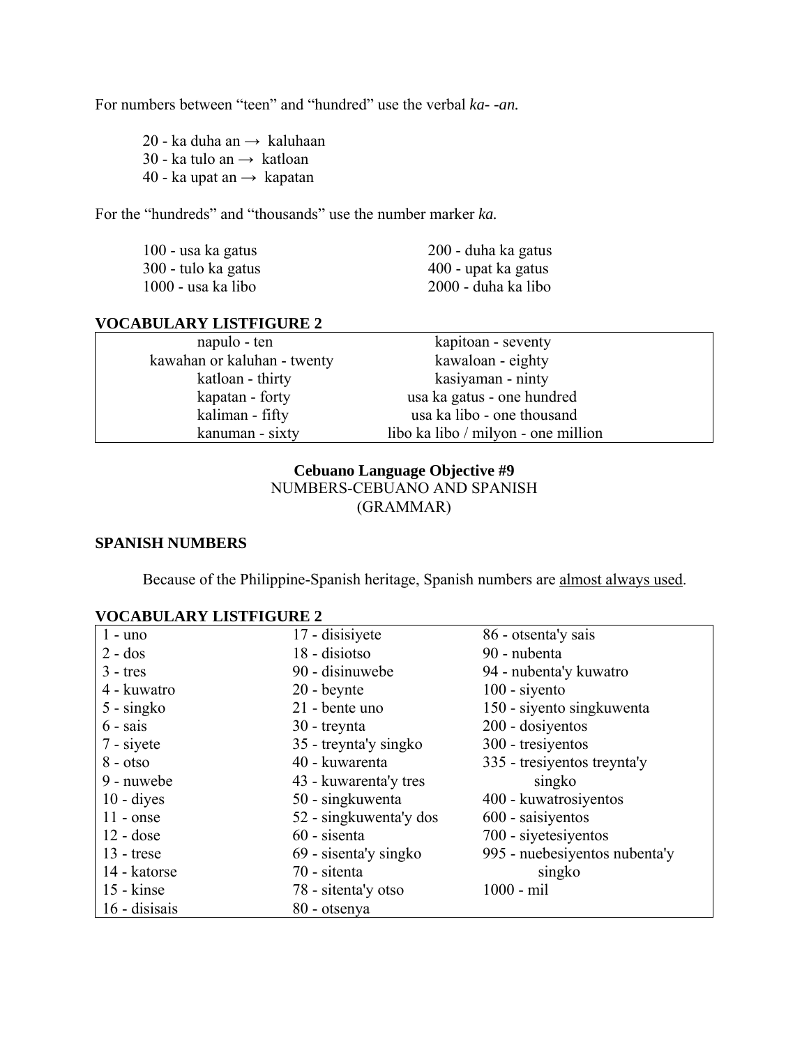For numbers between "teen" and "hundred" use the verbal *ka- -an.*

20 - ka duha an → kaluhaan
30 - ka tulo an → katloan
40 - ka upat an → kapatan

For the "hundreds" and "thousands" use the number marker *ka.*

| | |
|---|---|
| 100 - usa ka gatus | 200 - duha ka gatus |
| 300 - tulo ka gatus | 400 - upat ka gatus |
| 1000 - usa ka libo | 2000 - duha ka libo |

**VOCABULARY LISTFIGURE 2**

| | |
|---|---|
| napulo - ten | kapitoan - seventy |
| kawahan or kaluhan - twenty | kawaloan - eighty |
| katloan - thirty | kasiyaman - ninty |
| kapatan - forty | usa ka gatus - one hundred |
| kaliman - fifty | usa ka libo - one thousand |
| kanuman - sixty | libo ka libo / milyon - one million |

**Cebuano Language Objective #9**
NUMBERS-CEBUANO AND SPANISH
(GRAMMAR)

**SPANISH NUMBERS**

Because of the Philippine-Spanish heritage, Spanish numbers are <u>almost always used</u>.

**VOCABULARY LISTFIGURE 2**

| | | |
|---|---|---|
| 1 - uno | 17 - disisiyete | 86 - otsenta'y sais |
| 2 - dos | 18 - disiotso | 90 - nubenta |
| 3 - tres | 90 - disinuwebe | 94 - nubenta'y kuwatro |
| 4 - kuwatro | 20 - beynte | 100 - siyento |
| 5 - singko | 21 - bente uno | 150 - siyento singkuwenta |
| 6 - sais | 30 - treynta | 200 - dosiyentos |
| 7 - siyete | 35 - treynta'y singko | 300 - tresiyentos |
| 8 - otso | 40 - kuwarenta | 335 - tresiyentos treynta'y singko |
| 9 - nuwebe | 43 - kuwarenta'y tres | 400 - kuwatrosiyentos |
| 10 - diyes | 50 - singkuwenta | 600 - saisiyentos |
| 11 - onse | 52 - singkuwenta'y dos | 700 - siyetesiyentos |
| 12 - dose | 60 - sisenta | 995 - nuebesiyentos nubenta'y singko |
| 13 - trese | 69 - sisenta'y singko | 1000 - mil |
| 14 - katorse | 70 - sitenta | |
| 15 - kinse | 78 - sitenta'y otso | |
| 16 - disisais | 80 - otsenya | |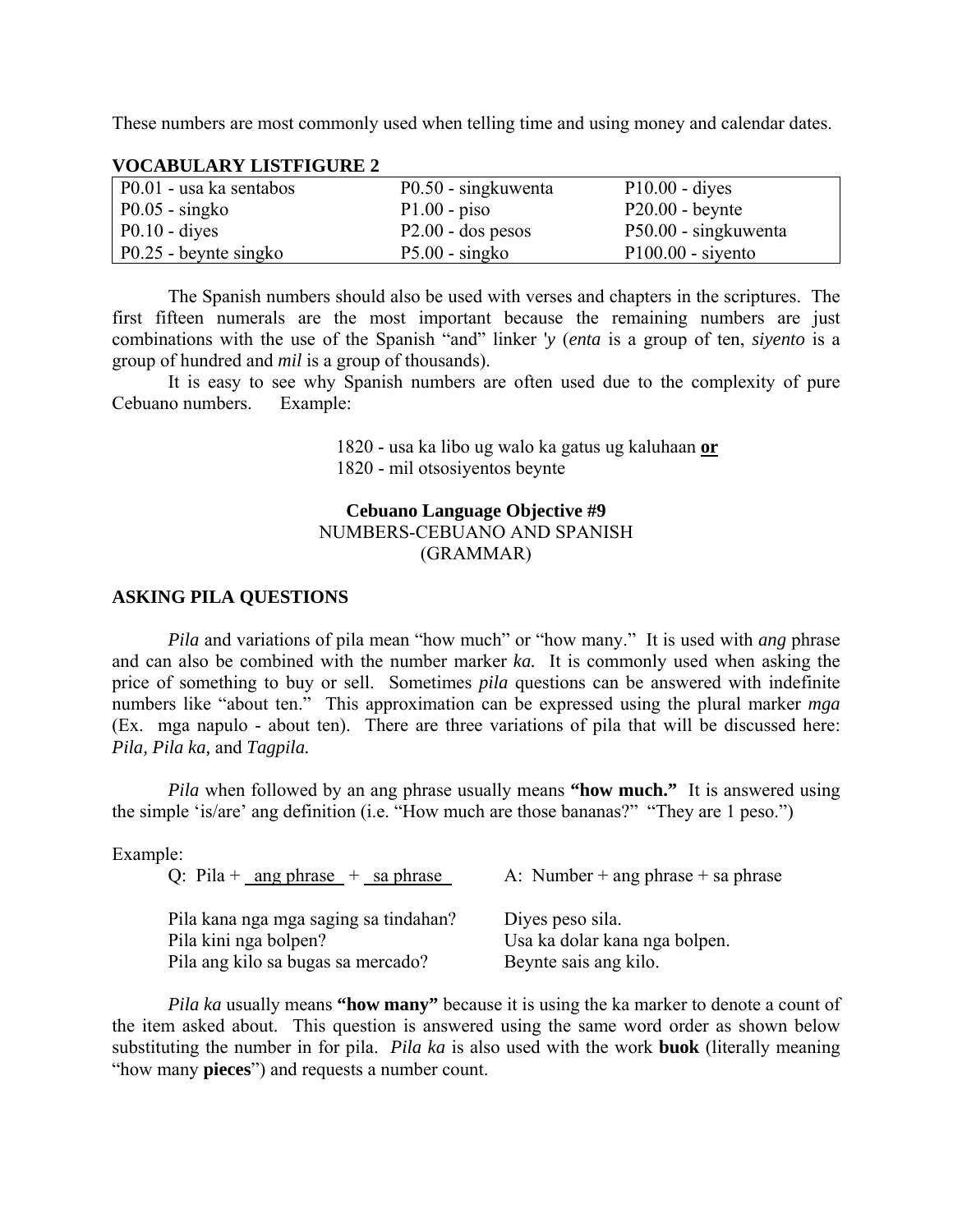These numbers are most commonly used when telling time and using money and calendar dates.

**VOCABULARY LISTFIGURE 2**

| | | |
|---|---|---|
| P0.01 - usa ka sentabos | P0.50 - singkuwenta | P10.00 - diyes |
| P0.05 - singko | P1.00 - piso | P20.00 - beynte |
| P0.10 - diyes | P2.00 - dos pesos | P50.00 - singkuwenta |
| P0.25 - beynte singko | P5.00 - singko | P100.00 - siyento |

The Spanish numbers should also be used with verses and chapters in the scriptures. The first fifteen numerals are the most important because the remaining numbers are just combinations with the use of the Spanish "and" linker *'y* (*enta* is a group of ten, *siyento* is a group of hundred and *mil* is a group of thousands).

It is easy to see why Spanish numbers are often used due to the complexity of pure Cebuano numbers. Example:

1820 - usa ka libo ug walo ka gatus ug kaluhaan **or**
1820 - mil otsosiyentos beynte

**Cebuano Language Objective #9**
NUMBERS-CEBUANO AND SPANISH
(GRAMMAR)

**ASKING PILA QUESTIONS**

*Pila* and variations of pila mean "how much" or "how many." It is used with *ang* phrase and can also be combined with the number marker *ka.* It is commonly used when asking the price of something to buy or sell. Sometimes *pila* questions can be answered with indefinite numbers like "about ten." This approximation can be expressed using the plural marker *mga* (Ex. mga napulo - about ten). There are three variations of pila that will be discussed here: *Pila, Pila ka,* and *Tagpila.*

*Pila* when followed by an ang phrase usually means **"how much."** It is answered using the simple 'is/are' ang definition (i.e. "How much are those bananas?" "They are 1 peso.")

Example:

| Q: Pila + ang phrase + sa phrase | A: Number + ang phrase + sa phrase |
|---|---|
| Pila kana nga mga saging sa tindahan? | Diyes peso sila. |
| Pila kini nga bolpen? | Usa ka dolar kana nga bolpen. |
| Pila ang kilo sa bugas sa mercado? | Beynte sais ang kilo. |

*Pila ka* usually means **"how many"** because it is using the ka marker to denote a count of the item asked about. This question is answered using the same word order as shown below substituting the number in for pila. *Pila ka* is also used with the work **buok** (literally meaning "how many **pieces**") and requests a number count.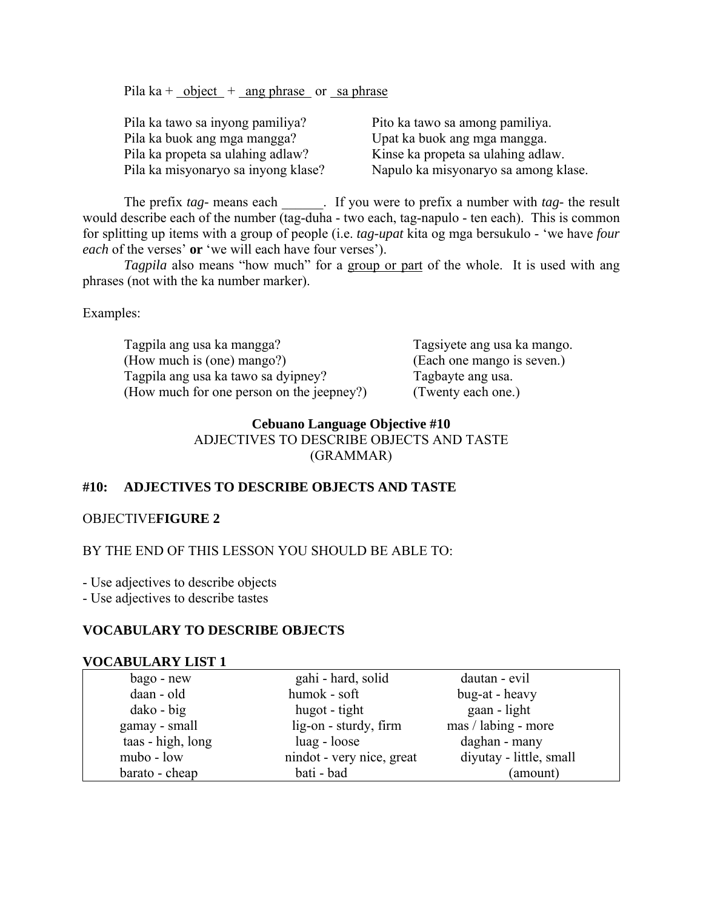Pila ka + <u> object </u> + <u> ang phrase </u> or <u> sa phrase </u>

| | |
|---|---|
| Pila ka tawo sa inyong pamiliya? | Pito ka tawo sa among pamiliya. |
| Pila ka buok ang mga mangga? | Upat ka buok ang mga mangga. |
| Pila ka propeta sa ulahing adlaw? | Kinse ka propeta sa ulahing adlaw. |
| Pila ka misyonaryo sa inyong klase? | Napulo ka misyonaryo sa among klase. |

The prefix *tag-* means each ______. If you were to prefix a number with *tag-* the result would describe each of the number (tag-duha - two each, tag-napulo - ten each). This is common for splitting up items with a group of people (i.e. *tag-upat* kita og mga bersukulo - 'we have *four each* of the verses' **or** 'we will each have four verses').

*Tagpila* also means "how much" for a <u>group or part</u> of the whole. It is used with ang phrases (not with the ka number marker).

Examples:

| | |
|---|---|
| Tagpila ang usa ka mangga?<br>(How much is (one) mango?) | Tagsiyete ang usa ka mango.<br>(Each one mango is seven.) |
| Tagpila ang usa ka tawo sa dyipney?<br>(How much for one person on the jeepney?) | Tagbayte ang usa.<br>(Twenty each one.) |

**Cebuano Language Objective #10**
ADJECTIVES TO DESCRIBE OBJECTS AND TASTE
(GRAMMAR)

## #10: ADJECTIVES TO DESCRIBE OBJECTS AND TASTE

OBJECTIVE**FIGURE 2**

BY THE END OF THIS LESSON YOU SHOULD BE ABLE TO:

- Use adjectives to describe objects
- Use adjectives to describe tastes

### VOCABULARY TO DESCRIBE OBJECTS

**VOCABULARY LIST 1**

| | | |
|---|---|---|
| bago - new | gahi - hard, solid | dautan - evil |
| daan - old | humok - soft | bug-at - heavy |
| dako - big | hugot - tight | gaan - light |
| gamay - small | lig-on - sturdy, firm | mas / labing - more |
| taas - high, long | luag - loose | daghan - many |
| mubo - low | nindot - very nice, great | diyutay - little, small (amount) |
| barato - cheap | bati - bad | |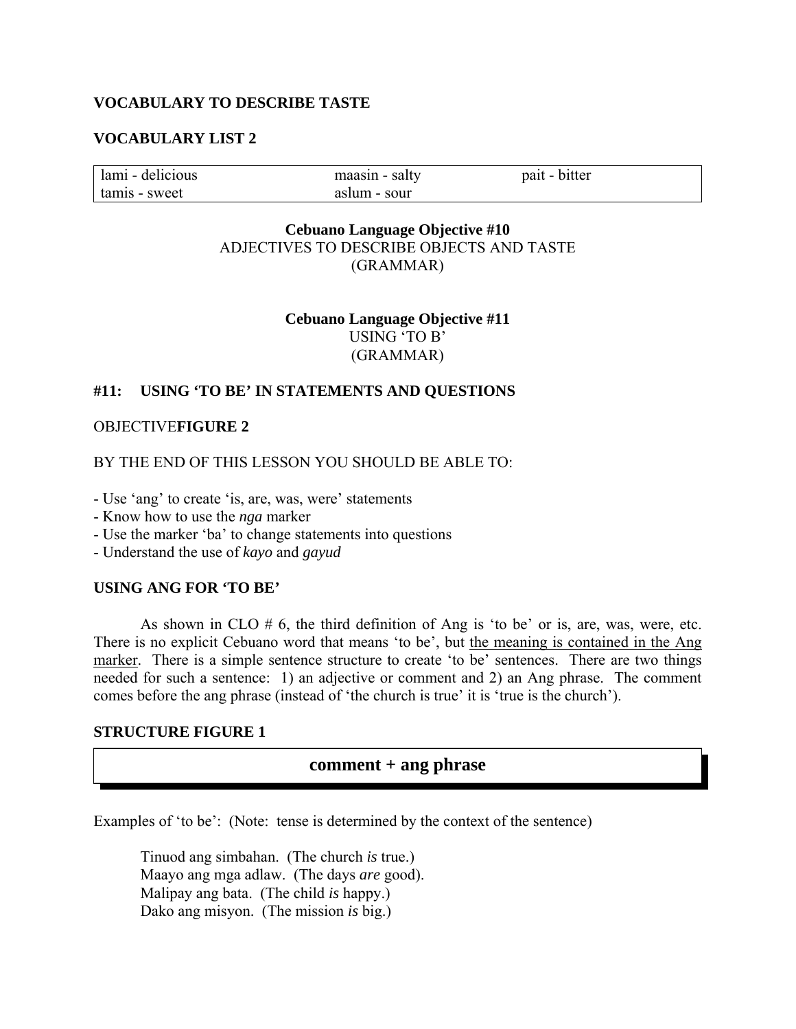**VOCABULARY TO DESCRIBE TASTE**

**VOCABULARY LIST 2**

| lami - delicious | maasin - salty | pait - bitter |
| --- | --- | --- |
| tamis - sweet | aslum - sour | |

**Cebuano Language Objective #10**
ADJECTIVES TO DESCRIBE OBJECTS AND TASTE
(GRAMMAR)

**Cebuano Language Objective #11**
USING 'TO B'
(GRAMMAR)

**#11: USING 'TO BE' IN STATEMENTS AND QUESTIONS**

OBJECTIVE**FIGURE 2**

BY THE END OF THIS LESSON YOU SHOULD BE ABLE TO:

- Use 'ang' to create 'is, are, was, were' statements
- Know how to use the *nga* marker
- Use the marker 'ba' to change statements into questions
- Understand the use of *kayo* and *gayud*

**USING ANG FOR 'TO BE'**

As shown in CLO # 6, the third definition of Ang is 'to be' or is, are, was, were, etc. There is no explicit Cebuano word that means 'to be', but <u>the meaning is contained in the Ang marker</u>. There is a simple sentence structure to create 'to be' sentences. There are two things needed for such a sentence: 1) an adjective or comment and 2) an Ang phrase. The comment comes before the ang phrase (instead of 'the church is true' it is 'true is the church').

**STRUCTURE FIGURE 1**

**comment + ang phrase**

Examples of 'to be': (Note: tense is determined by the context of the sentence)

Tinuod ang simbahan. (The church *is* true.)
Maayo ang mga adlaw. (The days *are* good).
Malipay ang bata. (The child *is* happy.)
Dako ang misyon. (The mission *is* big.)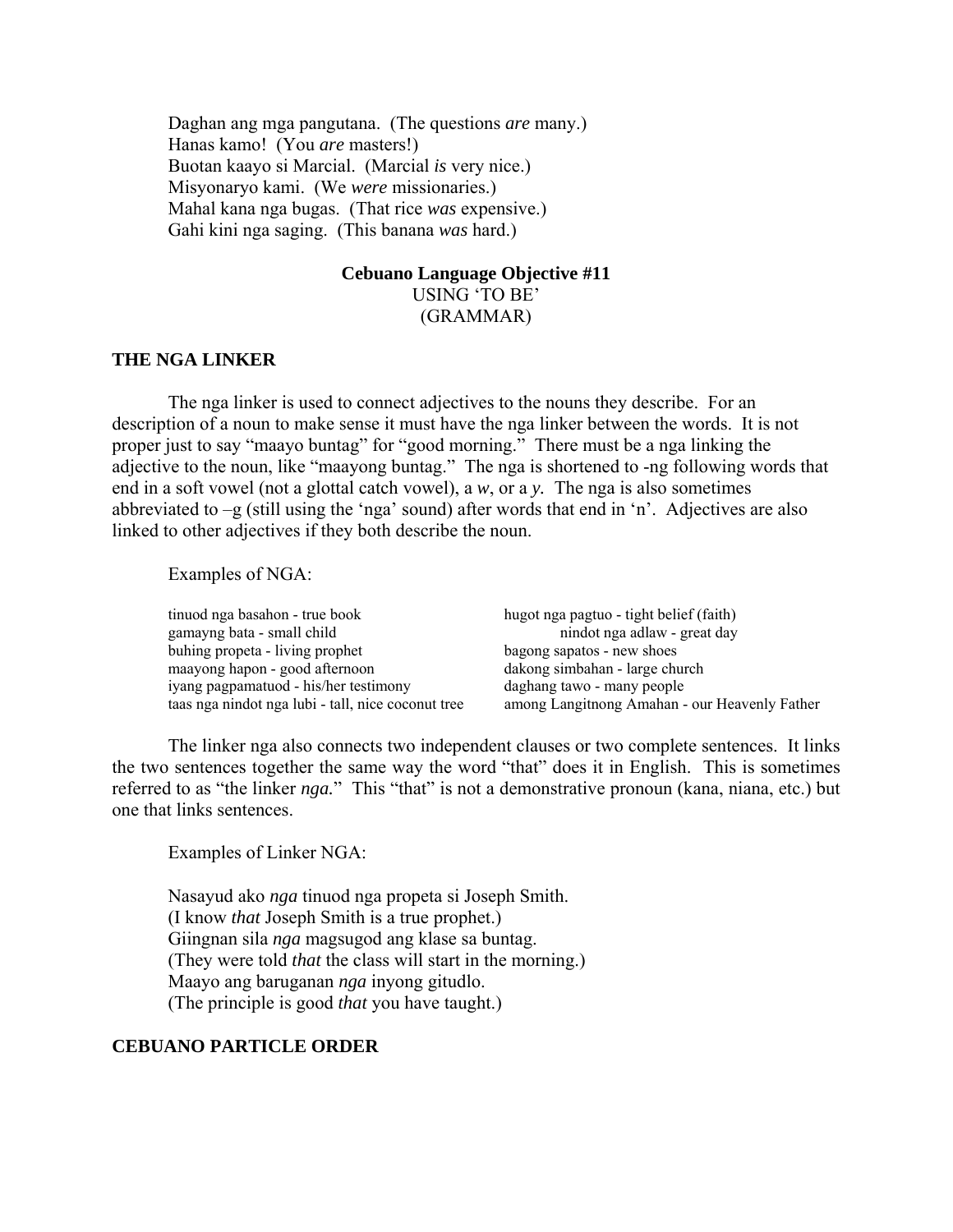Daghan ang mga pangutana. (The questions *are* many.)
Hanas kamo! (You *are* masters!)
Buotan kaayo si Marcial. (Marcial *is* very nice.)
Misyonaryo kami. (We *were* missionaries.)
Mahal kana nga bugas. (That rice *was* expensive.)
Gahi kini nga saging. (This banana *was* hard.)

**Cebuano Language Objective #11**
USING 'TO BE'
(GRAMMAR)

**THE NGA LINKER**

The nga linker is used to connect adjectives to the nouns they describe. For an description of a noun to make sense it must have the nga linker between the words. It is not proper just to say "maayo buntag" for "good morning." There must be a nga linking the adjective to the noun, like "maayong buntag." The nga is shortened to -ng following words that end in a soft vowel (not a glottal catch vowel), a *w*, or a *y*. The nga is also sometimes abbreviated to –g (still using the 'nga' sound) after words that end in 'n'. Adjectives are also linked to other adjectives if they both describe the noun.

Examples of NGA:

tinuod nga basahon - true book
gamayng bata - small child
buhing propeta - living prophet
maayong hapon - good afternoon
iyang pagpamatuod - his/her testimony
taas nga nindot nga lubi - tall, nice coconut tree
hugot nga pagtuo - tight belief (faith)
nindot nga adlaw - great day
bagong sapatos - new shoes
dakong simbahan - large church
daghang tawo - many people
among Langitnong Amahan - our Heavenly Father

The linker nga also connects two independent clauses or two complete sentences. It links the two sentences together the same way the word "that" does it in English. This is sometimes referred to as "the linker *nga.*" This "that" is not a demonstrative pronoun (kana, niana, etc.) but one that links sentences.

Examples of Linker NGA:

Nasayud ako *nga* tinuod nga propeta si Joseph Smith.
(I know *that* Joseph Smith is a true prophet.)
Giingnan sila *nga* magsugod ang klase sa buntag.
(They were told *that* the class will start in the morning.)
Maayo ang baruganan *nga* inyong gitudlo.
(The principle is good *that* you have taught.)

**CEBUANO PARTICLE ORDER**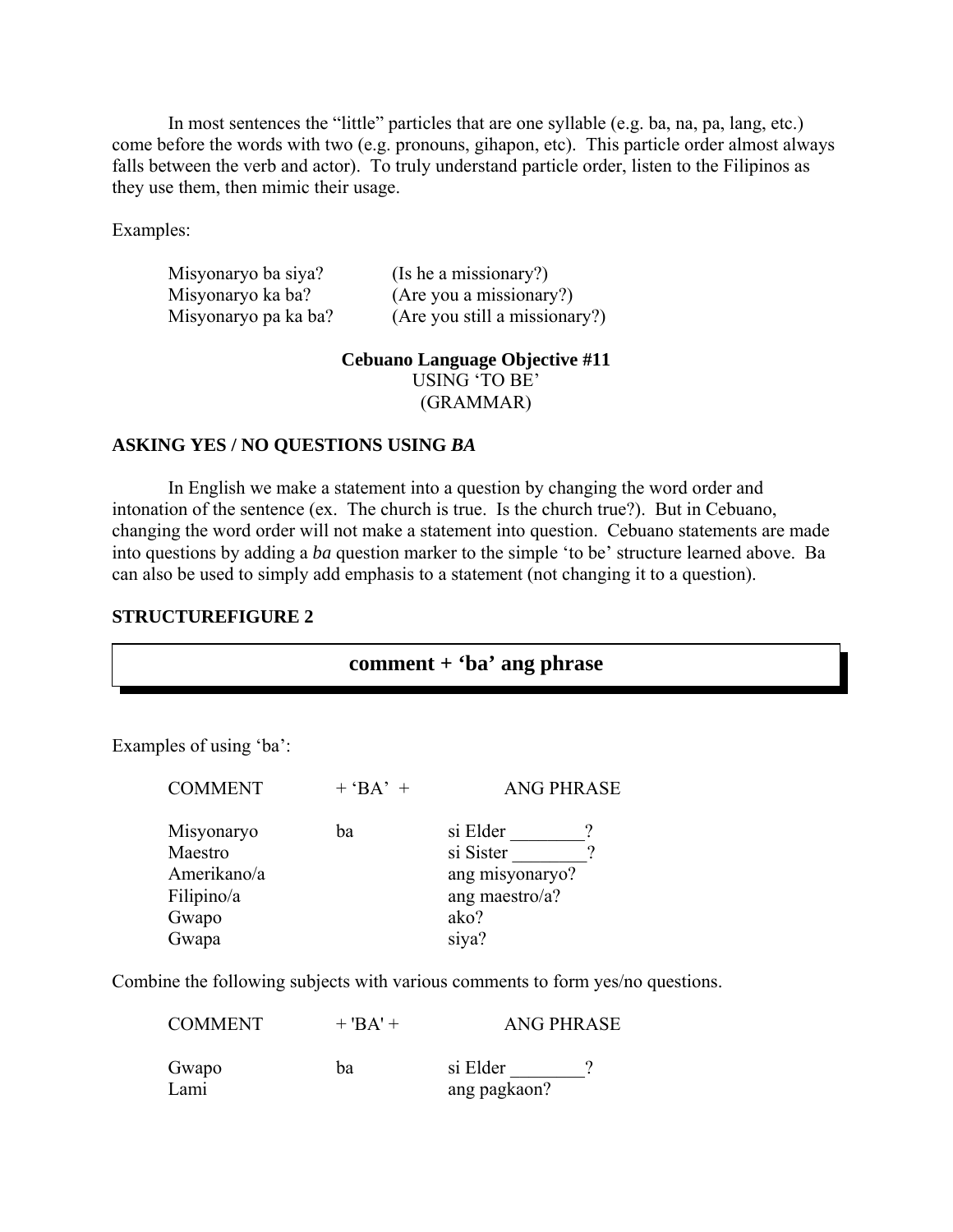In most sentences the “little” particles that are one syllable (e.g. ba, na, pa, lang, etc.) come before the words with two (e.g. pronouns, gihapon, etc). This particle order almost always falls between the verb and actor). To truly understand particle order, listen to the Filipinos as they use them, then mimic their usage.

Examples:

| | |
|---|---|
| Misyonaryo ba siya? | (Is he a missionary?) |
| Misyonaryo ka ba? | (Are you a missionary?) |
| Misyonaryo pa ka ba? | (Are you still a missionary?) |

**Cebuano Language Objective #11**
USING ‘TO BE’
(GRAMMAR)

### ASKING YES / NO QUESTIONS USING *BA*

In English we make a statement into a question by changing the word order and intonation of the sentence (ex. The church is true. Is the church true?). But in Cebuano, changing the word order will not make a statement into question. Cebuano statements are made into questions by adding a *ba* question marker to the simple ‘to be’ structure learned above. Ba can also be used to simply add emphasis to a statement (not changing it to a question).

### STRUCTUREFIGURE 2

**comment + ‘ba’ ang phrase**

Examples of using ‘ba’:

| COMMENT | + ‘BA’ + | ANG PHRASE |
|---|---|---|
| Misyonaryo | ba | si Elder ________? |
| Maestro | | si Sister ________? |
| Amerikano/a | | ang misyonaryo? |
| Filipino/a | | ang maestro/a? |
| Gwapo | | ako? |
| Gwapa | | siya? |

Combine the following subjects with various comments to form yes/no questions.

| COMMENT | + 'BA' + | ANG PHRASE |
|---|---|---|
| Gwapo | ba | si Elder ________? |
| Lami | | ang pagkaon? |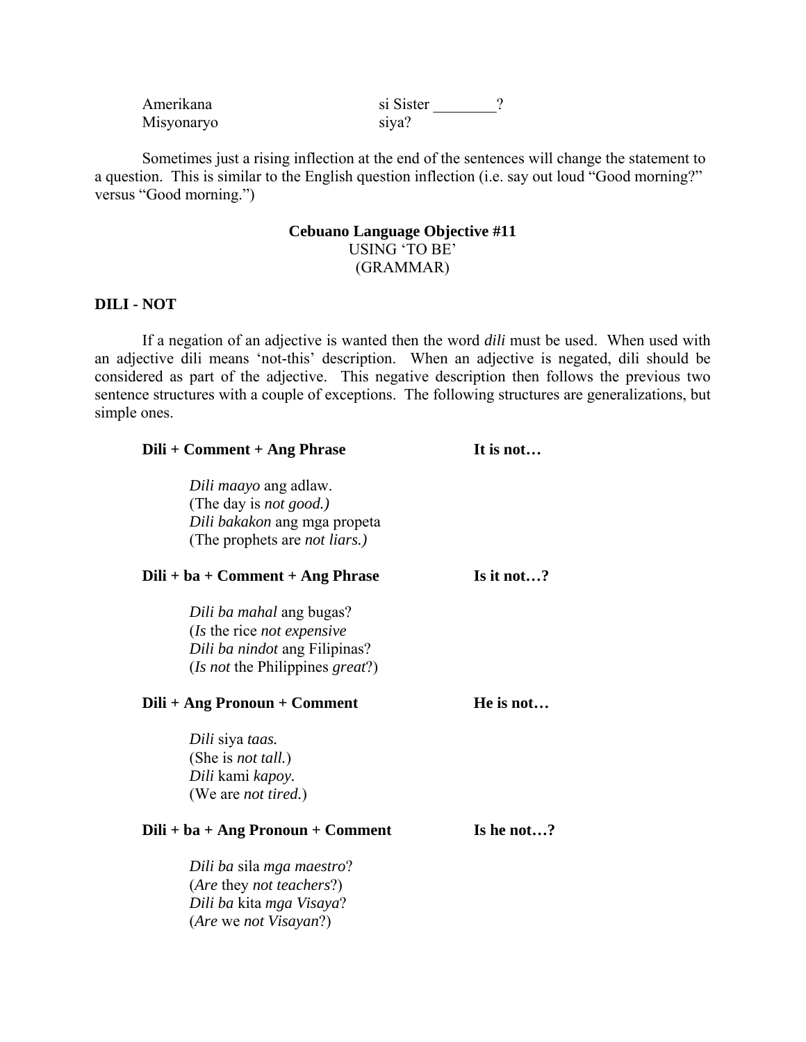| | |
|---|---|
| Amerikana | si Sister ________? |
| Misyonaryo | siya? |

Sometimes just a rising inflection at the end of the sentences will change the statement to a question. This is similar to the English question inflection (i.e. say out loud "Good morning?" versus "Good morning.")

## Cebuano Language Objective #11
USING 'TO BE'
(GRAMMAR)

### DILI - NOT

If a negation of an adjective is wanted then the word *dili* must be used. When used with an adjective dili means 'not-this' description. When an adjective is negated, dili should be considered as part of the adjective. This negative description then follows the previous two sentence structures with a couple of exceptions. The following structures are generalizations, but simple ones.

**Dili + Comment + Ang Phrase** **It is not…**

*Dili maayo* ang adlaw.
(The day is *not good.)*
*Dili bakakon* ang mga propeta
(The prophets are *not liars.)*

**Dili + ba + Comment + Ang Phrase** **Is it not…?**

*Dili ba mahal* ang bugas?
(*Is* the rice *not expensive*
*Dili ba nindot* ang Filipinas?
(*Is not* the Philippines *great*?)

**Dili + Ang Pronoun + Comment** **He is not…**

*Dili* siya *taas.*
(She is *not tall.*)
*Dili* kami *kapoy.*
(We are *not tired.*)

**Dili + ba + Ang Pronoun + Comment** **Is he not…?**

*Dili ba* sila *mga maestro*?
(*Are* they *not teachers*?)
*Dili ba* kita *mga Visaya*?
(*Are* we *not Visayan*?)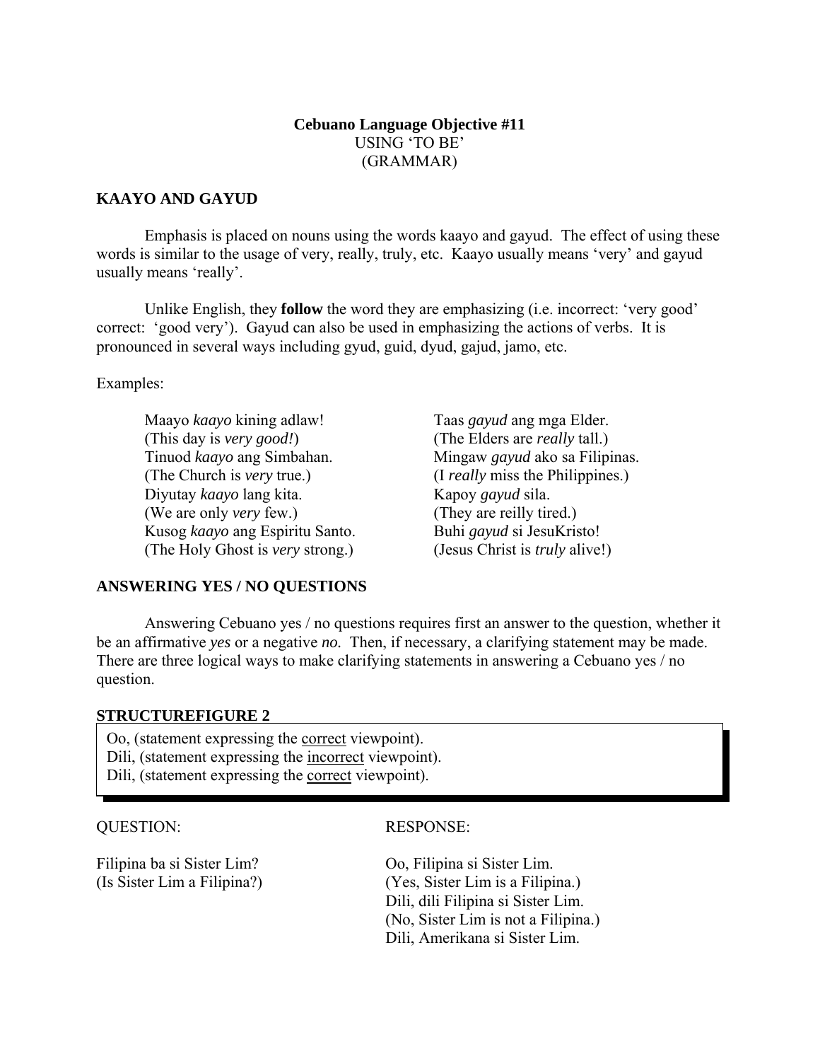**Cebuano Language Objective #11**
USING 'TO BE'
(GRAMMAR)

## KAAYO AND GAYUD

Emphasis is placed on nouns using the words kaayo and gayud. The effect of using these words is similar to the usage of very, really, truly, etc. Kaayo usually means 'very' and gayud usually means 'really'.

Unlike English, they **follow** the word they are emphasizing (i.e. incorrect: 'very good' correct: 'good very'). Gayud can also be used in emphasizing the actions of verbs. It is pronounced in several ways including gyud, guid, dyud, gajud, jamo, etc.

Examples:

Maayo *kaayo* kining adlaw!
(This day is *very good!*)
Tinuod *kaayo* ang Simbahan.
(The Church is *very* true.)
Diyutay *kaayo* lang kita.
(We are only *very* few.)
Kusog *kaayo* ang Espiritu Santo.
(The Holy Ghost is *very* strong.)

Taas *gayud* ang mga Elder.
(The Elders are *really* tall.)
Mingaw *gayud* ako sa Filipinas.
(I *really* miss the Philippines.)
Kapoy *gayud* sila.
(They are reilly tired.)
Buhi *gayud* si JesuKristo!
(Jesus Christ is *truly* alive!)

## ANSWERING YES / NO QUESTIONS

Answering Cebuano yes / no questions requires first an answer to the question, whether it be an affirmative *yes* or a negative *no.* Then, if necessary, a clarifying statement may be made. There are three logical ways to make clarifying statements in answering a Cebuano yes / no question.

**STRUCTUREFIGURE 2**

Oo, (statement expressing the <u>correct</u> viewpoint).
Dili, (statement expressing the <u>incorrect</u> viewpoint).
Dili, (statement expressing the <u>correct</u> viewpoint).

| QUESTION: | RESPONSE: |
|---|---|
| Filipina ba si Sister Lim? | Oo, Filipina si Sister Lim. |
| (Is Sister Lim a Filipina?) | (Yes, Sister Lim is a Filipina.) |
| | Dili, dili Filipina si Sister Lim. |
| | (No, Sister Lim is not a Filipina.) |
| | Dili, Amerikana si Sister Lim. |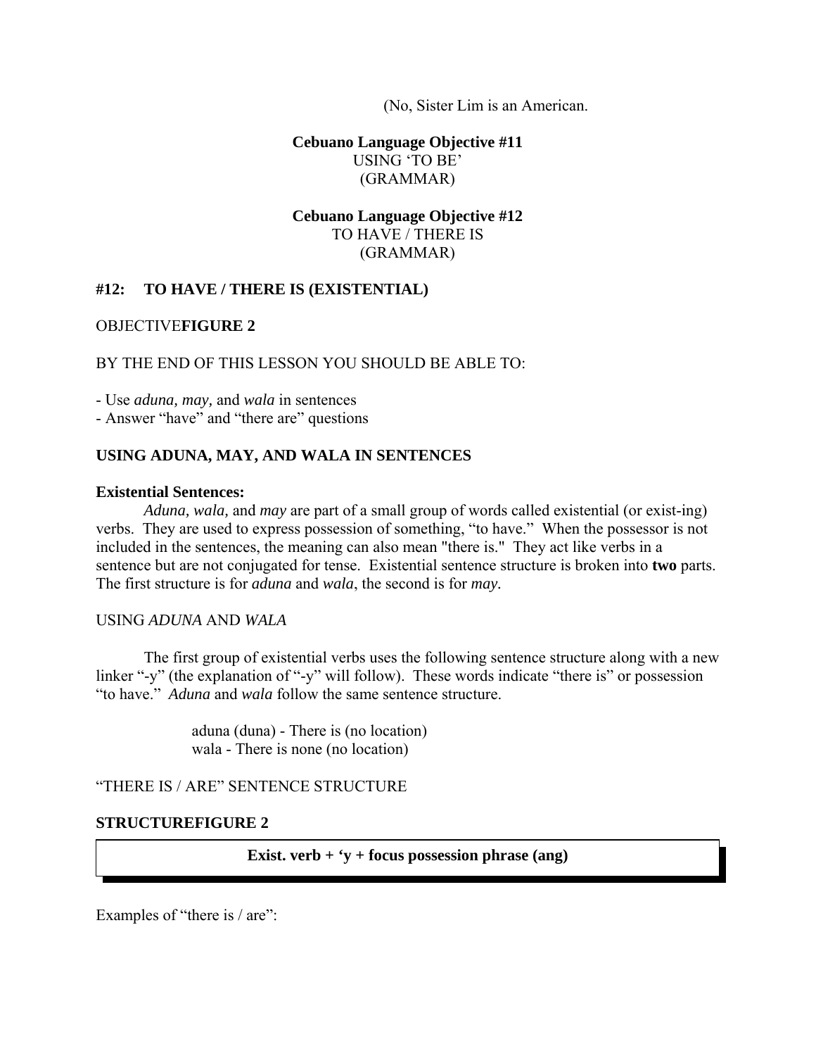(No, Sister Lim is an American.

**Cebuano Language Objective #11**
USING 'TO BE'
(GRAMMAR)

**Cebuano Language Objective #12**
TO HAVE / THERE IS
(GRAMMAR)

## #12: TO HAVE / THERE IS (EXISTENTIAL)

OBJECTIVE**FIGURE 2**

BY THE END OF THIS LESSON YOU SHOULD BE ABLE TO:

- Use *aduna*, *may*, and *wala* in sentences
- Answer "have" and "there are" questions

### USING ADUNA, MAY, AND WALA IN SENTENCES

**Existential Sentences:**

*Aduna, wala*, and *may* are part of a small group of words called existential (or exist-ing) verbs. They are used to express possession of something, "to have." When the possessor is not included in the sentences, the meaning can also mean "there is." They act like verbs in a sentence but are not conjugated for tense. Existential sentence structure is broken into **two** parts. The first structure is for *aduna* and *wala*, the second is for *may*.

USING *ADUNA* AND *WALA*

The first group of existential verbs uses the following sentence structure along with a new linker "-y" (the explanation of "-y" will follow). These words indicate "there is" or possession "to have." *Aduna* and *wala* follow the same sentence structure.

aduna (duna) - There is (no location)
wala - There is none (no location)

"THERE IS / ARE" SENTENCE STRUCTURE

**STRUCTUREFIGURE 2**

**Exist. verb + 'y + focus possession phrase (ang)**

Examples of "there is / are":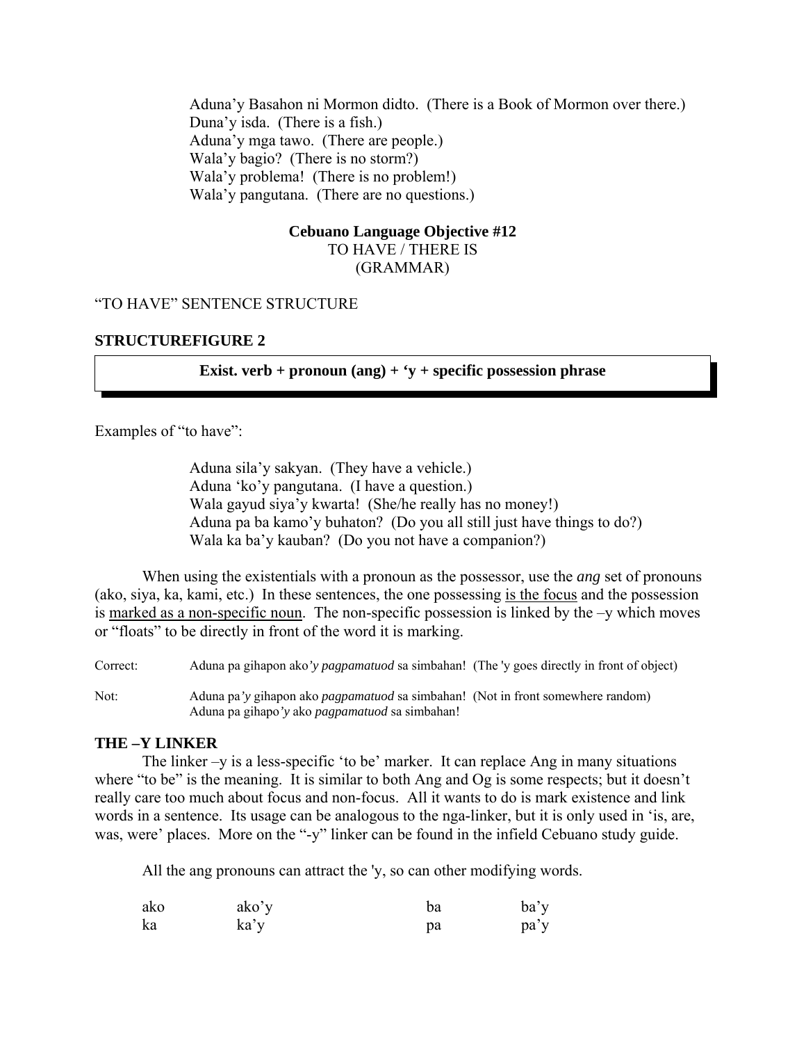Aduna'y Basahon ni Mormon didto. (There is a Book of Mormon over there.)
Duna'y isda. (There is a fish.)
Aduna'y mga tawo. (There are people.)
Wala'y bagio? (There is no storm?)
Wala'y problema! (There is no problem!)
Wala'y pangutana. (There are no questions.)

## Cebuano Language Objective #12
TO HAVE / THERE IS
(GRAMMAR)

"TO HAVE" SENTENCE STRUCTURE

**STRUCTUREFIGURE 2**

**Exist. verb + pronoun (ang) + 'y + specific possession phrase**

Examples of "to have":

Aduna sila'y sakyan. (They have a vehicle.)
Aduna 'ko'y pangutana. (I have a question.)
Wala gayud siya'y kwarta! (She/he really has no money!)
Aduna pa ba kamo'y buhaton? (Do you all still just have things to do?)
Wala ka ba'y kauban? (Do you not have a companion?)

When using the existentials with a pronoun as the possessor, use the *ang* set of pronouns (ako, siya, ka, kami, etc.) In these sentences, the one possessing is the focus and the possession is marked as a non-specific noun. The non-specific possession is linked by the –y which moves or "floats" to be directly in front of the word it is marking.

Correct: Aduna pa gihapon ako*'y pagpamatuod* sa simbahan! (The 'y goes directly in front of object)

Not: Aduna pa*'y* gihapon ako *pagpamatuod* sa simbahan! (Not in front somewhere random)
Aduna pa gihapo*'y* ako *pagpamatuod* sa simbahan!

**THE –Y LINKER**

The linker –y is a less-specific 'to be' marker. It can replace Ang in many situations where "to be" is the meaning. It is similar to both Ang and Og is some respects; but it doesn't really care too much about focus and non-focus. All it wants to do is mark existence and link words in a sentence. Its usage can be analogous to the nga-linker, but it is only used in 'is, are, was, were' places. More on the "-y" linker can be found in the infield Cebuano study guide.

All the ang pronouns can attract the 'y, so can other modifying words.

| | | | |
|---|---|---|---|
| ako | ako'y | ba | ba'y |
| ka | ka'y | pa | pa'y |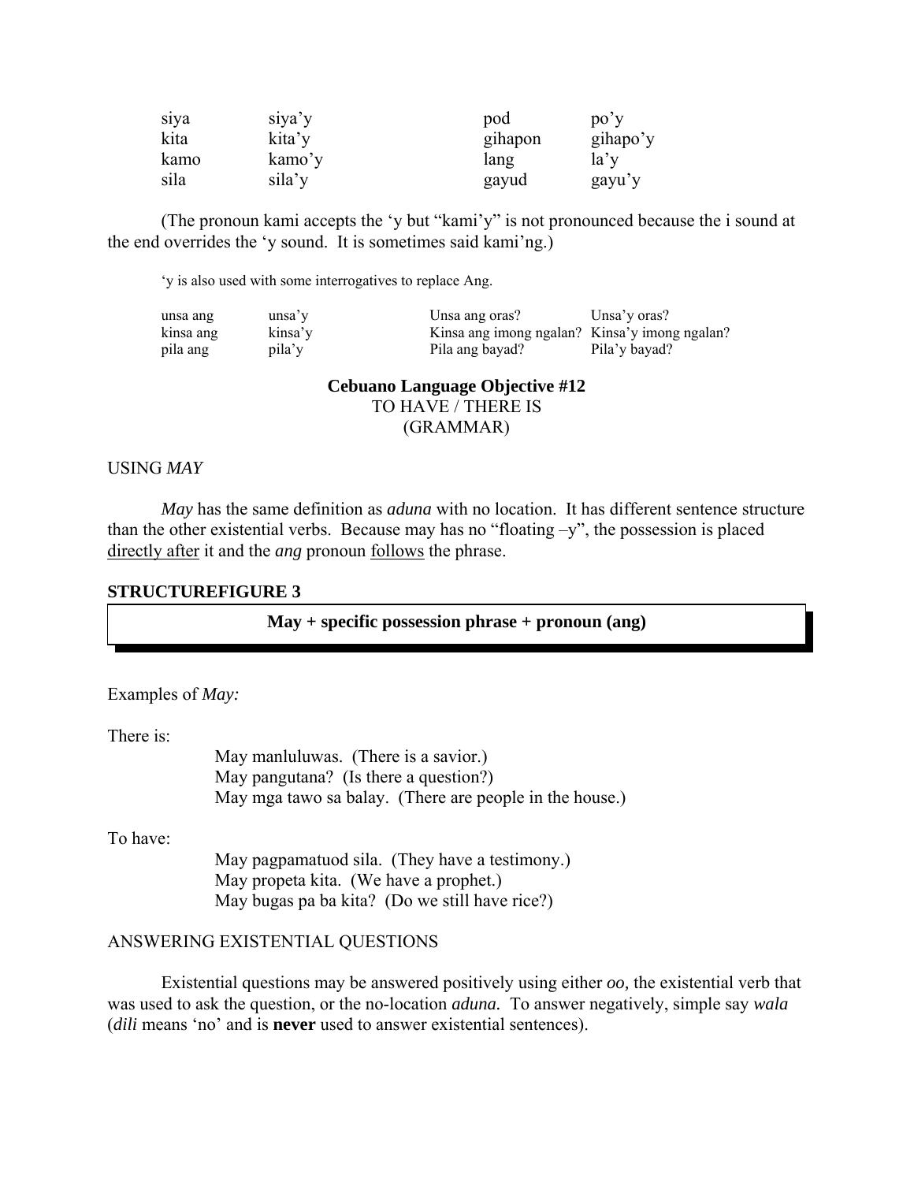| | | | |
|---|---|---|---|
| siya | siya'y | pod | po'y |
| kita | kita'y | gihapon | gihapo'y |
| kamo | kamo'y | lang | la'y |
| sila | sila'y | gayud | gayu'y |

(The pronoun kami accepts the 'y but "kami'y" is not pronounced because the i sound at the end overrides the 'y sound. It is sometimes said kami'ng.)

'y is also used with some interrogatives to replace Ang.

| | | | |
|---|---|---|---|
| unsa ang | unsa'y | Unsa ang oras? | Unsa'y oras? |
| kinsa ang | kinsa'y | Kinsa ang imong ngalan? | Kinsa'y imong ngalan? |
| pila ang | pila'y | Pila ang bayad? | Pila'y bayad? |

## Cebuano Language Objective #12

TO HAVE / THERE IS

(GRAMMAR)

USING *MAY*

*May* has the same definition as *aduna* with no location. It has different sentence structure than the other existential verbs. Because may has no "floating –y", the possession is placed directly after it and the *ang* pronoun follows the phrase.

**STRUCTUREFIGURE 3**

**May + specific possession phrase + pronoun (ang)**

Examples of *May:*

There is:

May manluluwas. (There is a savior.)
May pangutana? (Is there a question?)
May mga tawo sa balay. (There are people in the house.)

To have:

May pagpamatuod sila. (They have a testimony.)
May propeta kita. (We have a prophet.)
May bugas pa ba kita? (Do we still have rice?)

ANSWERING EXISTENTIAL QUESTIONS

Existential questions may be answered positively using either *oo,* the existential verb that was used to ask the question, or the no-location *aduna.* To answer negatively, simple say *wala* (*dili* means 'no' and is **never** used to answer existential sentences).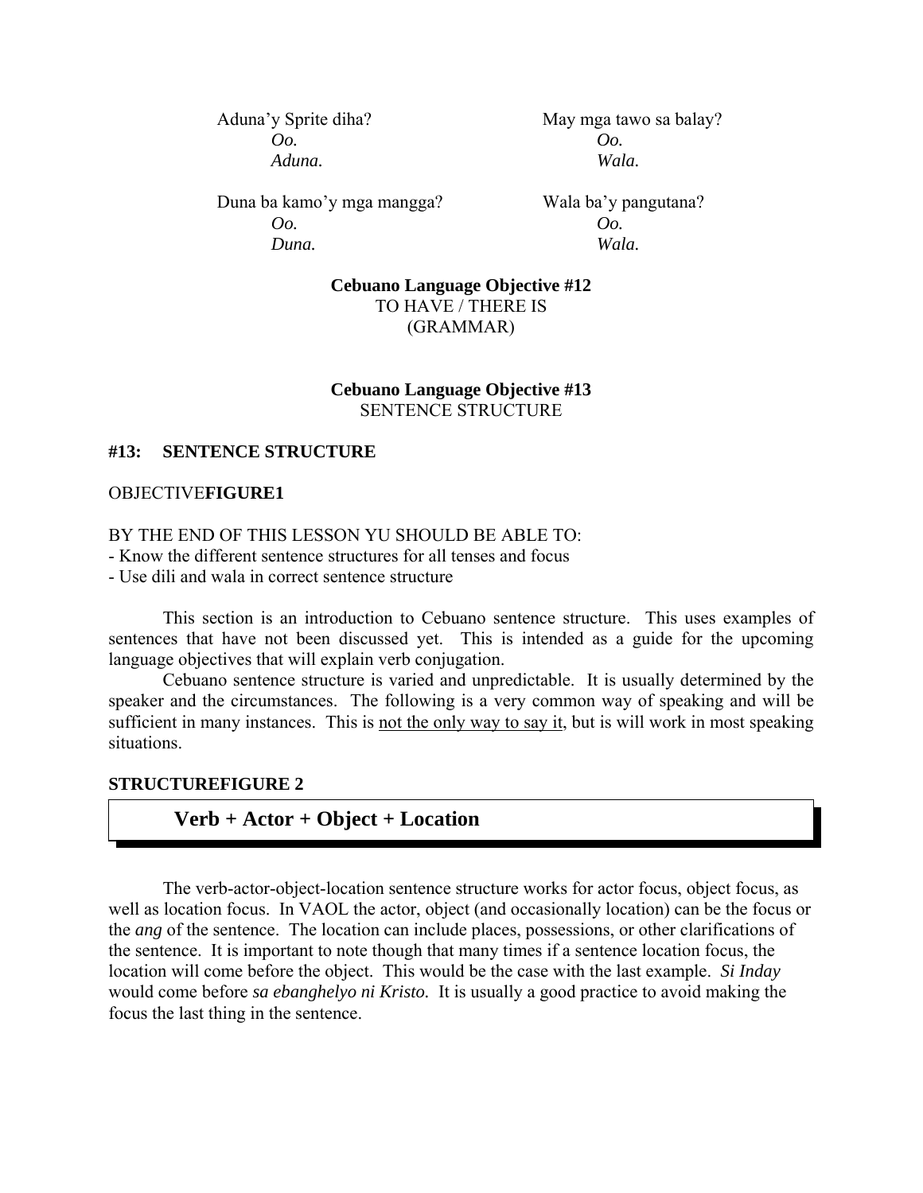Aduna'y Sprite diha?
*Oo.*
*Aduna.*

May mga tawo sa balay?
*Oo.*
*Wala.*

Duna ba kamo'y mga mangga?
*Oo.*
*Duna.*

Wala ba'y pangutana?
*Oo.*
*Wala.*

**Cebuano Language Objective #12**
TO HAVE / THERE IS
(GRAMMAR)

**Cebuano Language Objective #13**
SENTENCE STRUCTURE

### #13: SENTENCE STRUCTURE

OBJECTIVE**FIGURE1**

BY THE END OF THIS LESSON YU SHOULD BE ABLE TO:
- Know the different sentence structures for all tenses and focus
- Use dili and wala in correct sentence structure

This section is an introduction to Cebuano sentence structure. This uses examples of sentences that have not been discussed yet. This is intended as a guide for the upcoming language objectives that will explain verb conjugation.

Cebuano sentence structure is varied and unpredictable. It is usually determined by the speaker and the circumstances. The following is a very common way of speaking and will be sufficient in many instances. This is <u>not the only way to say it</u>, but is will work in most speaking situations.

**STRUCTUREFIGURE 2**

**Verb + Actor + Object + Location**

The verb-actor-object-location sentence structure works for actor focus, object focus, as well as location focus. In VAOL the actor, object (and occasionally location) can be the focus or the *ang* of the sentence. The location can include places, possessions, or other clarifications of the sentence. It is important to note though that many times if a sentence location focus, the location will come before the object. This would be the case with the last example. *Si Inday* would come before *sa ebanghelyo ni Kristo.* It is usually a good practice to avoid making the focus the last thing in the sentence.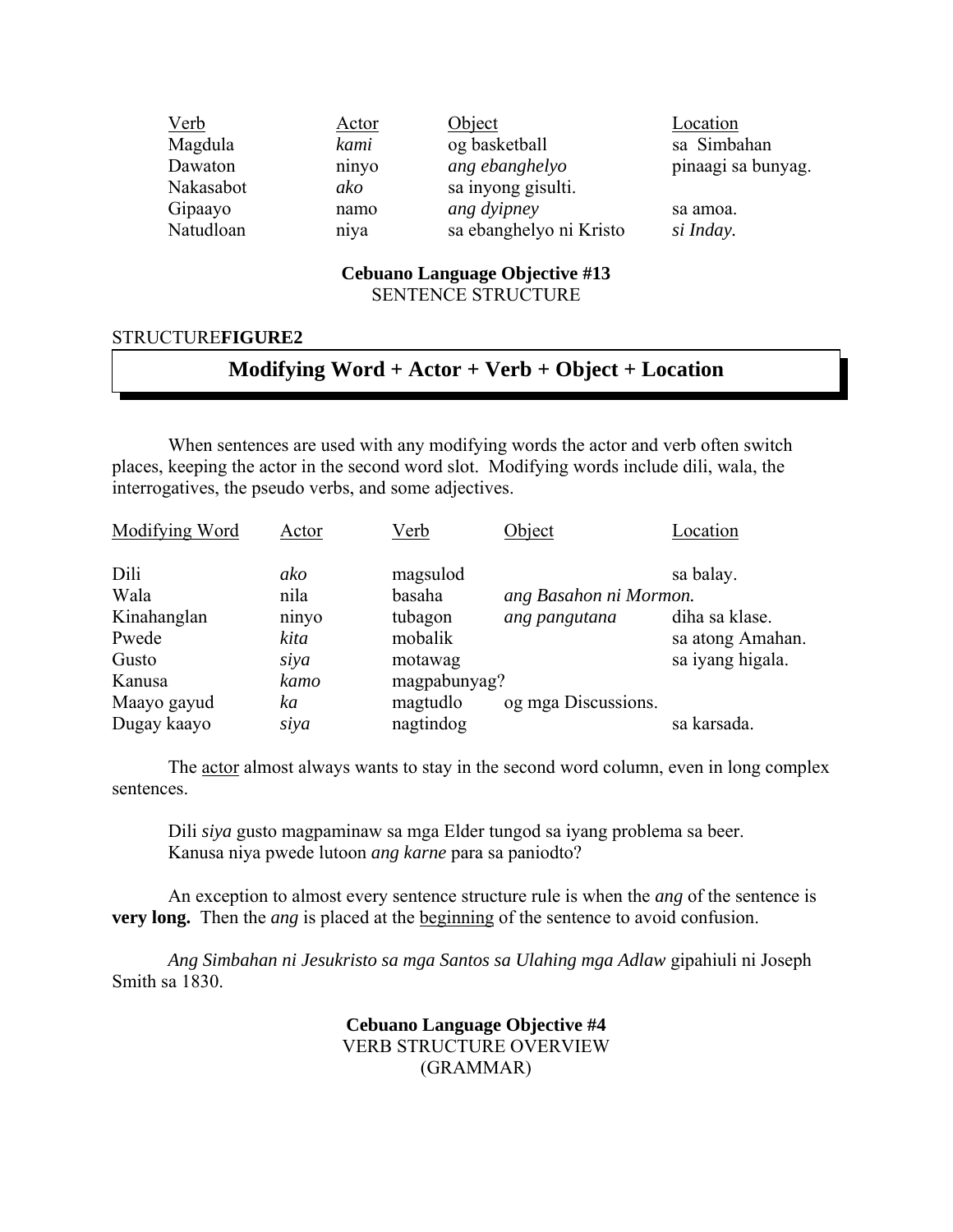| Verb | Actor | Object | Location |
|---|---|---|---|
| Magdula | *kami* | og basketball | sa Simbahan |
| Dawaton | ninyo | *ang ebanghelyo* | pinaagi sa bunyag. |
| Nakasabot | *ako* | sa inyong gisulti. | |
| Gipaayo | namo | *ang dyipney* | sa amoa. |
| Natudloan | niya | sa ebanghelyo ni Kristo | *si Inday.* |

**Cebuano Language Objective #13**
SENTENCE STRUCTURE

STRUCTURE**FIGURE2**

**Modifying Word + Actor + Verb + Object + Location**

When sentences are used with any modifying words the actor and verb often switch places, keeping the actor in the second word slot. Modifying words include dili, wala, the interrogatives, the pseudo verbs, and some adjectives.

| Modifying Word | Actor | Verb | Object | Location |
|---|---|---|---|---|
| Dili | *ako* | magsulod | | sa balay. |
| Wala | nila | basaha | *ang Basahon ni Mormon.* | |
| Kinahanglan | ninyo | tubagon | *ang pangutana* | diha sa klase. |
| Pwede | *kita* | mobalik | | sa atong Amahan. |
| Gusto | *siya* | motawag | | sa iyang higala. |
| Kanusa | *kamo* | magpabunyag? | | |
| Maayo gayud | *ka* | magtudlo | og mga Discussions. | |
| Dugay kaayo | *siya* | nagtindog | | sa karsada. |

The actor almost always wants to stay in the second word column, even in long complex sentences.

Dili *siya* gusto magpaminaw sa mga Elder tungod sa iyang problema sa beer.
Kanusa niya pwede lutoon *ang karne* para sa paniodto?

An exception to almost every sentence structure rule is when the *ang* of the sentence is **very long.** Then the *ang* is placed at the beginning of the sentence to avoid confusion.

*Ang Simbahan ni Jesukristo sa mga Santos sa Ulahing mga Adlaw* gipahiuli ni Joseph Smith sa 1830.

**Cebuano Language Objective #4**
VERB STRUCTURE OVERVIEW
(GRAMMAR)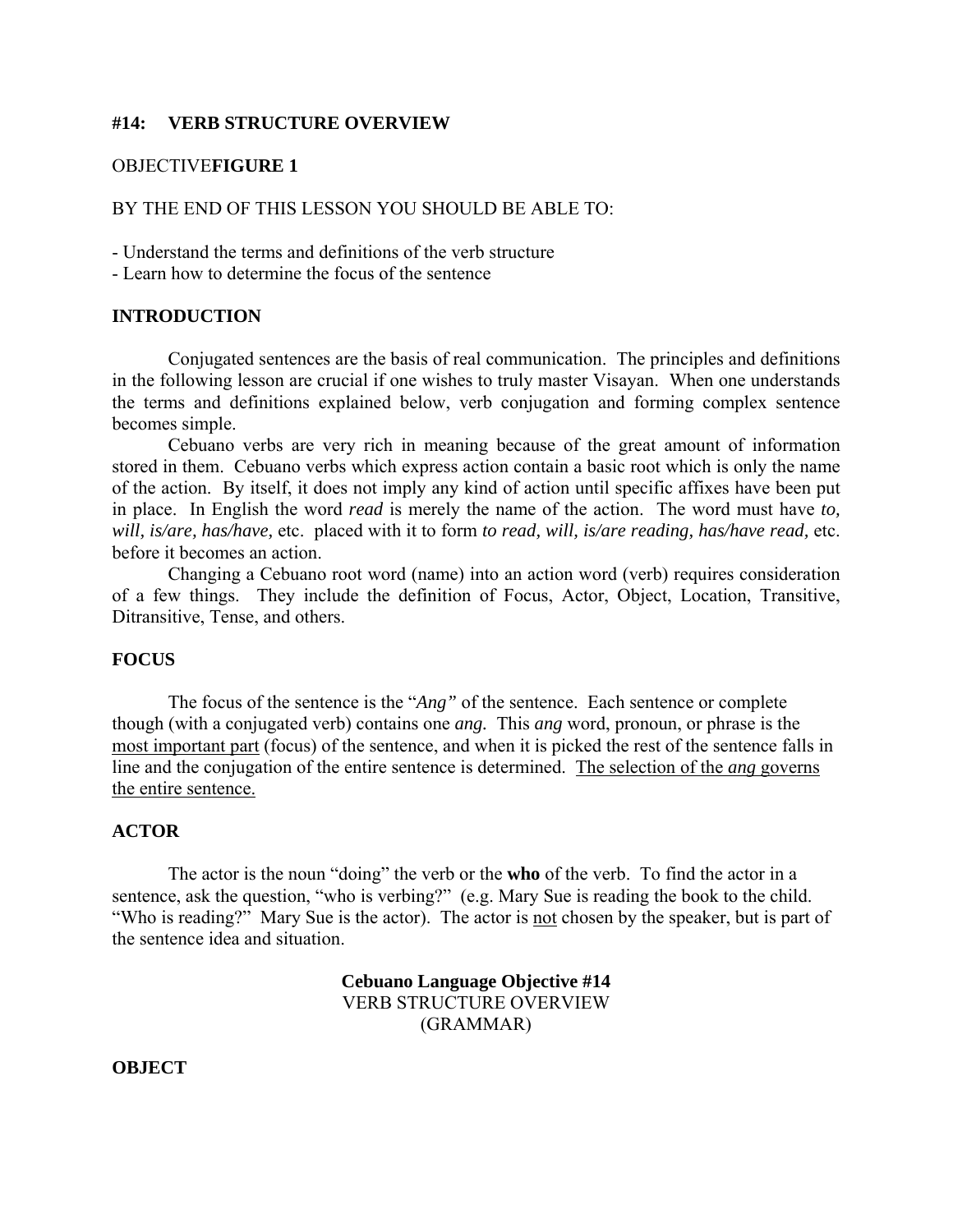**#14: VERB STRUCTURE OVERVIEW**

OBJECTIVE**FIGURE 1**

BY THE END OF THIS LESSON YOU SHOULD BE ABLE TO:

- Understand the terms and definitions of the verb structure
- Learn how to determine the focus of the sentence

**INTRODUCTION**

Conjugated sentences are the basis of real communication. The principles and definitions in the following lesson are crucial if one wishes to truly master Visayan. When one understands the terms and definitions explained below, verb conjugation and forming complex sentence becomes simple.

Cebuano verbs are very rich in meaning because of the great amount of information stored in them. Cebuano verbs which express action contain a basic root which is only the name of the action. By itself, it does not imply any kind of action until specific affixes have been put in place. In English the word *read* is merely the name of the action. The word must have *to, will, is/are, has/have,* etc. placed with it to form *to read, will, is/are reading, has/have read,* etc. before it becomes an action.

Changing a Cebuano root word (name) into an action word (verb) requires consideration of a few things. They include the definition of Focus, Actor, Object, Location, Transitive, Ditransitive, Tense, and others.

**FOCUS**

The focus of the sentence is the "*Ang"* of the sentence. Each sentence or complete though (with a conjugated verb) contains one *ang.* This *ang* word, pronoun, or phrase is the most important part (focus) of the sentence, and when it is picked the rest of the sentence falls in line and the conjugation of the entire sentence is determined. The selection of the *ang* governs the entire sentence.

**ACTOR**

The actor is the noun "doing" the verb or the **who** of the verb. To find the actor in a sentence, ask the question, "who is verbing?" (e.g. Mary Sue is reading the book to the child. "Who is reading?" Mary Sue is the actor). The actor is not chosen by the speaker, but is part of the sentence idea and situation.

**Cebuano Language Objective #14**
VERB STRUCTURE OVERVIEW
(GRAMMAR)

**OBJECT**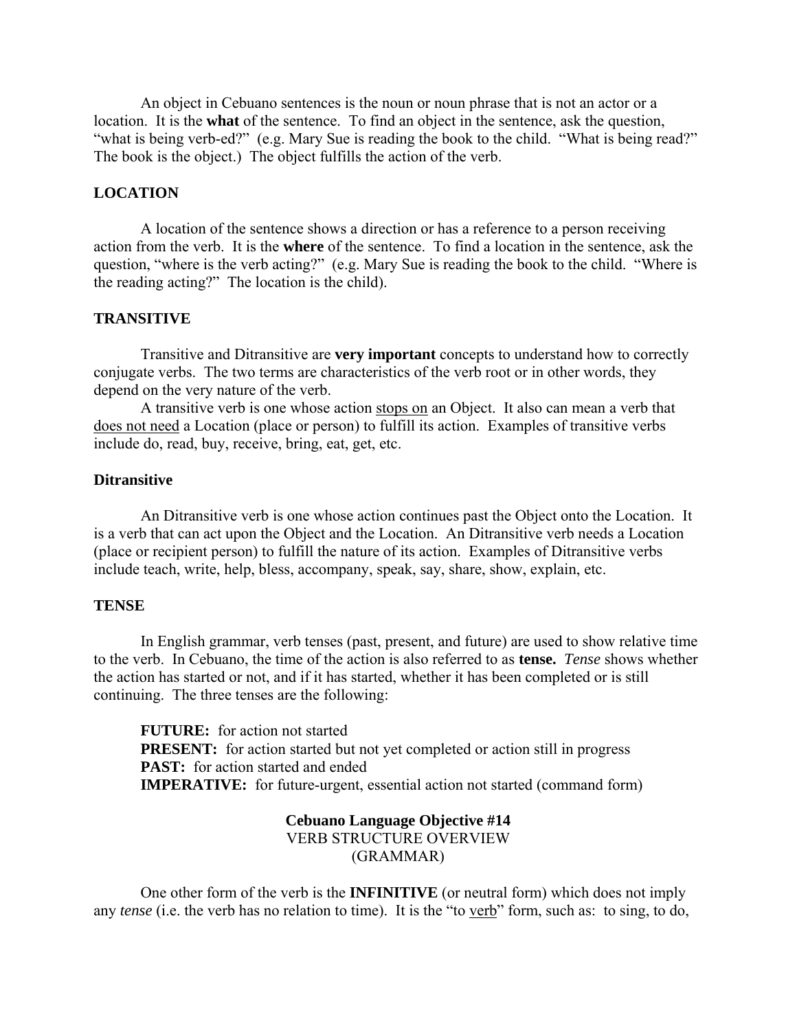An object in Cebuano sentences is the noun or noun phrase that is not an actor or a location. It is the **what** of the sentence. To find an object in the sentence, ask the question, "what is being verb-ed?" (e.g. Mary Sue is reading the book to the child. "What is being read?" The book is the object.) The object fulfills the action of the verb.

### LOCATION

A location of the sentence shows a direction or has a reference to a person receiving action from the verb. It is the **where** of the sentence. To find a location in the sentence, ask the question, "where is the verb acting?" (e.g. Mary Sue is reading the book to the child. "Where is the reading acting?" The location is the child).

### TRANSITIVE

Transitive and Ditransitive are **very important** concepts to understand how to correctly conjugate verbs. The two terms are characteristics of the verb root or in other words, they depend on the very nature of the verb.

A transitive verb is one whose action <u>stops on</u> an Object. It also can mean a verb that <u>does not need</u> a Location (place or person) to fulfill its action. Examples of transitive verbs include do, read, buy, receive, bring, eat, get, etc.

### Ditransitive

An Ditransitive verb is one whose action continues past the Object onto the Location. It is a verb that can act upon the Object and the Location. An Ditransitive verb needs a Location (place or recipient person) to fulfill the nature of its action. Examples of Ditransitive verbs include teach, write, help, bless, accompany, speak, say, share, show, explain, etc.

### TENSE

In English grammar, verb tenses (past, present, and future) are used to show relative time to the verb. In Cebuano, the time of the action is also referred to as **tense.** *Tense* shows whether the action has started or not, and if it has started, whether it has been completed or is still continuing. The three tenses are the following:

**FUTURE:** for action not started
**PRESENT:** for action started but not yet completed or action still in progress
**PAST:** for action started and ended
**IMPERATIVE:** for future-urgent, essential action not started (command form)

## Cebuano Language Objective #14
VERB STRUCTURE OVERVIEW
(GRAMMAR)

One other form of the verb is the **INFINITIVE** (or neutral form) which does not imply any *tense* (i.e. the verb has no relation to time). It is the "to <u>verb</u>" form, such as: to sing, to do,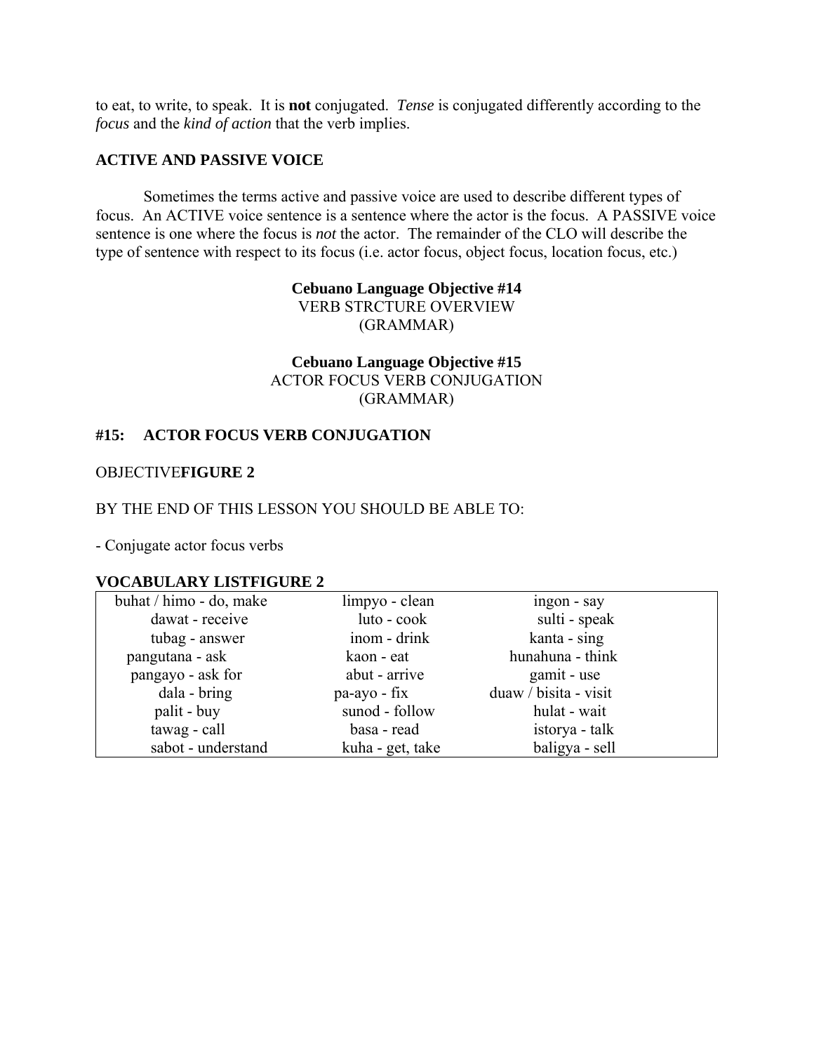to eat, to write, to speak. It is **not** conjugated. *Tense* is conjugated differently according to the *focus* and the *kind of action* that the verb implies.

**ACTIVE AND PASSIVE VOICE**

Sometimes the terms active and passive voice are used to describe different types of focus. An ACTIVE voice sentence is a sentence where the actor is the focus. A PASSIVE voice sentence is one where the focus is *not* the actor. The remainder of the CLO will describe the type of sentence with respect to its focus (i.e. actor focus, object focus, location focus, etc.)

**Cebuano Language Objective #14**
VERB STRCTURE OVERVIEW
(GRAMMAR)

**Cebuano Language Objective #15**
ACTOR FOCUS VERB CONJUGATION
(GRAMMAR)

**#15: ACTOR FOCUS VERB CONJUGATION**

OBJECTIVE**FIGURE 2**

BY THE END OF THIS LESSON YOU SHOULD BE ABLE TO:

- Conjugate actor focus verbs

**VOCABULARY LISTFIGURE 2**

| | | |
|---|---|---|
| buhat / himo - do, make | limpyo - clean | ingon - say |
| dawat - receive | luto - cook | sulti - speak |
| tubag - answer | inom - drink | kanta - sing |
| pangutana - ask | kaon - eat | hunahuna - think |
| pangayo - ask for | abut - arrive | gamit - use |
| dala - bring | pa-ayo - fix | duaw / bisita - visit |
| palit - buy | sunod - follow | hulat - wait |
| tawag - call | basa - read | istorya - talk |
| sabot - understand | kuha - get, take | baligya - sell |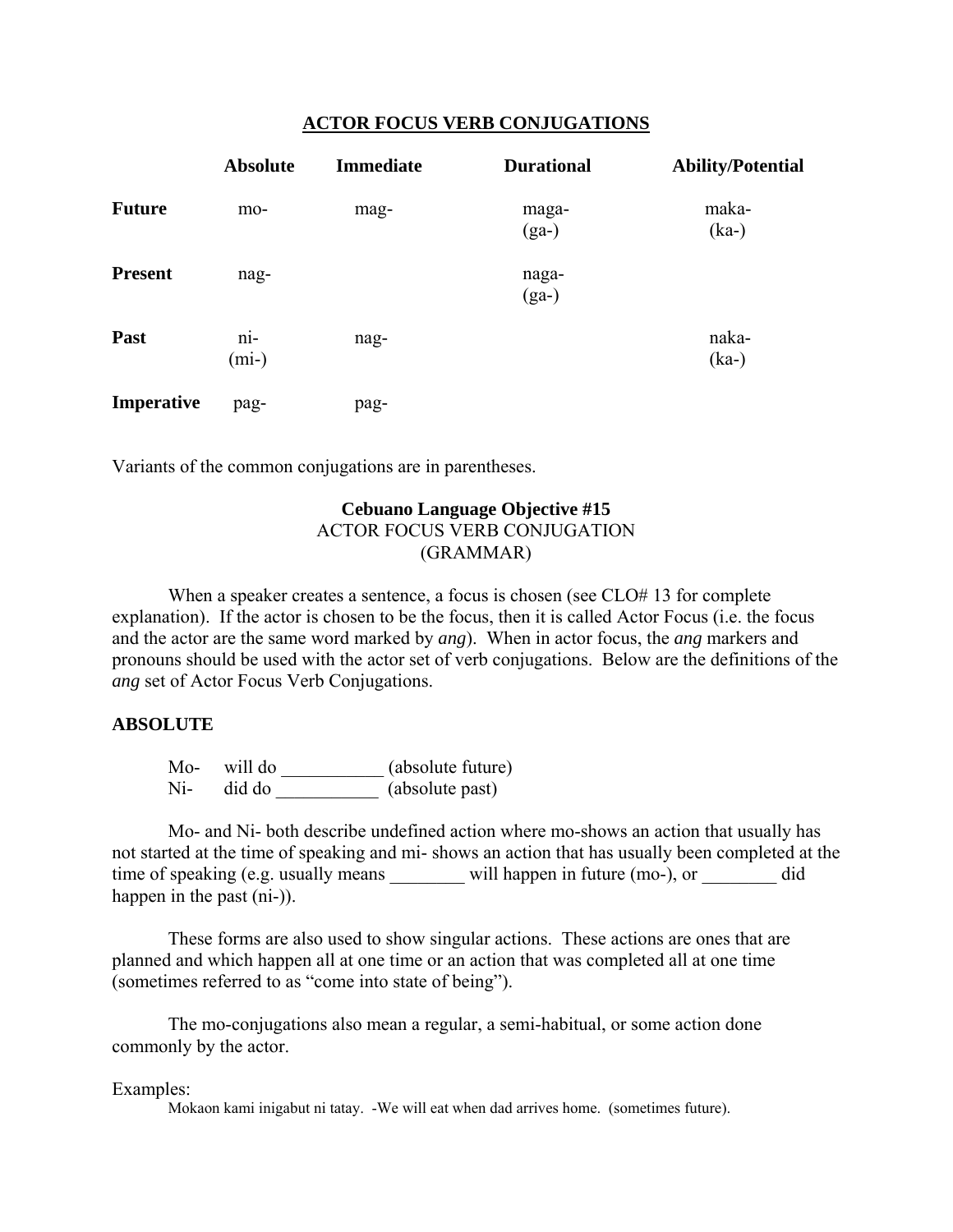## ACTOR FOCUS VERB CONJUGATIONS

| | Absolute | Immediate | Durational | Ability/Potential |
|---|---|---|---|---|
| **Future** | mo- | mag- | maga- (ga-) | maka- (ka-) |
| **Present** | nag- | | naga- (ga-) | |
| **Past** | ni- (mi-) | nag- | | naka- (ka-) |
| **Imperative** | pag- | pag- | | |

Variants of the common conjugations are in parentheses.

### Cebuano Language Objective #15
ACTOR FOCUS VERB CONJUGATION
(GRAMMAR)

When a speaker creates a sentence, a focus is chosen (see CLO# 13 for complete explanation). If the actor is chosen to be the focus, then it is called Actor Focus (i.e. the focus and the actor are the same word marked by *ang*). When in actor focus, the *ang* markers and pronouns should be used with the actor set of verb conjugations. Below are the definitions of the *ang* set of Actor Focus Verb Conjugations.

**ABSOLUTE**

Mo- will do ___________ (absolute future)
Ni- did do ___________ (absolute past)

Mo- and Ni- both describe undefined action where mo-shows an action that usually has not started at the time of speaking and mi- shows an action that has usually been completed at the time of speaking (e.g. usually means ________ will happen in future (mo-), or ________ did happen in the past (ni-)).

These forms are also used to show singular actions. These actions are ones that are planned and which happen all at one time or an action that was completed all at one time (sometimes referred to as "come into state of being").

The mo-conjugations also mean a regular, a semi-habitual, or some action done commonly by the actor.

Examples:

Mokaon kami inigabut ni tatay. -We will eat when dad arrives home. (sometimes future).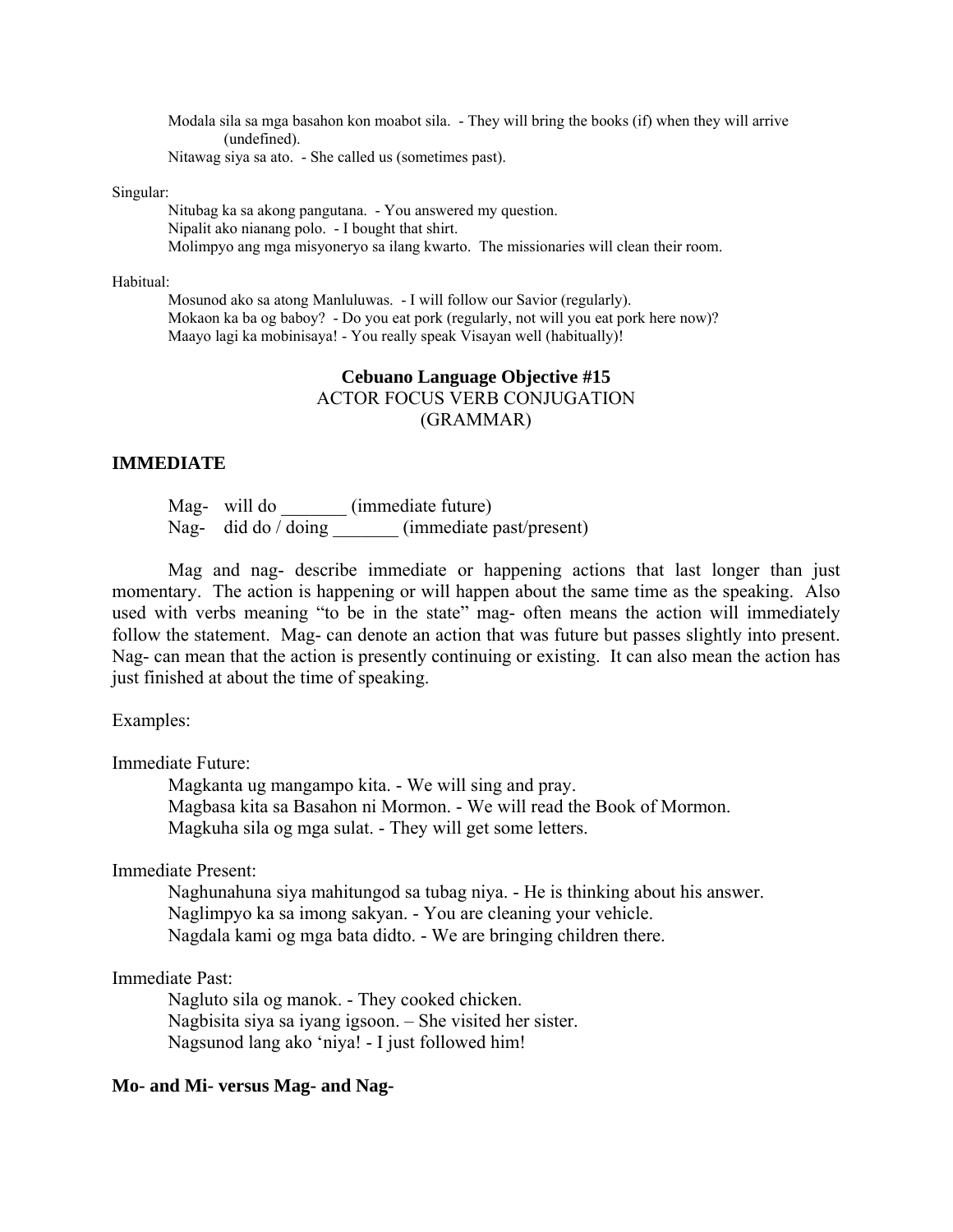Modala sila sa mga basahon kon moabot sila. - They will bring the books (if) when they will arrive (undefined).
Nitawag siya sa ato. - She called us (sometimes past).

Singular:

Nitubag ka sa akong pangutana. - You answered my question.
Nipalit ako nianang polo. - I bought that shirt.
Molimpyo ang mga misyoneryo sa ilang kwarto. The missionaries will clean their room.

Habitual:

Mosunod ako sa atong Manluluwas. - I will follow our Savior (regularly).
Mokaon ka ba og baboy? - Do you eat pork (regularly, not will you eat pork here now)?
Maayo lagi ka mobinisaya! - You really speak Visayan well (habitually)!

## Cebuano Language Objective #15
ACTOR FOCUS VERB CONJUGATION
(GRAMMAR)

### IMMEDIATE

Mag- will do _______ (immediate future)
Nag- did do / doing _______ (immediate past/present)

Mag and nag- describe immediate or happening actions that last longer than just momentary. The action is happening or will happen about the same time as the speaking. Also used with verbs meaning "to be in the state" mag- often means the action will immediately follow the statement. Mag- can denote an action that was future but passes slightly into present. Nag- can mean that the action is presently continuing or existing. It can also mean the action has just finished at about the time of speaking.

Examples:

Immediate Future:

Magkanta ug mangampo kita. - We will sing and pray.
Magbasa kita sa Basahon ni Mormon. - We will read the Book of Mormon.
Magkuha sila og mga sulat. - They will get some letters.

Immediate Present:

Naghunahuna siya mahitungod sa tubag niya. - He is thinking about his answer.
Naglimpyo ka sa imong sakyan. - You are cleaning your vehicle.
Nagdala kami og mga bata didto. - We are bringing children there.

Immediate Past:

Nagluto sila og manok. - They cooked chicken.
Nagbisita siya sa iyang igsoon. – She visited her sister.
Nagsunod lang ako 'niya! - I just followed him!

### Mo- and Mi- versus Mag- and Nag-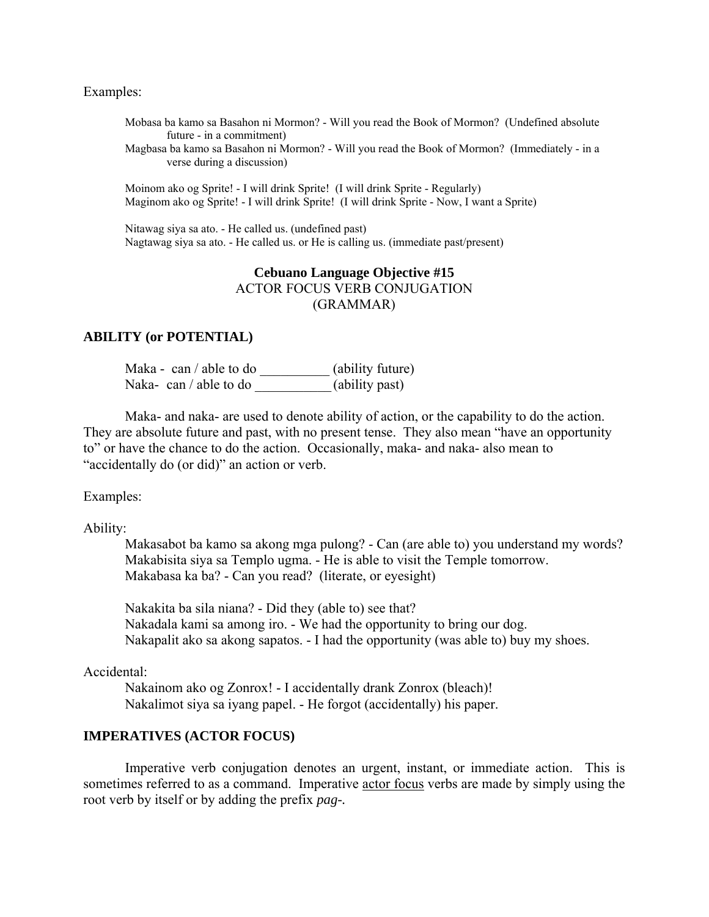Examples:

> Mobasa ba kamo sa Basahon ni Mormon? - Will you read the Book of Mormon? (Undefined absolute future - in a commitment)
> Magbasa ba kamo sa Basahon ni Mormon? - Will you read the Book of Mormon? (Immediately - in a verse during a discussion)
>
> Moinom ako og Sprite! - I will drink Sprite! (I will drink Sprite - Regularly)
> Maginom ako og Sprite! - I will drink Sprite! (I will drink Sprite - Now, I want a Sprite)
>
> Nitawag siya sa ato. - He called us. (undefined past)
> Nagtawag siya sa ato. - He called us. or He is calling us. (immediate past/present)

## Cebuano Language Objective #15
### ACTOR FOCUS VERB CONJUGATION
### (GRAMMAR)

### ABILITY (or POTENTIAL)

Maka - can / able to do __________ (ability future)
Naka- can / able to do ___________ (ability past)

Maka- and naka- are used to denote ability of action, or the capability to do the action. They are absolute future and past, with no present tense. They also mean "have an opportunity to" or have the chance to do the action. Occasionally, maka- and naka- also mean to "accidentally do (or did)" an action or verb.

Examples:

Ability:

> Makasabot ba kamo sa akong mga pulong? - Can (are able to) you understand my words?
> Makabisita siya sa Templo ugma. - He is able to visit the Temple tomorrow.
> Makabasa ka ba? - Can you read? (literate, or eyesight)
>
> Nakakita ba sila niana? - Did they (able to) see that?
> Nakadala kami sa among iro. - We had the opportunity to bring our dog.
> Nakapalit ako sa akong sapatos. - I had the opportunity (was able to) buy my shoes.

Accidental:

> Nakainom ako og Zonrox! - I accidentally drank Zonrox (bleach)!
> Nakalimot siya sa iyang papel. - He forgot (accidentally) his paper.

### IMPERATIVES (ACTOR FOCUS)

Imperative verb conjugation denotes an urgent, instant, or immediate action. This is sometimes referred to as a command. Imperative <u>actor focus</u> verbs are made by simply using the root verb by itself or by adding the prefix *pag-*.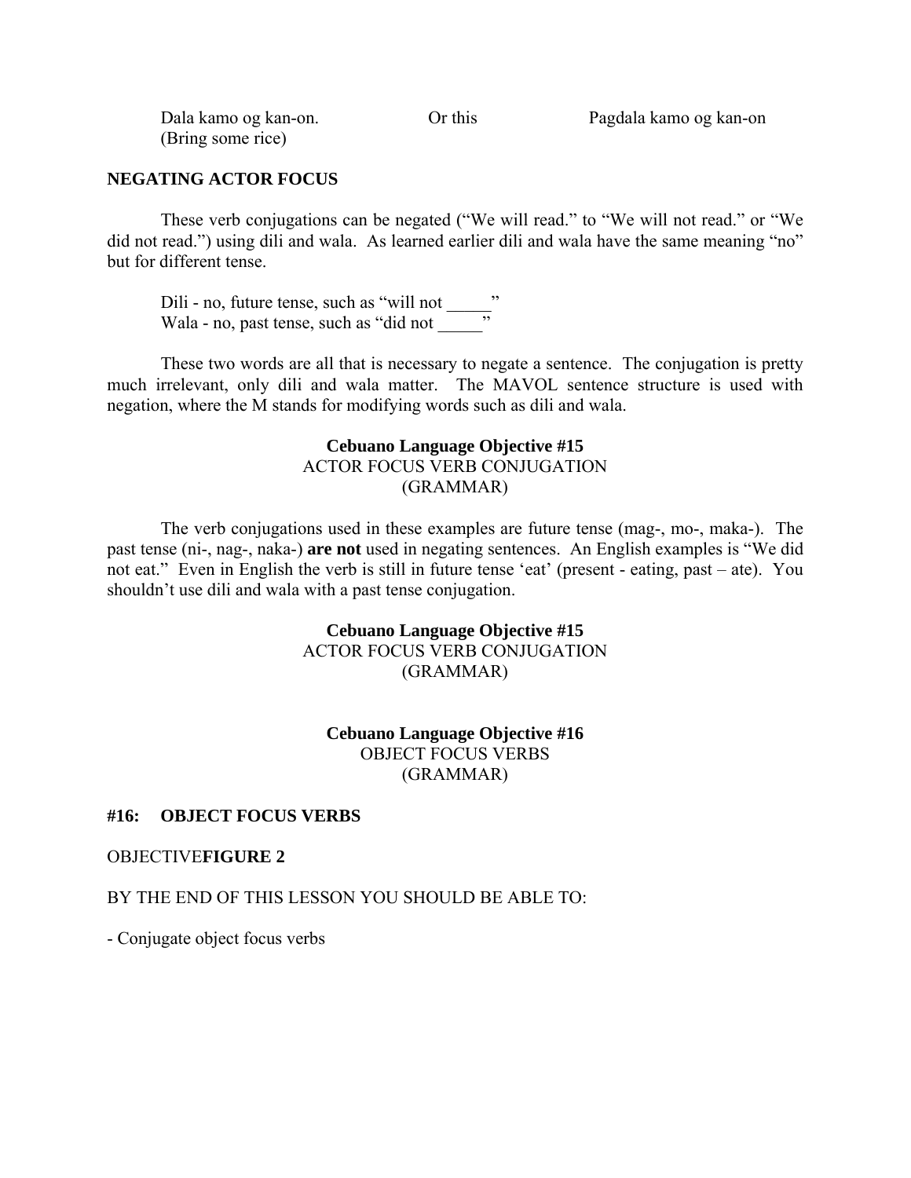Dala kamo og kan-on. Or this Pagdala kamo og kan-on
(Bring some rice)

**NEGATING ACTOR FOCUS**

These verb conjugations can be negated ("We will read." to "We will not read." or "We did not read.") using dili and wala. As learned earlier dili and wala have the same meaning "no" but for different tense.

Dili - no, future tense, such as "will not _____"
Wala - no, past tense, such as "did not _____"

These two words are all that is necessary to negate a sentence. The conjugation is pretty much irrelevant, only dili and wala matter. The MAVOL sentence structure is used with negation, where the M stands for modifying words such as dili and wala.

**Cebuano Language Objective #15**
ACTOR FOCUS VERB CONJUGATION
(GRAMMAR)

The verb conjugations used in these examples are future tense (mag-, mo-, maka-). The past tense (ni-, nag-, naka-) **are not** used in negating sentences. An English examples is "We did not eat." Even in English the verb is still in future tense 'eat' (present - eating, past – ate). You shouldn't use dili and wala with a past tense conjugation.

**Cebuano Language Objective #15**
ACTOR FOCUS VERB CONJUGATION
(GRAMMAR)

**Cebuano Language Objective #16**
OBJECT FOCUS VERBS
(GRAMMAR)

**#16: OBJECT FOCUS VERBS**

OBJECTIVE**FIGURE 2**

BY THE END OF THIS LESSON YOU SHOULD BE ABLE TO:

- Conjugate object focus verbs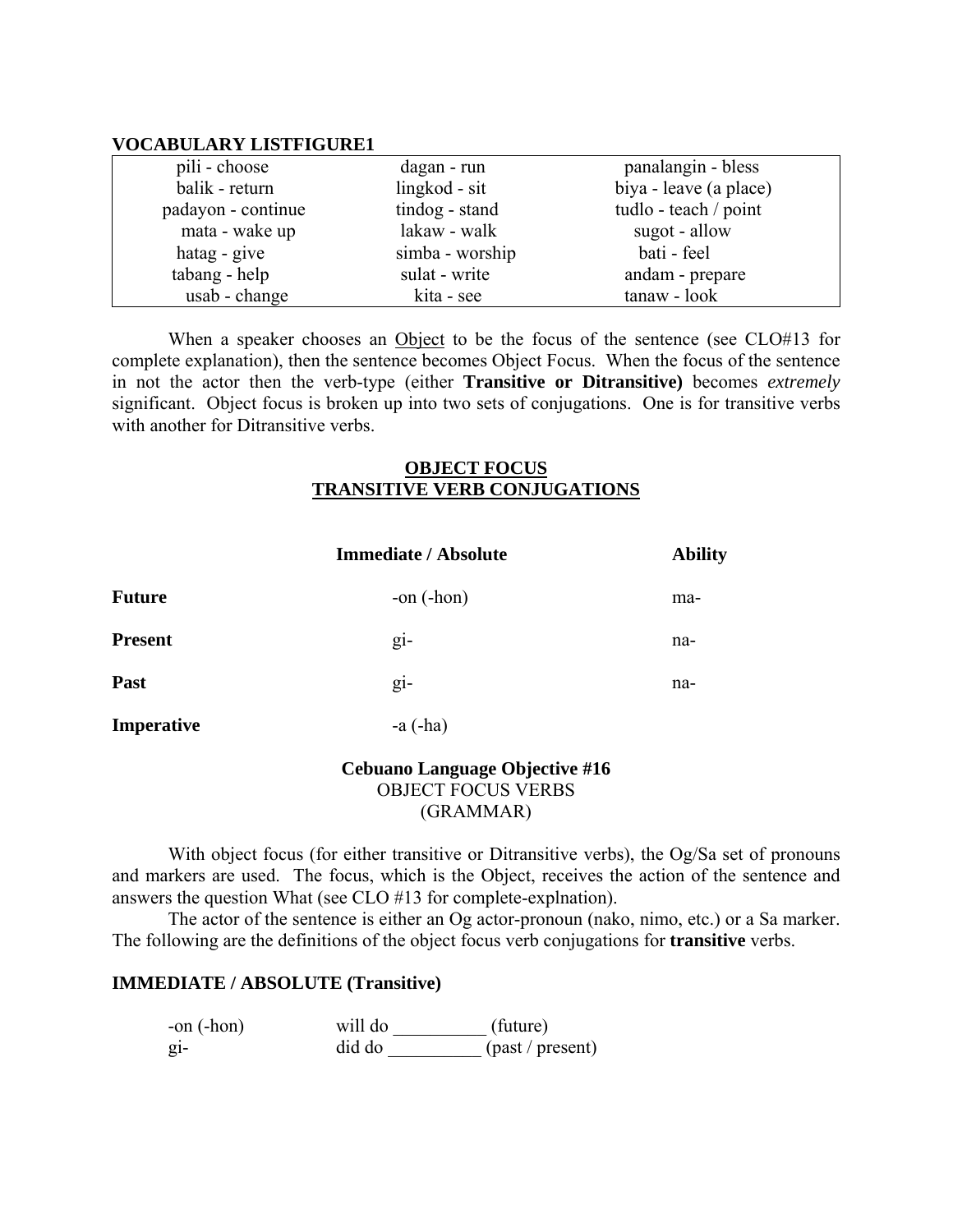**VOCABULARY LISTFIGURE1**

| | | |
|---|---|---|
| pili - choose | dagan - run | panalangin - bless |
| balik - return | lingkod - sit | biya - leave (a place) |
| padayon - continue | tindog - stand | tudlo - teach / point |
| mata - wake up | lakaw - walk | sugot - allow |
| hatag - give | simba - worship | bati - feel |
| tabang - help | sulat - write | andam - prepare |
| usab - change | kita - see | tanaw - look |

When a speaker chooses an Object to be the focus of the sentence (see CLO#13 for complete explanation), then the sentence becomes Object Focus. When the focus of the sentence in not the actor then the verb-type (either **Transitive or Ditransitive)** becomes *extremely* significant. Object focus is broken up into two sets of conjugations. One is for transitive verbs with another for Ditransitive verbs.

## OBJECT FOCUS
## TRANSITIVE VERB CONJUGATIONS

| | **Immediate / Absolute** | **Ability** |
|---|---|---|
| **Future** | -on (-hon) | ma- |
| **Present** | gi- | na- |
| **Past** | gi- | na- |
| **Imperative** | -a (-ha) | |

### Cebuano Language Objective #16
OBJECT FOCUS VERBS
(GRAMMAR)

With object focus (for either transitive or Ditransitive verbs), the Og/Sa set of pronouns and markers are used. The focus, which is the Object, receives the action of the sentence and answers the question What (see CLO #13 for complete-explnation).

The actor of the sentence is either an Og actor-pronoun (nako, nimo, etc.) or a Sa marker. The following are the definitions of the object focus verb conjugations for **transitive** verbs.

**IMMEDIATE / ABSOLUTE (Transitive)**

| | |
|---|---|
| -on (-hon) | will do __________ (future) |
| gi- | did do __________ (past / present) |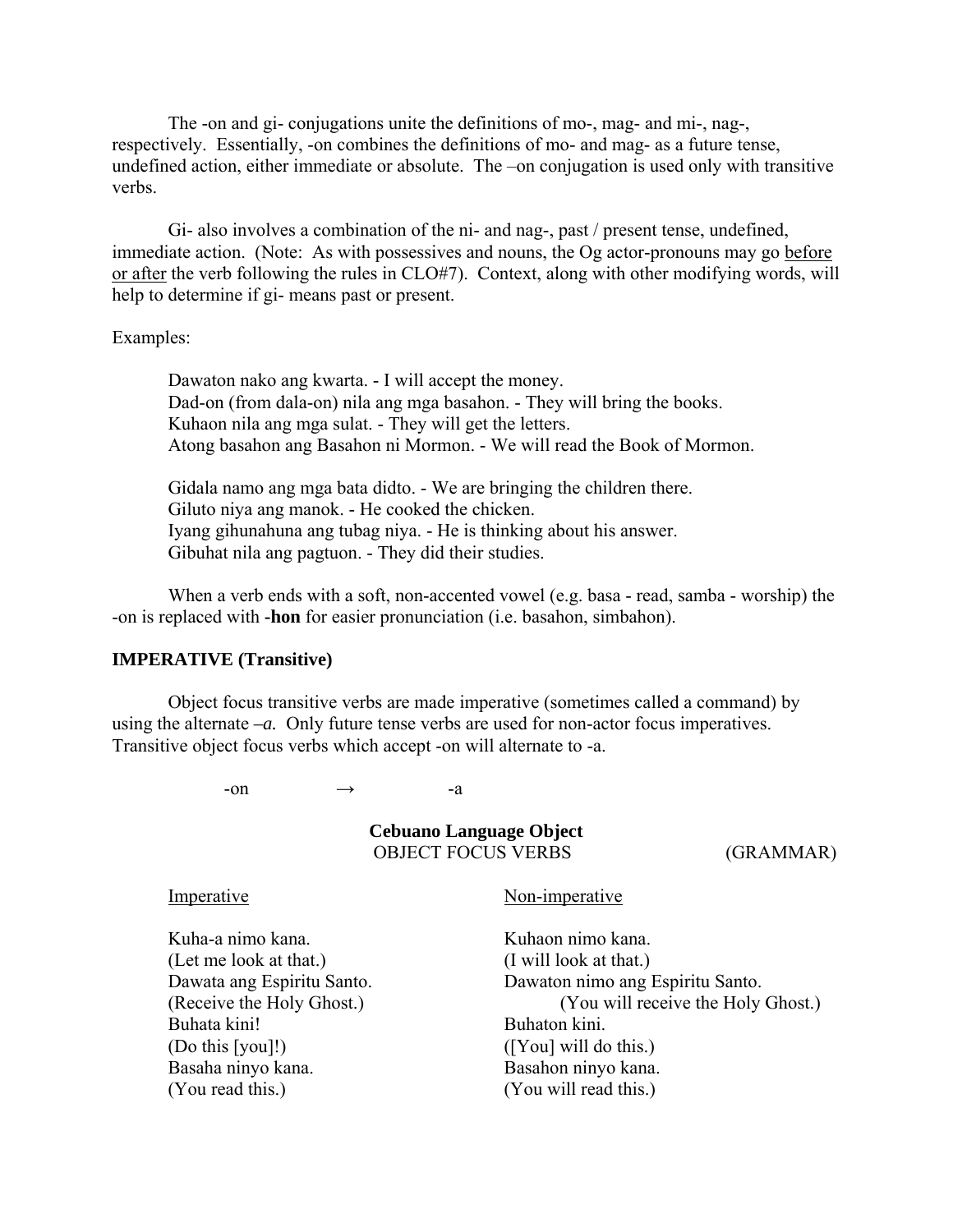The -on and gi- conjugations unite the definitions of mo-, mag- and mi-, nag-, respectively. Essentially, -on combines the definitions of mo- and mag- as a future tense, undefined action, either immediate or absolute. The –on conjugation is used only with transitive verbs.

Gi- also involves a combination of the ni- and nag-, past / present tense, undefined, immediate action. (Note: As with possessives and nouns, the Og actor-pronouns may go <u>before or after</u> the verb following the rules in CLO#7). Context, along with other modifying words, will help to determine if gi- means past or present.

Examples:

> Dawaton nako ang kwarta. - I will accept the money.
> Dad-on (from dala-on) nila ang mga basahon. - They will bring the books.
> Kuhaon nila ang mga sulat. - They will get the letters.
> Atong basahon ang Basahon ni Mormon. - We will read the Book of Mormon.
>
> Gidala namo ang mga bata didto. - We are bringing the children there.
> Giluto niya ang manok. - He cooked the chicken.
> Iyang gihunahuna ang tubag niya. - He is thinking about his answer.
> Gibuhat nila ang pagtuon. - They did their studies.

When a verb ends with a soft, non-accented vowel (e.g. basa - read, samba - worship) the -on is replaced with **-hon** for easier pronunciation (i.e. basahon, simbahon).

**IMPERATIVE (Transitive)**

Object focus transitive verbs are made imperative (sometimes called a command) by using the alternate ***–a.*** Only future tense verbs are used for non-actor focus imperatives. Transitive object focus verbs which accept -on will alternate to -a.

-on → -a

**Cebuano Language Object**
OBJECT FOCUS VERBS (GRAMMAR)

| <u>Imperative</u> | <u>Non-imperative</u> |
|---|---|
| Kuha-a nimo kana.<br>(Let me look at that.) | Kuhaon nimo kana.<br>(I will look at that.) |
| Dawata ang Espiritu Santo.<br>(Receive the Holy Ghost.) | Dawaton nimo ang Espiritu Santo.<br>(You will receive the Holy Ghost.) |
| Buhata kini!<br>(Do this [you]!) | Buhaton kini.<br>([You] will do this.) |
| Basaha ninyo kana.<br>(You read this.) | Basahon ninyo kana.<br>(You will read this.) |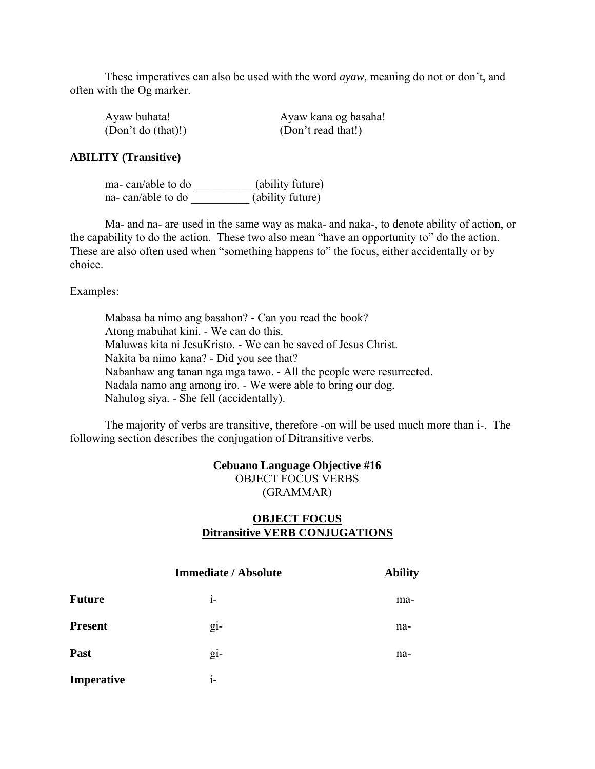These imperatives can also be used with the word *ayaw,* meaning do not or don't, and often with the Og marker.

| | |
|---|---|
| Ayaw buhata! | Ayaw kana og basaha! |
| (Don't do (that)!) | (Don't read that!) |

**ABILITY (Transitive)**

ma- can/able to do __________ (ability future)
na- can/able to do __________ (ability future)

Ma- and na- are used in the same way as maka- and naka-, to denote ability of action, or the capability to do the action. These two also mean "have an opportunity to" do the action. These are also often used when "something happens to" the focus, either accidentally or by choice.

Examples:

Mabasa ba nimo ang basahon? - Can you read the book?
Atong mabuhat kini. - We can do this.
Maluwas kita ni JesuKristo. - We can be saved of Jesus Christ.
Nakita ba nimo kana? - Did you see that?
Nabanhaw ang tanan nga mga tawo. - All the people were resurrected.
Nadala namo ang among iro. - We were able to bring our dog.
Nahulog siya. - She fell (accidentally).

The majority of verbs are transitive, therefore -on will be used much more than i-. The following section describes the conjugation of Ditransitive verbs.

**Cebuano Language Objective #16**
OBJECT FOCUS VERBS
(GRAMMAR)

**OBJECT FOCUS**
**Ditransitive VERB CONJUGATIONS**

| | **Immediate / Absolute** | **Ability** |
|---|---|---|
| **Future** | i- | ma- |
| **Present** | gi- | na- |
| **Past** | gi- | na- |
| **Imperative** | i- | |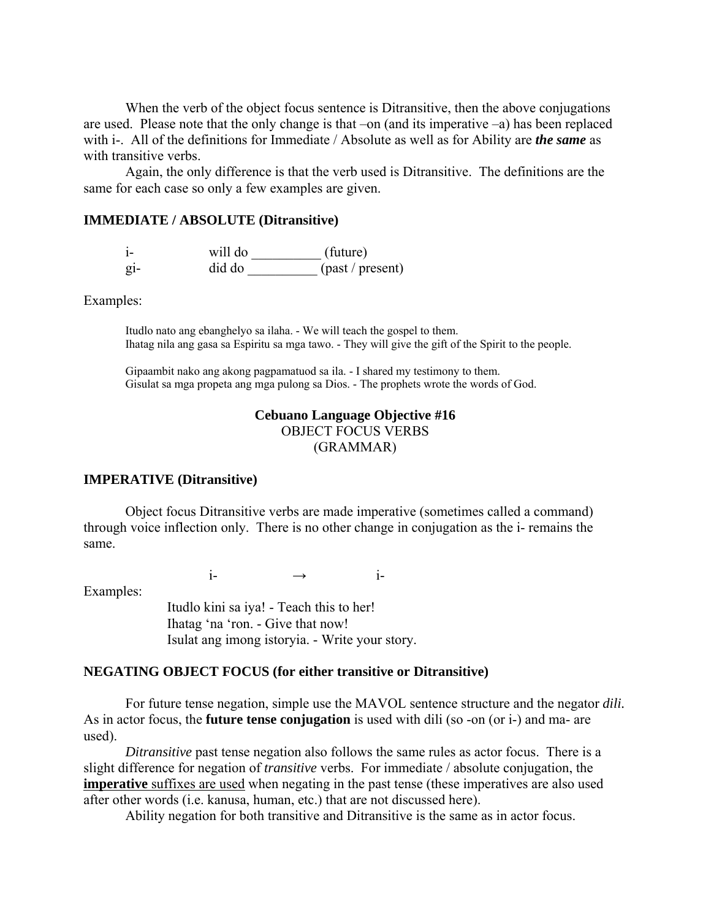When the verb of the object focus sentence is Ditransitive, then the above conjugations are used. Please note that the only change is that –on (and its imperative –a) has been replaced with i-. All of the definitions for Immediate / Absolute as well as for Ability are ***the same*** as with transitive verbs.

Again, the only difference is that the verb used is Ditransitive. The definitions are the same for each case so only a few examples are given.

**IMMEDIATE / ABSOLUTE (Ditransitive)**

| | | |
|---|---|---|
| i- | will do __________ | (future) |
| gi- | did do __________ | (past / present) |

Examples:

Itudlo nato ang ebanghelyo sa ilaha. - We will teach the gospel to them.
Ihatag nila ang gasa sa Espiritu sa mga tawo. - They will give the gift of the Spirit to the people.

Gipaambit nako ang akong pagpamatuod sa ila. - I shared my testimony to them.
Gisulat sa mga propeta ang mga pulong sa Dios. - The prophets wrote the words of God.

## Cebuano Language Objective #16
OBJECT FOCUS VERBS
(GRAMMAR)

**IMPERATIVE (Ditransitive)**

Object focus Ditransitive verbs are made imperative (sometimes called a command) through voice inflection only. There is no other change in conjugation as the i- remains the same.

i- → i-

Examples:

Itudlo kini sa iya! - Teach this to her!
Ihatag 'na 'ron. - Give that now!
Isulat ang imong istoryia. - Write your story.

**NEGATING OBJECT FOCUS (for either transitive or Ditransitive)**

For future tense negation, simple use the MAVOL sentence structure and the negator *dili.* As in actor focus, the **future tense conjugation** is used with dili (so -on (or i-) and ma- are used).

*Ditransitive* past tense negation also follows the same rules as actor focus. There is a slight difference for negation of *transitive* verbs. For immediate / absolute conjugation, the **imperative** suffixes are used when negating in the past tense (these imperatives are also used after other words (i.e. kanusa, human, etc.) that are not discussed here).

Ability negation for both transitive and Ditransitive is the same as in actor focus.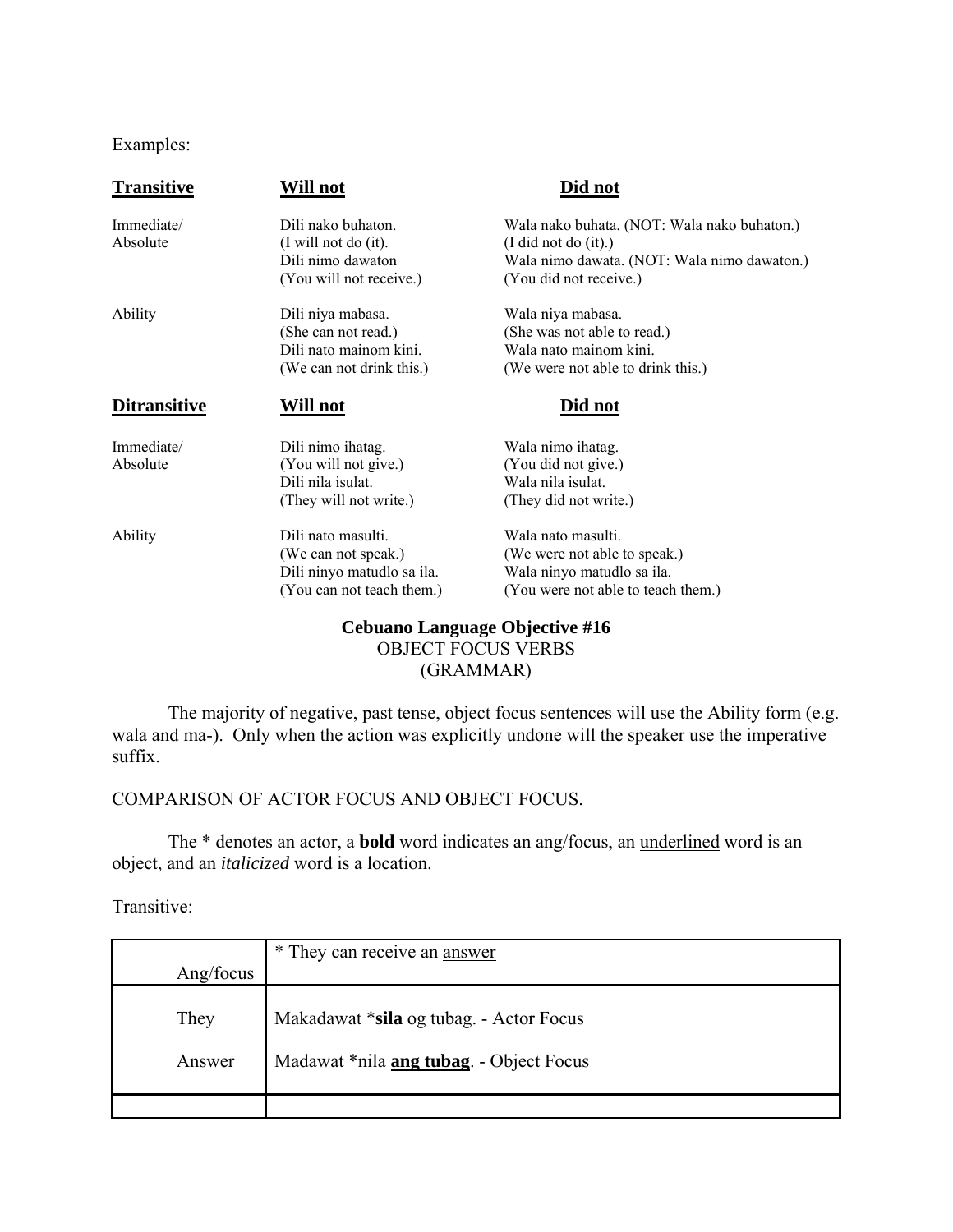Examples:

| **Transitive** | **Will not** | **Did not** |
|---|---|---|
| Immediate/ Absolute | Dili nako buhaton. (I will not do (it). Dili nimo dawaton (You will not receive.) | Wala nako buhata. (NOT: Wala nako buhaton.) (I did not do (it).) Wala nimo dawata. (NOT: Wala nimo dawaton.) (You did not receive.) |
| Ability | Dili niya mabasa. (She can not read.) Dili nato mainom kini. (We can not drink this.) | Wala niya mabasa. (She was not able to read.) Wala nato mainom kini. (We were not able to drink this.) |

| **Ditransitive** | **Will not** | **Did not** |
|---|---|---|
| Immediate/ Absolute | Dili nimo ihatag. (You will not give.) Dili nila isulat. (They will not write.) | Wala nimo ihatag. (You did not give.) Wala nila isulat. (They did not write.) |
| Ability | Dili nato masulti. (We can not speak.) Dili ninyo matudlo sa ila. (You can not teach them.) | Wala nato masulti. (We were not able to speak.) Wala ninyo matudlo sa ila. (You were not able to teach them.) |

## Cebuano Language Objective #16
### OBJECT FOCUS VERBS
### (GRAMMAR)

The majority of negative, past tense, object focus sentences will use the Ability form (e.g. wala and ma-). Only when the action was explicitly undone will the speaker use the imperative suffix.

COMPARISON OF ACTOR FOCUS AND OBJECT FOCUS.

The * denotes an actor, a **bold** word indicates an ang/focus, an <u>underlined</u> word is an object, and an *italicized* word is a location.

Transitive:

| Ang/focus | * They can receive an <u>answer</u> |
|---|---|
| They | Makadawat ***sila** <u>og tubag</u>. - Actor Focus |
| Answer | Madawat *nila <u>**ang tubag**</u>. - Object Focus |
| | |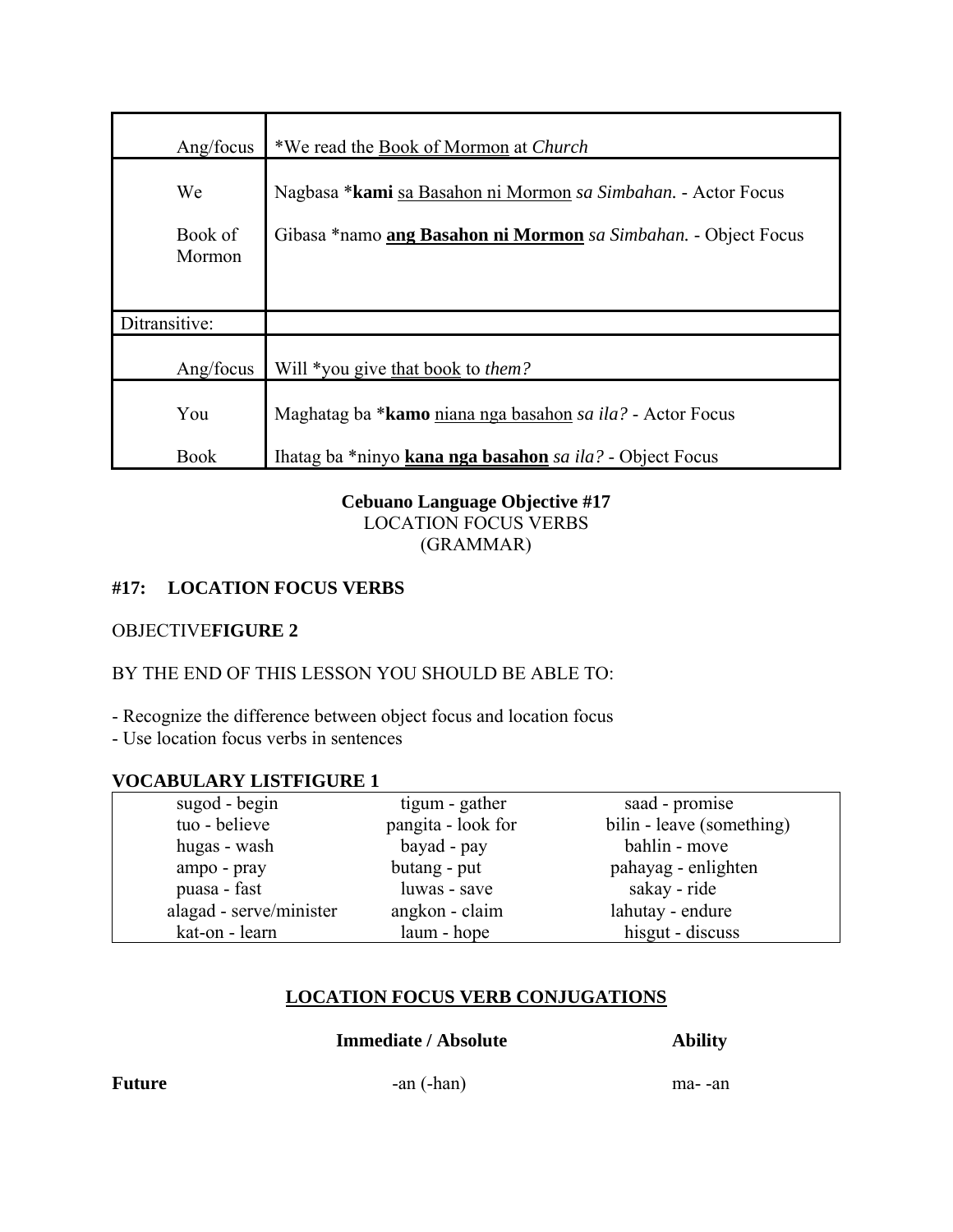| Ang/focus | *We read the <u>Book of Mormon</u> at *Church* |
|---|---|
| We<br><br>Book of Mormon | Nagbasa ***kami** <u>sa Basahon ni Mormon</u> *sa Simbahan.* - Actor Focus<br><br>Gibasa *namo **<u>ang Basahon ni Mormon</u>** *sa Simbahan.* - Object Focus |
| Ditransitive: | |
| Ang/focus | Will *you give <u>that book</u> to *them?* |
| You<br><br>Book | Maghatag ba ***kamo** <u>niana nga basahon</u> *sa ila?* - Actor Focus<br><br>Ihatag ba *ninyo **<u>kana nga basahon</u>** *sa ila?* - Object Focus |

**Cebuano Language Objective #17**
LOCATION FOCUS VERBS
(GRAMMAR)

## #17: LOCATION FOCUS VERBS

OBJECTIVE**FIGURE 2**

BY THE END OF THIS LESSON YOU SHOULD BE ABLE TO:

- Recognize the difference between object focus and location focus
- Use location focus verbs in sentences

**VOCABULARY LISTFIGURE 1**

| | | |
|---|---|---|
| sugod - begin | tigum - gather | saad - promise |
| tuo - believe | pangita - look for | bilin - leave (something) |
| hugas - wash | bayad - pay | bahlin - move |
| ampo - pray | butang - put | pahayag - enlighten |
| puasa - fast | luwas - save | sakay - ride |
| alagad - serve/minister | angkon - claim | lahutay - endure |
| kat-on - learn | laum - hope | hisgut - discuss |

## <u>LOCATION FOCUS VERB CONJUGATIONS</u>

| | **Immediate / Absolute** | **Ability** |
|---|---|---|
| **Future** | -an (-han) | ma- -an |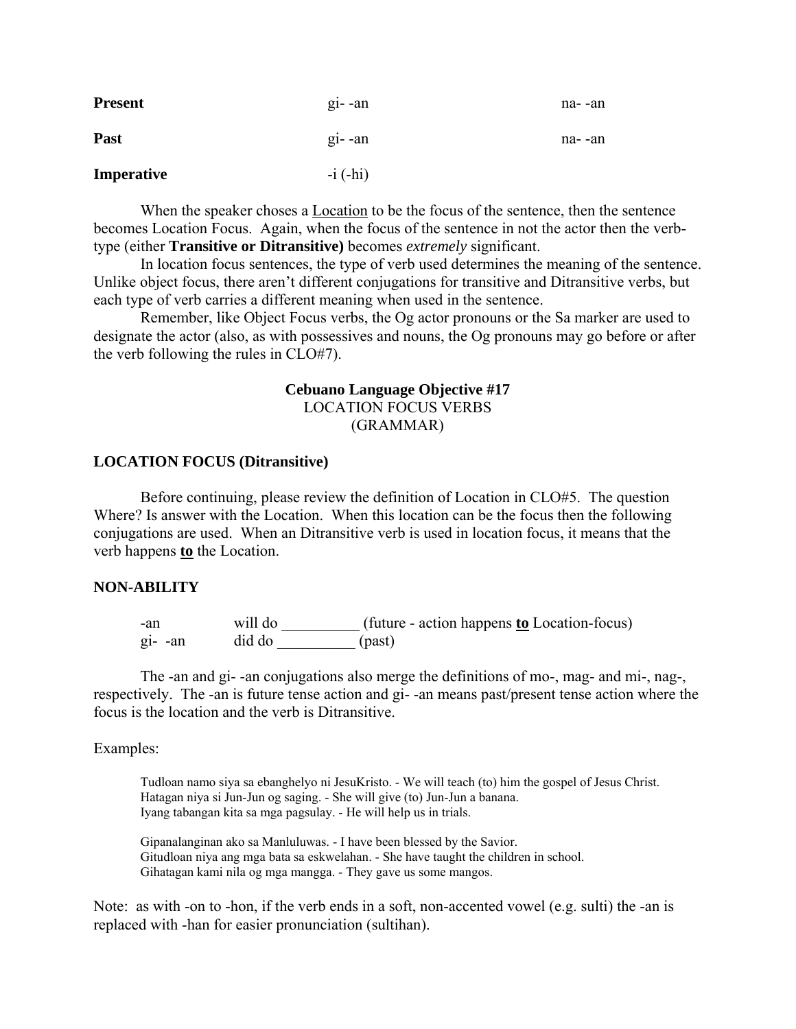| | | |
|---|---|---|
| **Present** | gi- -an | na- -an |
| **Past** | gi- -an | na- -an |
| **Imperative** | -i (-hi) | |

When the speaker choses a Location to be the focus of the sentence, then the sentence becomes Location Focus. Again, when the focus of the sentence in not the actor then the verb-type (either **Transitive or Ditransitive)** becomes *extremely* significant.

In location focus sentences, the type of verb used determines the meaning of the sentence. Unlike object focus, there aren't different conjugations for transitive and Ditransitive verbs, but each type of verb carries a different meaning when used in the sentence.

Remember, like Object Focus verbs, the Og actor pronouns or the Sa marker are used to designate the actor (also, as with possessives and nouns, the Og pronouns may go before or after the verb following the rules in CLO#7).

## Cebuano Language Objective #17
LOCATION FOCUS VERBS
(GRAMMAR)

### LOCATION FOCUS (Ditransitive)

Before continuing, please review the definition of Location in CLO#5. The question Where? Is answer with the Location. When this location can be the focus then the following conjugations are used. When an Ditransitive verb is used in location focus, it means that the verb happens **to** the Location.

### NON-ABILITY

| | | |
|---|---|---|
| -an | will do __________ | (future - action happens **to** Location-focus) |
| gi- -an | did do __________ | (past) |

The -an and gi- -an conjugations also merge the definitions of mo-, mag- and mi-, nag-, respectively. The -an is future tense action and gi- -an means past/present tense action where the focus is the location and the verb is Ditransitive.

Examples:

Tudloan namo siya sa ebanghelyo ni JesuKristo. - We will teach (to) him the gospel of Jesus Christ.
Hatagan niya si Jun-Jun og saging. - She will give (to) Jun-Jun a banana.
Iyang tabangan kita sa mga pagsulay. - He will help us in trials.

Gipanalanginan ako sa Manluluwas. - I have been blessed by the Savior.
Gitudloan niya ang mga bata sa eskwelahan. - She have taught the children in school.
Gihatagan kami nila og mga mangga. - They gave us some mangos.

Note: as with -on to -hon, if the verb ends in a soft, non-accented vowel (e.g. sulti) the -an is replaced with -han for easier pronunciation (sultihan).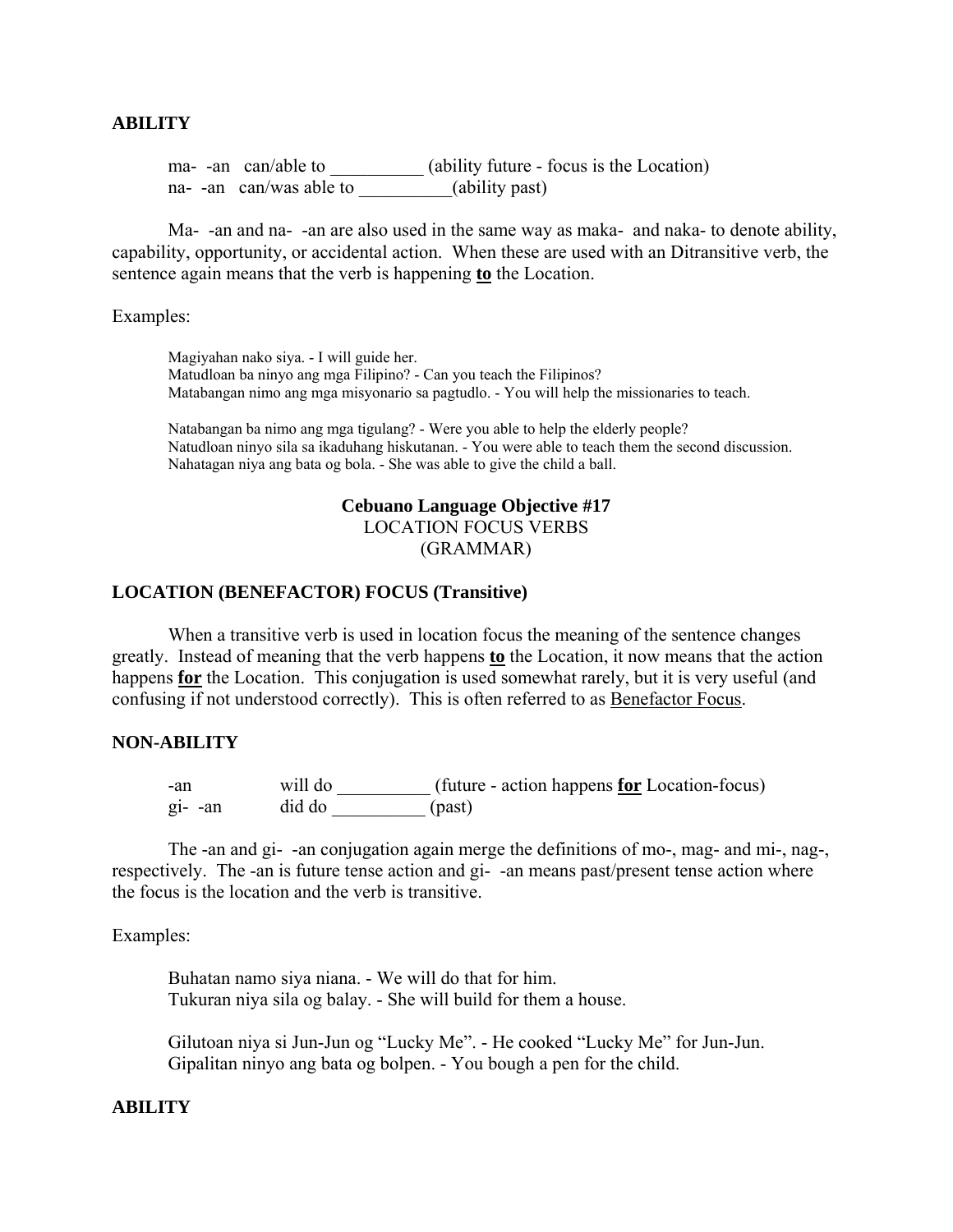**ABILITY**

ma- -an can/able to __________ (ability future - focus is the Location)
na- -an can/was able to __________(ability past)

Ma- -an and na- -an are also used in the same way as maka- and naka- to denote ability, capability, opportunity, or accidental action. When these are used with an Ditransitive verb, the sentence again means that the verb is happening **to** the Location.

Examples:

Magiyahan nako siya. - I will guide her.
Matudloan ba ninyo ang mga Filipino? - Can you teach the Filipinos?
Matabangan nimo ang mga misyonario sa pagtudlo. - You will help the missionaries to teach.

Natabangan ba nimo ang mga tigulang? - Were you able to help the elderly people?
Natudloan ninyo sila sa ikaduhang hiskutanan. - You were able to teach them the second discussion.
Nahatagan niya ang bata og bola. - She was able to give the child a ball.

## Cebuano Language Objective #17
LOCATION FOCUS VERBS
(GRAMMAR)

**LOCATION (BENEFACTOR) FOCUS (Transitive)**

When a transitive verb is used in location focus the meaning of the sentence changes greatly. Instead of meaning that the verb happens **to** the Location, it now means that the action happens **for** the Location. This conjugation is used somewhat rarely, but it is very useful (and confusing if not understood correctly). This is often referred to as Benefactor Focus.

**NON-ABILITY**

-an will do __________ (future - action happens **for** Location-focus)
gi- -an did do __________ (past)

The -an and gi- -an conjugation again merge the definitions of mo-, mag- and mi-, nag-, respectively. The -an is future tense action and gi- -an means past/present tense action where the focus is the location and the verb is transitive.

Examples:

Buhatan namo siya niana. - We will do that for him.
Tukuran niya sila og balay. - She will build for them a house.

Gilutoan niya si Jun-Jun og "Lucky Me". - He cooked "Lucky Me" for Jun-Jun.
Gipalitan ninyo ang bata og bolpen. - You bough a pen for the child.

**ABILITY**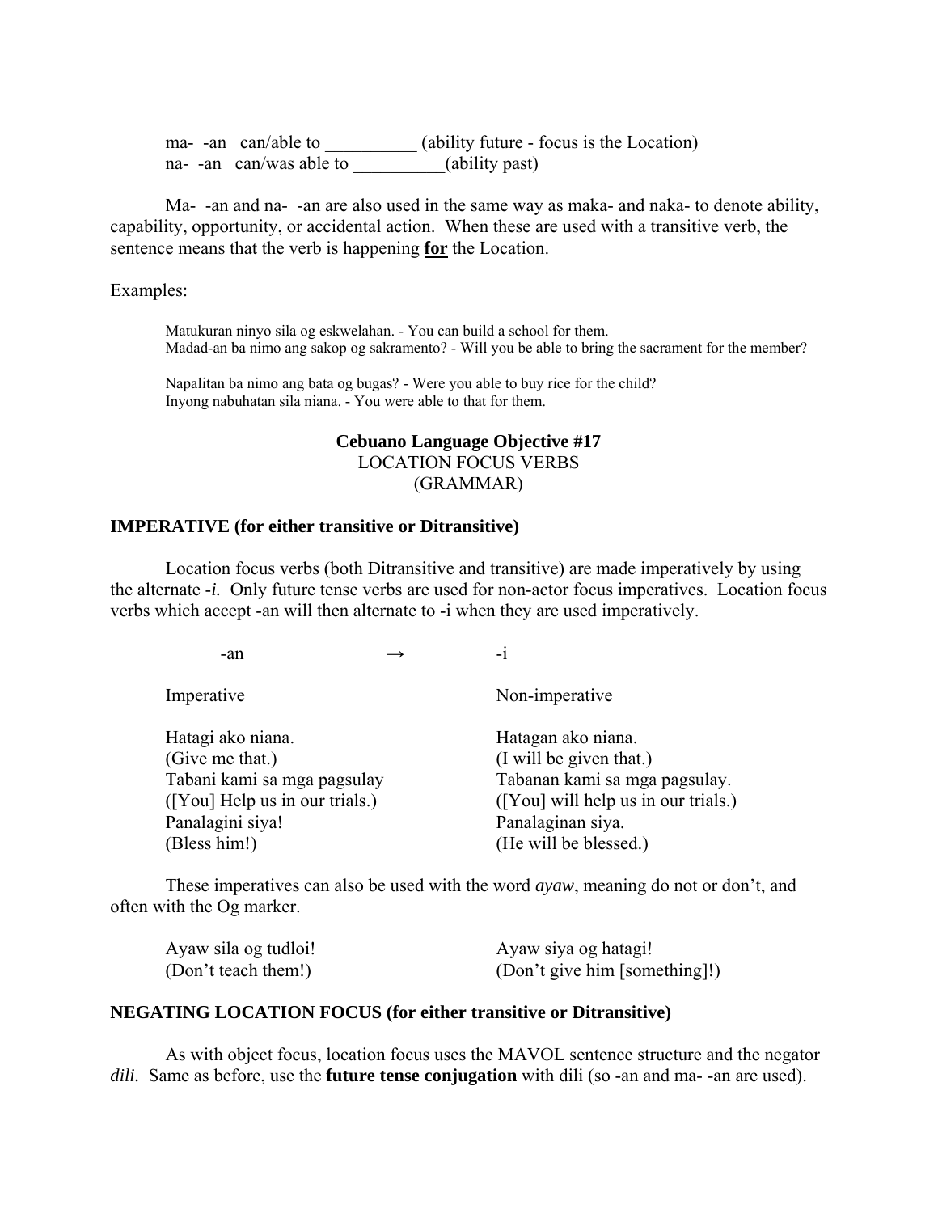ma- -an can/able to __________ (ability future - focus is the Location)
na- -an can/was able to __________(ability past)

Ma- -an and na- -an are also used in the same way as maka- and naka- to denote ability, capability, opportunity, or accidental action. When these are used with a transitive verb, the sentence means that the verb is happening **for** the Location.

Examples:

> Matukuran ninyo sila og eskwelahan. - You can build a school for them.
> Madad-an ba nimo ang sakop og sakramento? - Will you be able to bring the sacrament for the member?
>
> Napalitan ba nimo ang bata og bugas? - Were you able to buy rice for the child?
> Inyong nabuhatan sila niana. - You were able to that for them.

## Cebuano Language Objective #17
### LOCATION FOCUS VERBS
### (GRAMMAR)

**IMPERATIVE (for either transitive or Ditransitive)**

Location focus verbs (both Ditransitive and transitive) are made imperatively by using the alternate *-i.* Only future tense verbs are used for non-actor focus imperatives. Location focus verbs which accept -an will then alternate to -i when they are used imperatively.

-an → -i

| Imperative | Non-imperative |
|---|---|
| Hatagi ako niana.<br>(Give me that.) | Hatagan ako niana.<br>(I will be given that.) |
| Tabani kami sa mga pagsulay<br>([You] Help us in our trials.) | Tabanan kami sa mga pagsulay.<br>([You] will help us in our trials.) |
| Panalagini siya!<br>(Bless him!) | Panalaginan siya.<br>(He will be blessed.) |

These imperatives can also be used with the word *ayaw*, meaning do not or don't, and often with the Og marker.

| | |
|---|---|
| Ayaw sila og tudloi!<br>(Don't teach them!) | Ayaw siya og hatagi!<br>(Don't give him [something]!) |

**NEGATING LOCATION FOCUS (for either transitive or Ditransitive)**

As with object focus, location focus uses the MAVOL sentence structure and the negator *dili.* Same as before, use the **future tense conjugation** with dili (so -an and ma- -an are used).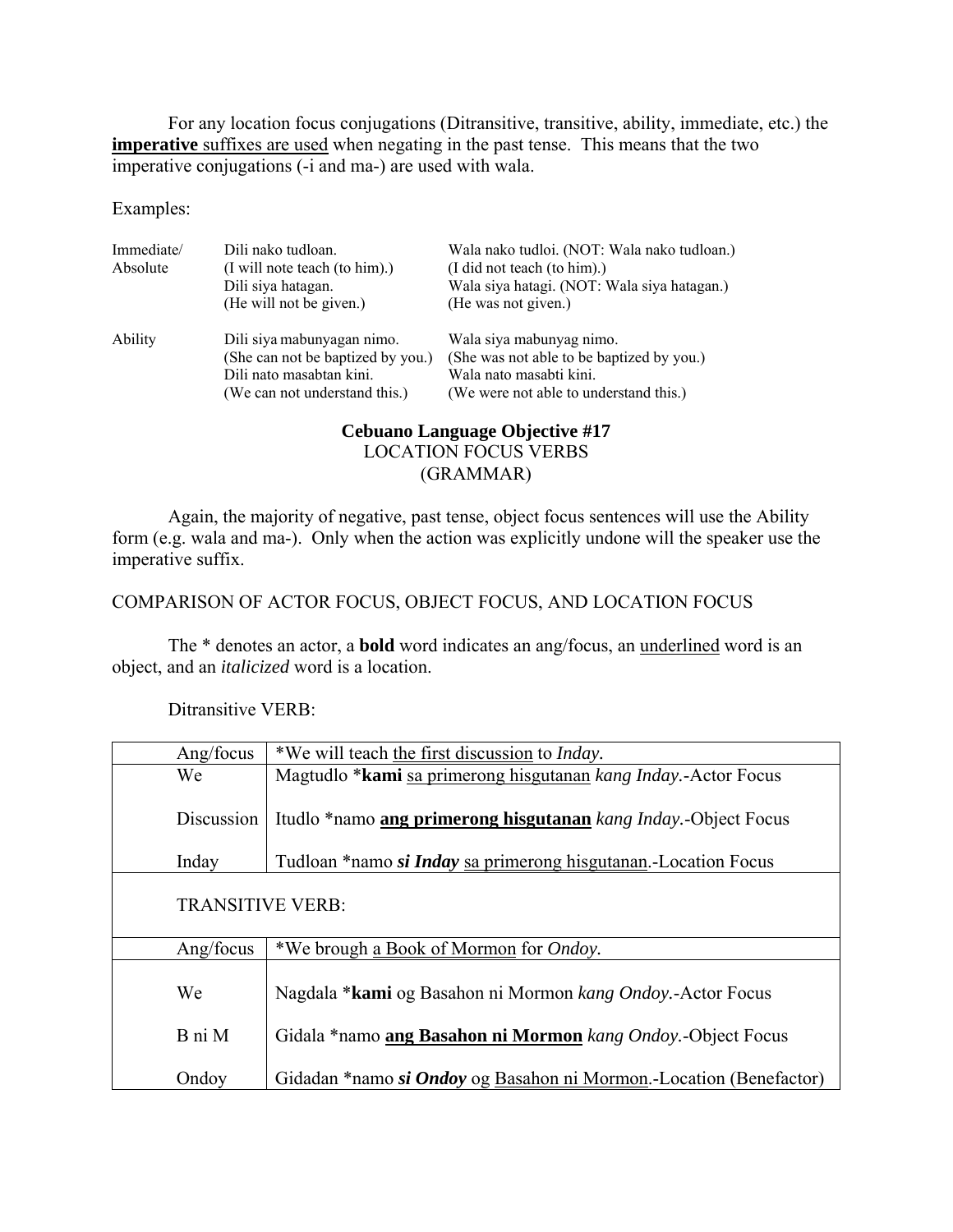For any location focus conjugations (Ditransitive, transitive, ability, immediate, etc.) the **imperative** suffixes are used when negating in the past tense. This means that the two imperative conjugations (-i and ma-) are used with wala.

Examples:

| | | |
|---|---|---|
| Immediate/ Absolute | Dili nako tudloan. (I will note teach (to him).) | Wala nako tudloi. (NOT: Wala nako tudloan.) (I did not teach (to him).) |
| | Dili siya hatagan. (He will not be given.) | Wala siya hatagi. (NOT: Wala siya hatagan.) (He was not given.) |
| Ability | Dili siya mabunyagan nimo. (She can not be baptized by you.) | Wala siya mabunyag nimo. (She was not able to be baptized by you.) |
| | Dili nato masabtan kini. (We can not understand this.) | Wala nato masabti kini. (We were not able to understand this.) |

**Cebuano Language Objective #17**
LOCATION FOCUS VERBS
(GRAMMAR)

Again, the majority of negative, past tense, object focus sentences will use the Ability form (e.g. wala and ma-). Only when the action was explicitly undone will the speaker use the imperative suffix.

COMPARISON OF ACTOR FOCUS, OBJECT FOCUS, AND LOCATION FOCUS

The * denotes an actor, a **bold** word indicates an ang/focus, an underlined word is an object, and an *italicized* word is a location.

Ditransitive VERB:

| Ang/focus | *We will teach the first discussion to *Inday.* |
|---|---|
| We | Magtudlo ***kami** sa primerong hisgutanan *kang Inday.*-Actor Focus |
| Discussion | Itudlo *namo **ang primerong hisgutanan** *kang Inday.*-Object Focus |
| Inday | Tudloan *namo ***si Inday*** sa primerong hisgutanan.-Location Focus |
| TRANSITIVE VERB: | |
| Ang/focus | *We brough a Book of Mormon for *Ondoy.* |
| We | Nagdala ***kami** og Basahon ni Mormon *kang Ondoy.*-Actor Focus |
| B ni M | Gidala *namo **ang Basahon ni Mormon** *kang Ondoy.*-Object Focus |
| Ondoy | Gidadan *namo ***si Ondoy*** og Basahon ni Mormon.-Location (Benefactor) |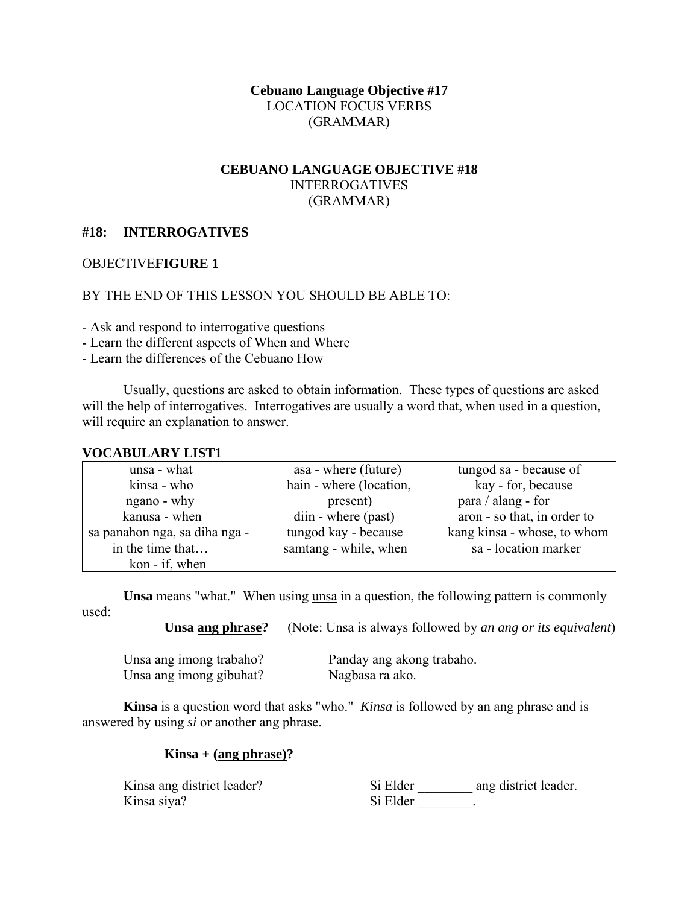**Cebuano Language Objective #17**
LOCATION FOCUS VERBS
(GRAMMAR)

**CEBUANO LANGUAGE OBJECTIVE #18**
INTERROGATIVES
(GRAMMAR)

## #18: INTERROGATIVES

OBJECTIVE**FIGURE 1**

BY THE END OF THIS LESSON YOU SHOULD BE ABLE TO:

- Ask and respond to interrogative questions
- Learn the different aspects of When and Where
- Learn the differences of the Cebuano How

Usually, questions are asked to obtain information. These types of questions are asked will the help of interrogatives. Interrogatives are usually a word that, when used in a question, will require an explanation to answer.

**VOCABULARY LIST1**

| | | |
|---|---|---|
| unsa - what | asa - where (future) | tungod sa - because of |
| kinsa - who | hain - where (location, present) | kay - for, because |
| ngano - why | diin - where (past) | para / alang - for |
| kanusa - when | tungod kay - because | aron - so that, in order to |
| sa panahon nga, sa diha nga - in the time that… | samtang - while, when | kang kinsa - whose, to whom |
| kon - if, when | | sa - location marker |

**Unsa** means "what." When using unsa in a question, the following pattern is commonly used:

**Unsa ang phrase?** (Note: Unsa is always followed by *an ang or its equivalent*)

Unsa ang imong trabaho? — Panday ang akong trabaho.
Unsa ang imong gibuhat? — Nagbasa ra ako.

**Kinsa** is a question word that asks "who." *Kinsa* is followed by an ang phrase and is answered by using *si* or another ang phrase.

**Kinsa + (ang phrase)?**

Kinsa ang district leader? — Si Elder ________ ang district leader.
Kinsa siya? — Si Elder ________.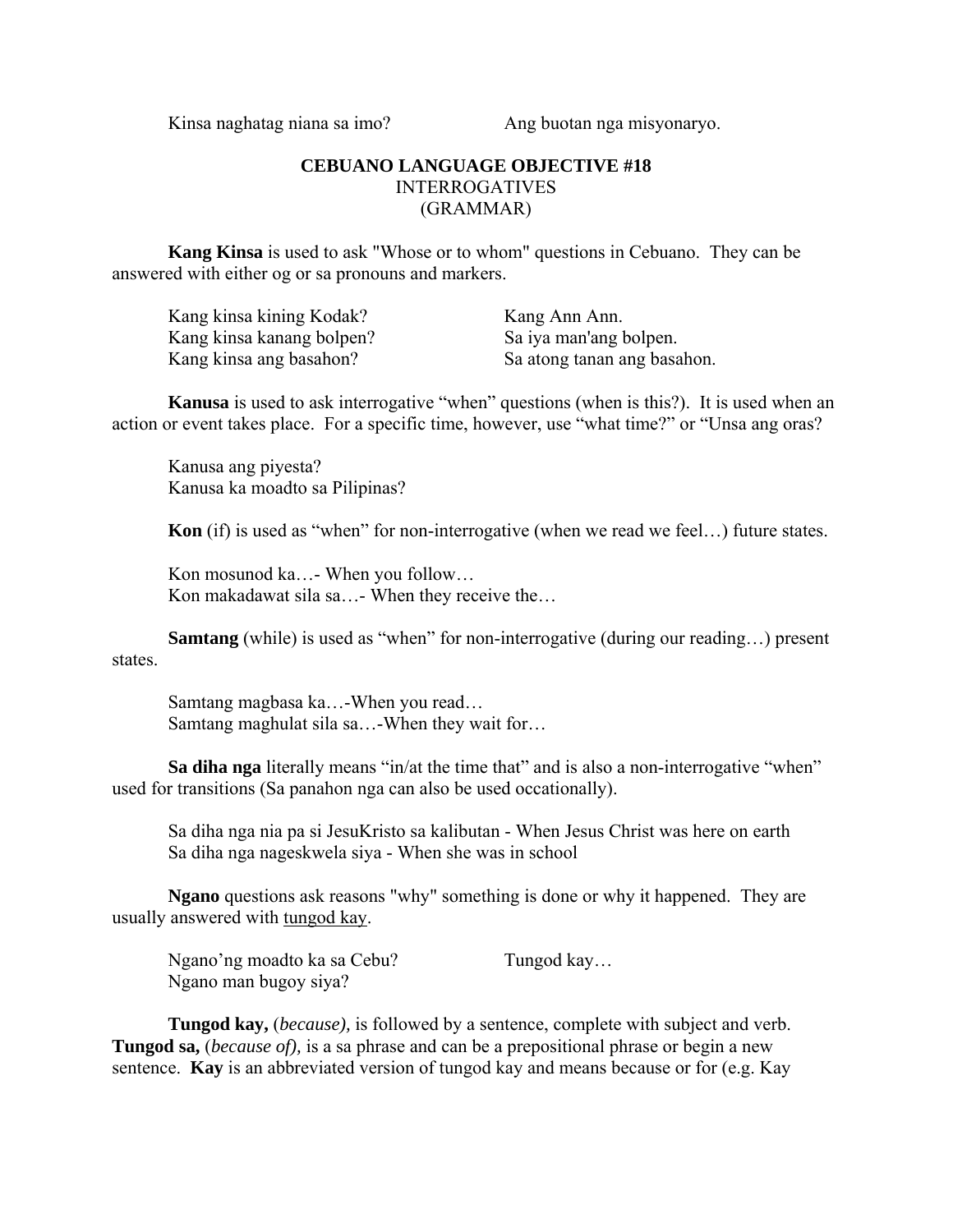Kinsa naghatag niana sa imo? Ang buotan nga misyonaryo.

**CEBUANO LANGUAGE OBJECTIVE #18**

INTERROGATIVES

(GRAMMAR)

**Kang Kinsa** is used to ask "Whose or to whom" questions in Cebuano. They can be answered with either og or sa pronouns and markers.

| | |
|---|---|
| Kang kinsa kining Kodak? | Kang Ann Ann. |
| Kang kinsa kanang bolpen? | Sa iya man'ang bolpen. |
| Kang kinsa ang basahon? | Sa atong tanan ang basahon. |

**Kanusa** is used to ask interrogative "when" questions (when is this?). It is used when an action or event takes place. For a specific time, however, use "what time?" or "Unsa ang oras?

Kanusa ang piyesta?
Kanusa ka moadto sa Pilipinas?

**Kon** (if) is used as "when" for non-interrogative (when we read we feel…) future states.

Kon mosunod ka…- When you follow…
Kon makadawat sila sa…- When they receive the…

**Samtang** (while) is used as "when" for non-interrogative (during our reading…) present states.

Samtang magbasa ka…-When you read…
Samtang maghulat sila sa…-When they wait for…

**Sa diha nga** literally means "in/at the time that" and is also a non-interrogative "when" used for transitions (Sa panahon nga can also be used occationally).

Sa diha nga nia pa si JesuKristo sa kalibutan - When Jesus Christ was here on earth
Sa diha nga nageskwela siya - When she was in school

**Ngano** questions ask reasons "why" something is done or why it happened. They are usually answered with tungod kay.

| | |
|---|---|
| Ngano'ng moadto ka sa Cebu? | Tungod kay… |
| Ngano man bugoy siya? | |

**Tungod kay,** (*because),* is followed by a sentence, complete with subject and verb. **Tungod sa,** (*because of),* is a sa phrase and can be a prepositional phrase or begin a new sentence. **Kay** is an abbreviated version of tungod kay and means because or for (e.g. Kay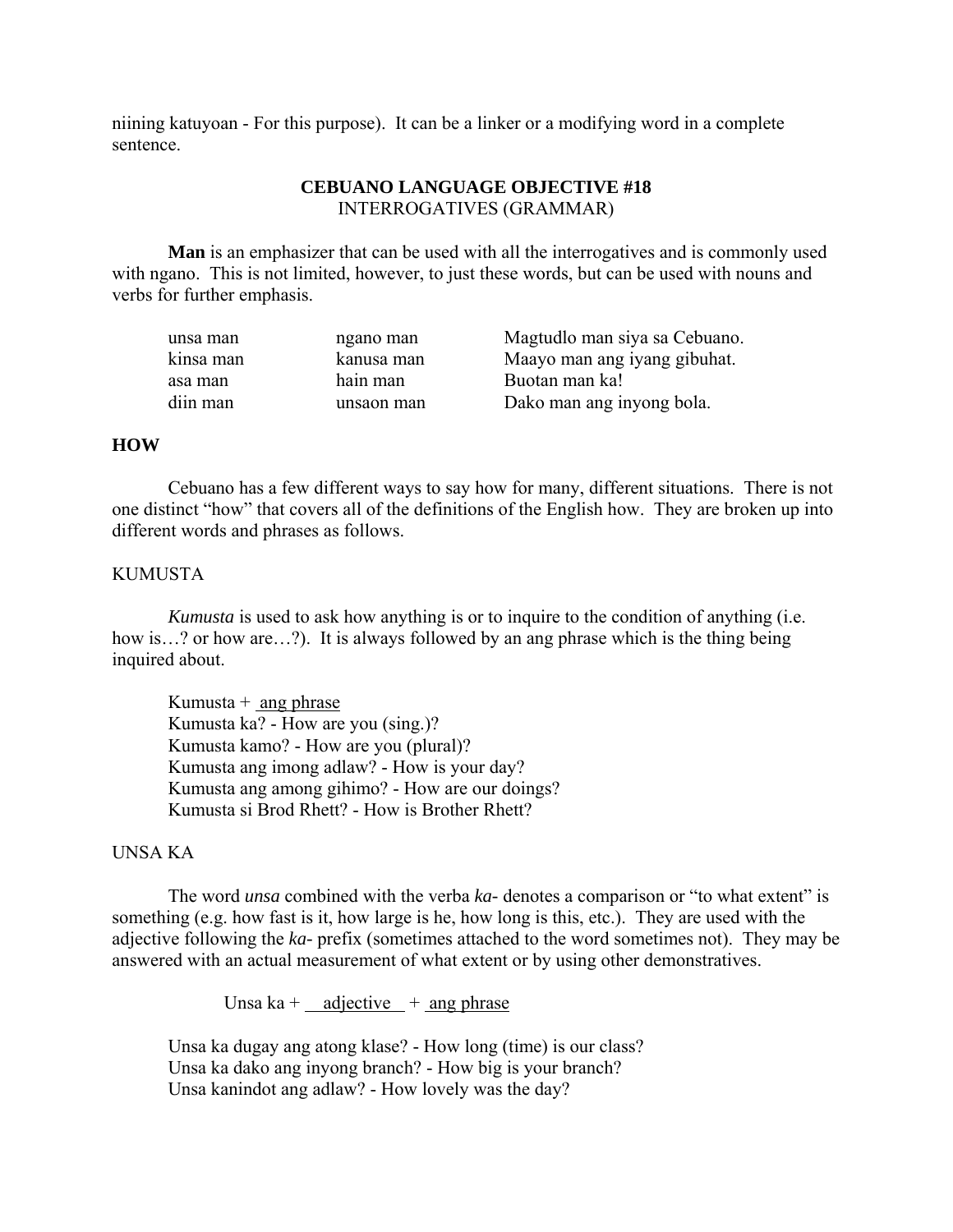niining katuyoan - For this purpose). It can be a linker or a modifying word in a complete sentence.

## CEBUANO LANGUAGE OBJECTIVE #18

INTERROGATIVES (GRAMMAR)

**Man** is an emphasizer that can be used with all the interrogatives and is commonly used with ngano. This is not limited, however, to just these words, but can be used with nouns and verbs for further emphasis.

| | | |
|---|---|---|
| unsa man | ngano man | Magtudlo man siya sa Cebuano. |
| kinsa man | kanusa man | Maayo man ang iyang gibuhat. |
| asa man | hain man | Buotan man ka! |
| diin man | unsaon man | Dako man ang inyong bola. |

### HOW

Cebuano has a few different ways to say how for many, different situations. There is not one distinct "how" that covers all of the definitions of the English how. They are broken up into different words and phrases as follows.

#### KUMUSTA

*Kumusta* is used to ask how anything is or to inquire to the condition of anything (i.e. how is…? or how are…?). It is always followed by an ang phrase which is the thing being inquired about.

Kumusta + ang phrase
Kumusta ka? - How are you (sing.)?
Kumusta kamo? - How are you (plural)?
Kumusta ang imong adlaw? - How is your day?
Kumusta ang among gihimo? - How are our doings?
Kumusta si Brod Rhett? - How is Brother Rhett?

#### UNSA KA

The word *unsa* combined with the verba *ka-* denotes a comparison or "to what extent" is something (e.g. how fast is it, how large is he, how long is this, etc.). They are used with the adjective following the *ka-* prefix (sometimes attached to the word sometimes not). They may be answered with an actual measurement of what extent or by using other demonstratives.

Unsa ka + adjective + ang phrase

Unsa ka dugay ang atong klase? - How long (time) is our class?
Unsa ka dako ang inyong branch? - How big is your branch?
Unsa kanindot ang adlaw? - How lovely was the day?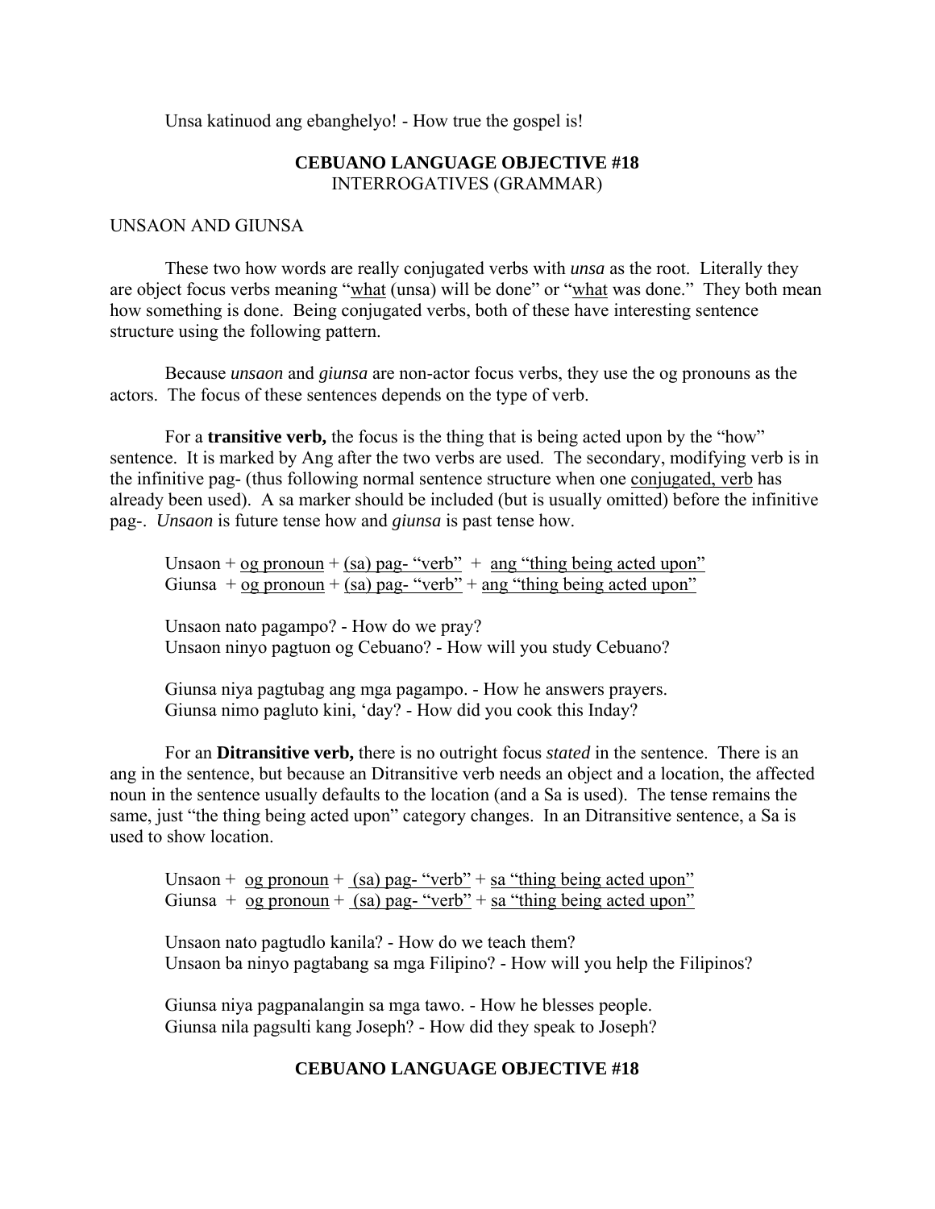Unsa katinuod ang ebanghelyo! - How true the gospel is!

## CEBUANO LANGUAGE OBJECTIVE #18

INTERROGATIVES (GRAMMAR)

UNSAON AND GIUNSA

These two how words are really conjugated verbs with *unsa* as the root. Literally they are object focus verbs meaning "what (unsa) will be done" or "what was done." They both mean how something is done. Being conjugated verbs, both of these have interesting sentence structure using the following pattern.

Because *unsaon* and *giunsa* are non-actor focus verbs, they use the og pronouns as the actors. The focus of these sentences depends on the type of verb.

For a **transitive verb,** the focus is the thing that is being acted upon by the "how" sentence. It is marked by Ang after the two verbs are used. The secondary, modifying verb is in the infinitive pag- (thus following normal sentence structure when one conjugated, verb has already been used). A sa marker should be included (but is usually omitted) before the infinitive pag-. *Unsaon* is future tense how and *giunsa* is past tense how.

Unsaon + og pronoun + (sa) pag- "verb" + ang "thing being acted upon"
Giunsa + og pronoun + (sa) pag- "verb" + ang "thing being acted upon"

Unsaon nato pagampo? - How do we pray?
Unsaon ninyo pagtuon og Cebuano? - How will you study Cebuano?

Giunsa niya pagtubag ang mga pagampo. - How he answers prayers.
Giunsa nimo pagluto kini, 'day? - How did you cook this Inday?

For an **Ditransitive verb,** there is no outright focus *stated* in the sentence. There is an ang in the sentence, but because an Ditransitive verb needs an object and a location, the affected noun in the sentence usually defaults to the location (and a Sa is used). The tense remains the same, just "the thing being acted upon" category changes. In an Ditransitive sentence, a Sa is used to show location.

Unsaon + og pronoun + (sa) pag- "verb" + sa "thing being acted upon"
Giunsa + og pronoun + (sa) pag- "verb" + sa "thing being acted upon"

Unsaon nato pagtudlo kanila? - How do we teach them?
Unsaon ba ninyo pagtabang sa mga Filipino? - How will you help the Filipinos?

Giunsa niya pagpanalangin sa mga tawo. - How he blesses people.
Giunsa nila pagsulti kang Joseph? - How did they speak to Joseph?

## CEBUANO LANGUAGE OBJECTIVE #18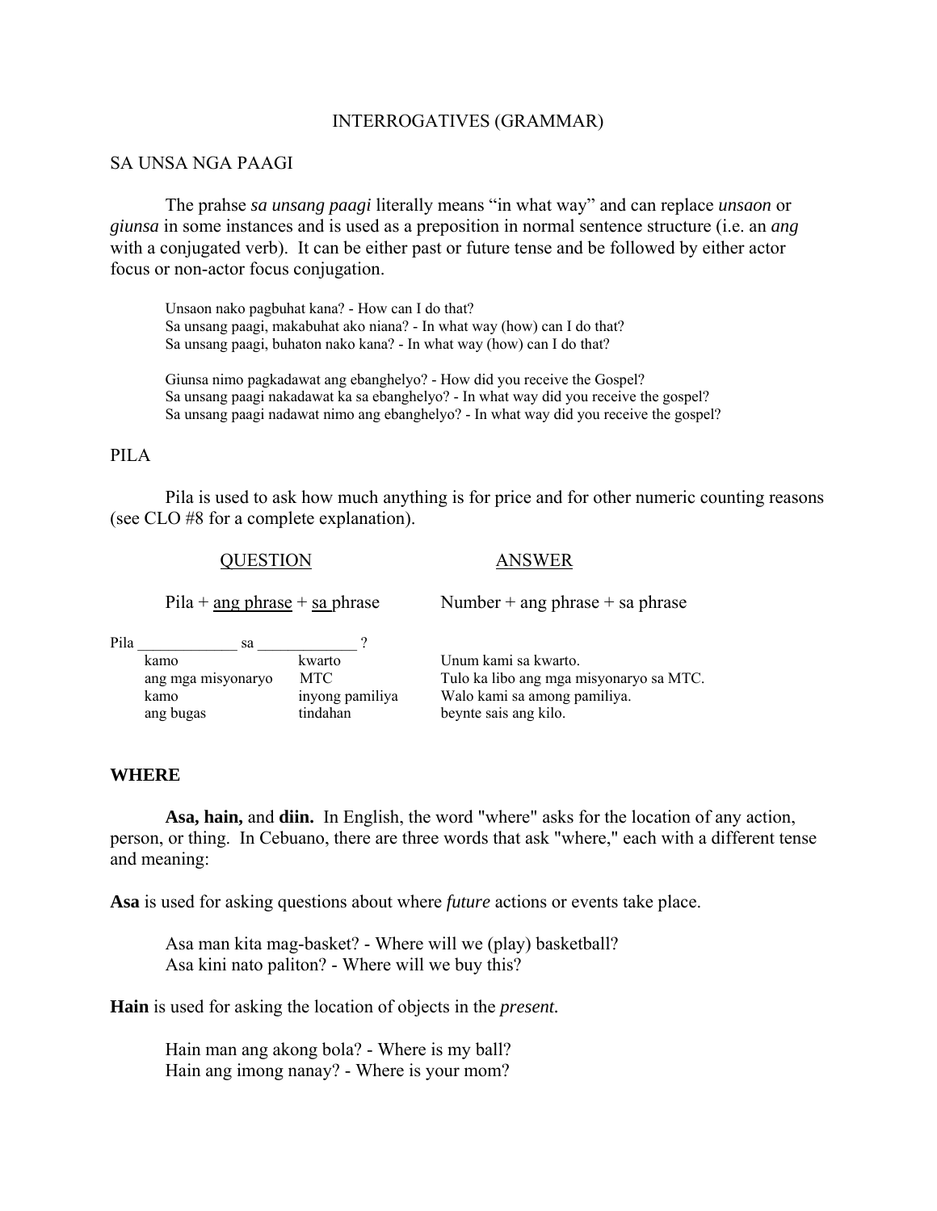# INTERROGATIVES (GRAMMAR)

## SA UNSA NGA PAAGI

The prahse *sa unsang paagi* literally means "in what way" and can replace *unsaon* or *giunsa* in some instances and is used as a preposition in normal sentence structure (i.e. an *ang* with a conjugated verb). It can be either past or future tense and be followed by either actor focus or non-actor focus conjugation.

> Unsaon nako pagbuhat kana? - How can I do that?
> Sa unsang paagi, makabuhat ako niana? - In what way (how) can I do that?
> Sa unsang paagi, buhaton nako kana? - In what way (how) can I do that?
>
> Giunsa nimo pagkadawat ang ebanghelyo? - How did you receive the Gospel?
> Sa unsang paagi nakadawat ka sa ebanghelyo? - In what way did you receive the gospel?
> Sa unsang paagi nadawat nimo ang ebanghelyo? - In what way did you receive the gospel?

## PILA

Pila is used to ask how much anything is for price and for other numeric counting reasons (see CLO #8 for a complete explanation).

| QUESTION | | ANSWER |
|---|---|---|
| Pila + ang phrase + sa phrase | | Number + ang phrase + sa phrase |
| Pila _____________ | sa _____________ ? | |
| kamo | kwarto | Unum kami sa kwarto. |
| ang mga misyonaryo | MTC | Tulo ka libo ang mga misyonaryo sa MTC. |
| kamo | inyong pamiliya | Walo kami sa among pamiliya. |
| ang bugas | tindahan | beynte sais ang kilo. |

## WHERE

**Asa, hain,** and **diin.** In English, the word "where" asks for the location of any action, person, or thing. In Cebuano, there are three words that ask "where," each with a different tense and meaning:

**Asa** is used for asking questions about where *future* actions or events take place.

> Asa man kita mag-basket? - Where will we (play) basketball?
> Asa kini nato paliton? - Where will we buy this?

**Hain** is used for asking the location of objects in the *present.*

> Hain man ang akong bola? - Where is my ball?
> Hain ang imong nanay? - Where is your mom?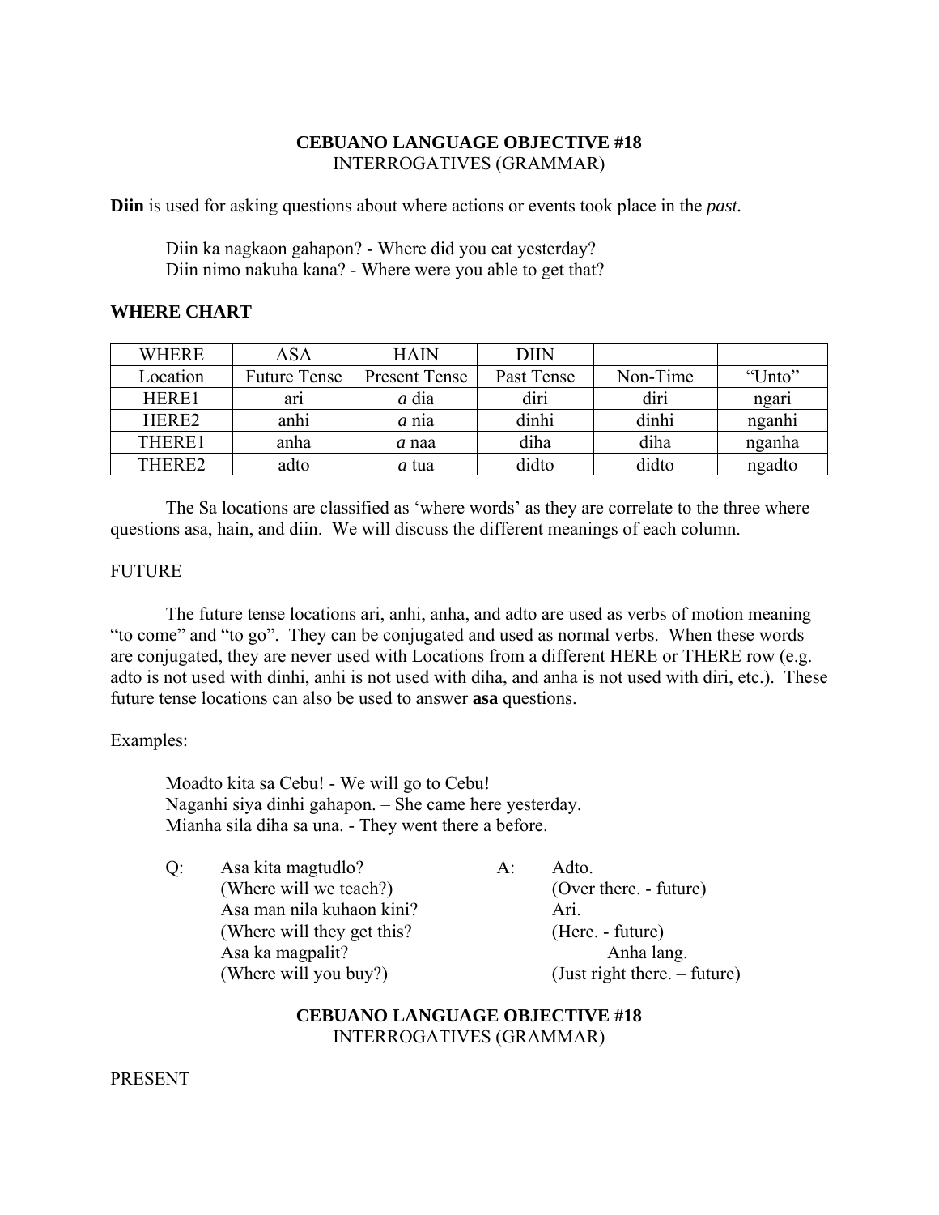**CEBUANO LANGUAGE OBJECTIVE #18**
INTERROGATIVES (GRAMMAR)

**Diin** is used for asking questions about where actions or events took place in the *past.*

> Diin ka nagkaon gahapon? - Where did you eat yesterday?
> Diin nimo nakuha kana? - Where were you able to get that?

**WHERE CHART**

| WHERE | ASA | HAIN | DIIN | | |
|---|---|---|---|---|---|
| Location | Future Tense | Present Tense | Past Tense | Non-Time | "Unto" |
| HERE1 | ari | *a* dia | diri | diri | ngari |
| HERE2 | anhi | *a* nia | dinhi | dinhi | nganhi |
| THERE1 | anha | *a* naa | diha | diha | nganha |
| THERE2 | adto | *a* tua | didto | didto | ngadto |

The Sa locations are classified as 'where words' as they are correlate to the three where questions asa, hain, and diin. We will discuss the different meanings of each column.

FUTURE

The future tense locations ari, anhi, anha, and adto are used as verbs of motion meaning "to come" and "to go". They can be conjugated and used as normal verbs. When these words are conjugated, they are never used with Locations from a different HERE or THERE row (e.g. adto is not used with dinhi, anhi is not used with diha, and anha is not used with diri, etc.). These future tense locations can also be used to answer **asa** questions.

Examples:

> Moadto kita sa Cebu! - We will go to Cebu!
> Naganhi siya dinhi gahapon. – She came here yesterday.
> Mianha sila diha sa una. - They went there a before.

| Q: | | A: | |
|---|---|---|---|
| | Asa kita magtudlo? | | Adto. |
| | (Where will we teach?) | | (Over there. - future) |
| | Asa man nila kuhaon kini? | | Ari. |
| | (Where will they get this? | | (Here. - future) |
| | Asa ka magpalit? | | Anha lang. |
| | (Where will you buy?) | | (Just right there. – future) |

**CEBUANO LANGUAGE OBJECTIVE #18**
INTERROGATIVES (GRAMMAR)

PRESENT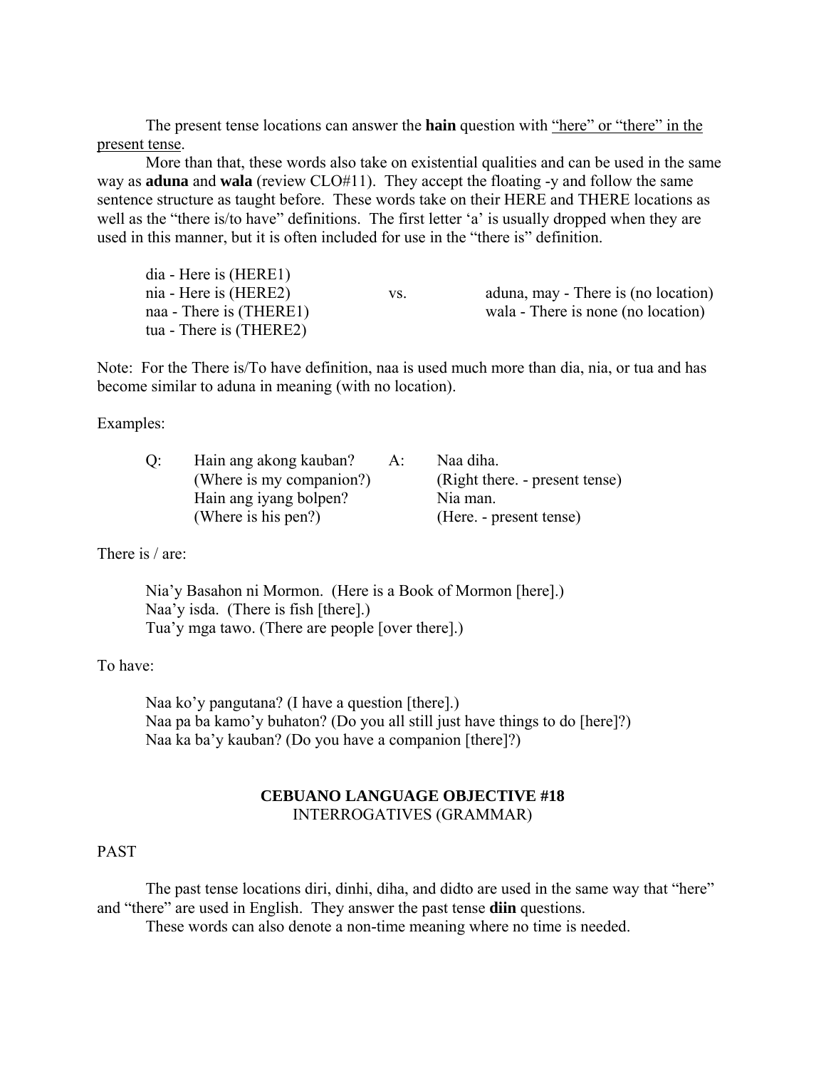The present tense locations can answer the **hain** question with <u>“here” or “there” in the present tense</u>.

More than that, these words also take on existential qualities and can be used in the same way as **aduna** and **wala** (review CLO#11). They accept the floating -y and follow the same sentence structure as taught before. These words take on their HERE and THERE locations as well as the “there is/to have” definitions. The first letter ‘a’ is usually dropped when they are used in this manner, but it is often included for use in the “there is” definition.

| | | |
|---|---|---|
| dia - Here is (HERE1) | | |
| nia - Here is (HERE2) | vs. | aduna, may - There is (no location) |
| naa - There is (THERE1) | | wala - There is none (no location) |
| tua - There is (THERE2) | | |

Note: For the There is/To have definition, naa is used much more than dia, nia, or tua and has become similar to aduna in meaning (with no location).

Examples:

| | | | |
|---|---|---|---|
| Q: | Hain ang akong kauban? | A: | Naa diha. |
| | (Where is my companion?) | | (Right there. - present tense) |
| | Hain ang iyang bolpen? | | Nia man. |
| | (Where is his pen?) | | (Here. - present tense) |

There is / are:

Nia’y Basahon ni Mormon. (Here is a Book of Mormon [here].)
Naa’y isda. (There is fish [there].)
Tua’y mga tawo. (There are people [over there].)

To have:

Naa ko’y pangutana? (I have a question [there].)
Naa pa ba kamo’y buhaton? (Do you all still just have things to do [here]?)
Naa ka ba’y kauban? (Do you have a companion [there]?)

## CEBUANO LANGUAGE OBJECTIVE #18
INTERROGATIVES (GRAMMAR)

PAST

The past tense locations diri, dinhi, diha, and didto are used in the same way that “here” and “there” are used in English. They answer the past tense **diin** questions.

These words can also denote a non-time meaning where no time is needed.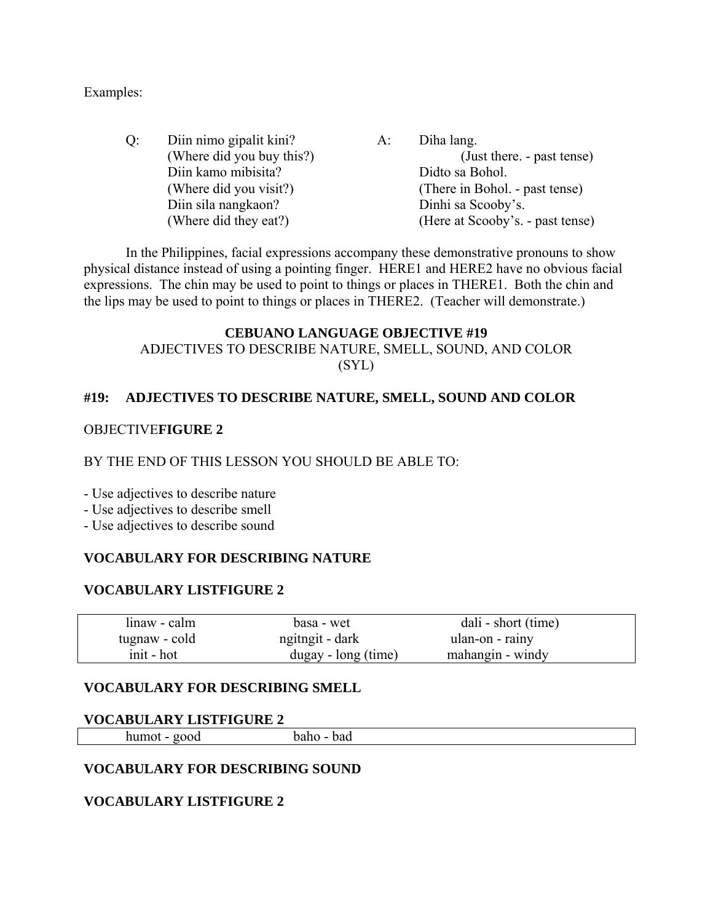Examples:

| Q: | Diin nimo gipalit kini? (Where did you buy this?) | A: | Diha lang. (Just there. - past tense) |
|---|---|---|---|
| | Diin kamo mibisita? (Where did you visit?) | | Didto sa Bohol. (There in Bohol. - past tense) |
| | Diin sila nangkaon? (Where did they eat?) | | Dinhi sa Scooby's. (Here at Scooby's. - past tense) |

In the Philippines, facial expressions accompany these demonstrative pronouns to show physical distance instead of using a pointing finger. HERE1 and HERE2 have no obvious facial expressions. The chin may be used to point to things or places in THERE1. Both the chin and the lips may be used to point to things or places in THERE2. (Teacher will demonstrate.)

**CEBUANO LANGUAGE OBJECTIVE #19**

ADJECTIVES TO DESCRIBE NATURE, SMELL, SOUND, AND COLOR (SYL)

## #19: ADJECTIVES TO DESCRIBE NATURE, SMELL, SOUND AND COLOR

OBJECTIVE**FIGURE 2**

BY THE END OF THIS LESSON YOU SHOULD BE ABLE TO:

- Use adjectives to describe nature
- Use adjectives to describe smell
- Use adjectives to describe sound

**VOCABULARY FOR DESCRIBING NATURE**

**VOCABULARY LISTFIGURE 2**

| | | |
|---|---|---|
| linaw - calm | basa - wet | dali - short (time) |
| tugnaw - cold | ngitngit - dark | ulan-on - rainy |
| init - hot | dugay - long (time) | mahangin - windy |

**VOCABULARY FOR DESCRIBING SMELL**

**VOCABULARY LISTFIGURE 2**

| | |
|---|---|
| humot - good | baho - bad |

**VOCABULARY FOR DESCRIBING SOUND**

**VOCABULARY LISTFIGURE 2**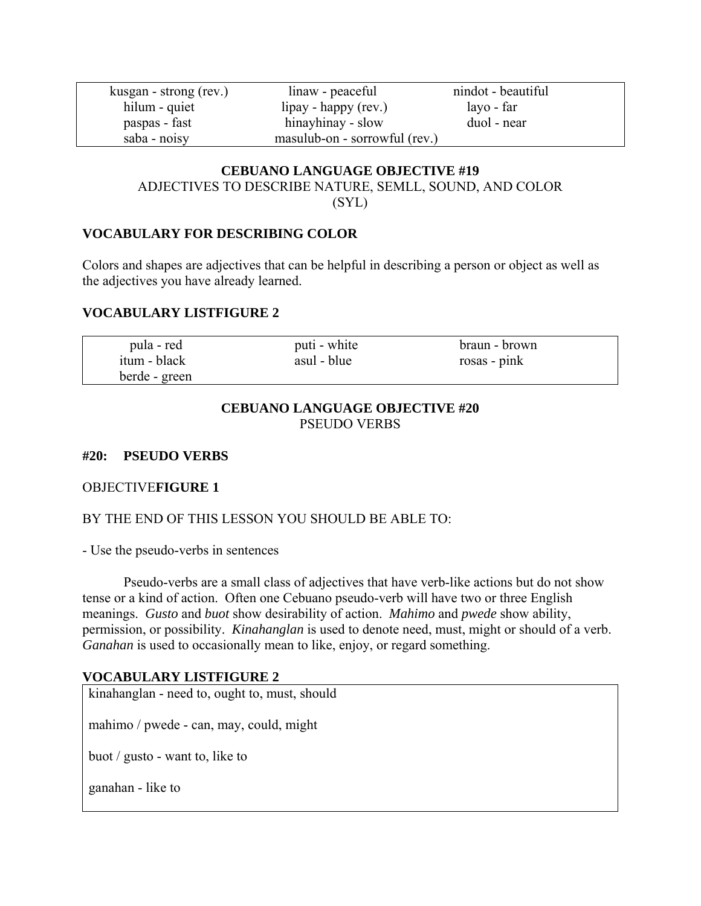| | | |
|---|---|---|
| kusgan - strong (rev.) | linaw - peaceful | nindot - beautiful |
| hilum - quiet | lipay - happy (rev.) | layo - far |
| paspas - fast | hinayhinay - slow | duol - near |
| saba - noisy | masulub-on - sorrowful (rev.) | |

**CEBUANO LANGUAGE OBJECTIVE #19**

ADJECTIVES TO DESCRIBE NATURE, SEMLL, SOUND, AND COLOR (SYL)

**VOCABULARY FOR DESCRIBING COLOR**

Colors and shapes are adjectives that can be helpful in describing a person or object as well as the adjectives you have already learned.

**VOCABULARY LISTFIGURE 2**

| | | |
|---|---|---|
| pula - red | puti - white | braun - brown |
| itum - black | asul - blue | rosas - pink |
| berde - green | | |

**CEBUANO LANGUAGE OBJECTIVE #20**

PSEUDO VERBS

**#20: PSEUDO VERBS**

OBJECTIVE**FIGURE 1**

BY THE END OF THIS LESSON YOU SHOULD BE ABLE TO:

- Use the pseudo-verbs in sentences

Pseudo-verbs are a small class of adjectives that have verb-like actions but do not show tense or a kind of action. Often one Cebuano pseudo-verb will have two or three English meanings. *Gusto* and *buot* show desirability of action. *Mahimo* and *pwede* show ability, permission, or possibility. *Kinahanglan* is used to denote need, must, might or should of a verb. *Ganahan* is used to occasionally mean to like, enjoy, or regard something.

**VOCABULARY LISTFIGURE 2**

| |
|---|
| kinahanglan - need to, ought to, must, should |
| mahimo / pwede - can, may, could, might |
| buot / gusto - want to, like to |
| ganahan - like to |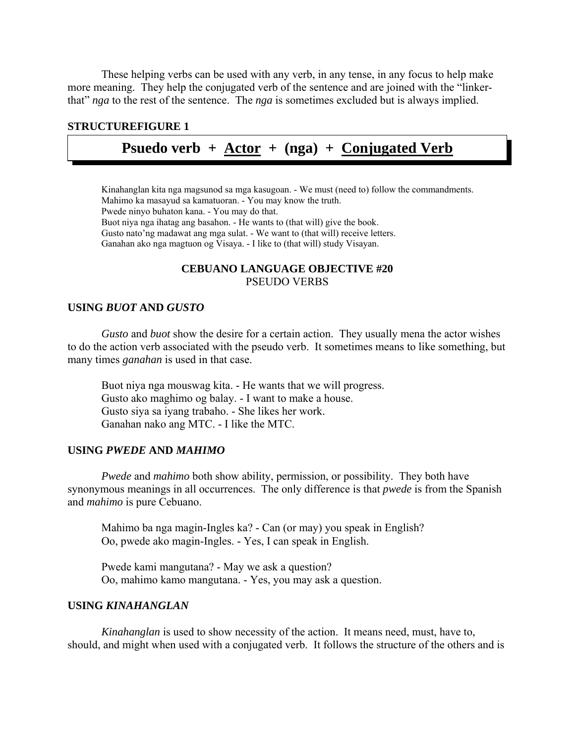These helping verbs can be used with any verb, in any tense, in any focus to help make more meaning. They help the conjugated verb of the sentence and are joined with the "linker-that" *nga* to the rest of the sentence. The *nga* is sometimes excluded but is always implied.

**STRUCTUREFIGURE 1**

**Psuedo verb + Actor + (nga) + Conjugated Verb**

Kinahanglan kita nga magsunod sa mga kasugoan. - We must (need to) follow the commandments.
Mahimo ka masayud sa kamatuoran. - You may know the truth.
Pwede ninyo buhaton kana. - You may do that.
Buot niya nga ihatag ang basahon. - He wants to (that will) give the book.
Gusto nato'ng madawat ang mga sulat. - We want to (that will) receive letters.
Ganahan ako nga magtuon og Visaya. - I like to (that will) study Visayan.

## CEBUANO LANGUAGE OBJECTIVE #20
PSEUDO VERBS

### USING *BUOT* AND *GUSTO*

*Gusto* and *buot* show the desire for a certain action. They usually mena the actor wishes to do the action verb associated with the pseudo verb. It sometimes means to like something, but many times *ganahan* is used in that case.

Buot niya nga mouswag kita. - He wants that we will progress.
Gusto ako maghimo og balay. - I want to make a house.
Gusto siya sa iyang trabaho. - She likes her work.
Ganahan nako ang MTC. - I like the MTC.

### USING *PWEDE* AND *MAHIMO*

*Pwede* and *mahimo* both show ability, permission, or possibility. They both have synonymous meanings in all occurrences. The only difference is that *pwede* is from the Spanish and *mahimo* is pure Cebuano.

Mahimo ba nga magin-Ingles ka? - Can (or may) you speak in English?
Oo, pwede ako magin-Ingles. - Yes, I can speak in English.

Pwede kami mangutana? - May we ask a question?
Oo, mahimo kamo mangutana. - Yes, you may ask a question.

### USING *KINAHANGLAN*

*Kinahanglan* is used to show necessity of the action. It means need, must, have to, should, and might when used with a conjugated verb. It follows the structure of the others and is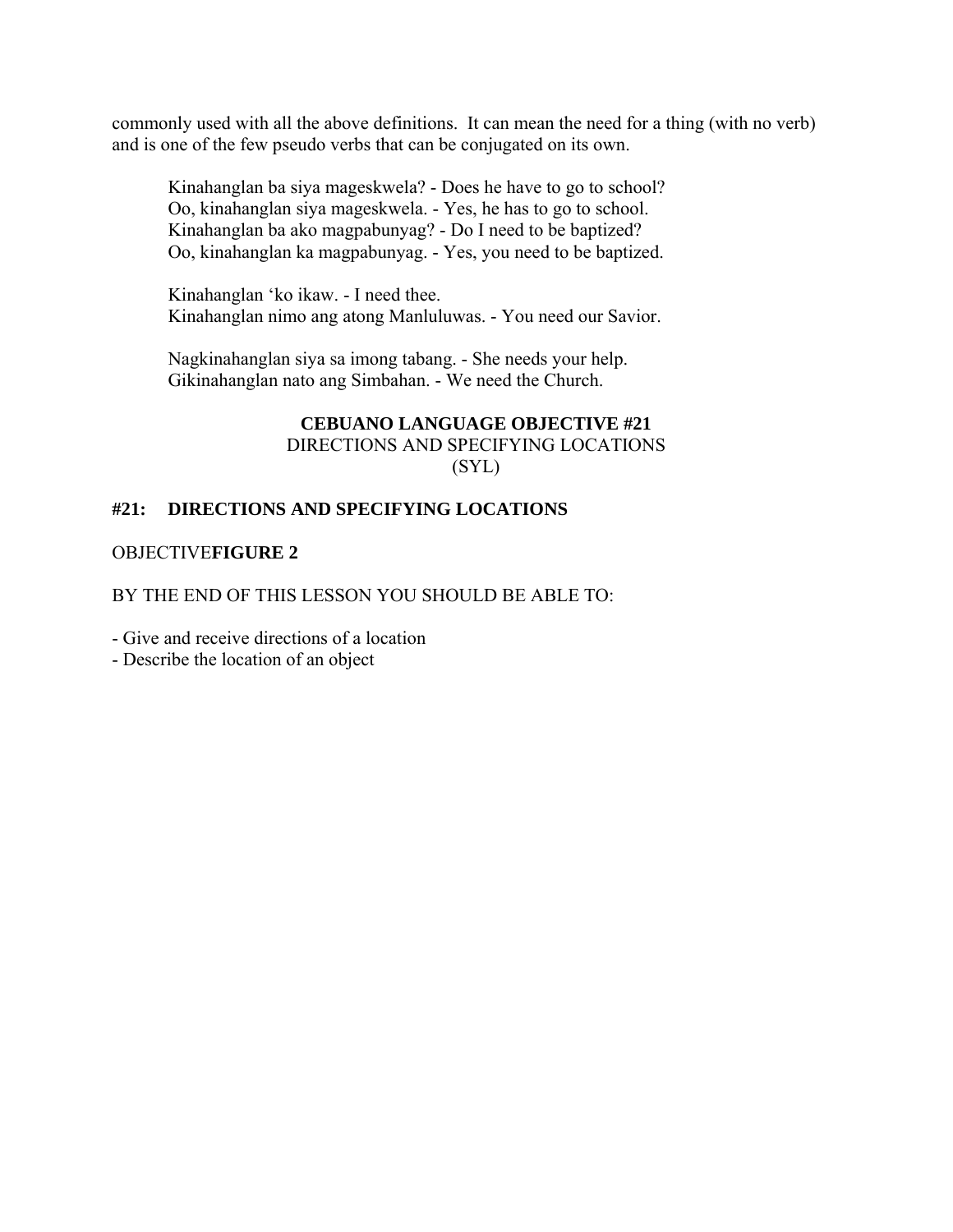commonly used with all the above definitions. It can mean the need for a thing (with no verb) and is one of the few pseudo verbs that can be conjugated on its own.

> Kinahanglan ba siya mageskwela? - Does he have to go to school?
> Oo, kinahanglan siya mageskwela. - Yes, he has to go to school.
> Kinahanglan ba ako magpabunyag? - Do I need to be baptized?
> Oo, kinahanglan ka magpabunyag. - Yes, you need to be baptized.
>
> Kinahanglan 'ko ikaw. - I need thee.
> Kinahanglan nimo ang atong Manluluwas. - You need our Savior.
>
> Nagkinahanglan siya sa imong tabang. - She needs your help.
> Gikinahanglan nato ang Simbahan. - We need the Church.

**CEBUANO LANGUAGE OBJECTIVE #21**
DIRECTIONS AND SPECIFYING LOCATIONS
(SYL)

## #21: DIRECTIONS AND SPECIFYING LOCATIONS

OBJECTIVE**FIGURE 2**

BY THE END OF THIS LESSON YOU SHOULD BE ABLE TO:

- Give and receive directions of a location
- Describe the location of an object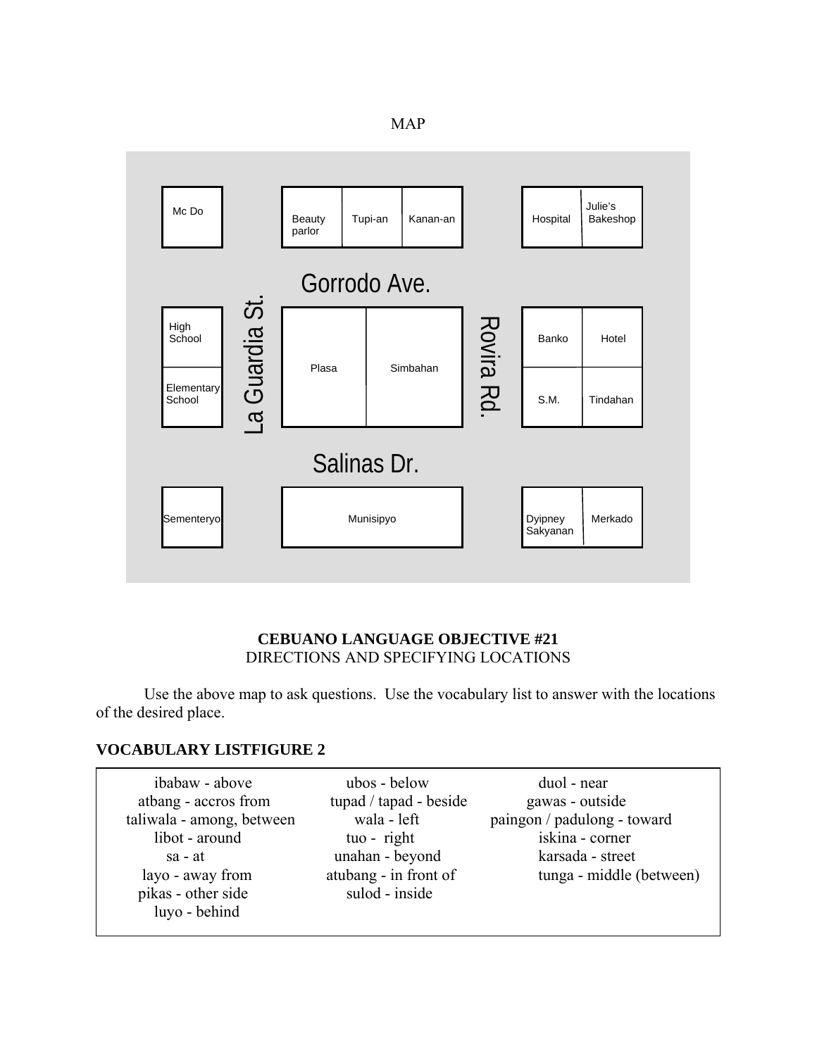MAP

Mc Do | Beauty parlor | Tupi-an | Kanan-an | Hospital | Julie's Bakeshop

Gorrodo Ave.

High School | Elementary School | La Guardia St. | Plasa | Simbahan | Rovira Rd. | Banko | Hotel | S.M. | Tindahan

Salinas Dr.

Sementeryo | Munisipyo | Dyipney Sakyanan | Merkado

**CEBUANO LANGUAGE OBJECTIVE #21**
DIRECTIONS AND SPECIFYING LOCATIONS

Use the above map to ask questions. Use the vocabulary list to answer with the locations of the desired place.

**VOCABULARY LISTFIGURE 2**

| | | |
|---|---|---|
| ibabaw - above | ubos - below | duol - near |
| atbang - accros from | tupad / tapad - beside | gawas - outside |
| taliwala - among, between | wala - left | paingon / padulong - toward |
| libot - around | tuo - right | iskina - corner |
| sa - at | unahan - beyond | karsada - street |
| layo - away from | atubang - in front of | tunga - middle (between) |
| pikas - other side | sulod - inside | |
| luyo - behind | | |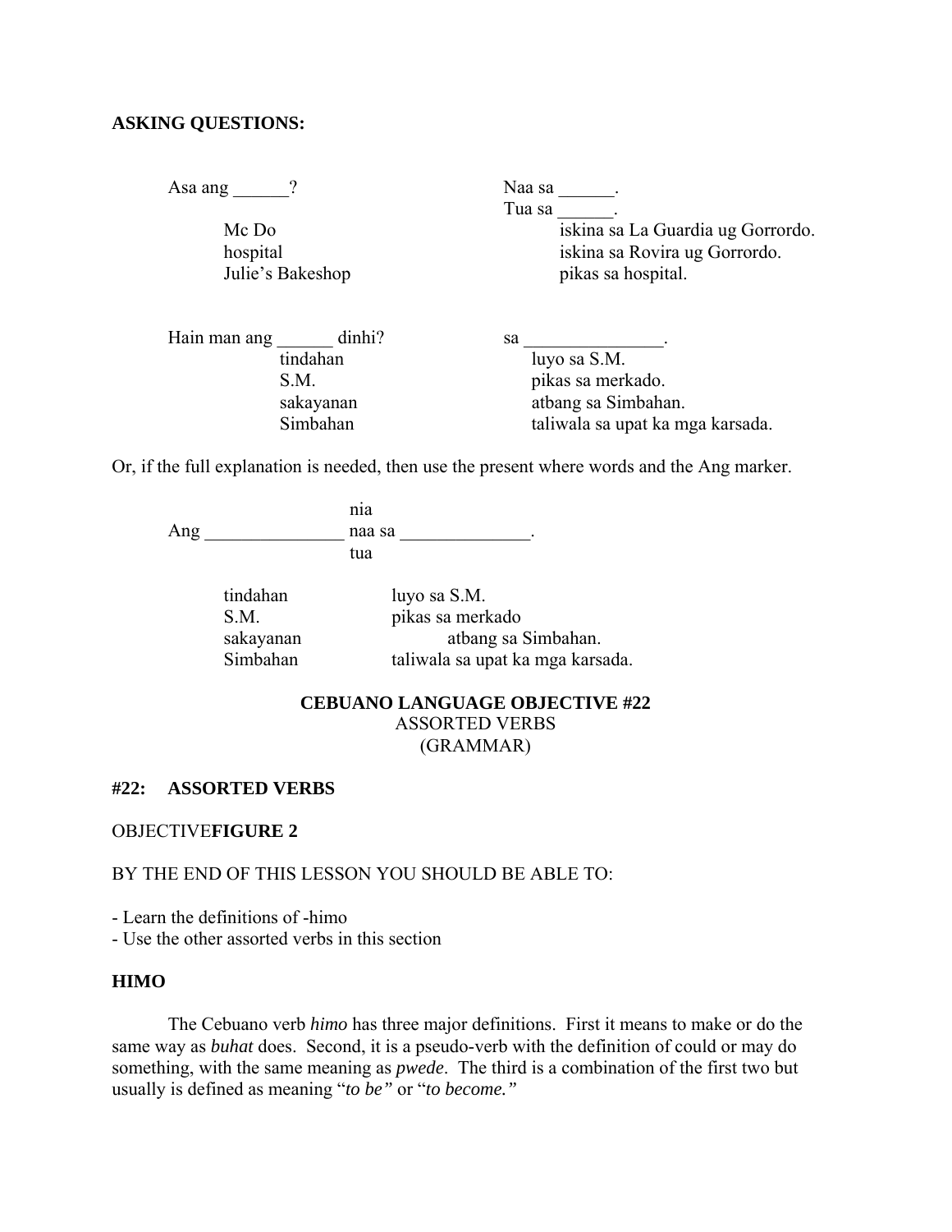**ASKING QUESTIONS:**

| Asa ang ______? | Naa sa ______. / Tua sa ______. |
|---|---|
| Mc Do | iskina sa La Guardia ug Gorrordo. |
| hospital | iskina sa Rovira ug Gorrordo. |
| Julie's Bakeshop | pikas sa hospital. |

| Hain man ang ______ dinhi? | sa _______________. |
|---|---|
| tindahan | luyo sa S.M. |
| S.M. | pikas sa merkado. |
| sakayanan | atbang sa Simbahan. |
| Simbahan | taliwala sa upat ka mga karsada. |

Or, if the full explanation is needed, then use the present where words and the Ang marker.

Ang _______________ nia / naa sa / tua _______________.

| | |
|---|---|
| tindahan | luyo sa S.M. |
| S.M. | pikas sa merkado |
| sakayanan | atbang sa Simbahan. |
| Simbahan | taliwala sa upat ka mga karsada. |

**CEBUANO LANGUAGE OBJECTIVE #22**
ASSORTED VERBS
(GRAMMAR)

**#22: ASSORTED VERBS**

OBJECTIVE**FIGURE 2**

BY THE END OF THIS LESSON YOU SHOULD BE ABLE TO:

- Learn the definitions of -himo
- Use the other assorted verbs in this section

**HIMO**

The Cebuano verb *himo* has three major definitions. First it means to make or do the same way as *buhat* does. Second, it is a pseudo-verb with the definition of could or may do something, with the same meaning as *pwede*. The third is a combination of the first two but usually is defined as meaning "*to be"* or "*to become."*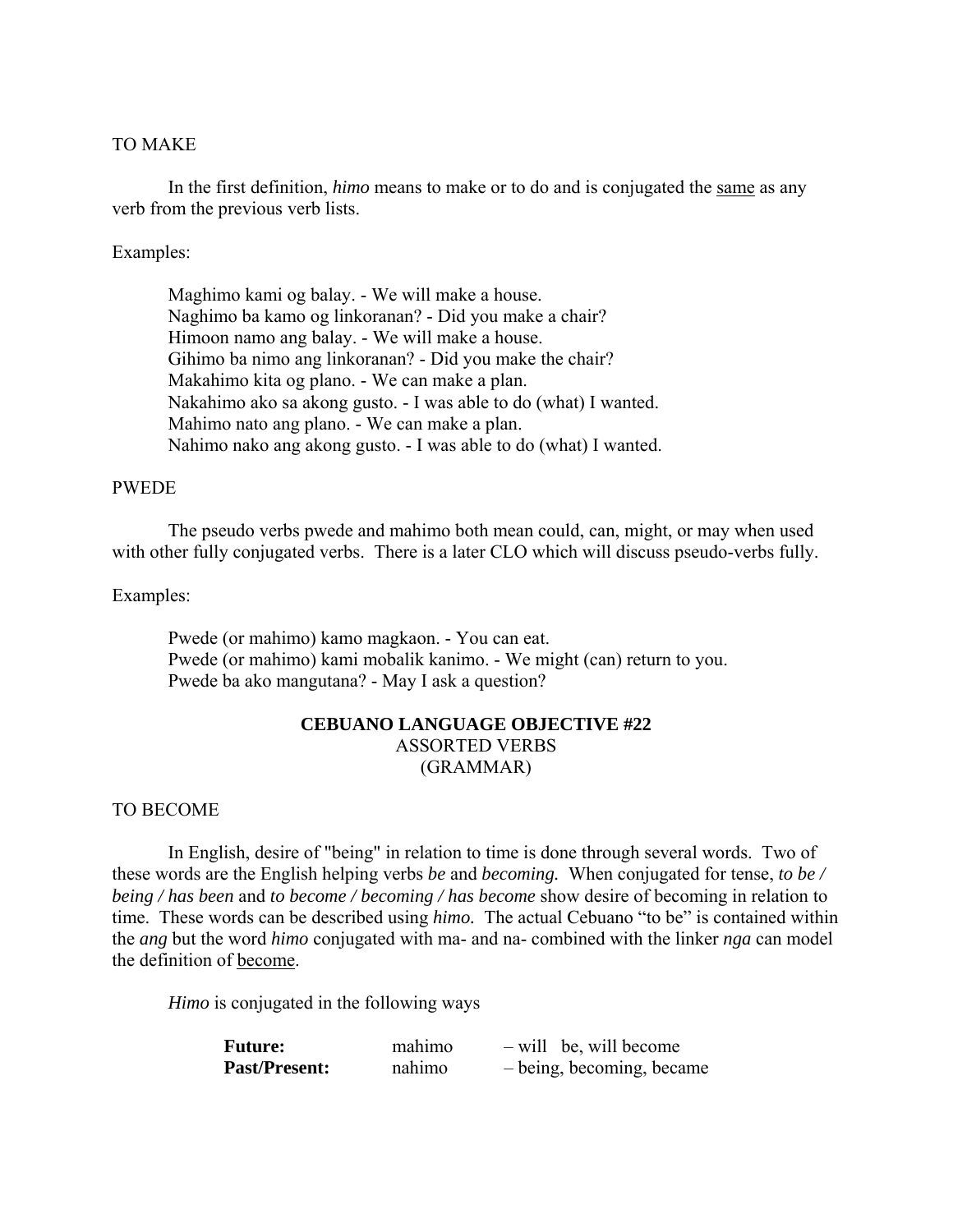TO MAKE

In the first definition, *himo* means to make or to do and is conjugated the <u>same</u> as any verb from the previous verb lists.

Examples:

> Maghimo kami og balay. - We will make a house.
> Naghimo ba kamo og linkoranan? - Did you make a chair?
> Himoon namo ang balay. - We will make a house.
> Gihimo ba nimo ang linkoranan? - Did you make the chair?
> Makahimo kita og plano. - We can make a plan.
> Nakahimo ako sa akong gusto. - I was able to do (what) I wanted.
> Mahimo nato ang plano. - We can make a plan.
> Nahimo nako ang akong gusto. - I was able to do (what) I wanted.

PWEDE

The pseudo verbs pwede and mahimo both mean could, can, might, or may when used with other fully conjugated verbs. There is a later CLO which will discuss pseudo-verbs fully.

Examples:

> Pwede (or mahimo) kamo magkaon. - You can eat.
> Pwede (or mahimo) kami mobalik kanimo. - We might (can) return to you.
> Pwede ba ako mangutana? - May I ask a question?

## CEBUANO LANGUAGE OBJECTIVE #22
### ASSORTED VERBS
### (GRAMMAR)

TO BECOME

In English, desire of "being" in relation to time is done through several words. Two of these words are the English helping verbs *be* and *becoming.* When conjugated for tense, *to be / being / has been* and *to become / becoming / has become* show desire of becoming in relation to time. These words can be described using *himo.* The actual Cebuano "to be" is contained within the *ang* but the word *himo* conjugated with ma- and na- combined with the linker *nga* can model the definition of <u>become</u>.

*Himo* is conjugated in the following ways

| | | |
|---|---|---|
| **Future:** | mahimo | – will be, will become |
| **Past/Present:** | nahimo | – being, becoming, became |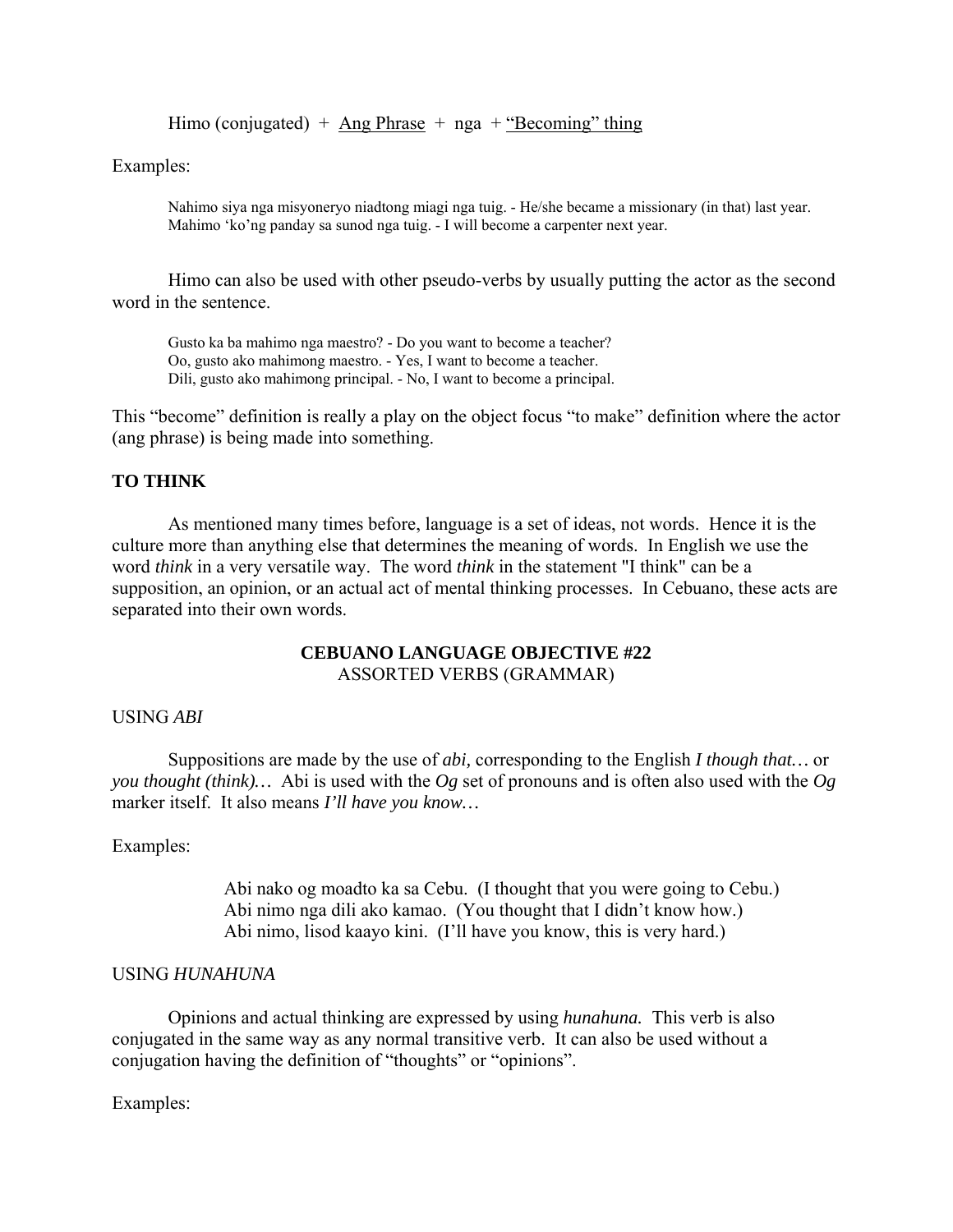Himo (conjugated) + Ang Phrase + nga + "Becoming" thing

Examples:

> Nahimo siya nga misyoneryo niadtong miagi nga tuig. - He/she became a missionary (in that) last year.
> Mahimo 'ko'ng panday sa sunod nga tuig. - I will become a carpenter next year.

Himo can also be used with other pseudo-verbs by usually putting the actor as the second word in the sentence.

> Gusto ka ba mahimo nga maestro? - Do you want to become a teacher?
> Oo, gusto ako mahimong maestro. - Yes, I want to become a teacher.
> Dili, gusto ako mahimong principal. - No, I want to become a principal.

This "become" definition is really a play on the object focus "to make" definition where the actor (ang phrase) is being made into something.

**TO THINK**

As mentioned many times before, language is a set of ideas, not words. Hence it is the culture more than anything else that determines the meaning of words. In English we use the word *think* in a very versatile way. The word *think* in the statement "I think" can be a supposition, an opinion, or an actual act of mental thinking processes. In Cebuano, these acts are separated into their own words.

## CEBUANO LANGUAGE OBJECTIVE #22
ASSORTED VERBS (GRAMMAR)

USING *ABI*

Suppositions are made by the use of *abi,* corresponding to the English *I though that…* or *you thought (think)…* Abi is used with the *Og* set of pronouns and is often also used with the *Og* marker itself. It also means *I'll have you know…*

Examples:

> Abi nako og moadto ka sa Cebu. (I thought that you were going to Cebu.)
> Abi nimo nga dili ako kamao. (You thought that I didn't know how.)
> Abi nimo, lisod kaayo kini. (I'll have you know, this is very hard.)

USING *HUNAHUNA*

Opinions and actual thinking are expressed by using *hunahuna.* This verb is also conjugated in the same way as any normal transitive verb. It can also be used without a conjugation having the definition of "thoughts" or "opinions".

Examples: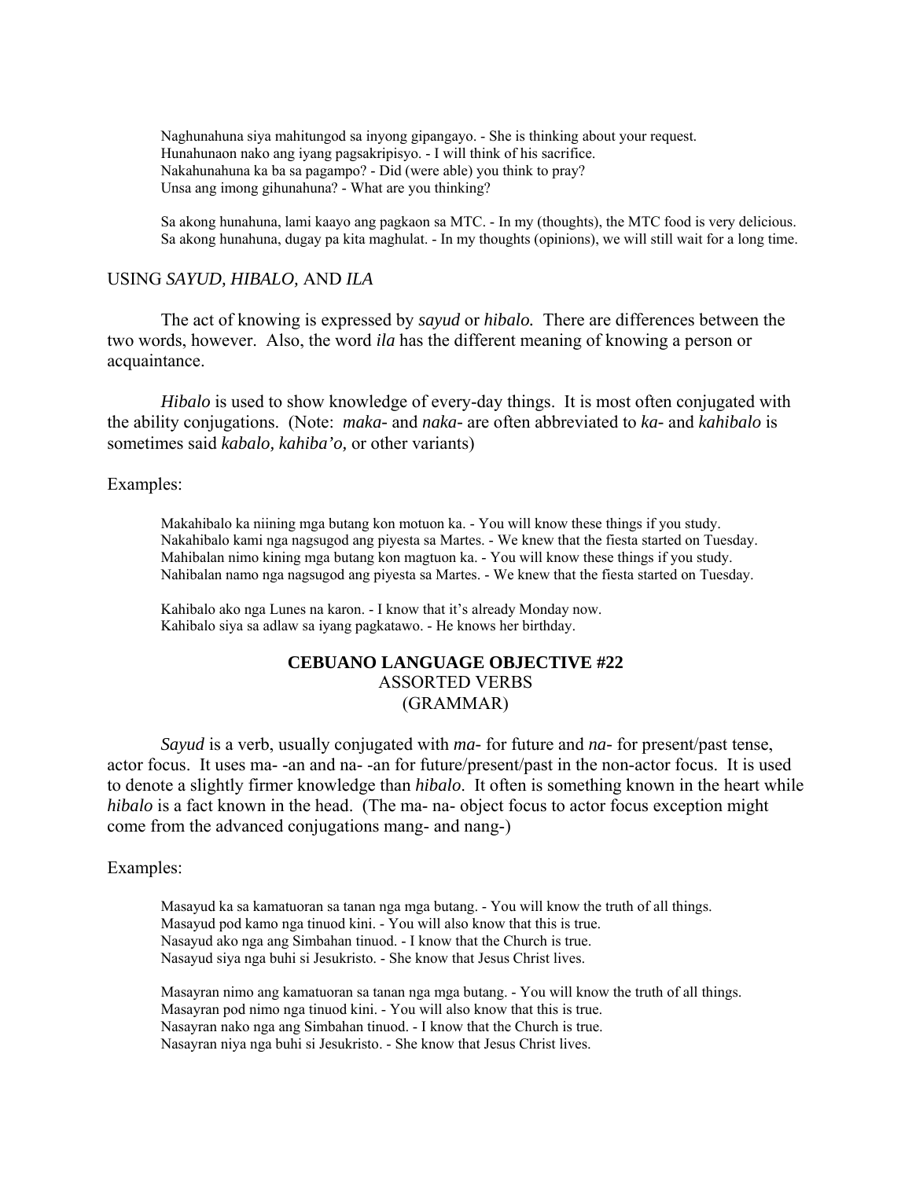Naghunahuna siya mahitungod sa inyong gipangayo. - She is thinking about your request.
Hunahunaon nako ang iyang pagsakripisyo. - I will think of his sacrifice.
Nakahunahuna ka ba sa pagampo? - Did (were able) you think to pray?
Unsa ang imong gihunahuna? - What are you thinking?

Sa akong hunahuna, lami kaayo ang pagkaon sa MTC. - In my (thoughts), the MTC food is very delicious.
Sa akong hunahuna, dugay pa kita maghulat. - In my thoughts (opinions), we will still wait for a long time.

## USING *SAYUD, HIBALO,* AND *ILA*

The act of knowing is expressed by *sayud* or *hibalo.* There are differences between the two words, however. Also, the word *ila* has the different meaning of knowing a person or acquaintance.

*Hibalo* is used to show knowledge of every-day things. It is most often conjugated with the ability conjugations. (Note: *maka-* and *naka-* are often abbreviated to *ka-* and *kahibalo* is sometimes said *kabalo, kahiba'o,* or other variants)

Examples:

Makahibalo ka niining mga butang kon motuon ka. - You will know these things if you study.
Nakahibalo kami nga nagsugod ang piyesta sa Martes. - We knew that the fiesta started on Tuesday.
Mahibalan nimo kining mga butang kon magtuon ka. - You will know these things if you study.
Nahibalan namo nga nagsugod ang piyesta sa Martes. - We knew that the fiesta started on Tuesday.

Kahibalo ako nga Lunes na karon. - I know that it's already Monday now.
Kahibalo siya sa adlaw sa iyang pagkatawo. - He knows her birthday.

# CEBUANO LANGUAGE OBJECTIVE #22
## ASSORTED VERBS
## (GRAMMAR)

*Sayud* is a verb, usually conjugated with *ma-* for future and *na-* for present/past tense, actor focus. It uses ma- -an and na- -an for future/present/past in the non-actor focus. It is used to denote a slightly firmer knowledge than *hibalo*. It often is something known in the heart while *hibalo* is a fact known in the head. (The ma- na- object focus to actor focus exception might come from the advanced conjugations mang- and nang-)

Examples:

Masayud ka sa kamatuoran sa tanan nga mga butang. - You will know the truth of all things.
Masayud pod kamo nga tinuod kini. - You will also know that this is true.
Nasayud ako nga ang Simbahan tinuod. - I know that the Church is true.
Nasayud siya nga buhi si Jesukristo. - She know that Jesus Christ lives.

Masayran nimo ang kamatuoran sa tanan nga mga butang. - You will know the truth of all things.
Masayran pod nimo nga tinuod kini. - You will also know that this is true.
Nasayran nako nga ang Simbahan tinuod. - I know that the Church is true.
Nasayran niya nga buhi si Jesukristo. - She know that Jesus Christ lives.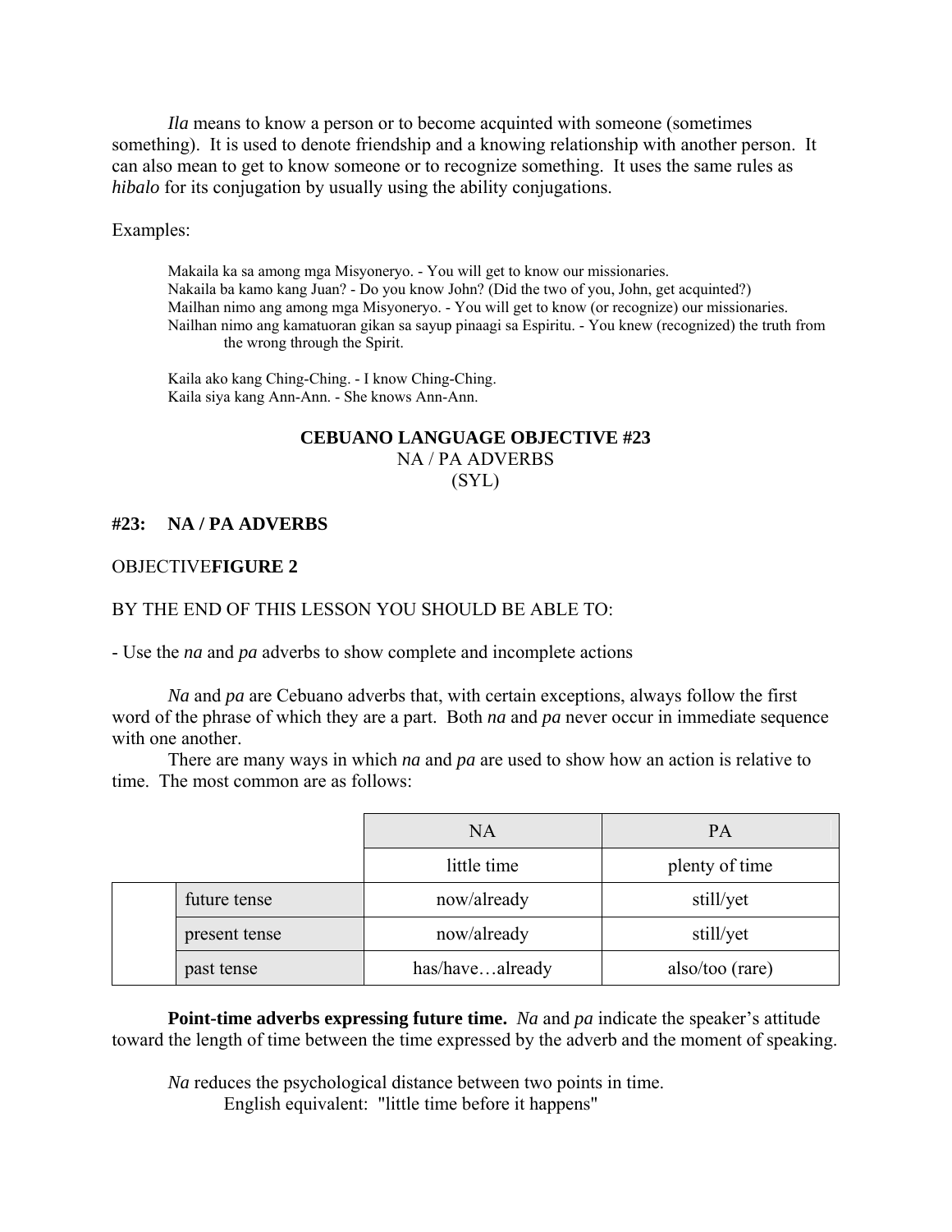*Ila* means to know a person or to become acquinted with someone (sometimes something). It is used to denote friendship and a knowing relationship with another person. It can also mean to get to know someone or to recognize something. It uses the same rules as *hibalo* for its conjugation by usually using the ability conjugations.

Examples:

> Makaila ka sa among mga Misyoneryo. - You will get to know our missionaries.
> Nakaila ba kamo kang Juan? - Do you know John? (Did the two of you, John, get acquinted?)
> Mailhan nimo ang among mga Misyoneryo. - You will get to know (or recognize) our missionaries.
> Nailhan nimo ang kamatuoran gikan sa sayup pinaagi sa Espiritu. - You knew (recognized) the truth from the wrong through the Spirit.
>
> Kaila ako kang Ching-Ching. - I know Ching-Ching.
> Kaila siya kang Ann-Ann. - She knows Ann-Ann.

## CEBUANO LANGUAGE OBJECTIVE #23
NA / PA ADVERBS
(SYL)

### #23: NA / PA ADVERBS

OBJECTIVE**FIGURE 2**

BY THE END OF THIS LESSON YOU SHOULD BE ABLE TO:

- Use the *na* and *pa* adverbs to show complete and incomplete actions

*Na* and *pa* are Cebuano adverbs that, with certain exceptions, always follow the first word of the phrase of which they are a part. Both *na* and *pa* never occur in immediate sequence with one another.

There are many ways in which *na* and *pa* are used to show how an action is relative to time. The most common are as follows:

| | | NA | PA |
|---|---|---|---|
| | | little time | plenty of time |
| | future tense | now/already | still/yet |
| | present tense | now/already | still/yet |
| | past tense | has/have…already | also/too (rare) |

**Point-time adverbs expressing future time.** *Na* and *pa* indicate the speaker's attitude toward the length of time between the time expressed by the adverb and the moment of speaking.

*Na* reduces the psychological distance between two points in time.
English equivalent: "little time before it happens"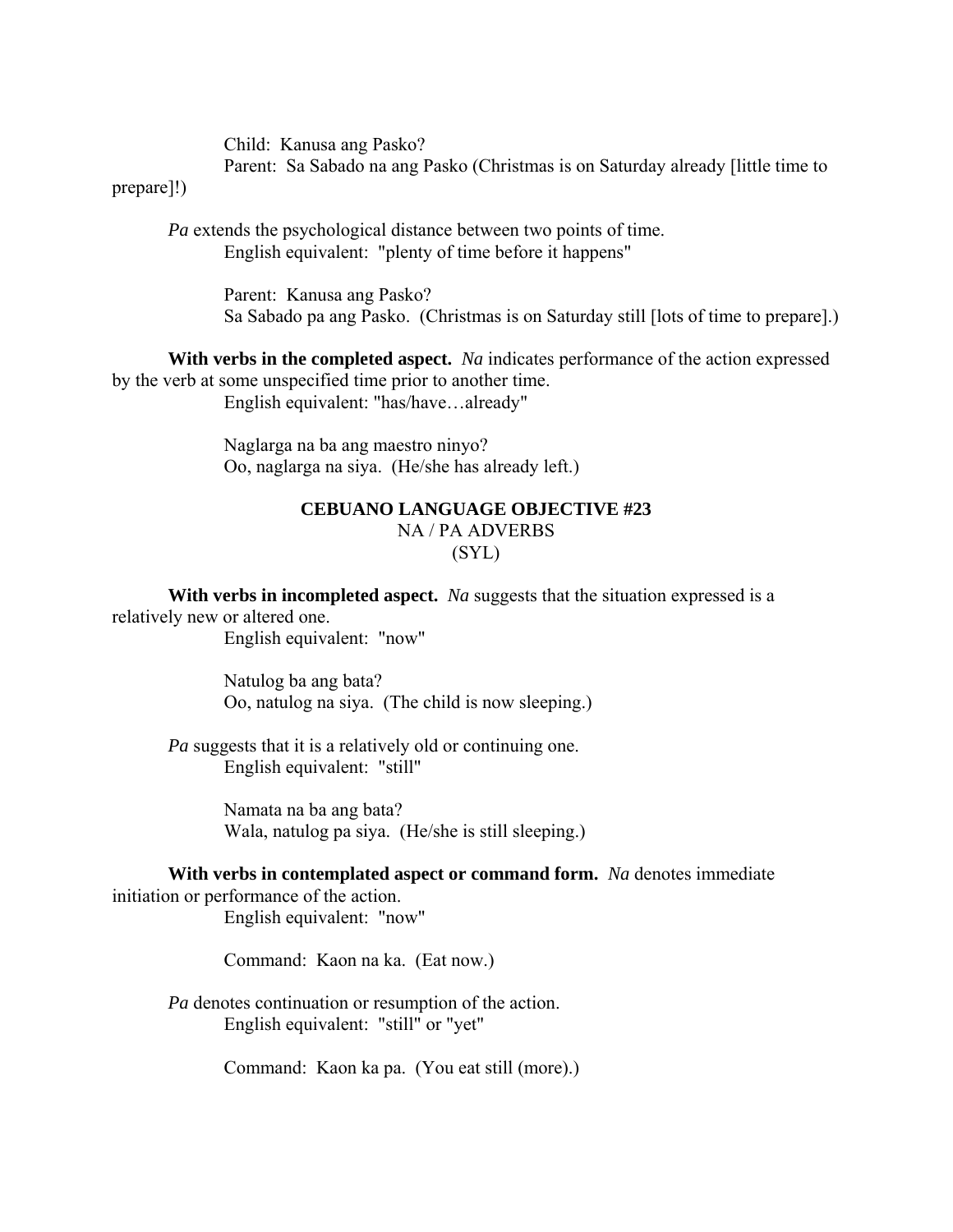Child: Kanusa ang Pasko?
Parent: Sa Sabado na ang Pasko (Christmas is on Saturday already [little time to prepare]!)

*Pa* extends the psychological distance between two points of time.
English equivalent: "plenty of time before it happens"

Parent: Kanusa ang Pasko?
Sa Sabado pa ang Pasko. (Christmas is on Saturday still [lots of time to prepare].)

**With verbs in the completed aspect.** *Na* indicates performance of the action expressed by the verb at some unspecified time prior to another time.
English equivalent: "has/have…already"

Naglarga na ba ang maestro ninyo?
Oo, naglarga na siya. (He/she has already left.)

## CEBUANO LANGUAGE OBJECTIVE #23
NA / PA ADVERBS
(SYL)

**With verbs in incompleted aspect.** *Na* suggests that the situation expressed is a relatively new or altered one.
English equivalent: "now"

Natulog ba ang bata?
Oo, natulog na siya. (The child is now sleeping.)

*Pa* suggests that it is a relatively old or continuing one.
English equivalent: "still"

Namata na ba ang bata?
Wala, natulog pa siya. (He/she is still sleeping.)

**With verbs in contemplated aspect or command form.** *Na* denotes immediate initiation or performance of the action.
English equivalent: "now"

Command: Kaon na ka. (Eat now.)

*Pa* denotes continuation or resumption of the action.
English equivalent: "still" or "yet"

Command: Kaon ka pa. (You eat still (more).)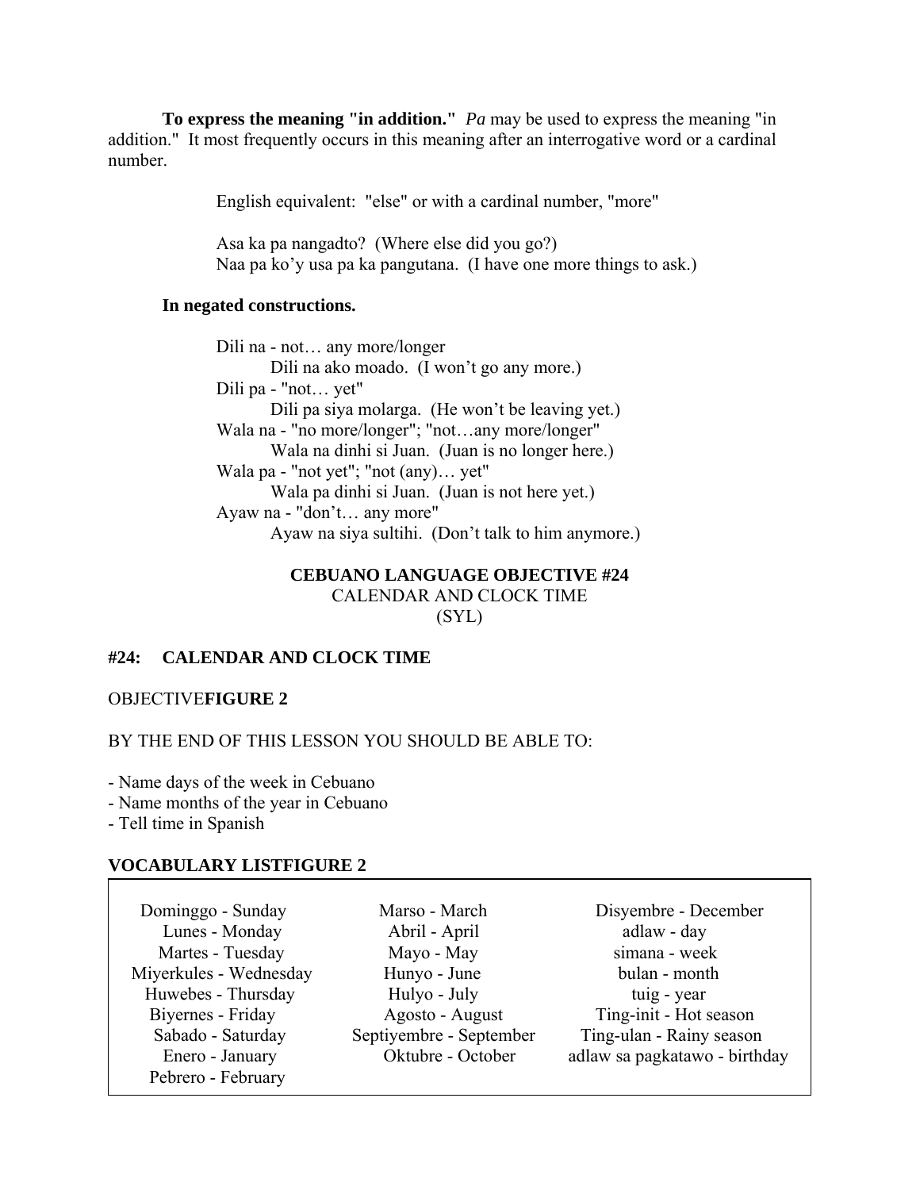**To express the meaning "in addition."** *Pa* may be used to express the meaning "in addition." It most frequently occurs in this meaning after an interrogative word or a cardinal number.

> English equivalent: "else" or with a cardinal number, "more"
>
> Asa ka pa nangadto? (Where else did you go?)
> Naa pa ko'y usa pa ka pangutana. (I have one more things to ask.)

**In negated constructions.**

> Dili na - not… any more/longer
> &nbsp;&nbsp;&nbsp;&nbsp;Dili na ako moado. (I won't go any more.)
> Dili pa - "not… yet"
> &nbsp;&nbsp;&nbsp;&nbsp;Dili pa siya molarga. (He won't be leaving yet.)
> Wala na - "no more/longer"; "not…any more/longer"
> &nbsp;&nbsp;&nbsp;&nbsp;Wala na dinhi si Juan. (Juan is no longer here.)
> Wala pa - "not yet"; "not (any)… yet"
> &nbsp;&nbsp;&nbsp;&nbsp;Wala pa dinhi si Juan. (Juan is not here yet.)
> Ayaw na - "don't… any more"
> &nbsp;&nbsp;&nbsp;&nbsp;Ayaw na siya sultihi. (Don't talk to him anymore.)

**CEBUANO LANGUAGE OBJECTIVE #24**
CALENDAR AND CLOCK TIME
(SYL)

## #24: CALENDAR AND CLOCK TIME

OBJECTIVE**FIGURE 2**

BY THE END OF THIS LESSON YOU SHOULD BE ABLE TO:

- Name days of the week in Cebuano
- Name months of the year in Cebuano
- Tell time in Spanish

**VOCABULARY LISTFIGURE 2**

| | | |
|---|---|---|
| Dominggo - Sunday | Marso - March | Disyembre - December |
| Lunes - Monday | Abril - April | adlaw - day |
| Martes - Tuesday | Mayo - May | simana - week |
| Miyerkules - Wednesday | Hunyo - June | bulan - month |
| Huwebes - Thursday | Hulyo - July | tuig - year |
| Biyernes - Friday | Agosto - August | Ting-init - Hot season |
| Sabado - Saturday | Septiyembre - September | Ting-ulan - Rainy season |
| Enero - January | Oktubre - October | adlaw sa pagkatawo - birthday |
| Pebrero - February | | |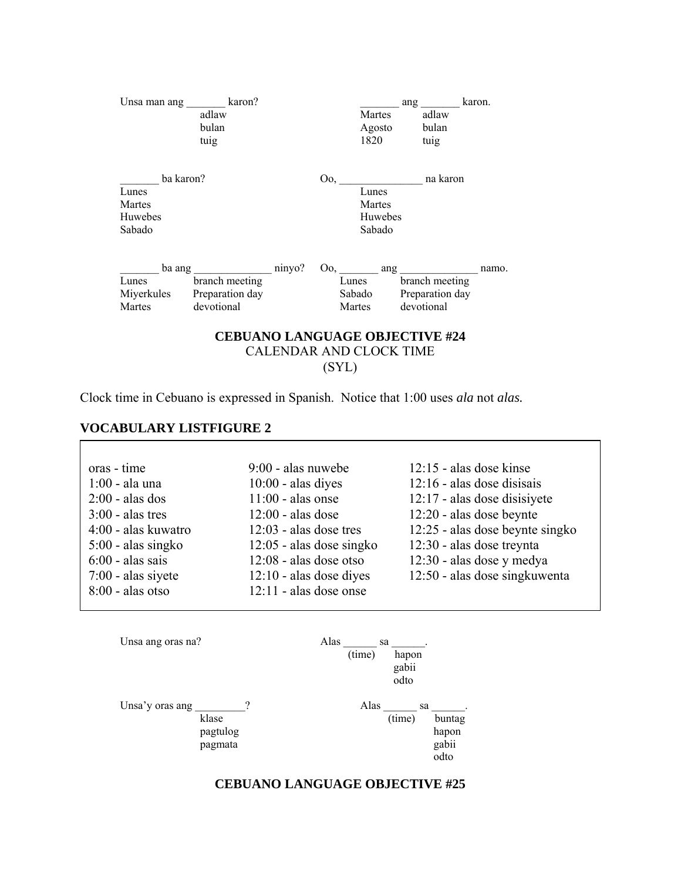Unsa man ang _______ karon?
adlaw
bulan
tuig

_______ ang _______ karon.
Martes adlaw
Agosto bulan
1820 tuig

_______ ba karon?
Lunes
Martes
Huwebes
Sabado

Oo, _______________ na karon
Lunes
Martes
Huwebes
Sabado

_______ ba ang ______________ ninyo?
Lunes branch meeting
Miyerkules Preparation day
Martes devotional

Oo, _______ ang ______________ namo.
Lunes branch meeting
Sabado Preparation day
Martes devotional

## CEBUANO LANGUAGE OBJECTIVE #24

CALENDAR AND CLOCK TIME

(SYL)

Clock time in Cebuano is expressed in Spanish. Notice that 1:00 uses *ala* not *alas.*

## VOCABULARY LISTFIGURE 2

| | | |
|---|---|---|
| oras - time | 9:00 - alas nuwebe | 12:15 - alas dose kinse |
| 1:00 - ala una | 10:00 - alas diyes | 12:16 - alas dose disisais |
| 2:00 - alas dos | 11:00 - alas onse | 12:17 - alas dose disisiyete |
| 3:00 - alas tres | 12:00 - alas dose | 12:20 - alas dose beynte |
| 4:00 - alas kuwatro | 12:03 - alas dose tres | 12:25 - alas dose beynte singko |
| 5:00 - alas singko | 12:05 - alas dose singko | 12:30 - alas dose treynta |
| 6:00 - alas sais | 12:08 - alas dose otso | 12:30 - alas dose y medya |
| 7:00 - alas siyete | 12:10 - alas dose diyes | 12:50 - alas dose singkuwenta |
| 8:00 - alas otso | 12:11 - alas dose onse | |

Unsa ang oras na?

Alas ______ sa ______.
(time) hapon
gabii
odto

Unsa'y oras ang _________?
klase
pagtulog
pagmata

Alas ______ sa ______.
(time) buntag
hapon
gabii
odto

## CEBUANO LANGUAGE OBJECTIVE #25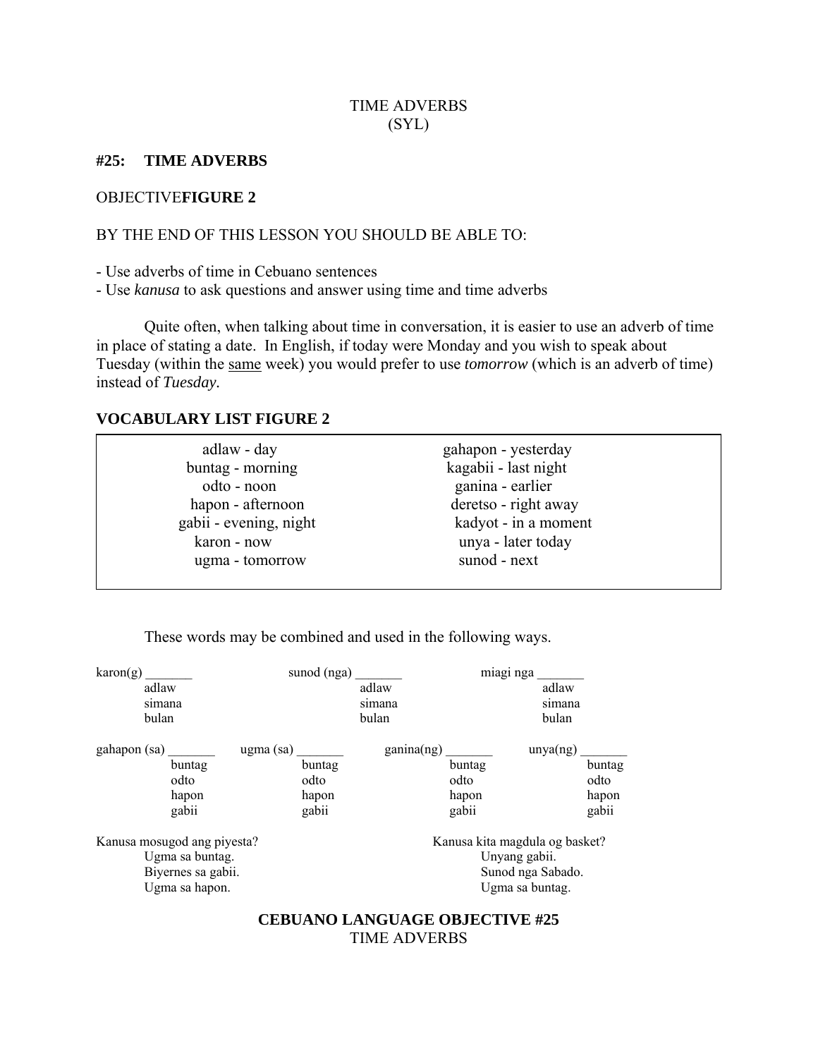TIME ADVERBS
(SYL)

## #25: TIME ADVERBS

OBJECTIVE**FIGURE 2**

BY THE END OF THIS LESSON YOU SHOULD BE ABLE TO:

- Use adverbs of time in Cebuano sentences
- Use *kanusa* to ask questions and answer using time and time adverbs

Quite often, when talking about time in conversation, it is easier to use an adverb of time in place of stating a date. In English, if today were Monday and you wish to speak about Tuesday (within the same week) you would prefer to use *tomorrow* (which is an adverb of time) instead of *Tuesday.*

### VOCABULARY LIST FIGURE 2

| | |
|---|---|
| adlaw - day | gahapon - yesterday |
| buntag - morning | kagabii - last night |
| odto - noon | ganina - earlier |
| hapon - afternoon | deretso - right away |
| gabii - evening, night | kadyot - in a moment |
| karon - now | unya - later today |
| ugma - tomorrow | sunod - next |

These words may be combined and used in the following ways.

| karon(g) _______ | sunod (nga) _______ | miagi nga _______ |
|---|---|---|
| adlaw | adlaw | adlaw |
| simana | simana | simana |
| bulan | bulan | bulan |

| gahapon (sa) _______ | ugma (sa) _______ | ganina(ng) _______ | unya(ng) _______ |
|---|---|---|---|
| buntag | buntag | buntag | buntag |
| odto | odto | odto | odto |
| hapon | hapon | hapon | hapon |
| gabii | gabii | gabii | gabii |

Kanusa mosugod ang piyesta?
- Ugma sa buntag.
- Biyernes sa gabii.
- Ugma sa hapon.

Kanusa kita magdula og basket?
- Unyang gabii.
- Sunod nga Sabado.
- Ugma sa buntag.

**CEBUANO LANGUAGE OBJECTIVE #25**
TIME ADVERBS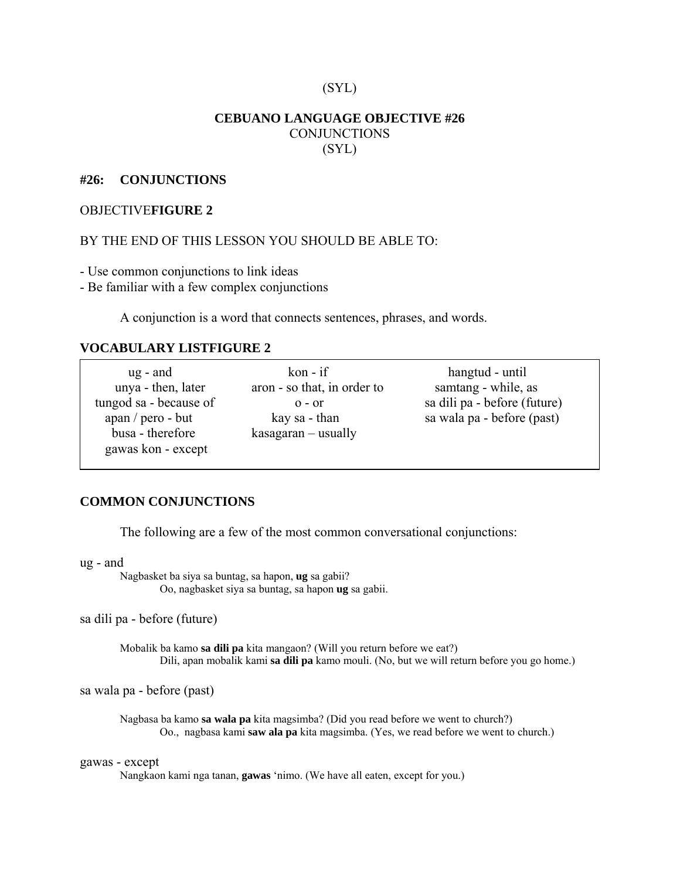(SYL)

**CEBUANO LANGUAGE OBJECTIVE #26**
CONJUNCTIONS
(SYL)

## #26: CONJUNCTIONS

OBJECTIVE**FIGURE 2**

BY THE END OF THIS LESSON YOU SHOULD BE ABLE TO:

- Use common conjunctions to link ideas
- Be familiar with a few complex conjunctions

A conjunction is a word that connects sentences, phrases, and words.

### VOCABULARY LISTFIGURE 2

| | | |
|---|---|---|
| ug - and | kon - if | hangtud - until |
| unya - then, later | aron - so that, in order to | samtang - while, as |
| tungod sa - because of | o - or | sa dili pa - before (future) |
| apan / pero - but | kay sa - than | sa wala pa - before (past) |
| busa - therefore | kasagaran – usually | |
| gawas kon - except | | |

### COMMON CONJUNCTIONS

The following are a few of the most common conversational conjunctions:

ug - and

Nagbasket ba siya sa buntag, sa hapon, **ug** sa gabii?
Oo, nagbasket siya sa buntag, sa hapon **ug** sa gabii.

sa dili pa - before (future)

Mobalik ba kamo **sa dili pa** kita mangaon? (Will you return before we eat?)
Dili, apan mobalik kami **sa dili pa** kamo mouli. (No, but we will return before you go home.)

sa wala pa - before (past)

Nagbasa ba kamo **sa wala pa** kita magsimba? (Did you read before we went to church?)
Oo., nagbasa kami **saw ala pa** kita magsimba. (Yes, we read before we went to church.)

gawas - except

Nangkaon kami nga tanan, **gawas** 'nimo. (We have all eaten, except for you.)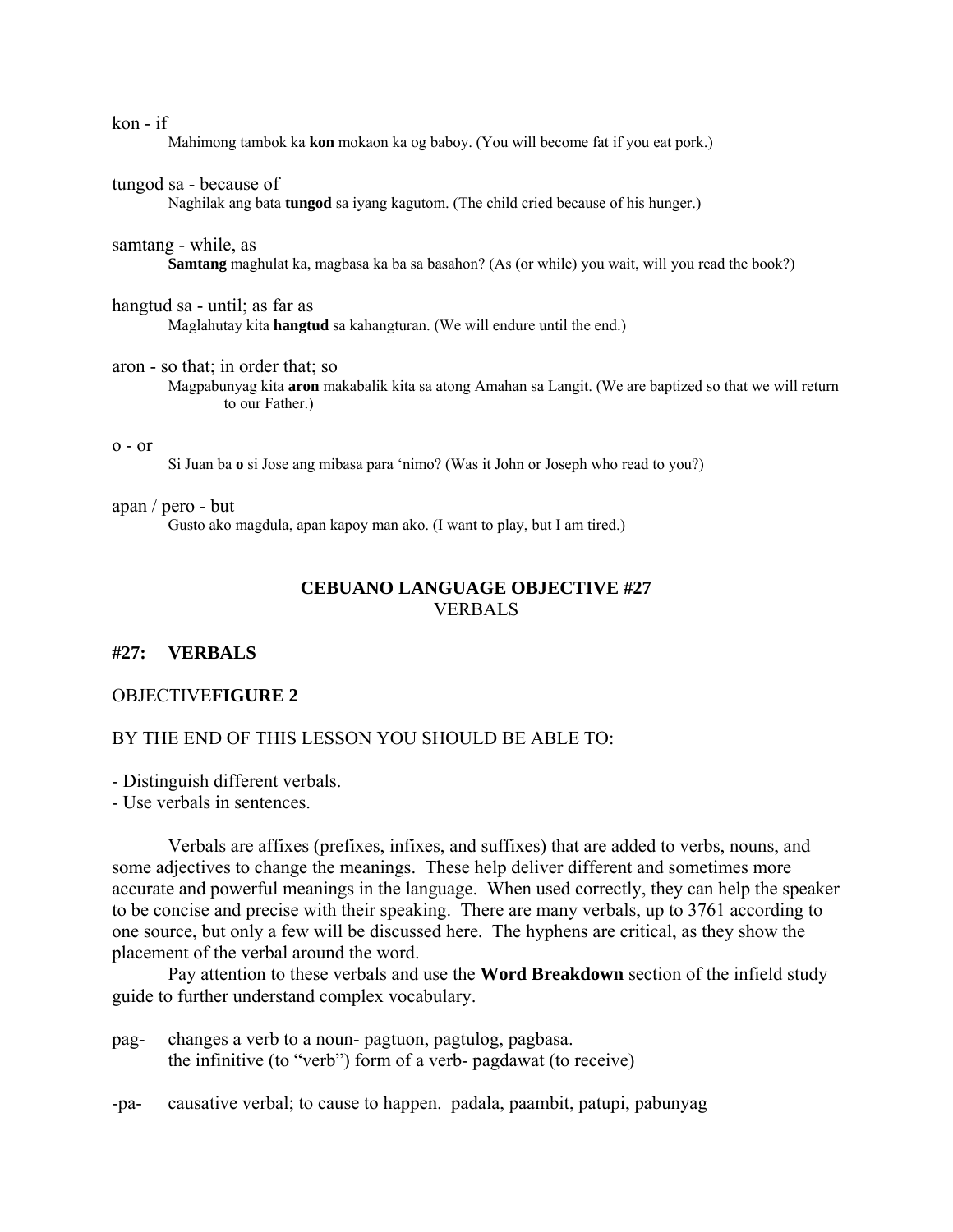kon - if

Mahimong tambok ka **kon** mokaon ka og baboy. (You will become fat if you eat pork.)

tungod sa - because of

Naghilak ang bata **tungod** sa iyang kagutom. (The child cried because of his hunger.)

samtang - while, as

**Samtang** maghulat ka, magbasa ka ba sa basahon? (As (or while) you wait, will you read the book?)

hangtud sa - until; as far as

Maglahutay kita **hangtud** sa kahangturan. (We will endure until the end.)

aron - so that; in order that; so

Magpabunyag kita **aron** makabalik kita sa atong Amahan sa Langit. (We are baptized so that we will return to our Father.)

o - or

Si Juan ba **o** si Jose ang mibasa para 'nimo? (Was it John or Joseph who read to you?)

apan / pero - but

Gusto ako magdula, apan kapoy man ako. (I want to play, but I am tired.)

## CEBUANO LANGUAGE OBJECTIVE #27
VERBALS

### #27: VERBALS

OBJECTIVE**FIGURE 2**

BY THE END OF THIS LESSON YOU SHOULD BE ABLE TO:

- Distinguish different verbals.
- Use verbals in sentences.

Verbals are affixes (prefixes, infixes, and suffixes) that are added to verbs, nouns, and some adjectives to change the meanings. These help deliver different and sometimes more accurate and powerful meanings in the language. When used correctly, they can help the speaker to be concise and precise with their speaking. There are many verbals, up to 3761 according to one source, but only a few will be discussed here. The hyphens are critical, as they show the placement of the verbal around the word.

Pay attention to these verbals and use the **Word Breakdown** section of the infield study guide to further understand complex vocabulary.

pag- changes a verb to a noun- pagtuon, pagtulog, pagbasa.
the infinitive (to "verb") form of a verb- pagdawat (to receive)

-pa- causative verbal; to cause to happen. padala, paambit, patupi, pabunyag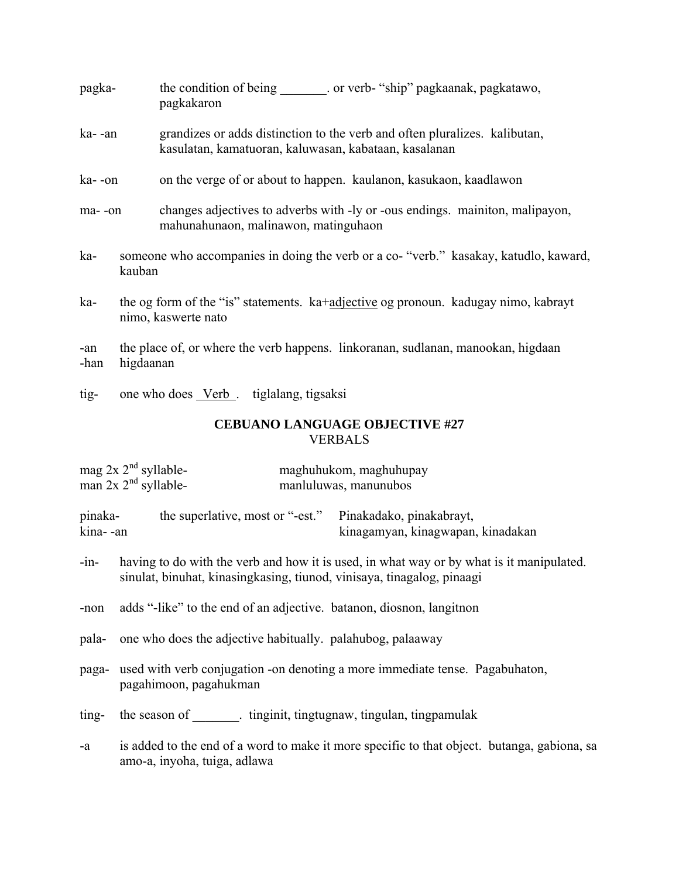pagka- the condition of being _______. or verb- "ship" pagkaanak, pagkatawo, pagkakaron

ka- -an grandizes or adds distinction to the verb and often pluralizes. kalibutan, kasulatan, kamatuoran, kaluwasan, kabataan, kasalanan

ka- -on on the verge of or about to happen. kaulanon, kasukaon, kaadlawon

ma- -on changes adjectives to adverbs with -ly or -ous endings. mainiton, malipayon, mahunahunaon, malinawon, matinguhaon

ka- someone who accompanies in doing the verb or a co- "verb." kasakay, katudlo, kaward, kauban

ka- the og form of the "is" statements. ka+adjective og pronoun. kadugay nimo, kabrayt nimo, kaswerte nato

-an the place of, or where the verb happens. linkoranan, sudlanan, manookan, higdaan
-han higdaanan

tig- one who does _Verb_. tiglalang, tigsaksi

## CEBUANO LANGUAGE OBJECTIVE #27

VERBALS

mag 2x 2nd syllable- maghuhukom, maghuhupay
man 2x 2nd syllable- manluluwas, manunubos

pinaka- the superlative, most or "-est." Pinakadako, pinakabrayt,
kina- -an kinagamyan, kinagwapan, kinadakan

-in- having to do with the verb and how it is used, in what way or by what is it manipulated. sinulat, binuhat, kinasingkasing, tiunod, vinisaya, tinagalog, pinaagi

-non adds "-like" to the end of an adjective. batanon, diosnon, langitnon

pala- one who does the adjective habitually. palahubog, palaaway

paga- used with verb conjugation -on denoting a more immediate tense. Pagabuhaton, pagahimoon, pagahukman

ting- the season of _______. tinginit, tingtugnaw, tingulan, tingpamulak

-a is added to the end of a word to make it more specific to that object. butanga, gabiona, sa amo-a, inyoha, tuiga, adlawa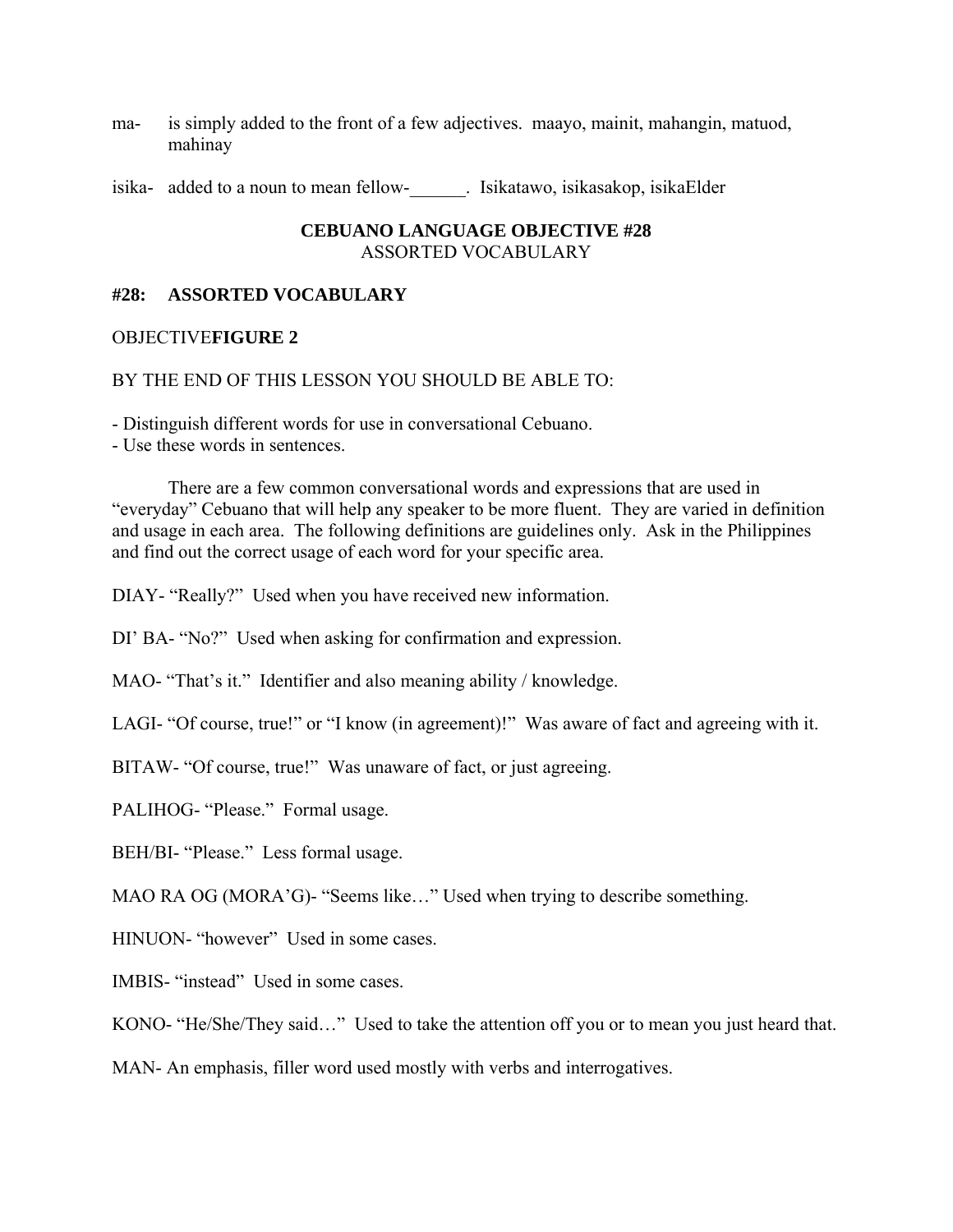ma- is simply added to the front of a few adjectives. maayo, mainit, mahangin, matuod, mahinay

isika- added to a noun to mean fellow-______. Isikatawo, isikasakop, isikaElder

## CEBUANO LANGUAGE OBJECTIVE #28
ASSORTED VOCABULARY

### #28: ASSORTED VOCABULARY

OBJECTIVE**FIGURE 2**

BY THE END OF THIS LESSON YOU SHOULD BE ABLE TO:

- Distinguish different words for use in conversational Cebuano.
- Use these words in sentences.

There are a few common conversational words and expressions that are used in "everyday" Cebuano that will help any speaker to be more fluent. They are varied in definition and usage in each area. The following definitions are guidelines only. Ask in the Philippines and find out the correct usage of each word for your specific area.

DIAY- "Really?" Used when you have received new information.

DI' BA- "No?" Used when asking for confirmation and expression.

MAO- "That's it." Identifier and also meaning ability / knowledge.

LAGI- "Of course, true!" or "I know (in agreement)!" Was aware of fact and agreeing with it.

BITAW- "Of course, true!" Was unaware of fact, or just agreeing.

PALIHOG- "Please." Formal usage.

BEH/BI- "Please." Less formal usage.

MAO RA OG (MORA'G)- "Seems like…" Used when trying to describe something.

HINUON- "however" Used in some cases.

IMBIS- "instead" Used in some cases.

KONO- "He/She/They said…" Used to take the attention off you or to mean you just heard that.

MAN- An emphasis, filler word used mostly with verbs and interrogatives.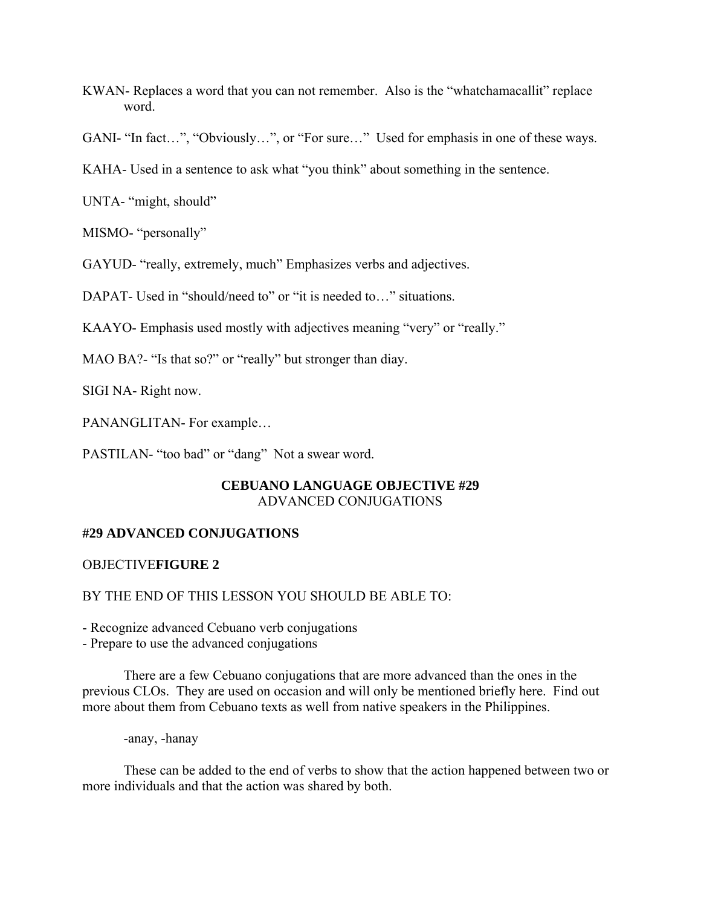KWAN- Replaces a word that you can not remember. Also is the "whatchamacallit" replace word.

GANI- "In fact…", "Obviously…", or "For sure…" Used for emphasis in one of these ways.

KAHA- Used in a sentence to ask what "you think" about something in the sentence.

UNTA- "might, should"

MISMO- "personally"

GAYUD- "really, extremely, much" Emphasizes verbs and adjectives.

DAPAT- Used in "should/need to" or "it is needed to…" situations.

KAAYO- Emphasis used mostly with adjectives meaning "very" or "really."

MAO BA?- "Is that so?" or "really" but stronger than diay.

SIGI NA- Right now.

PANANGLITAN- For example…

PASTILAN- "too bad" or "dang" Not a swear word.

## CEBUANO LANGUAGE OBJECTIVE #29
ADVANCED CONJUGATIONS

### #29 ADVANCED CONJUGATIONS

OBJECTIVE**FIGURE 2**

BY THE END OF THIS LESSON YOU SHOULD BE ABLE TO:

- Recognize advanced Cebuano verb conjugations
- Prepare to use the advanced conjugations

There are a few Cebuano conjugations that are more advanced than the ones in the previous CLOs. They are used on occasion and will only be mentioned briefly here. Find out more about them from Cebuano texts as well from native speakers in the Philippines.

-anay, -hanay

These can be added to the end of verbs to show that the action happened between two or more individuals and that the action was shared by both.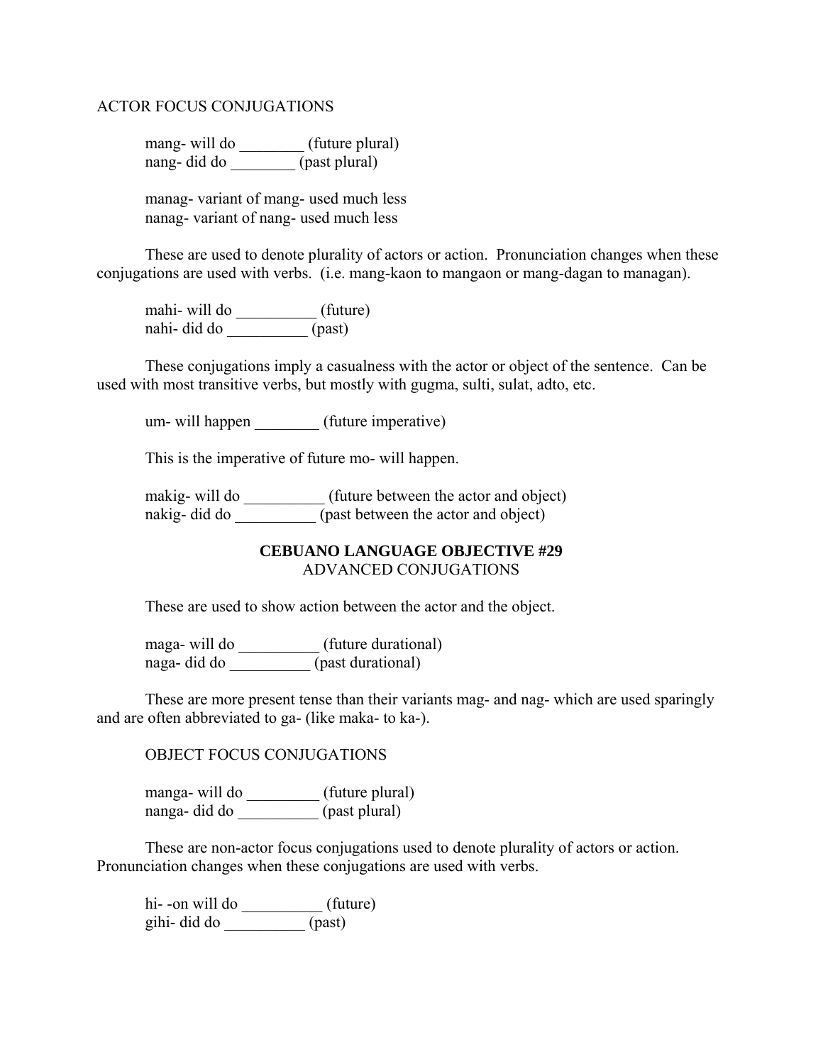ACTOR FOCUS CONJUGATIONS

mang- will do ________ (future plural)
nang- did do ________ (past plural)

manag- variant of mang- used much less
nanag- variant of nang- used much less

These are used to denote plurality of actors or action. Pronunciation changes when these conjugations are used with verbs. (i.e. mang-kaon to mangaon or mang-dagan to managan).

mahi- will do __________ (future)
nahi- did do __________ (past)

These conjugations imply a casualness with the actor or object of the sentence. Can be used with most transitive verbs, but mostly with gugma, sulti, sulat, adto, etc.

um- will happen ________ (future imperative)

This is the imperative of future mo- will happen.

makig- will do __________ (future between the actor and object)
nakig- did do __________ (past between the actor and object)

## CEBUANO LANGUAGE OBJECTIVE #29
ADVANCED CONJUGATIONS

These are used to show action between the actor and the object.

maga- will do __________ (future durational)
naga- did do __________ (past durational)

These are more present tense than their variants mag- and nag- which are used sparingly and are often abbreviated to ga- (like maka- to ka-).

OBJECT FOCUS CONJUGATIONS

manga- will do _________ (future plural)
nanga- did do __________ (past plural)

These are non-actor focus conjugations used to denote plurality of actors or action. Pronunciation changes when these conjugations are used with verbs.

hi- -on will do __________ (future)
gihi- did do __________ (past)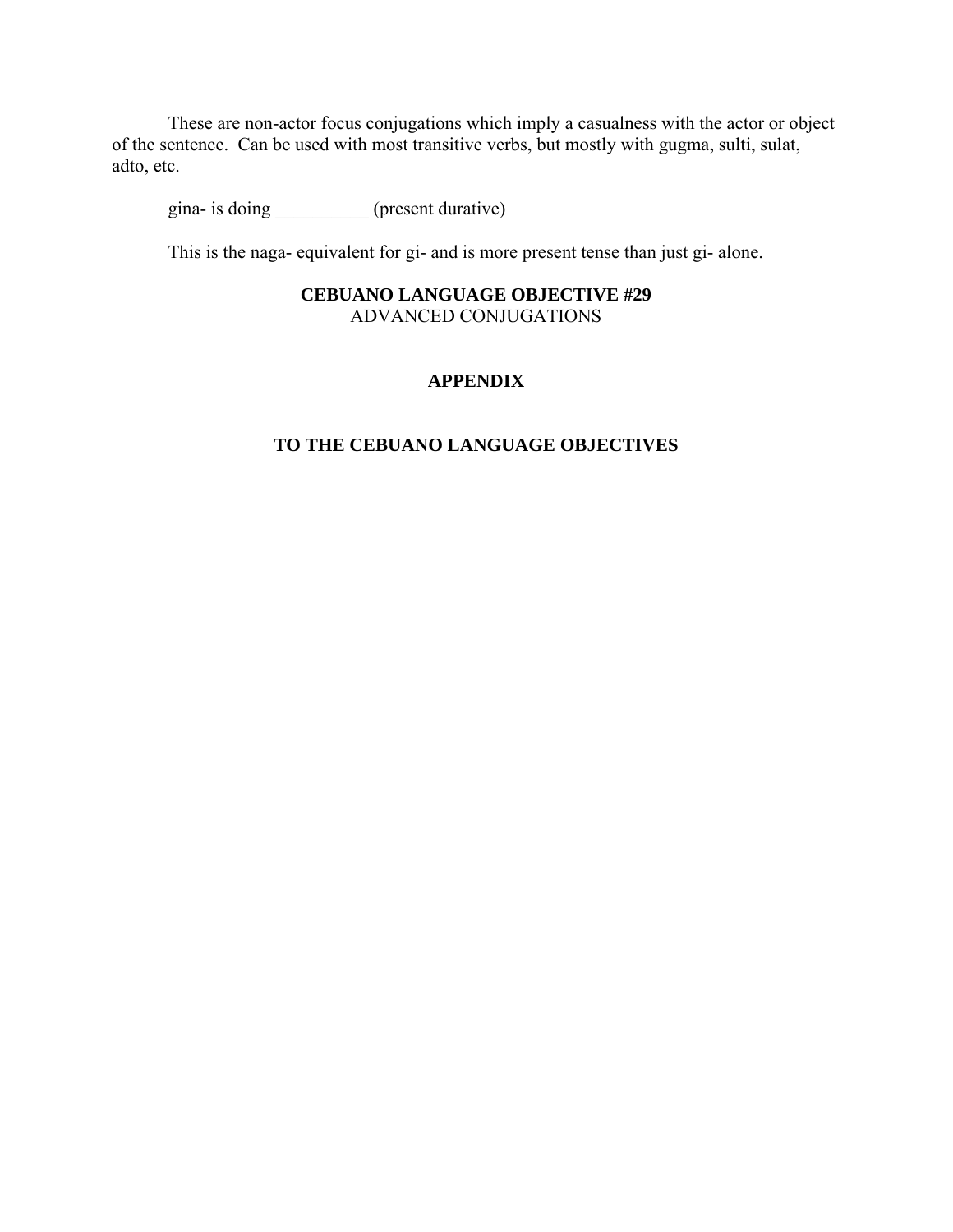These are non-actor focus conjugations which imply a casualness with the actor or object of the sentence. Can be used with most transitive verbs, but mostly with gugma, sulti, sulat, adto, etc.

gina- is doing __________ (present durative)

This is the naga- equivalent for gi- and is more present tense than just gi- alone.

**CEBUANO LANGUAGE OBJECTIVE #29**
ADVANCED CONJUGATIONS

## APPENDIX

## TO THE CEBUANO LANGUAGE OBJECTIVES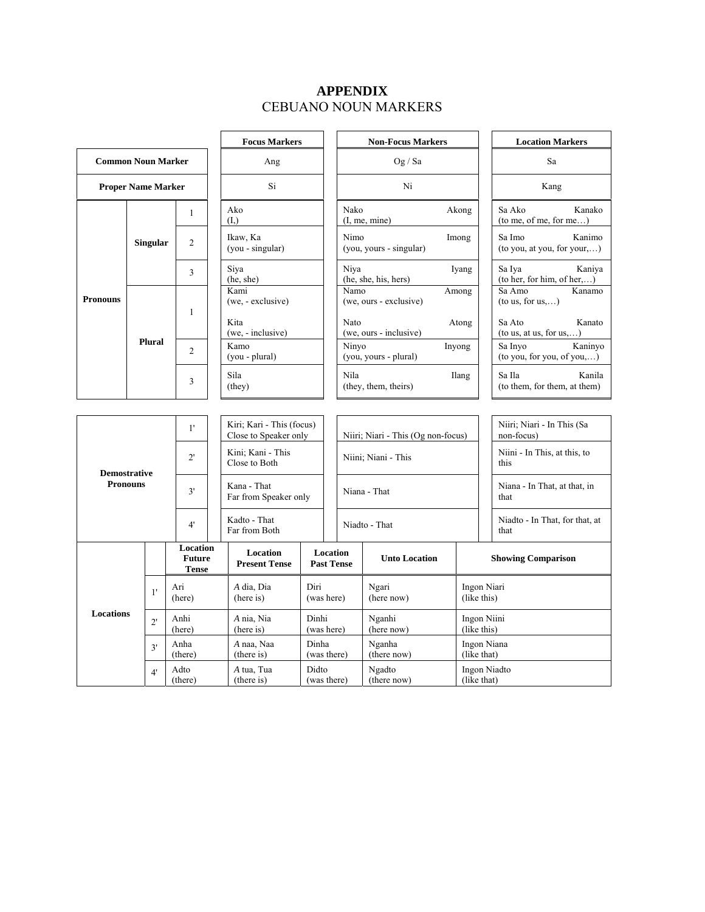# APPENDIX
## CEBUANO NOUN MARKERS

| | | | Focus Markers | Non-Focus Markers | Location Markers |
|---|---|---|---|---|---|
| **Common Noun Marker** | | | Ang | Og / Sa | Sa |
| **Proper Name Marker** | | | Si | Ni | Kang |
| **Pronouns** | **Singular** | 1 | Ako (I,) | Nako Akong (I, me, mine) | Sa Ako Kanako (to me, of me, for me…) |
| | | 2 | Ikaw, Ka (you - singular) | Nimo Imong (you, yours - singular) | Sa Imo Kanimo (to you, at you, for your,…) |
| | | 3 | Siya (he, she) | Niya Iyang (he, she, his, hers) | Sa Iya Kaniya (to her, for him, of her,…) |
| | **Plural** | 1 | Kami (we, - exclusive) Kita (we, - inclusive) | Namo Among (we, ours - exclusive) Nato Atong (we, ours - inclusive) | Sa Amo Kanamo (to us, for us,…) Sa Ato Kanato (to us, at us, for us,…) |
| | | 2 | Kamo (you - plural) | Ninyo Inyong (you, yours - plural) | Sa Inyo Kaninyo (to you, for you, of you,…) |
| | | 3 | Sila (they) | Nila Ilang (they, them, theirs) | Sa Ila Kanila (to them, for them, at them) |

| | | | | |
|---|---|---|---|---|
| **Demostrative Pronouns** | 1' | Kiri; Kari - This (focus) Close to Speaker only | Niiri; Niari - This (Og non-focus) | Niiri; Niari - In This (Sa non-focus) |
| | 2' | Kini; Kani - This Close to Both | Niini; Niani - This | Niini - In This, at this, to this |
| | 3' | Kana - That Far from Speaker only | Niana - That | Niana - In That, at that, in that |
| | 4' | Kadto - That Far from Both | Niadto - That | Niadto - In That, for that, at that |

| | | Location Future Tense | Location Present Tense | Location Past Tense | Unto Location | Showing Comparison |
|---|---|---|---|---|---|---|
| **Locations** | 1' | Ari (here) | *A* dia, Dia (here is) | Diri (was here) | Ngari (here now) | Ingon Niari (like this) |
| | 2' | Anhi (here) | *A* nia, Nia (here is) | Dinhi (was here) | Nganhi (here now) | Ingon Niini (like this) |
| | 3' | Anha (there) | *A* naa, Naa (there is) | Dinha (was there) | Nganha (there now) | Ingon Niana (like that) |
| | 4' | Adto (there) | *A* tua, Tua (there is) | Didto (was there) | Ngadto (there now) | Ingon Niadto (like that) |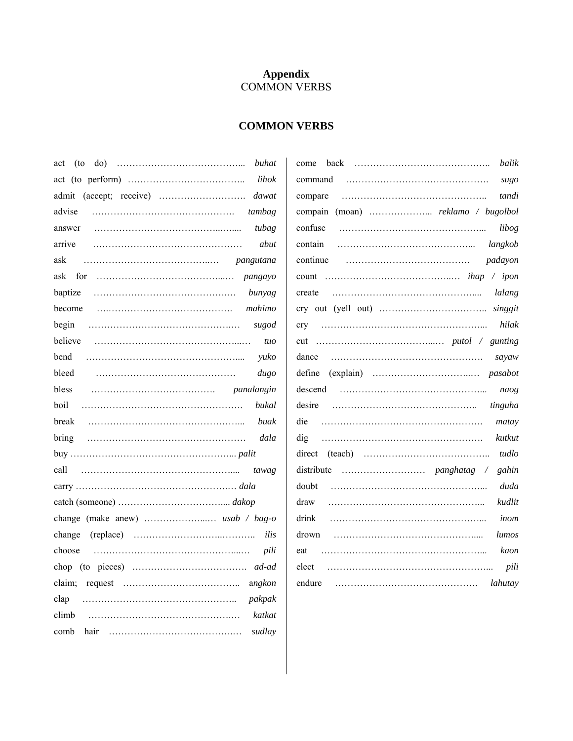# Appendix
COMMON VERBS

## COMMON VERBS

act (to do) …………………………………... *buhat*
act (to perform) ……………………………….. *lihok*
admit (accept; receive) ………………………. *dawat*
advise ………………………………………. *tambag*
answer …………………………………...…... *tubag*
arrive ………………………………………… *abut*
ask ……………………………………..… *pangutana*
ask for …………………………………...… *pangayo*
baptize ……………………………………….… *bunyag*
become ….…………………………………. *mahimo*
begin …………………………………………… *sugod*
believe ………………………………………...… *tuo*
bend …………………………………………..... *yuko*
bleed ……………………………………… *dugo*
bless …………………………………. *panalangin*
boil ……………………………………………. *bukal*
break …………………………………………... *buak*
bring …………………………………………… *dala*
buy ……………………………………………... *palit*
call …………………………………………..... *tawag*
carry ……………………………………………… *dala*
catch (someone) ……………………………..... *dakop*
change (make anew) ………………...… *usab / bag-o*
change (replace) ……………………….……….. *ilis*
choose ……………………………………...… *pili*
chop (to pieces) ………………………………. *ad-ad*
claim; request ……………………………….. *angkon*
clap ………………………………………….. *pakpak*
climb …………………………………………… *katkat*
comb hair …………………………………… *sudlay*
come back …………………………………….. *balik*
command ………………………………………. *sugo*
compare ……………………………………….. *tandi*
compain (moan) ………………... *reklamo / bugolbol*
confuse ………………………………………... *libog*
contain ……………………………………... *langkob*
continue …………………………………. *padayon*
count …………………………………..… *ihap / ipon*
create …………………………………………..... *lalang*
cry out (yell out) …………………………….. *singgit*
cry …………………………………………….... *hilak*
cut ………………………………...… *putol / gunting*
dance …………………………………………. *sayaw*
define (explain) …………………………..… *pasabot*
descend ……………………………………….... *naog*
desire ……………………………………….. *tinguha*
die ……………………………………………. *matay*
dig ……………………………………………. *kutkut*
direct (teach) ………………………………….. *tudlo*
distribute ……………………… *panghatag / gahin*
doubt …………………………………………... *duda*
draw …………………………………………... *kudlit*
drink …………………………………………... *inom*
drown ……………………………………….... *lumos*
eat …………………………………………….... *kaon*
elect …………………………………………….... *pili*
endure ………………………………………. *lahutay*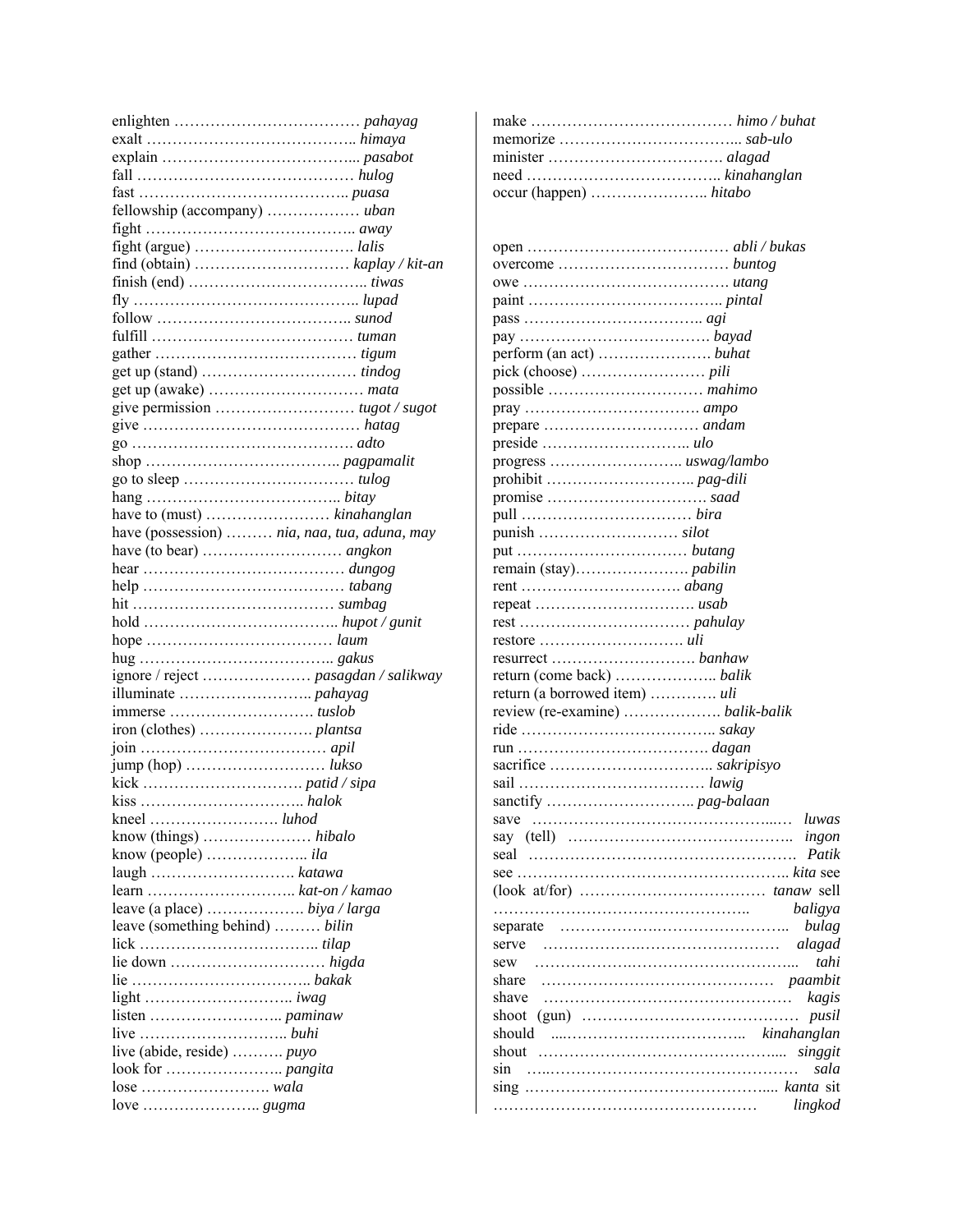enlighten ……………………………… *pahayag*
exalt ………………………………….. *himaya*
explain ………………………………... *pasabot*
fall …………………………………… *hulog*
fast ………………………………….. *puasa*
fellowship (accompany) ……………… *uban*
fight ………………………………….. *away*
fight (argue) …………………………. *lalis*
find (obtain) ………………………… *kaplay / kit-an*
finish (end) ………………………….. *tiwas*
fly ……………………………………. *lupad*
follow ……………………………….. *sunod*
fulfill ………………………………… *tuman*
gather ………………………………… *tigum*
get up (stand) ……………………….. *tindog*
get up (awake) ………………………. *mata*
give permission ……………………… *tugot / sugot*
give …………………………………… *hatag*
go ……………………………………. *adto*
shop ……………………………….. *pagpamalit*
go to sleep …………………………… *tulog*
hang ……………………………….. *bitay*
have to (must) …………………… *kinahanglan*
have (possession) ……… *nia, naa, tua, aduna, may*
have (to bear) ……………………… *angkon*
hear ………………………………… *dungog*
help ………………………………… *tabang*
hit ………………………………… *sumbag*
hold ……………………………….. *hupot / gunit*
hope ……………………………… *laum*
hug ……………………………….. *gakus*
ignore / reject ………………… *pasagdan / salikway*
illuminate …………………….. *pahayag*
immerse ………………………. *tuslob*
iron (clothes) …………………. *plantsa*
join ……………………………… *apil*
jump (hop) ……………………… *lukso*
kick …………………………. *patid / sipa*
kiss ………………………….. *halok*
kneel ……………………. *luhod*
know (things) ………………… *hibalo*
know (people) ……………….. *ila*
laugh ………………………. *katawa*
learn ……………………….. *kat-on / kamao*
leave (a place) ………………. *biya / larga*
leave (something behind) ……… *bilin*
lick ………………………….. *tilap*
lie down ………………………… *higda*
lie …………………………….. *bakak*
light ……………………….. *iwag*
listen …………………….. *paminaw*
live ……………………….. *buhi*
live (abide, reside) ………. *puyo*
look for ………………….. *pangita*
lose ……………………. *wala*
love ………………….. *gugma*

make ………………………………… *himo / buhat*
memorize …………………………... *sab-ulo*
minister ……………………………. *alagad*
need ……………………………….. *kinahanglan*
occur (happen) ………………….. *hitabo*

open ………………………………… *abli / bukas*
overcome …………………………… *buntog*
owe …………………………………. *utang*
paint ……………………………….. *pintal*
pass …………………………….. *agi*
pay ………………………………. *bayad*
perform (an act) …………………. *buhat*
pick (choose) …………………… *pili*
possible ………………………… *mahimo*
pray ……………………………. *ampo*
prepare ………………………… *andam*
preside ……………………….. *ulo*
progress …………………….. *uswag/lambo*
prohibit ……………………….. *pag-dili*
promise …………………………. *saad*
pull …………………………… *bira*
punish ……………………… *silot*
put …………………………… *butang*
remain (stay)…………………. *pabilin*
rent …………………………. *abang*
repeat …………………………. *usab*
rest …………………………… *pahulay*
restore ………………………. *uli*
resurrect ………………………. *banhaw*
return (come back) ……………….. *balik*
return (a borrowed item) …………. *uli*
review (re-examine) ………………. *balik-balik*
ride ……………………………….. *sakay*
run ………………………………. *dagan*
sacrifice ………………………….. *sakripisyo*
sail ……………………………… *lawig*
sanctify ……………………….. *pag-balaan*
save …………………………………….… *luwas*
say (tell) …………………………………….. *ingon*
seal ……………………………………………. *Patik*
see …………………………………………….. *kita*
see (look at/for) ……………………………… *tanaw*
sell ………………………………………….. *baligya*
separate ……………………………………….. *bulag*
serve ………………………………………… *alagad*
sew …………………………………………... *tahi*
share ……………………………………… *paambit*
shave ………………………………………… *kagis*
shoot (gun) ………………………………… *pusil*
should ………………………………….. *kinahanglan*
shout ………………………………………... *singgit*
sin …………………………………………… *sala*
sing ………………………………………... *kanta*
sit …………………………………………… *lingkod*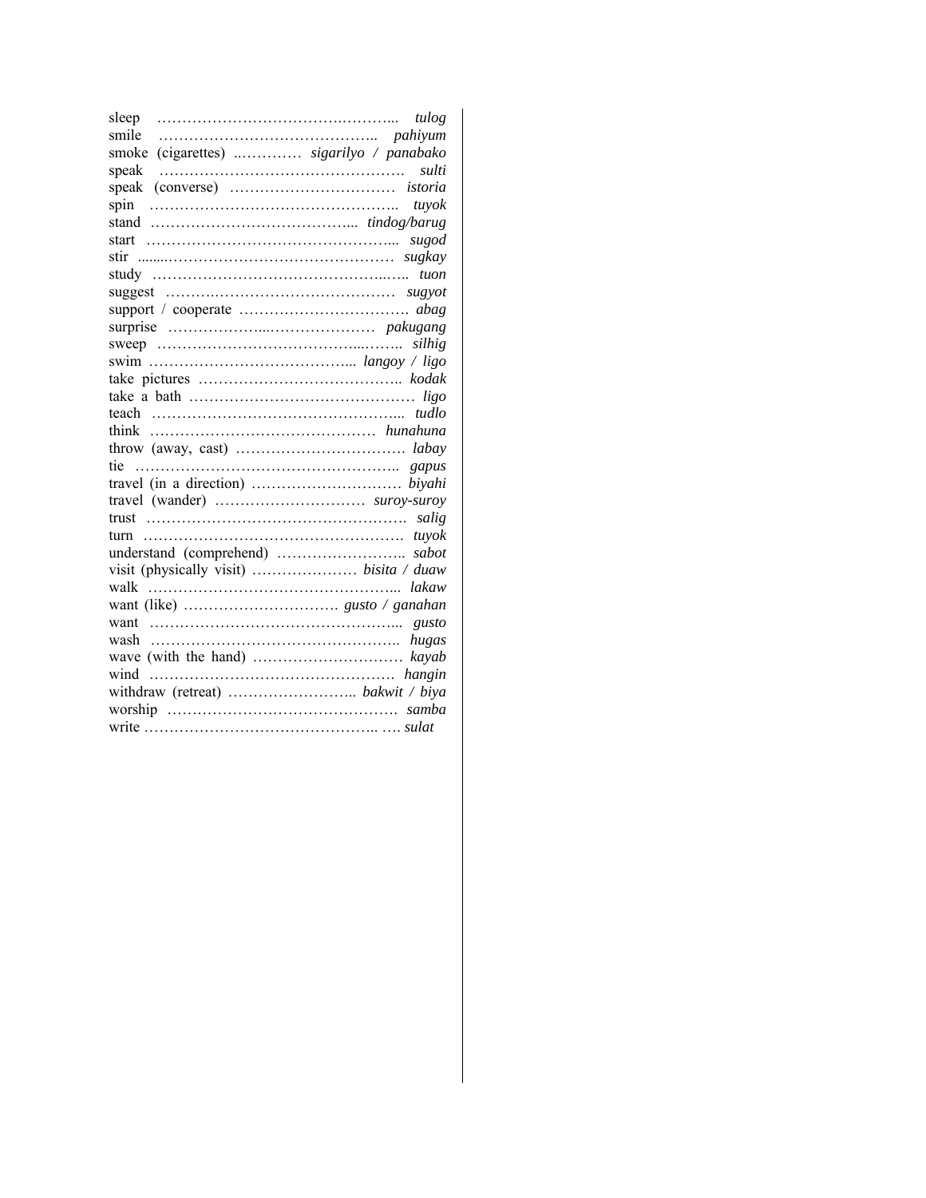sleep ………………………………….……... *tulog*
smile …………………………………….. *pahiyum*
smoke (cigarettes) ..………… *sigarilyo / panabako*
speak …………………………………………. *sulti*
speak (converse) …………………………… *istoria*
spin ………………………………………….. *tuyok*
stand …………………………………... *tindog/barug*
start …………………………………………... *sugod*
stir ........……………………………………… *sugkay*
study …………………………………….….. *tuon*
suggest ……….……………………………… *sugyot*
support / cooperate ……………………………. *abag*
surprise …………………...………………… *pakugang*
sweep …………………………………...…….. *silhig*
swim …………………………………... *langoy / ligo*
take pictures ………………………………….. *kodak*
take a bath ……………………………………… *ligo*
teach …………………………………………... *tudlo*
think ……………………………………… *hunahuna*
throw (away, cast) ……………………………. *labay*
tie …………………………………………….. *gapus*
travel (in a direction) ………………………… *biyahi*
travel (wander) ………………………… *suroy-suroy*
trust ……………………………………………. *salig*
turn ……………………………………………. *tuyok*
understand (comprehend) …………………….. *sabot*
visit (physically visit) ………………… *bisita / duaw*
walk …………………………………………... *lakaw*
want (like) …………………………. *gusto / ganahan*
want …………………………………………... *gusto*
wash ………………………………………….. *hugas*
wave (with the hand) ………………………… *kayab*
wind ………………………………………… *hangin*
withdraw (retreat) …………………….. *bakwit / biya*
worship ………………………………………. *samba*
write ……………………………………….. …. *sulat*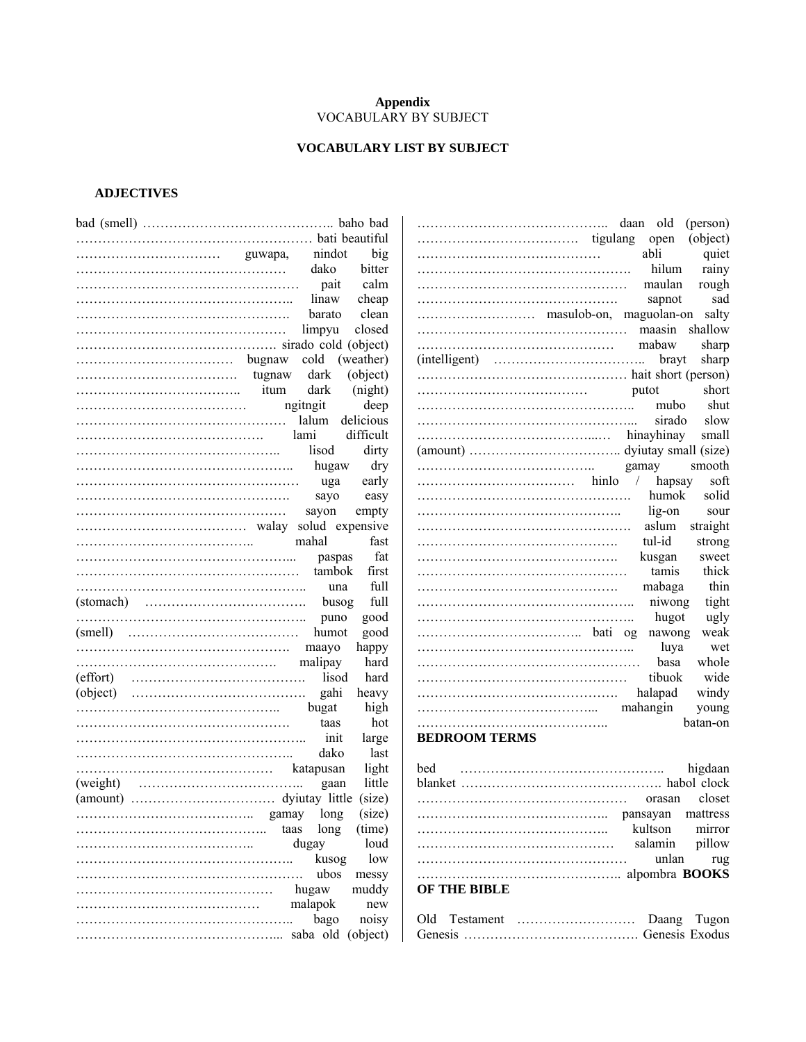# Appendix

VOCABULARY BY SUBJECT

## VOCABULARY LIST BY SUBJECT

### ADJECTIVES

bad (smell) …………………………… baho
bad …………………………… bati
beautiful …………………………… guwapa, nindot
big …………………………… dako
bitter …………………………… pait
calm …………………………… linaw
cheap …………………………… barato
clean …………………………… limpyu
closed …………………………… sirado
cold (object) …………………………… bugnaw
cold (weather) …………………………… tugnaw
dark (object) …………………………… itum
dark (night) …………………………… ngitngit
deep …………………………… lalum
delicious …………………………… lami
difficult …………………………… lisod
dirty …………………………… hugaw
dry …………………………… uga
early …………………………… sayo
easy …………………………… sayon
empty …………………………… walay solud
expensive …………………………… mahal
fast …………………………… paspas
fat …………………………… tambok
first …………………………… una
full (stomach) …………………………… busog
full …………………………… puno
good (smell) …………………………… humot
good …………………………… maayo
happy …………………………… malipay
hard (effort) …………………………… lisod
hard (object) …………………………… gahi
heavy …………………………… bugat
high …………………………… taas
hot …………………………… init
large …………………………… dako
last …………………………… katapusan
light (weight) …………………………… gaan
little (amount) …………………………… dyiutay
little (size) …………………………… gamay
long (size) …………………………… taas
long (time) …………………………… dugay
loud …………………………… kusog
low …………………………… ubos
messy …………………………… hugaw
muddy …………………………… malapok
new …………………………… bago
noisy …………………………… saba
old (object) …………………………… daan
old (person) …………………………… tigulang
open (object) …………………………… abli
quiet …………………………… hilum
rainy …………………………… maulan
rough …………………………… sapnot
sad …………………………… masulob-on, maguolan-on
salty …………………………… maasin
shallow …………………………… mabaw
sharp (intelligent) …………………………… brayt
sharp …………………………… hait
short (person) …………………………… putot
short …………………………… mubo
shut …………………………… sirado
slow …………………………… hinayhinay
small (amount) …………………………… dyiutay
small (size) …………………………… gamay
smooth …………………………… hinlo / hapsay
soft …………………………… humok
solid …………………………… lig-on
sour …………………………… aslum
straight …………………………… tul-id
strong …………………………… kusgan
sweet …………………………… tamis
thick …………………………… mabaga
thin …………………………… niwong
tight …………………………… hugot
ugly …………………………… bati og nawong
weak …………………………… luya
wet …………………………… basa
whole …………………………… tibuok
wide …………………………… halapad
windy …………………………… mahangin
young …………………………… batan-on

### BEDROOM TERMS

bed …………………………… higdaan
blanket …………………………… habol
clock …………………………… orasan
closet …………………………… pansayan
mattress …………………………… kultson
mirror …………………………… salamin
pillow …………………………… unlan
rug …………………………… alpombra

### BOOKS OF THE BIBLE

Old Testament …………………………… Daang Tugon
Genesis …………………………… Genesis
Exodus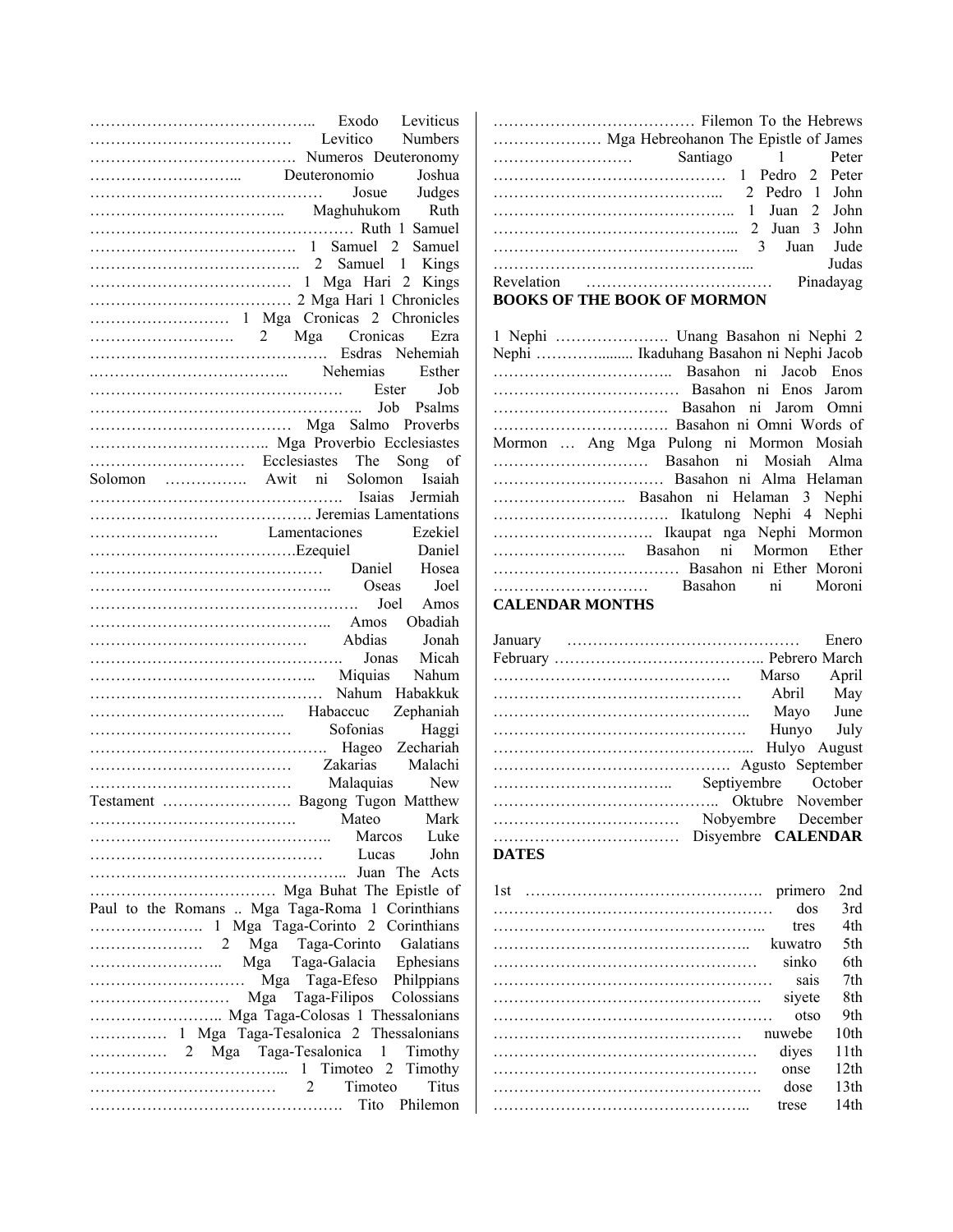…………………………………….. Exodo Leviticus ………………………………… Levitico Numbers …………………………………. Numeros Deuteronomy ………………………... Deuteronomio Joshua ……………………………………… Josue Judges ……………………………….. Maghuhukom Ruth …………………………………………… Ruth 1 Samuel …………………………………. 1 Samuel 2 Samuel ………………………………….. 2 Samuel 1 Kings ………………………………… 1 Mga Hari 2 Kings ………………………………… 2 Mga Hari 1 Chronicles ……………………… 1 Mga Cronicas 2 Chronicles ………………………. 2 Mga Cronicas Ezra ……………………………………… Esdras Nehemiah ……………………………….. Nehemias Esther …………………………………………. Ester Job …………………………………………….. Job Psalms ………………………………… Mga Salmo Proverbs …………………………….. Mga Proverbio Ecclesiastes ………………………… Ecclesiastes The Song of Solomon ……………. Awit ni Solomon Isaiah …………………………………………. Isaias Jermiah ……………………………………. Jeremias Lamentations ……………………. Lamentaciones Ezekiel ………………………………….Ezequiel Daniel ……………………………………… Daniel Hosea …………………………………….. Oseas Joel ……………………………………………. Joel Amos ……………………………………….. Amos Obadiah …………………………………… Abdias Jonah …………………………………………. Jonas Micah …………………………………….. Miquias Nahum ……………………………………… Nahum Habakkuk ……………………………….. Habaccuc Zephaniah ………………………………… Sofonias Haggi ………………………………………. Hageo Zechariah ………………………………… Zakarias Malachi ………………………………… Malaquias New Testament ……………………. Bagong Tugon Matthew …………………………………. Mateo Mark …………………………………….. Marcos Luke ……………………………………… Lucas John ………………………………………….. Juan The Acts ……………………………… Mga Buhat The Epistle of Paul to the Romans .. Mga Taga-Roma 1 Corinthians …………………. 1 Mga Taga-Corinto 2 Corinthians …………………. 2 Mga Taga-Corinto Galatians …………………….. Mga Taga-Galacia Ephesians ………………………… Mga Taga-Efeso Philppians ……………………… Mga Taga-Filipos Colossians …………………….. Mga Taga-Colosas 1 Thessalonians …………… 1 Mga Taga-Tesalonica 2 Thessalonians …………… 2 Mga Taga-Tesalonica 1 Timothy ……………………………... 1 Timoteo 2 Timothy ……………………………… 2 Timoteo Titus …………………………………………. Tito Philemon ………………………………. Filemon To the Hebrews ………………… Mga Hebreohanon The Epistle of James ……………………… Santiago 1 Peter ……………………………………… 1 Pedro 2 Peter ……………………………………... 2 Pedro 1 John …………………………………….. 1 Juan 2 John ……………………………………... 2 Juan 3 John ……………………………………... 3 Juan Jude …………………………………………... Judas Revelation ……………………………… Pinadayag

**BOOKS OF THE BOOK OF MORMON**

1 Nephi …………………. Unang Basahon ni Nephi 2 Nephi …………......... Ikaduhang Basahon ni Nephi Jacob …………………………….. Basahon ni Jacob Enos ……………………………… Basahon ni Enos Jarom ……………………………. Basahon ni Jarom Omni ……………………………. Basahon ni Omni Words of Mormon … Ang Mga Pulong ni Mormon Mosiah ………………………… Basahon ni Mosiah Alma …………………………… Basahon ni Alma Helaman …………………….. Basahon ni Helaman 3 Nephi ……………………………. Ikatulong Nephi 4 Nephi …………………………. Ikaupat nga Nephi Mormon …………………….. Basahon ni Mormon Ether ……………………………… Basahon ni Ether Moroni ………………………… Basahon ni Moroni

**CALENDAR MONTHS**

January …………………………………… Enero February ………………………………….. Pebrero March ………………………………………. Marso April ………………………………………… Abril May ………………………………………….. Mayo June …………………………………………. Hunyo July …………………………………………... Hulyo August ………………………………………. Agusto September …………………………….. Septiyembre October …………………………………….. Oktubre November ……………………………… Nobyembre December ……………………………… Disyembre **CALENDAR DATES**

1st ………………………………………. primero 2nd …………………………………………… dos 3rd …………………………………………….. tres 4th ………………………………………….. kuwatro 5th …………………………………………… sinko 6th …………………………………………… sais 7th ……………………………………………. siyete 8th …………………………………………… otso 9th ………………………………………… nuwebe 10th …………………………………………… diyes 11th …………………………………………… onse 12th ……………………………………………. dose 13th ………………………………………….. trese 14th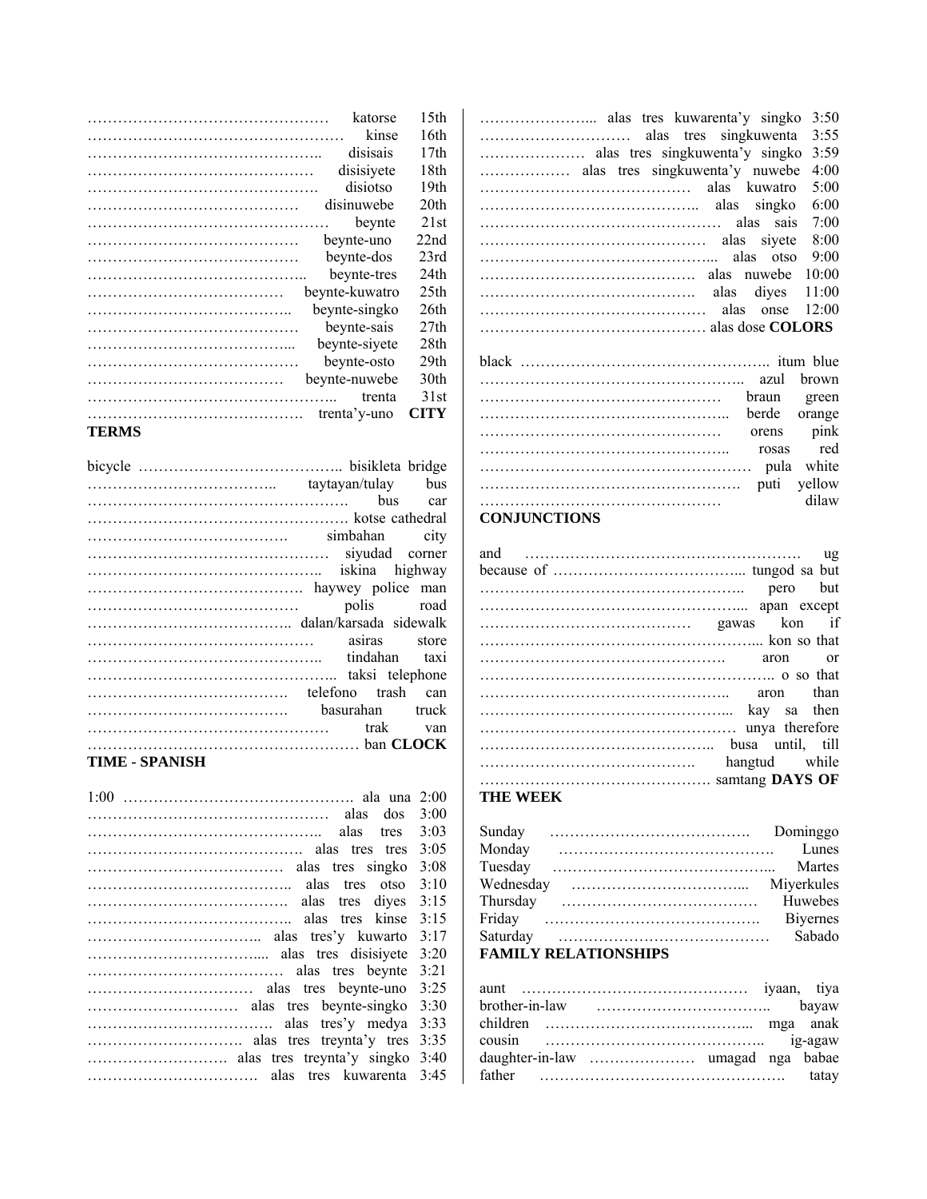……………………………………………… katorse 15th
…………………………………………… kinse 16th
……………………………………….. disisais 17th
……………………………………… disisiyete 18th
………………………………………. disiotso 19th
…………………………………… disinuwebe 20th
………………………………………… beynte 21st
…………………………………… beynte-uno 22nd
…………………………………… beynte-dos 23rd
…………………………………….. beynte-tres 24th
………………………………… beynte-kuwatro 25th
………………………………….. beynte-singko 26th
…………………………………… beynte-sais 27th
…………………………………... beynte-siyete 28th
…………………………………… beynte-osto 29th
………………………………… beynte-nuwebe 30th
……………………………………….. trenta 31st
……………………………………. trenta'y-uno **CITY**

**TERMS**

bicycle ………………………………….. bisikleta bridge
……………………………….. taytayan/tulay bus
……………………………………………. bus car
……………………………………………. kotse cathedral
……………………………………. simbahan city
……………………………………… siyudad corner
……………………………………….. iskina highway
……………………………………. haywey police man
…………………………………… polis road
………………………………….. dalan/karsada sidewalk
……………………………………… asiras store
……………………………………….. tindahan taxi
………………………………………….. taksi telephone
…………………………………. telefono trash can
…………………………………. basurahan truck
……………………………………… trak van
……………………………………………… ban **CLOCK**

**TIME - SPANISH**

1:00 ………………………………………. ala una 2:00
……………………………………… alas dos 3:00
……………………………………….. alas tres 3:03
……………………………………. alas tres tres 3:05
………………………………… alas tres singko 3:08
………………………………….. alas tres otso 3:10
…………………………………. alas tres diyes 3:15
………………………………….. alas tres kinse 3:15
…………………………….. alas tres'y kuwarto 3:17
……………………………... alas tres disisiyete 3:20
………………………………… alas tres beynte 3:21
…………………………… alas tres beynte-uno 3:25
………………………… alas tres beynte-singko 3:30
………………………………. alas tres'y medya 3:33
…………………………. alas tres treynta'y tres 3:35
………………………. alas tres treynta'y singko 3:40
……………………………. alas tres kuwarenta 3:45
…………………... alas tres kuwarenta'y singko 3:50
……………………… alas tres singkuwenta 3:55
………………… alas tres singkuwenta'y singko 3:59
……………… alas tres singkuwenta'y nuwebe 4:00
…………………………………… alas kuwatro 5:00
…………………………………….. alas singko 6:00
……………………………………… alas sais 7:00
……………………………………… alas siyete 8:00
………………………………………... alas otso 9:00
……………………………………. alas nuwebe 10:00
……………………………………. alas diyes 11:00
……………………………………… alas onse 12:00
……………………………………… alas dose **COLORS**

black ………………………………………….. itum blue
…………………………………………….. azul brown
………………………………………… braun green
……………………………………….. berde orange
………………………………………… orens pink
……………………………………….. rosas red
…………………………………………… pula white
……………………………………………. puti yellow
………………………………………… dilaw

**CONJUNCTIONS**

and ………………………………………………. ug
because of ……………………………….. tungod sa but
…………………………………………….. pero but
……………………………………………... apan except
…………………………………… gawas kon if
……………………………………………….. kon so that
…………………………………………. aron or
………………………………………………….. o so that
…………………………………………….. aron than
…………………………………………... kay sa then
…………………………………………… unya therefore
……………………………………….. busa until, till
……………………………………. hangtud while
………………………………………. samtang **DAYS OF THE WEEK**

Sunday …………………………………. Dominggo
Monday ……………………………………. Lunes
Tuesday ……………………………………... Martes
Wednesday ……………………………... Miyerkules
Thursday ………………………………… Huwebes
Friday ……………………………………. Biyernes
Saturday …………………………………… Sabado

**FAMILY RELATIONSHIPS**

aunt ……………………………………… iyaan, tiya
brother-in-law …………………………….. bayaw
children …………………………………... mga anak
cousin ……………………………………. ig-agaw
daughter-in-law ………………… umagad nga babae
father ………………………………………. tatay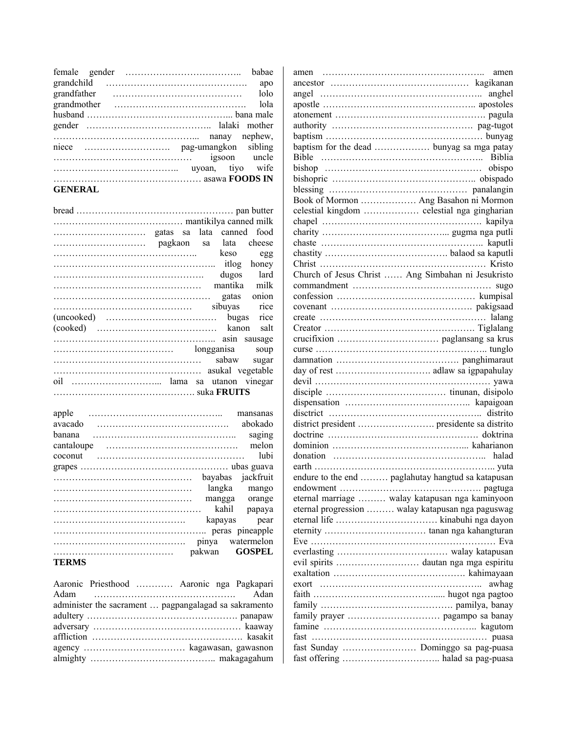female gender ……………………………….. babae
grandchild ………………………………………. apo
grandfather …………………………………… lolo
grandmother ……………………………………. lola
husband ………………………………………... bana
male gender ………………………………….. lalaki
mother ………………………………………... nanay
nephew, niece ………………………. pag-umangkon
sibling ……………………………………… igsoon
uncle ………………………………….. uyoan, tiyo
wife ………………………………………… asawa

**FOODS IN GENERAL**

bread …………………………………………… pan
butter …………………………………… mantikilya
canned milk ………………………… gatas sa lata
canned food ………………………… pagkaon sa lata
cheese ……………………………………….. keso
egg …………………………………………….. itlog
honey …………………………………………. dugos
lard ………………………………………… mantika
milk …………………………………………… gatas
onion ……………………………………… sibuyas
rice (uncooked) ……………………………… bugas
rice (cooked) ………………………………… kanon
salt …………………………………………….. asin
sausage ……………………………… longganisa
soup ………………………………………… sabaw
sugar ………………………………………… asukal
vegetable oil ………………………... lama sa utanon
vinegar ……………………………………… suka

**FRUITS**

apple …………………………………….. mansanas
avacado ……………………………………. abokado
banana ……………………………………….. saging
cantaloupe ……………………………………. melon
coconut ………………………………………… lubi
grapes ………………………………………… ubas
guava ……………………………………… bayabas
jackfruit ……………………………………… langka
mango ……………………………………… mangga
orange ………………………………………… kahil
papaya …………………………………… kapayas
pear ………………………………………….. peras
pineapple …………………………………… pinya
watermelon ……………………………… pakwan

**GOSPEL TERMS**

Aaronic Priesthood ………… Aaronic nga Pagkapari
Adam ………………………………………. Adan
administer the sacrament … pagpangalagad sa sakramento
adultery …………………………………………. panapaw
adversary ………………………………………… kaaway
affliction …………………………………………. kasakit
agency …………………………… kagawasan, gawasnon
almighty ………………………………….. makagagahum
amen …………………………………………….. amen
ancestor ……………………………………… kagikanan
angel …………………………………………….. anghel
apostle ………………………………………….. apostoles
atonement …………………………………………. pagula
authority ………………………………………. pag-tugot
baptism …………………………………………… bunyag
baptism for the dead ……………… bunyag sa mga patay
Bible …………………………………………….. Biblia
bishop …………………………………………… obispo
bishopric ……………………………………….. obispado
blessing ……………………………………… panalangin
Book of Mormon ……………… Ang Basahon ni Mormon
celestial kingdom ……………… celestial nga gingharian
chapel …………………………………………… kapilya
charity …………………………………... gugma nga putli
chaste …………………………………………….. kaputli
chastity ………………………………… balaod sa kaputli
Christ ……………………………………………… Kristo
Church of Jesus Christ …… Ang Simbahan ni Jesukristo
commandment ……………………………………… sugo
confession ……………………………………… kumpisal
covenant ………………………………………. pakigsaad
create ……………………………………………… lalang
Creator ……………………………………………. Tiglalang
crucifixion …………………………… paglansang sa krus
curse ……………………………………………….. tunglo
damnation …………………………………. panghimaraut
day of rest …………………………. adlaw sa igpapahulay
devil ……………………………………………… yawa
disciple ………………………………… tinunan, disipolo
dispensation ………………………………….. kapaigoan
disctrict …………………………………………… distrito
district president ……………………. presidente sa distrito
doctrine …………………………………………. doktrina
dominion ……………………………………... kaharianon
donation ………………………………………….. halad
earth …………………………………………………. yuta
endure to the end ……… paglahutay hangtud sa katapusan
endowment ………………………………………. pagtuga
eternal marriage ……… walay katapusan nga kaminyoon
eternal progression ……… walay katapusan nga paguswag
eternal life …………………………… kinabuhi nga dayon
eternity …………………………… tanan nga kahangturan
Eve ……………………………………………………. Eva
everlasting ……………………………… walay katapusan
evil spirits ……………………… dautan nga mga espiritu
exaltation ……………………………………. kahimayaan
exort …………………………………………….. awhag
faith …………………………………..... hugot nga pagtoo
family ……………………………………. pamilya, banay
family prayer ………………………… pagampo sa banay
famine ………………………………………….. kagutom
fast ………………………………………………… puasa
fast Sunday …………………… Dominggo sa pag-puasa
fast offering ………………………….. halad sa pag-puasa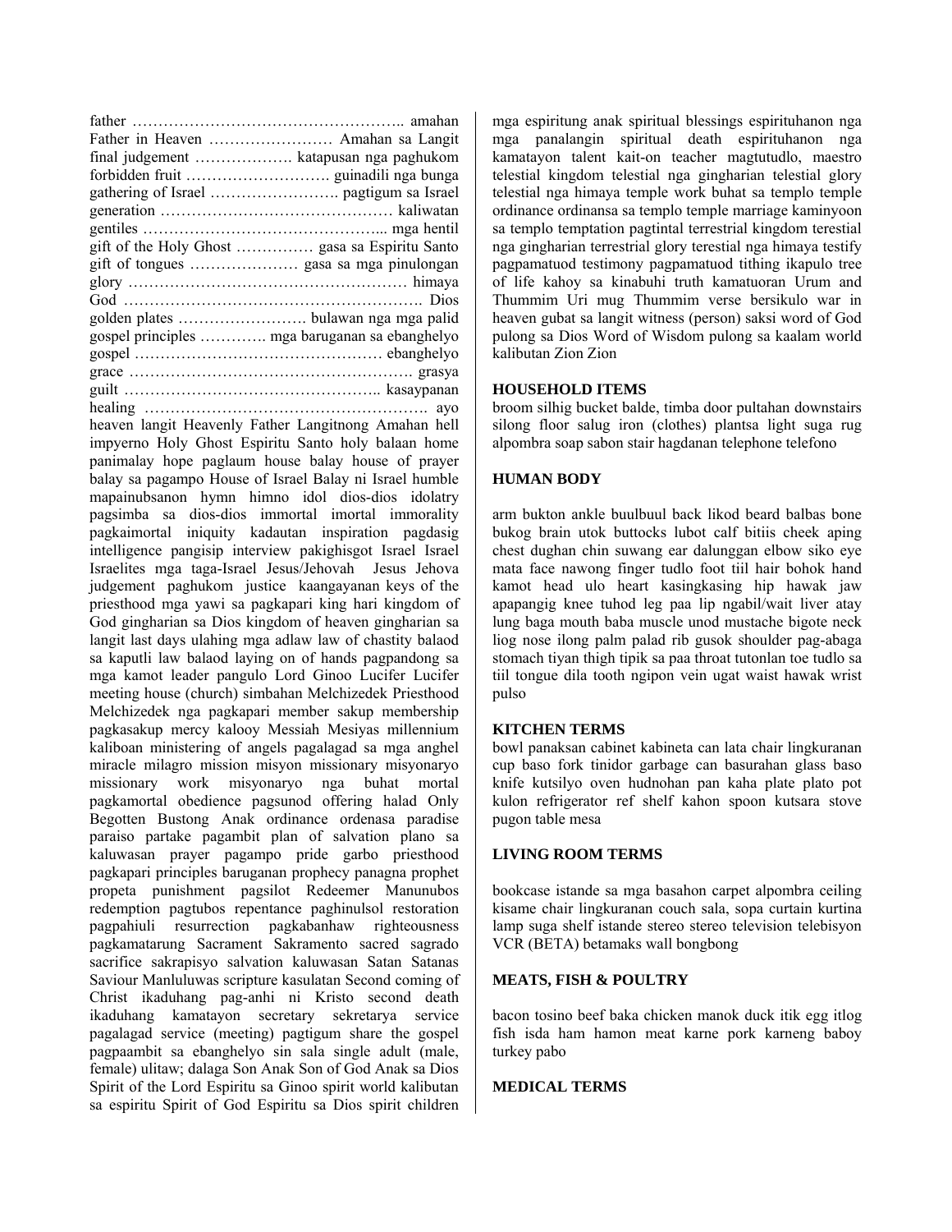father …………………………………………….. amahan
Father in Heaven …………………… Amahan sa Langit
final judgement ………………. katapusan nga paghukom
forbidden fruit ………………………. guinadili nga bunga
gathering of Israel ……………………. pagtigum sa Israel
generation ……………………………………… kaliwatan
gentiles ………………………………………... mga hentil
gift of the Holy Ghost …………… gasa sa Espiritu Santo
gift of tongues ………………… gasa sa mga pinulongan
glory ……………………………………………… himaya
God ………………………………………………. Dios
golden plates ……………………. bulawan nga mga palid
gospel principles …………. mga baruganan sa ebanghelyo
gospel ………………………………………… ebanghelyo
grace ……………………………………………. grasya
guilt ………………………………………….. kasaypanan
healing ………………………………………………. ayo
heaven langit Heavenly Father Langitnong Amahan hell impyerno Holy Ghost Espiritu Santo holy balaan home panimalay hope paglaum house balay house of prayer balay sa pagampo House of Israel Balay ni Israel humble mapainubsanon hymn himno idol dios-dios idolatry pagsimba sa dios-dios immortal imortal immorality pagkaimortal iniquity kadautan inspiration pagdasig intelligence pangisip interview pakighisgot Israel Israel Israelites mga taga-Israel Jesus/Jehovah Jesus Jehova judgement paghukom justice kaangayanan keys of the priesthood mga yawi sa pagkapari king hari kingdom of God gingharian sa Dios kingdom of heaven gingharian sa langit last days ulahing mga adlaw law of chastity balaod sa kaputli law balaod laying on of hands pagpandong sa mga kamot leader pangulo Lord Ginoo Lucifer Lucifer meeting house (church) simbahan Melchizedek Priesthood Melchizedek nga pagkapari member sakup membership pagkasakup mercy kalooy Messiah Mesiyas millennium kaliboan ministering of angels pagalagad sa mga anghel miracle milagro mission misyon missionary misyonaryo missionary work misyonaryo nga buhat mortal pagkamortal obedience pagsunod offering halad Only Begotten Bustong Anak ordinance ordenasa paradise paraiso partake pagambit plan of salvation plano sa kaluwasan prayer pagampo pride garbo priesthood pagkapari principles baruganan prophecy panagna prophet propeta punishment pagsilot Redeemer Manunubos redemption pagtubos repentance paghinulsol restoration pagpahiuli resurrection pagkabanhaw righteousness pagkamatarung Sacrament Sakramento sacred sagrado sacrifice sakrapisyo salvation kaluwasan Satan Satanas Saviour Manluluwas scripture kasulatan Second coming of Christ ikaduhang pag-anhi ni Kristo second death ikaduhang kamatayon secretary sekretarya service pagalagad service (meeting) pagtigum share the gospel pagpaambit sa ebanghelyo sin sala single adult (male, female) ulitaw; dalaga Son Anak Son of God Anak sa Dios Spirit of the Lord Espiritu sa Ginoo spirit world kalibutan sa espiritu Spirit of God Espiritu sa Dios spirit children mga espiritung anak spiritual blessings espirituhanon nga mga panalangin spiritual death espirituhanon nga kamatayon talent kait-on teacher magtutudlo, maestro telestial kingdom telestial nga gingharian telestial glory telestial nga himaya temple work buhat sa templo temple ordinance ordinansa sa templo temple marriage kaminyoon sa templo temptation pagtintal terrestrial kingdom terestial nga gingharian terrestrial glory terestial nga himaya testify pagpamatuod testimony pagpamatuod tithing ikapulo tree of life kahoy sa kinabuhi truth kamatuoran Urum and Thummim Uri mug Thummim verse bersikulo war in heaven gubat sa langit witness (person) saksi word of God pulong sa Dios Word of Wisdom pulong sa kaalam world kalibutan Zion Zion

**HOUSEHOLD ITEMS**

broom silhig bucket balde, timba door pultahan downstairs silong floor salug iron (clothes) plantsa light suga rug alpombra soap sabon stair hagdanan telephone telefono

**HUMAN BODY**

arm bukton ankle buulbuul back likod beard balbas bone bukog brain utok buttocks lubot calf bitiis cheek aping chest dughan chin suwang ear dalunggan elbow siko eye mata face nawong finger tudlo foot tiil hair bohok hand kamot head ulo heart kasingkasing hip hawak jaw apapangig knee tuhod leg paa lip ngabil/wait liver atay lung baga mouth baba muscle unod mustache bigote neck liog nose ilong palm palad rib gusok shoulder pag-abaga stomach tiyan thigh tipik sa paa throat tutonlan toe tudlo sa tiil tongue dila tooth ngipon vein ugat waist hawak wrist pulso

**KITCHEN TERMS**

bowl panaksan cabinet kabineta can lata chair lingkuranan cup baso fork tinidor garbage can basurahan glass baso knife kutsilyo oven hudnohan pan kaha plate plato pot kulon refrigerator ref shelf kahon spoon kutsara stove pugon table mesa

**LIVING ROOM TERMS**

bookcase istande sa mga basahon carpet alpombra ceiling kisame chair lingkuranan couch sala, sopa curtain kurtina lamp suga shelf istande stereo stereo television telebisyon VCR (BETA) betamaks wall bongbong

**MEATS, FISH & POULTRY**

bacon tosino beef baka chicken manok duck itik egg itlog fish isda ham hamon meat karne pork karneng baboy turkey pabo

**MEDICAL TERMS**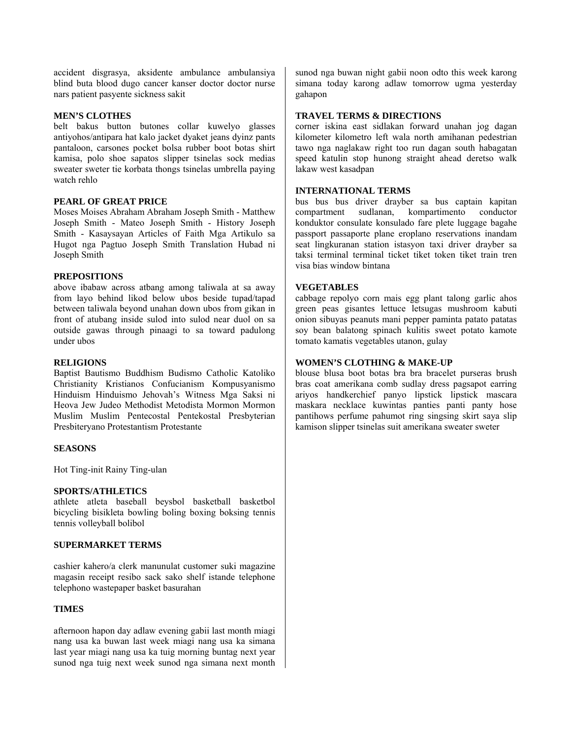accident disgrasya, aksidente ambulance ambulansiya blind buta blood dugo cancer kanser doctor doctor nurse nars patient pasyente sickness sakit

### MEN'S CLOTHES

belt bakus button butones collar kuwelyo glasses antiyohos/antipara hat kalo jacket dyaket jeans dyinz pants pantaloon, carsones pocket bolsa rubber boot botas shirt kamisa, polo shoe sapatos slipper tsinelas sock medias sweater sweter tie korbata thongs tsinelas umbrella paying watch rehlo

### PEARL OF GREAT PRICE

Moses Moises Abraham Abraham Joseph Smith - Matthew Joseph Smith - Mateo Joseph Smith - History Joseph Smith - Kasaysayan Articles of Faith Mga Artikulo sa Hugot nga Pagtuo Joseph Smith Translation Hubad ni Joseph Smith

### PREPOSITIONS

above ibabaw across atbang among taliwala at sa away from layo behind likod below ubos beside tupad/tapad between taliwala beyond unahan down ubos from gikan in front of atubang inside sulod into sulod near duol on sa outside gawas through pinaagi to sa toward padulong under ubos

### RELIGIONS

Baptist Bautismo Buddhism Budismo Catholic Katoliko Christianity Kristianos Confucianism Kompusyanismo Hinduism Hinduismo Jehovah's Witness Mga Saksi ni Heova Jew Judeo Methodist Metodista Mormon Mormon Muslim Muslim Pentecostal Pentekostal Presbyterian Presbiteryano Protestantism Protestante

### SEASONS

Hot Ting-init Rainy Ting-ulan

### SPORTS/ATHLETICS

athlete atleta baseball beysbol basketball basketbol bicycling bisikleta bowling boling boxing boksing tennis tennis volleyball bolibol

### SUPERMARKET TERMS

cashier kahero/a clerk manunulat customer suki magazine magasin receipt resibo sack sako shelf istande telephone telephono wastepaper basket basurahan

### TIMES

afternoon hapon day adlaw evening gabii last month miagi nang usa ka buwan last week miagi nang usa ka simana last year miagi nang usa ka tuig morning buntag next year sunod nga tuig next week sunod nga simana next month sunod nga buwan night gabii noon odto this week karong simana today karong adlaw tomorrow ugma yesterday gahapon

### TRAVEL TERMS & DIRECTIONS

corner iskina east sidlakan forward unahan jog dagan kilometer kilometro left wala north amihanan pedestrian tawo nga naglakaw right too run dagan south habagatan speed katulin stop hunong straight ahead deretso walk lakaw west kasadpan

### INTERNATIONAL TERMS

bus bus bus driver drayber sa bus captain kapitan compartment sudlanan, kompartimento conductor konduktor consulate konsulado fare plete luggage bagahe passport passaporte plane eroplano reservations inandam seat lingkuranan station istasyon taxi driver drayber sa taksi terminal terminal ticket tiket token tiket train tren visa bias window bintana

### VEGETABLES

cabbage repolyo corn mais egg plant talong garlic ahos green peas gisantes lettuce letsugas mushroom kabuti onion sibuyas peanuts mani pepper paminta patato patatas soy bean balatong spinach kulitis sweet potato kamote tomato kamatis vegetables utanon, gulay

### WOMEN'S CLOTHING & MAKE-UP

blouse blusa boot botas bra bra bracelet purseras brush bras coat amerikana comb sudlay dress pagsapot earring ariyos handkerchief panyo lipstick lipstick mascara maskara necklace kuwintas panties panti panty hose pantihows perfume pahumot ring singsing skirt saya slip kamison slipper tsinelas suit amerikana sweater sweter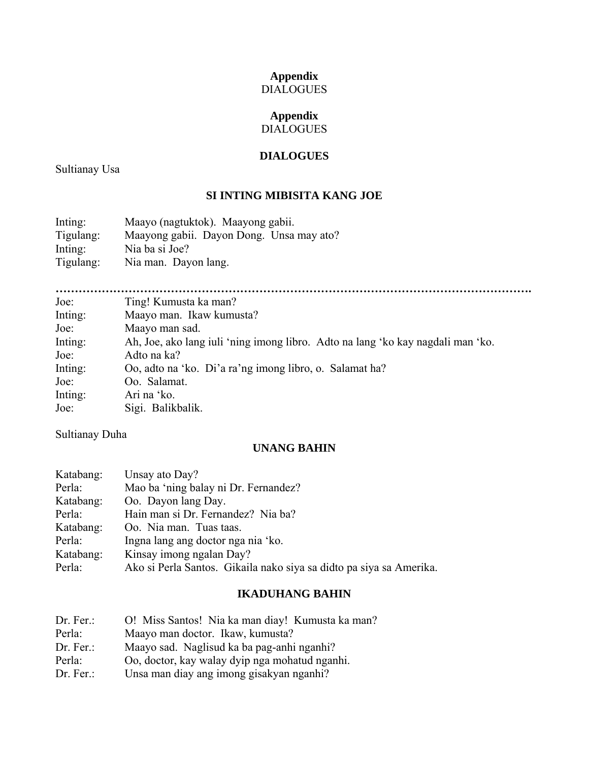**Appendix**
DIALOGUES

**Appendix**
DIALOGUES

## DIALOGUES

Sultianay Usa

### SI INTING MIBISITA KANG JOE

Inting: Maayo (nagtuktok). Maayong gabii.
Tigulang: Maayong gabii. Dayon Dong. Unsa may ato?
Inting: Nia ba si Joe?
Tigulang: Nia man. Dayon lang.

…………………………………………………………………………………………………………

Joe: Ting! Kumusta ka man?
Inting: Maayo man. Ikaw kumusta?
Joe: Maayo man sad.
Inting: Ah, Joe, ako lang iuli 'ning imong libro. Adto na lang 'ko kay nagdali man 'ko.
Joe: Adto na ka?
Inting: Oo, adto na 'ko. Di'a ra'ng imong libro, o. Salamat ha?
Joe: Oo. Salamat.
Inting: Ari na 'ko.
Joe: Sigi. Balikbalik.

Sultianay Duha

### UNANG BAHIN

Katabang: Unsay ato Day?
Perla: Mao ba 'ning balay ni Dr. Fernandez?
Katabang: Oo. Dayon lang Day.
Perla: Hain man si Dr. Fernandez? Nia ba?
Katabang: Oo. Nia man. Tuas taas.
Perla: Ingna lang ang doctor nga nia 'ko.
Katabang: Kinsay imong ngalan Day?
Perla: Ako si Perla Santos. Gikaila nako siya sa didto pa siya sa Amerika.

### IKADUHANG BAHIN

Dr. Fer.: O! Miss Santos! Nia ka man diay! Kumusta ka man?
Perla: Maayo man doctor. Ikaw, kumusta?
Dr. Fer.: Maayo sad. Naglisud ka ba pag-anhi nganhi?
Perla: Oo, doctor, kay walay dyip nga mohatud nganhi.
Dr. Fer.: Unsa man diay ang imong gisakyan nganhi?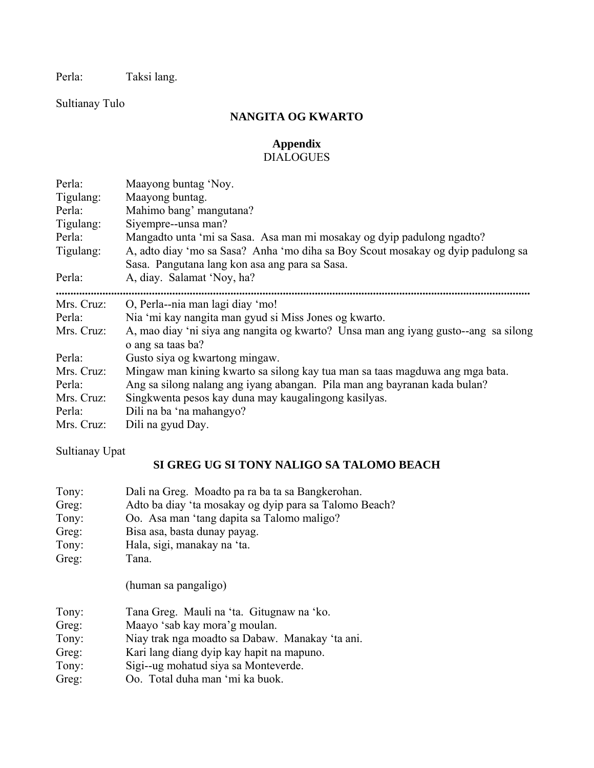Perla: Taksi lang.

Sultianay Tulo

## NANGITA OG KWARTO

## Appendix
DIALOGUES

Perla: Maayong buntag 'Noy.
Tigulang: Maayong buntag.
Perla: Mahimo bang' mangutana?
Tigulang: Siyempre--unsa man?
Perla: Mangadto unta 'mi sa Sasa. Asa man mi mosakay og dyip padulong ngadto?
Tigulang: A, adto diay 'mo sa Sasa? Anha 'mo diha sa Boy Scout mosakay og dyip padulong sa Sasa. Pangutana lang kon asa ang para sa Sasa.
Perla: A, diay. Salamat 'Noy, ha?

.............................................................................................................................................

Mrs. Cruz: O, Perla--nia man lagi diay 'mo!
Perla: Nia 'mi kay nangita man gyud si Miss Jones og kwarto.
Mrs. Cruz: A, mao diay 'ni siya ang nangita og kwarto? Unsa man ang iyang gusto--ang sa silong o ang sa taas ba?
Perla: Gusto siya og kwartong mingaw.
Mrs. Cruz: Mingaw man kining kwarto sa silong kay tua man sa taas magduwa ang mga bata.
Perla: Ang sa silong nalang ang iyang abangan. Pila man ang bayranan kada bulan?
Mrs. Cruz: Singkwenta pesos kay duna may kaugalingong kasilyas.
Perla: Dili na ba 'na mahangyo?
Mrs. Cruz: Dili na gyud Day.

Sultianay Upat

## SI GREG UG SI TONY NALIGO SA TALOMO BEACH

Tony: Dali na Greg. Moadto pa ra ba ta sa Bangkerohan.
Greg: Adto ba diay 'ta mosakay og dyip para sa Talomo Beach?
Tony: Oo. Asa man 'tang dapita sa Talomo maligo?
Greg: Bisa asa, basta dunay payag.
Tony: Hala, sigi, manakay na 'ta.
Greg: Tana.

(human sa pangaligo)

Tony: Tana Greg. Mauli na 'ta. Gitugnaw na 'ko.
Greg: Maayo 'sab kay mora'g moulan.
Tony: Niay trak nga moadto sa Dabaw. Manakay 'ta ani.
Greg: Kari lang diang dyip kay hapit na mapuno.
Tony: Sigi--ug mohatud siya sa Monteverde.
Greg: Oo. Total duha man 'mi ka buok.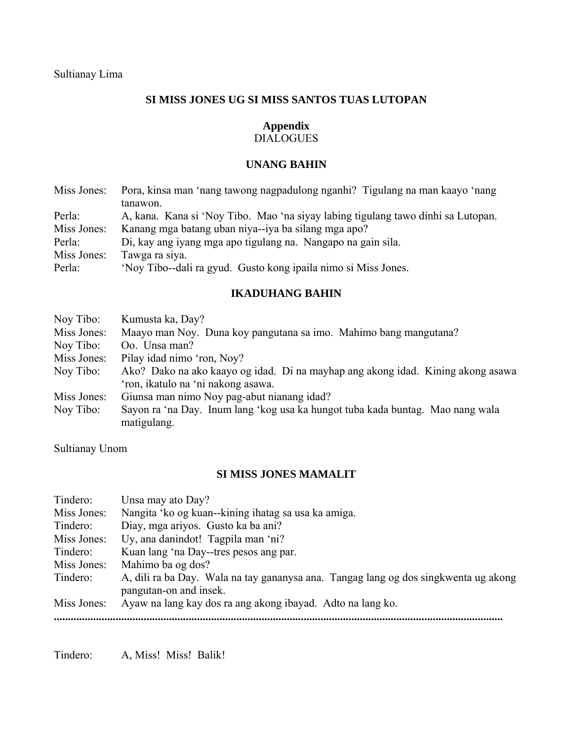Sultianay Lima

**SI MISS JONES UG SI MISS SANTOS TUAS LUTOPAN**

**Appendix**
DIALOGUES

**UNANG BAHIN**

| | |
|---|---|
| Miss Jones: | Pora, kinsa man ‘nang tawong nagpadulong nganhi? Tigulang na man kaayo ‘nang tanawon. |
| Perla: | A, kana. Kana si ‘Noy Tibo. Mao ‘na siyay labing tigulang tawo dinhi sa Lutopan. |
| Miss Jones: | Kanang mga batang uban niya--iya ba silang mga apo? |
| Perla: | Di, kay ang iyang mga apo tigulang na. Nangapo na gain sila. |
| Miss Jones: | Tawga ra siya. |
| Perla: | ‘Noy Tibo--dali ra gyud. Gusto kong ipaila nimo si Miss Jones. |

**IKADUHANG BAHIN**

| | |
|---|---|
| Noy Tibo: | Kumusta ka, Day? |
| Miss Jones: | Maayo man Noy. Duna koy pangutana sa imo. Mahimo bang mangutana? |
| Noy Tibo: | Oo. Unsa man? |
| Miss Jones: | Pilay idad nimo ‘ron, Noy? |
| Noy Tibo: | Ako? Dako na ako kaayo og idad. Di na mayhap ang akong idad. Kining akong asawa ‘ron, ikatulo na ‘ni nakong asawa. |
| Miss Jones: | Giunsa man nimo Noy pag-abut nianang idad? |
| Noy Tibo: | Sayon ra ‘na Day. Inum lang ‘kog usa ka hungot tuba kada buntag. Mao nang wala matigulang. |

Sultianay Unom

**SI MISS JONES MAMALIT**

| | |
|---|---|
| Tindero: | Unsa may ato Day? |
| Miss Jones: | Nangita ‘ko og kuan--kining ihatag sa usa ka amiga. |
| Tindero: | Diay, mga ariyos. Gusto ka ba ani? |
| Miss Jones: | Uy, ana danindot! Tagpila man ‘ni? |
| Tindero: | Kuan lang ‘na Day--tres pesos ang par. |
| Miss Jones: | Mahimo ba og dos? |
| Tindero: | A, dili ra ba Day. Wala na tay gananysa ana. Tangag lang og dos singkwenta ug akong pangutan-on and insek. |
| Miss Jones: | Ayaw na lang kay dos ra ang akong ibayad. Adto na lang ko. |

..................................................................................................................................................

| | |
|---|---|
| Tindero: | A, Miss! Miss! Balik! |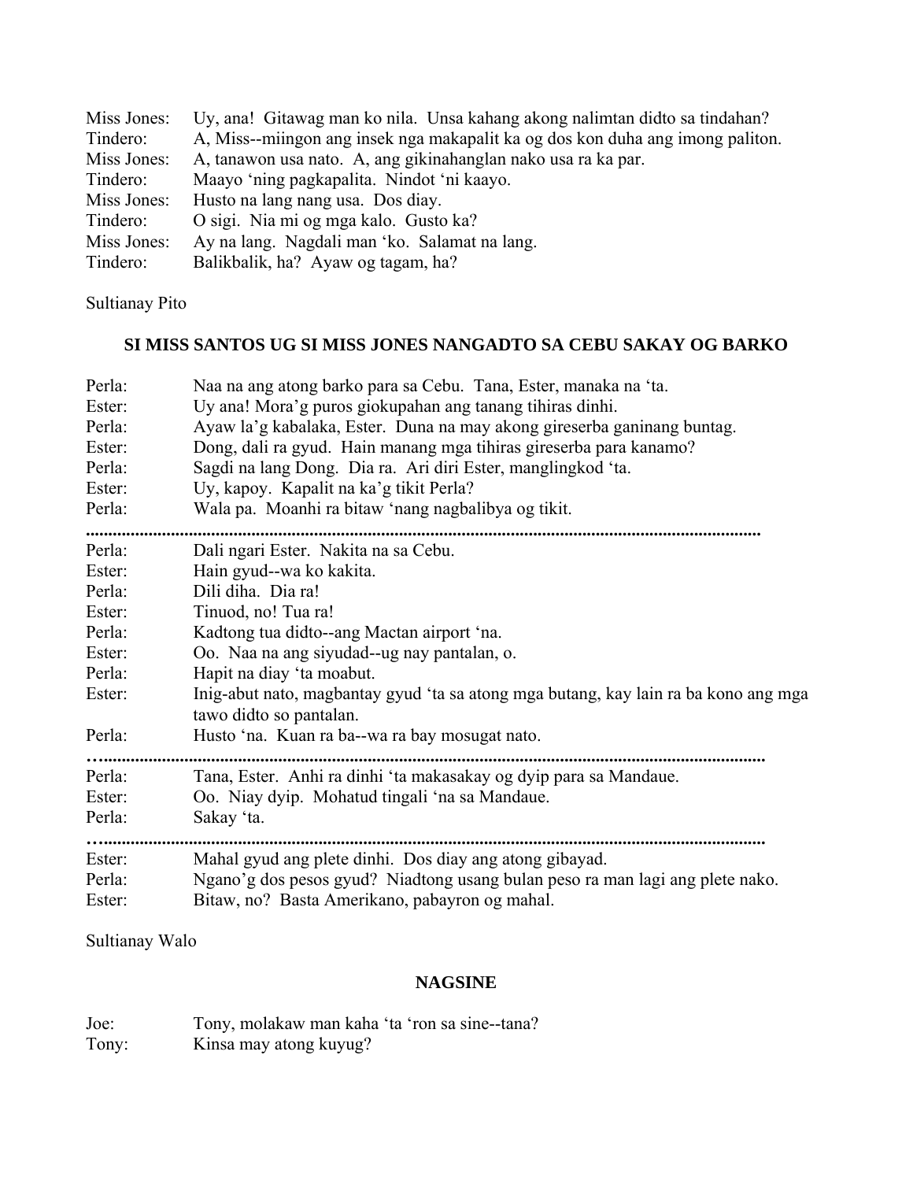| | |
|---|---|
| Miss Jones: | Uy, ana! Gitawag man ko nila. Unsa kahang akong nalimtan didto sa tindahan? |
| Tindero: | A, Miss--miingon ang insek nga makapalit ka og dos kon duha ang imong paliton. |
| Miss Jones: | A, tanawon usa nato. A, ang gikinahanglan nako usa ra ka par. |
| Tindero: | Maayo 'ning pagkapalita. Nindot 'ni kaayo. |
| Miss Jones: | Husto na lang nang usa. Dos diay. |
| Tindero: | O sigi. Nia mi og mga kalo. Gusto ka? |
| Miss Jones: | Ay na lang. Nagdali man 'ko. Salamat na lang. |
| Tindero: | Balikbalik, ha? Ayaw og tagam, ha? |

Sultianay Pito

### SI MISS SANTOS UG SI MISS JONES NANGADTO SA CEBU SAKAY OG BARKO

| | |
|---|---|
| Perla: | Naa na ang atong barko para sa Cebu. Tana, Ester, manaka na 'ta. |
| Ester: | Uy ana! Mora'g puros giokupahan ang tanang tihiras dinhi. |
| Perla: | Ayaw la'g kabalaka, Ester. Duna na may akong gireserba ganinang buntag. |
| Ester: | Dong, dali ra gyud. Hain manang mga tihiras gireserba para kanamo? |
| Perla: | Sagdi na lang Dong. Dia ra. Ari diri Ester, manglingkod 'ta. |
| Ester: | Uy, kapoy. Kapalit na ka'g tikit Perla? |
| Perla: | Wala pa. Moanhi ra bitaw 'nang nagbalibya og tikit. |

..........................................................................................................................................

| | |
|---|---|
| Perla: | Dali ngari Ester. Nakita na sa Cebu. |
| Ester: | Hain gyud--wa ko kakita. |
| Perla: | Dili diha. Dia ra! |
| Ester: | Tinuod, no! Tua ra! |
| Perla: | Kadtong tua didto--ang Mactan airport 'na. |
| Ester: | Oo. Naa na ang siyudad--ug nay pantalan, o. |
| Perla: | Hapit na diay 'ta moabut. |
| Ester: | Inig-abut nato, magbantay gyud 'ta sa atong mga butang, kay lain ra ba kono ang mga tawo didto so pantalan. |
| Perla: | Husto 'na. Kuan ra ba--wa ra bay mosugat nato. |

…........................................................................................................................................

| | |
|---|---|
| Perla: | Tana, Ester. Anhi ra dinhi 'ta makasakay og dyip para sa Mandaue. |
| Ester: | Oo. Niay dyip. Mohatud tingali 'na sa Mandaue. |
| Perla: | Sakay 'ta. |

…........................................................................................................................................

| | |
|---|---|
| Ester: | Mahal gyud ang plete dinhi. Dos diay ang atong gibayad. |
| Perla: | Ngano'g dos pesos gyud? Niadtong usang bulan peso ra man lagi ang plete nako. |
| Ester: | Bitaw, no? Basta Amerikano, pabayron og mahal. |

Sultianay Walo

### NAGSINE

| | |
|---|---|
| Joe: | Tony, molakaw man kaha 'ta 'ron sa sine--tana? |
| Tony: | Kinsa may atong kuyug? |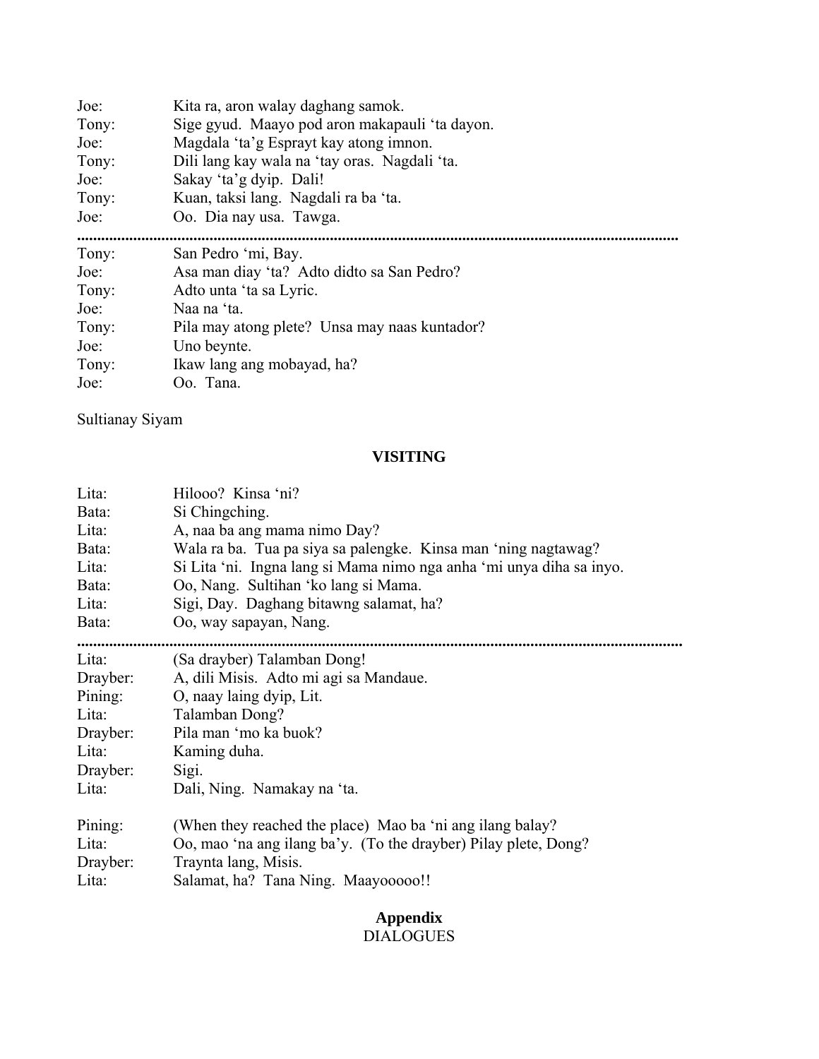Joe: Kita ra, aron walay daghang samok.
Tony: Sige gyud. Maayo pod aron makapauli 'ta dayon.
Joe: Magdala 'ta'g Esprayt kay atong imnon.
Tony: Dili lang kay wala na 'tay oras. Nagdali 'ta.
Joe: Sakay 'ta'g dyip. Dali!
Tony: Kuan, taksi lang. Nagdali ra ba 'ta.
Joe: Oo. Dia nay usa. Tawga.

.....................................................................................................................................................

Tony: San Pedro 'mi, Bay.
Joe: Asa man diay 'ta? Adto didto sa San Pedro?
Tony: Adto unta 'ta sa Lyric.
Joe: Naa na 'ta.
Tony: Pila may atong plete? Unsa may naas kuntador?
Joe: Uno beynte.
Tony: Ikaw lang ang mobayad, ha?
Joe: Oo. Tana.

Sultianay Siyam

## VISITING

Lita: Hilooo? Kinsa 'ni?
Bata: Si Chingching.
Lita: A, naa ba ang mama nimo Day?
Bata: Wala ra ba. Tua pa siya sa palengke. Kinsa man 'ning nagtawag?
Lita: Si Lita 'ni. Ingna lang si Mama nimo nga anha 'mi unya diha sa inyo.
Bata: Oo, Nang. Sultihan 'ko lang si Mama.
Lita: Sigi, Day. Daghang bitawng salamat, ha?
Bata: Oo, way sapayan, Nang.

.....................................................................................................................................................

Lita: (Sa drayber) Talamban Dong!
Drayber: A, dili Misis. Adto mi agi sa Mandaue.
Pining: O, naay laing dyip, Lit.
Lita: Talamban Dong?
Drayber: Pila man 'mo ka buok?
Lita: Kaming duha.
Drayber: Sigi.
Lita: Dali, Ning. Namakay na 'ta.

Pining: (When they reached the place) Mao ba 'ni ang ilang balay?
Lita: Oo, mao 'na ang ilang ba'y. (To the drayber) Pilay plete, Dong?
Drayber: Traynta lang, Misis.
Lita: Salamat, ha? Tana Ning. Maayooooo!!

**Appendix**
DIALOGUES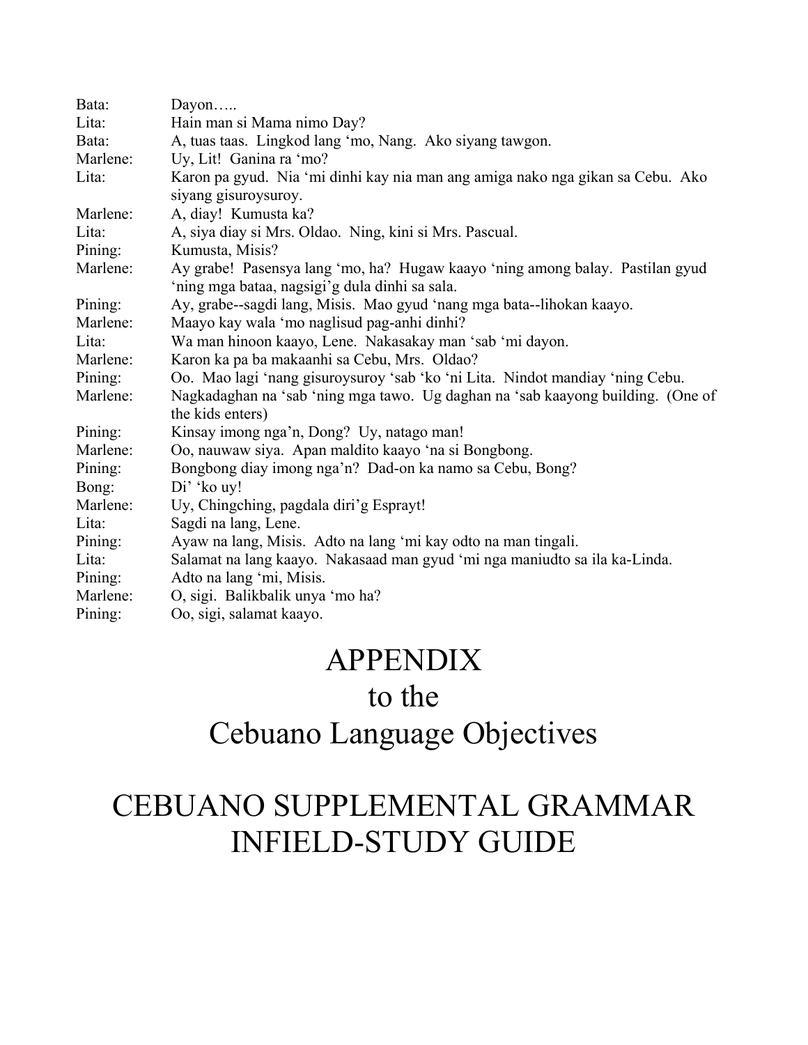| | |
|---|---|
| Bata: | Dayon….. |
| Lita: | Hain man si Mama nimo Day? |
| Bata: | A, tuas taas.  Lingkod lang ‘mo, Nang.  Ako siyang tawgon. |
| Marlene: | Uy, Lit!  Ganina ra ‘mo? |
| Lita: | Karon pa gyud.  Nia ‘mi dinhi kay nia man ang amiga nako nga gikan sa Cebu.  Ako siyang gisuroysuroy. |
| Marlene: | A, diay!  Kumusta ka? |
| Lita: | A, siya diay si Mrs. Oldao.  Ning, kini si Mrs. Pascual. |
| Pining: | Kumusta, Misis? |
| Marlene: | Ay grabe!  Pasensya lang ‘mo, ha?  Hugaw kaayo ‘ning among balay.  Pastilan gyud ‘ning mga bataa, nagsigi’g dula dinhi sa sala. |
| Pining: | Ay, grabe--sagdi lang, Misis.  Mao gyud ‘nang mga bata--lihokan kaayo. |
| Marlene: | Maayo kay wala ‘mo naglisud pag-anhi dinhi? |
| Lita: | Wa man hinoon kaayo, Lene.  Nakasakay man ‘sab ‘mi dayon. |
| Marlene: | Karon ka pa ba makaanhi sa Cebu, Mrs.  Oldao? |
| Pining: | Oo.  Mao lagi ‘nang gisuroysuroy ‘sab ‘ko ‘ni Lita.  Nindot mandiay ‘ning Cebu. |
| Marlene: | Nagkadaghan na ‘sab ‘ning mga tawo.  Ug daghan na ‘sab kaayong building.  (One of the kids enters) |
| Pining: | Kinsay imong nga’n, Dong?  Uy, natago man! |
| Marlene: | Oo, nauwaw siya.  Apan maldito kaayo ‘na si Bongbong. |
| Pining: | Bongbong diay imong nga’n?  Dad-on ka namo sa Cebu, Bong? |
| Bong: | Di’ ‘ko uy! |
| Marlene: | Uy, Chingching, pagdala diri’g Esprayt! |
| Lita: | Sagdi na lang, Lene. |
| Pining: | Ayaw na lang, Misis.  Adto na lang ‘mi kay odto na man tingali. |
| Lita: | Salamat na lang kaayo.  Nakasaad man gyud ‘mi nga maniudto sa ila ka-Linda. |
| Pining: | Adto na lang ‘mi, Misis. |
| Marlene: | O, sigi.  Balikbalik unya ‘mo ha? |
| Pining: | Oo, sigi, salamat kaayo. |

# APPENDIX
# to the
# Cebuano Language Objectives

# CEBUANO SUPPLEMENTAL GRAMMAR INFIELD-STUDY GUIDE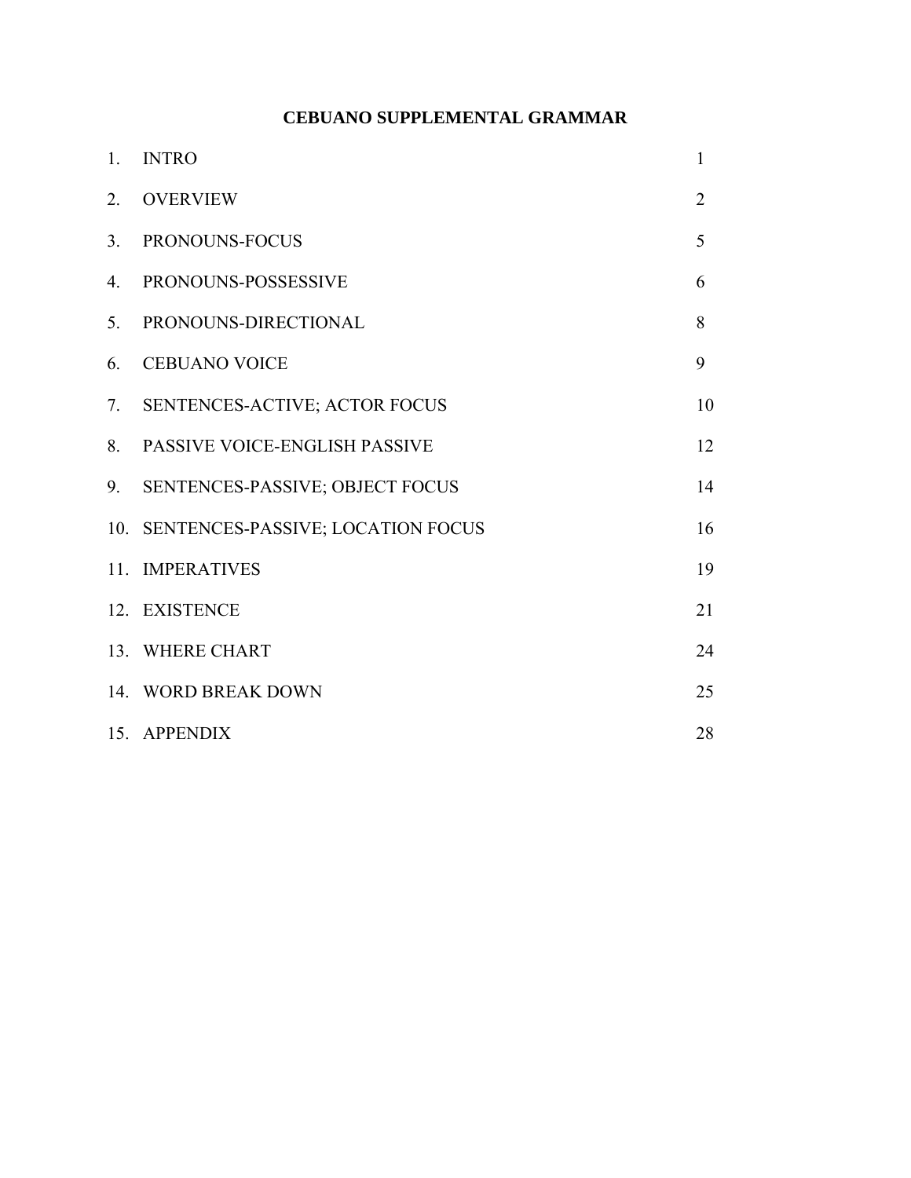# CEBUANO SUPPLEMENTAL GRAMMAR

| | | |
|---|---|---|
| 1. | INTRO | 1 |
| 2. | OVERVIEW | 2 |
| 3. | PRONOUNS-FOCUS | 5 |
| 4. | PRONOUNS-POSSESSIVE | 6 |
| 5. | PRONOUNS-DIRECTIONAL | 8 |
| 6. | CEBUANO VOICE | 9 |
| 7. | SENTENCES-ACTIVE; ACTOR FOCUS | 10 |
| 8. | PASSIVE VOICE-ENGLISH PASSIVE | 12 |
| 9. | SENTENCES-PASSIVE; OBJECT FOCUS | 14 |
| 10. | SENTENCES-PASSIVE; LOCATION FOCUS | 16 |
| 11. | IMPERATIVES | 19 |
| 12. | EXISTENCE | 21 |
| 13. | WHERE CHART | 24 |
| 14. | WORD BREAK DOWN | 25 |
| 15. | APPENDIX | 28 |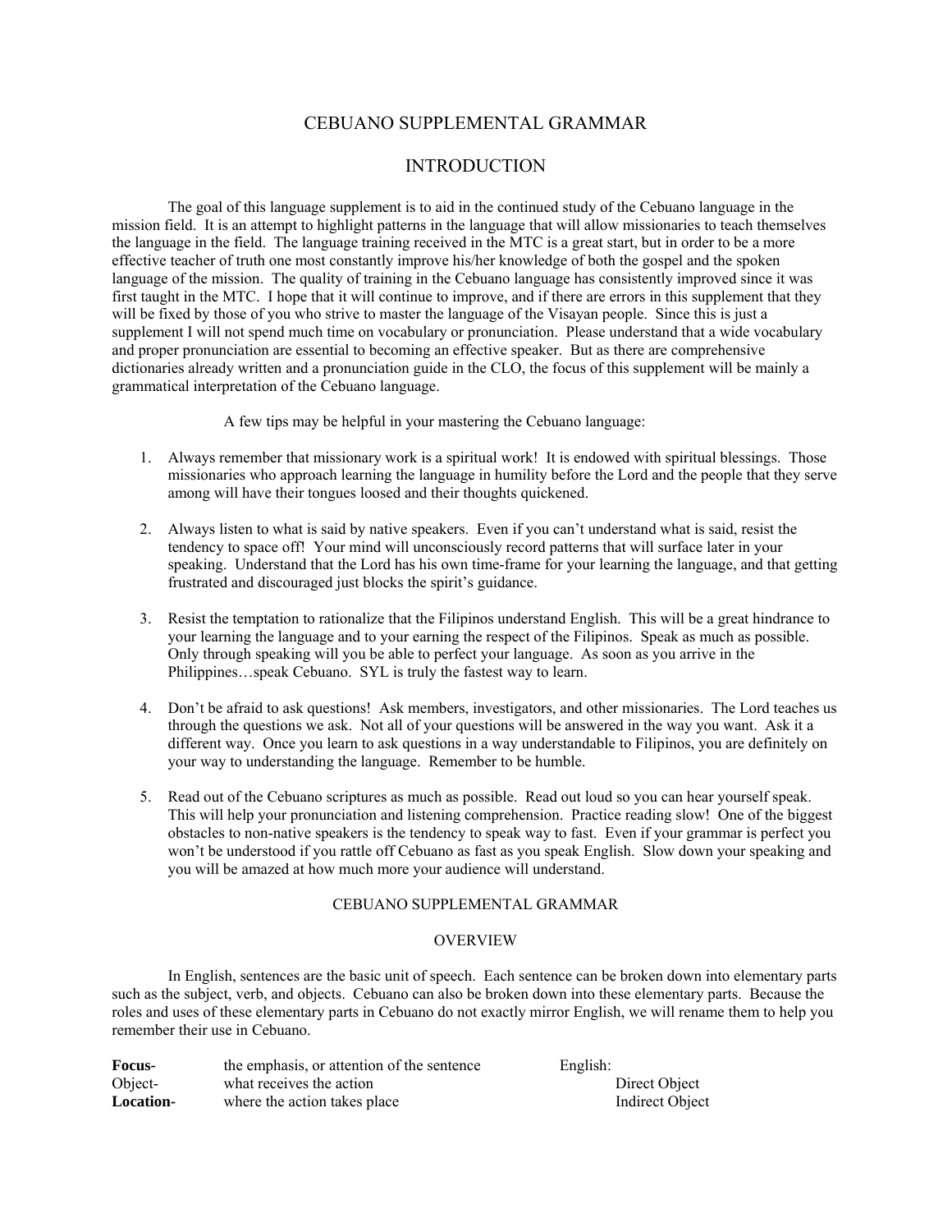# CEBUANO SUPPLEMENTAL GRAMMAR

## INTRODUCTION

The goal of this language supplement is to aid in the continued study of the Cebuano language in the mission field. It is an attempt to highlight patterns in the language that will allow missionaries to teach themselves the language in the field. The language training received in the MTC is a great start, but in order to be a more effective teacher of truth one most constantly improve his/her knowledge of both the gospel and the spoken language of the mission. The quality of training in the Cebuano language has consistently improved since it was first taught in the MTC. I hope that it will continue to improve, and if there are errors in this supplement that they will be fixed by those of you who strive to master the language of the Visayan people. Since this is just a supplement I will not spend much time on vocabulary or pronunciation. Please understand that a wide vocabulary and proper pronunciation are essential to becoming an effective speaker. But as there are comprehensive dictionaries already written and a pronunciation guide in the CLO, the focus of this supplement will be mainly a grammatical interpretation of the Cebuano language.

A few tips may be helpful in your mastering the Cebuano language:

1. Always remember that missionary work is a spiritual work! It is endowed with spiritual blessings. Those missionaries who approach learning the language in humility before the Lord and the people that they serve among will have their tongues loosed and their thoughts quickened.

2. Always listen to what is said by native speakers. Even if you can't understand what is said, resist the tendency to space off! Your mind will unconsciously record patterns that will surface later in your speaking. Understand that the Lord has his own time-frame for your learning the language, and that getting frustrated and discouraged just blocks the spirit's guidance.

3. Resist the temptation to rationalize that the Filipinos understand English. This will be a great hindrance to your learning the language and to your earning the respect of the Filipinos. Speak as much as possible. Only through speaking will you be able to perfect your language. As soon as you arrive in the Philippines…speak Cebuano. SYL is truly the fastest way to learn.

4. Don't be afraid to ask questions! Ask members, investigators, and other missionaries. The Lord teaches us through the questions we ask. Not all of your questions will be answered in the way you want. Ask it a different way. Once you learn to ask questions in a way understandable to Filipinos, you are definitely on your way to understanding the language. Remember to be humble.

5. Read out of the Cebuano scriptures as much as possible. Read out loud so you can hear yourself speak. This will help your pronunciation and listening comprehension. Practice reading slow! One of the biggest obstacles to non-native speakers is the tendency to speak way to fast. Even if your grammar is perfect you won't be understood if you rattle off Cebuano as fast as you speak English. Slow down your speaking and you will be amazed at how much more your audience will understand.

# CEBUANO SUPPLEMENTAL GRAMMAR

## OVERVIEW

In English, sentences are the basic unit of speech. Each sentence can be broken down into elementary parts such as the subject, verb, and objects. Cebuano can also be broken down into these elementary parts. Because the roles and uses of these elementary parts in Cebuano do not exactly mirror English, we will rename them to help you remember their use in Cebuano.

| | | English: |
|---|---|---|
| **Focus-** | the emphasis, or attention of the sentence | |
| Object- | what receives the action | Direct Object |
| **Location-** | where the action takes place | Indirect Object |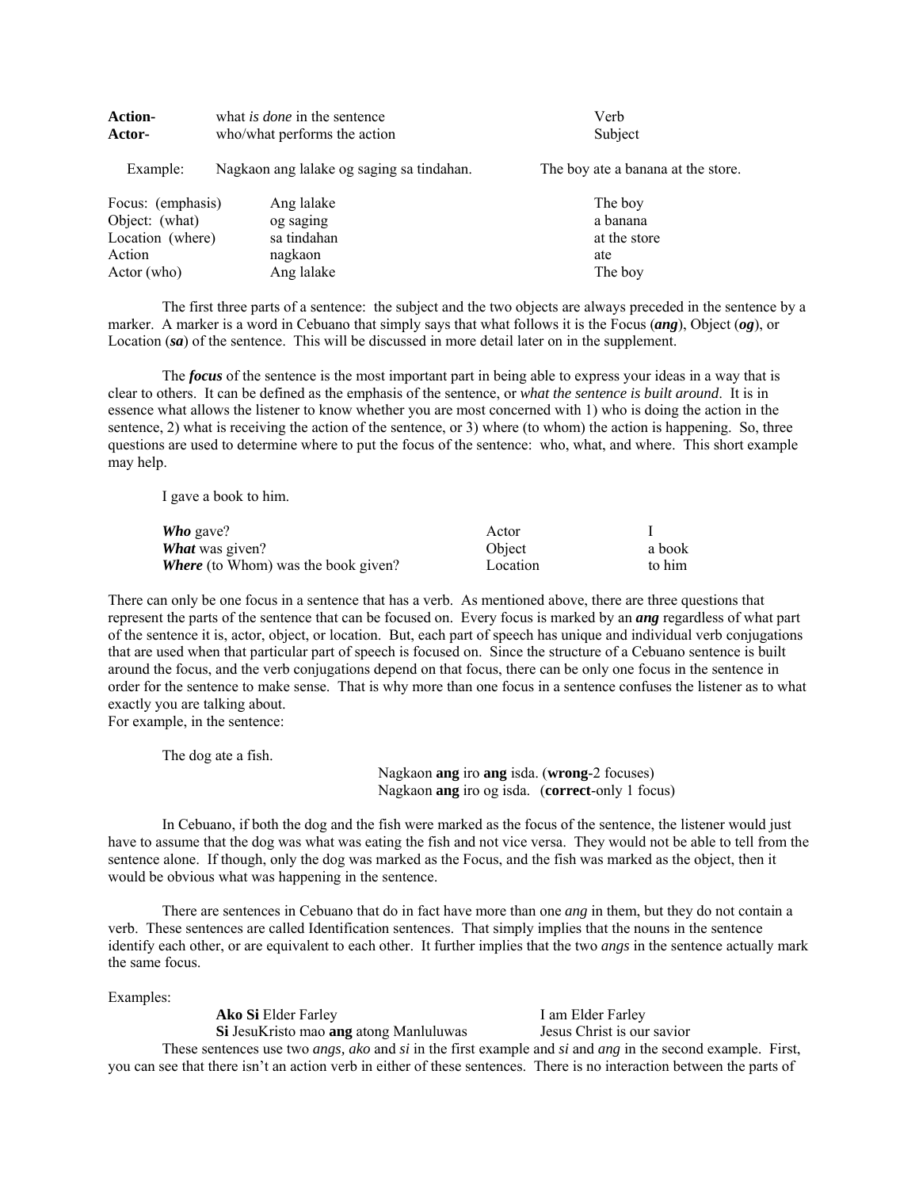| | | |
|---|---|---|
| **Action-** | what *is done* in the sentence | Verb |
| **Actor-** | who/what performs the action | Subject |

Example: Nagkaon ang lalake og saging sa tindahan. — The boy ate a banana at the store.

| | | |
|---|---|---|
| Focus: (emphasis) | Ang lalake | The boy |
| Object: (what) | og saging | a banana |
| Location (where) | sa tindahan | at the store |
| Action | nagkaon | ate |
| Actor (who) | Ang lalake | The boy |

The first three parts of a sentence: the subject and the two objects are always preceded in the sentence by a marker. A marker is a word in Cebuano that simply says that what follows it is the Focus (***ang***), Object (***og***), or Location (***sa***) of the sentence. This will be discussed in more detail later on in the supplement.

The ***focus*** of the sentence is the most important part in being able to express your ideas in a way that is clear to others. It can be defined as the emphasis of the sentence, or *what the sentence is built around*. It is in essence what allows the listener to know whether you are most concerned with 1) who is doing the action in the sentence, 2) what is receiving the action of the sentence, or 3) where (to whom) the action is happening. So, three questions are used to determine where to put the focus of the sentence: who, what, and where. This short example may help.

I gave a book to him.

| | | |
|---|---|---|
| ***Who*** gave? | Actor | I |
| ***What*** was given? | Object | a book |
| ***Where*** (to Whom) was the book given? | Location | to him |

There can only be one focus in a sentence that has a verb. As mentioned above, there are three questions that represent the parts of the sentence that can be focused on. Every focus is marked by an ***ang*** regardless of what part of the sentence it is, actor, object, or location. But, each part of speech has unique and individual verb conjugations that are used when that particular part of speech is focused on. Since the structure of a Cebuano sentence is built around the focus, and the verb conjugations depend on that focus, there can be only one focus in the sentence in order for the sentence to make sense. That is why more than one focus in a sentence confuses the listener as to what exactly you are talking about.
For example, in the sentence:

The dog ate a fish.

Nagkaon **ang** iro **ang** isda. (**wrong**-2 focuses)
Nagkaon **ang** iro og isda. (**correct**-only 1 focus)

In Cebuano, if both the dog and the fish were marked as the focus of the sentence, the listener would just have to assume that the dog was what was eating the fish and not vice versa. They would not be able to tell from the sentence alone. If though, only the dog was marked as the Focus, and the fish was marked as the object, then it would be obvious what was happening in the sentence.

There are sentences in Cebuano that do in fact have more than one *ang* in them, but they do not contain a verb. These sentences are called Identification sentences. That simply implies that the nouns in the sentence identify each other, or are equivalent to each other. It further implies that the two *angs* in the sentence actually mark the same focus.

Examples:

| | |
|---|---|
| **Ako Si** Elder Farley | I am Elder Farley |
| **Si** JesuKristo mao **ang** atong Manluluwas | Jesus Christ is our savior |

These sentences use two *angs, ako* and *si* in the first example and *si* and *ang* in the second example. First, you can see that there isn't an action verb in either of these sentences. There is no interaction between the parts of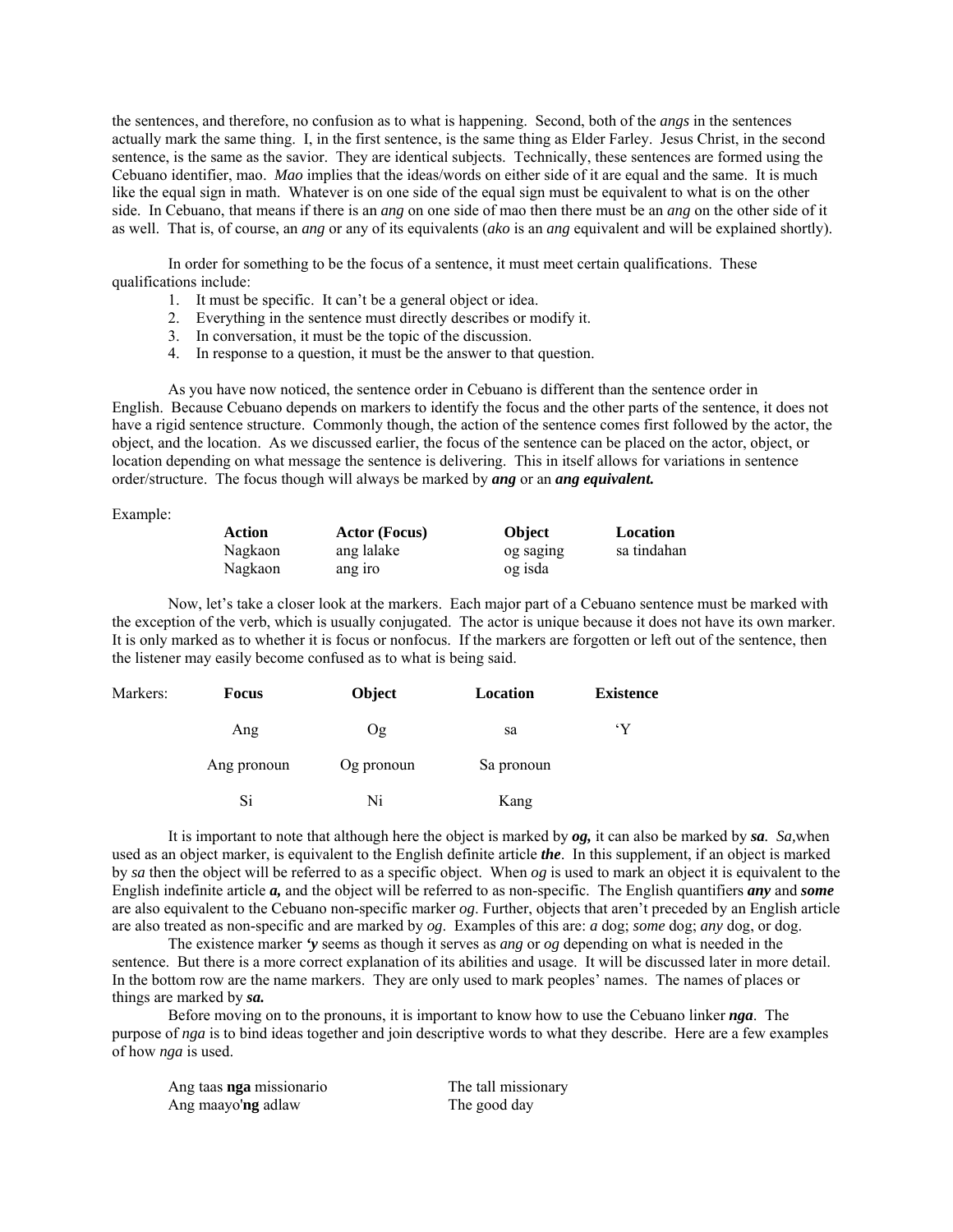the sentences, and therefore, no confusion as to what is happening. Second, both of the *angs* in the sentences actually mark the same thing. I, in the first sentence, is the same thing as Elder Farley. Jesus Christ, in the second sentence, is the same as the savior. They are identical subjects. Technically, these sentences are formed using the Cebuano identifier, mao. *Mao* implies that the ideas/words on either side of it are equal and the same. It is much like the equal sign in math. Whatever is on one side of the equal sign must be equivalent to what is on the other side. In Cebuano, that means if there is an *ang* on one side of mao then there must be an *ang* on the other side of it as well. That is, of course, an *ang* or any of its equivalents (*ako* is an *ang* equivalent and will be explained shortly).

In order for something to be the focus of a sentence, it must meet certain qualifications. These qualifications include:

1. It must be specific. It can't be a general object or idea.
2. Everything in the sentence must directly describes or modify it.
3. In conversation, it must be the topic of the discussion.
4. In response to a question, it must be the answer to that question.

As you have now noticed, the sentence order in Cebuano is different than the sentence order in English. Because Cebuano depends on markers to identify the focus and the other parts of the sentence, it does not have a rigid sentence structure. Commonly though, the action of the sentence comes first followed by the actor, the object, and the location. As we discussed earlier, the focus of the sentence can be placed on the actor, object, or location depending on what message the sentence is delivering. This in itself allows for variations in sentence order/structure. The focus though will always be marked by ***ang*** or an ***ang equivalent.***

Example:

| Action | Actor (Focus) | Object | Location |
|---|---|---|---|
| Nagkaon | ang lalake | og saging | sa tindahan |
| Nagkaon | ang iro | og isda | |

Now, let's take a closer look at the markers. Each major part of a Cebuano sentence must be marked with the exception of the verb, which is usually conjugated. The actor is unique because it does not have its own marker. It is only marked as to whether it is focus or nonfocus. If the markers are forgotten or left out of the sentence, then the listener may easily become confused as to what is being said.

| Markers: | Focus | Object | Location | Existence |
|---|---|---|---|---|
| | Ang | Og | sa | 'Y |
| | Ang pronoun | Og pronoun | Sa pronoun | |
| | Si | Ni | Kang | |

It is important to note that although here the object is marked by ***og,*** it can also be marked by ***sa***. *Sa,*when used as an object marker, is equivalent to the English definite article ***the***. In this supplement, if an object is marked by *sa* then the object will be referred to as a specific object. When *og* is used to mark an object it is equivalent to the English indefinite article ***a,*** and the object will be referred to as non-specific. The English quantifiers ***any*** and ***some*** are also equivalent to the Cebuano non-specific marker *og*. Further, objects that aren't preceded by an English article are also treated as non-specific and are marked by *og*. Examples of this are: *a* dog; *some* dog; *any* dog, or dog.

The existence marker ***'y*** seems as though it serves as *ang* or *og* depending on what is needed in the sentence. But there is a more correct explanation of its abilities and usage. It will be discussed later in more detail. In the bottom row are the name markers. They are only used to mark peoples' names. The names of places or things are marked by ***sa.***

Before moving on to the pronouns, it is important to know how to use the Cebuano linker ***nga***. The purpose of *nga* is to bind ideas together and join descriptive words to what they describe. Here are a few examples of how *nga* is used.

| | |
|---|---|
| Ang taas **nga** missionario | The tall missionary |
| Ang maayo'**ng** adlaw | The good day |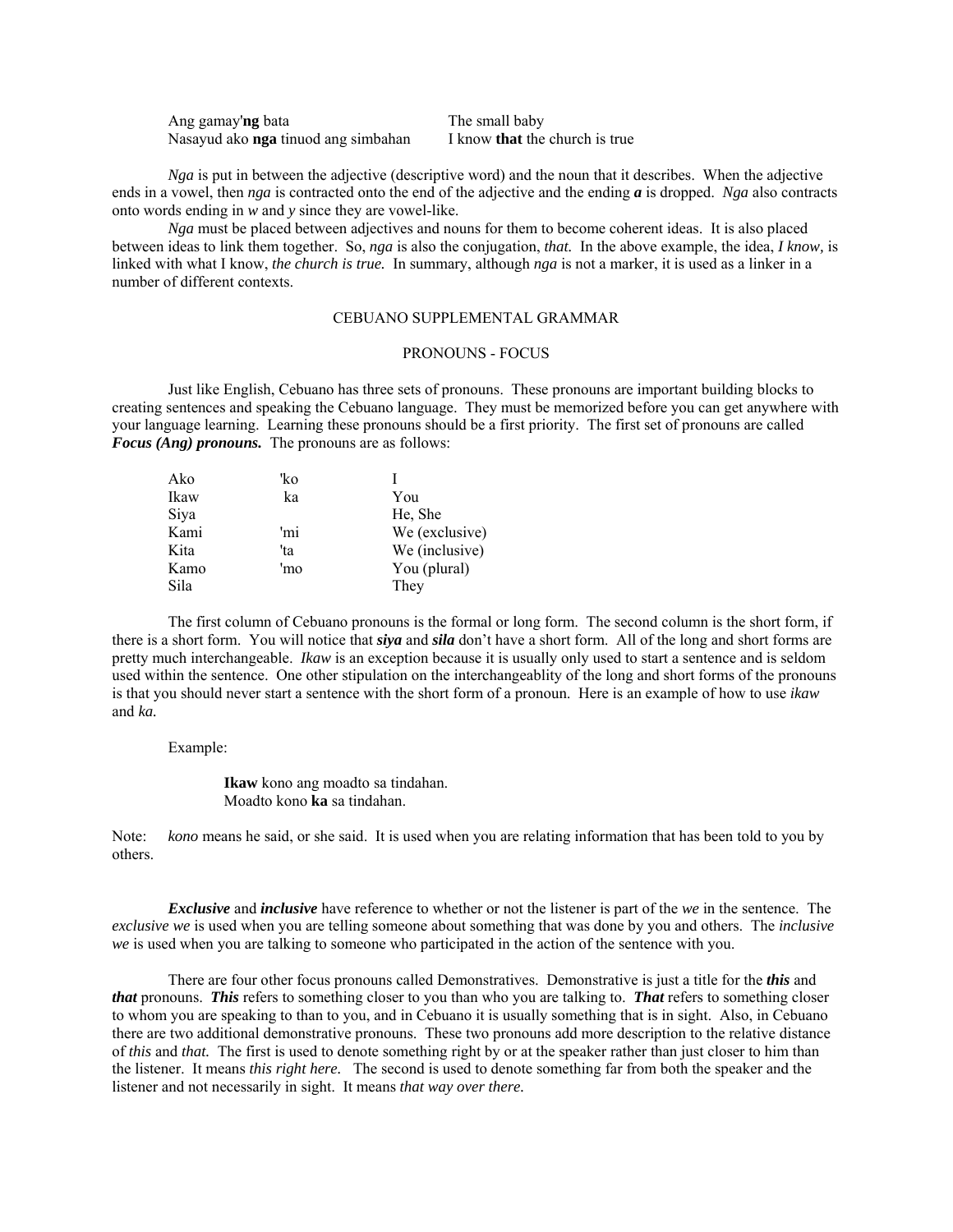| | |
|---|---|
| Ang gamay'**ng** bata | The small baby |
| Nasayud ako **nga** tinuod ang simbahan | I know **that** the church is true |

*Nga* is put in between the adjective (descriptive word) and the noun that it describes. When the adjective ends in a vowel, then *nga* is contracted onto the end of the adjective and the ending ***a*** is dropped. *Nga* also contracts onto words ending in *w* and *y* since they are vowel-like.

*Nga* must be placed between adjectives and nouns for them to become coherent ideas. It is also placed between ideas to link them together. So, *nga* is also the conjugation, ***that.*** In the above example, the idea, *I know,* is linked with what I know, ***the church is true.*** In summary, although *nga* is not a marker, it is used as a linker in a number of different contexts.

## CEBUANO SUPPLEMENTAL GRAMMAR

### PRONOUNS - FOCUS

Just like English, Cebuano has three sets of pronouns. These pronouns are important building blocks to creating sentences and speaking the Cebuano language. They must be memorized before you can get anywhere with your language learning. Learning these pronouns should be a first priority. The first set of pronouns are called ***Focus (Ang) pronouns.*** The pronouns are as follows:

| | | |
|---|---|---|
| Ako | 'ko | I |
| Ikaw | ka | You |
| Siya | | He, She |
| Kami | 'mi | We (exclusive) |
| Kita | 'ta | We (inclusive) |
| Kamo | 'mo | You (plural) |
| Sila | | They |

The first column of Cebuano pronouns is the formal or long form. The second column is the short form, if there is a short form. You will notice that ***siya*** and ***sila*** don't have a short form. All of the long and short forms are pretty much interchangeable. *Ikaw* is an exception because it is usually only used to start a sentence and is seldom used within the sentence. One other stipulation on the interchangeablity of the long and short forms of the pronouns is that you should never start a sentence with the short form of a pronoun. Here is an example of how to use *ikaw* and *ka.*

Example:

> **Ikaw** kono ang moadto sa tindahan.
> Moadto kono **ka** sa tindahan.

Note: *kono* means he said, or she said. It is used when you are relating information that has been told to you by others.

***Exclusive*** and ***inclusive*** have reference to whether or not the listener is part of the *we* in the sentence. The *exclusive we* is used when you are telling someone about something that was done by you and others. The *inclusive we* is used when you are talking to someone who participated in the action of the sentence with you.

There are four other focus pronouns called Demonstratives. Demonstrative is just a title for the ***this*** and ***that*** pronouns. ***This*** refers to something closer to you than who you are talking to. ***That*** refers to something closer to whom you are speaking to than to you, and in Cebuano it is usually something that is in sight. Also, in Cebuano there are two additional demonstrative pronouns. These two pronouns add more description to the relative distance of *this* and *that.* The first is used to denote something right by or at the speaker rather than just closer to him than the listener. It means *this right here.* The second is used to denote something far from both the speaker and the listener and not necessarily in sight. It means *that way over there.*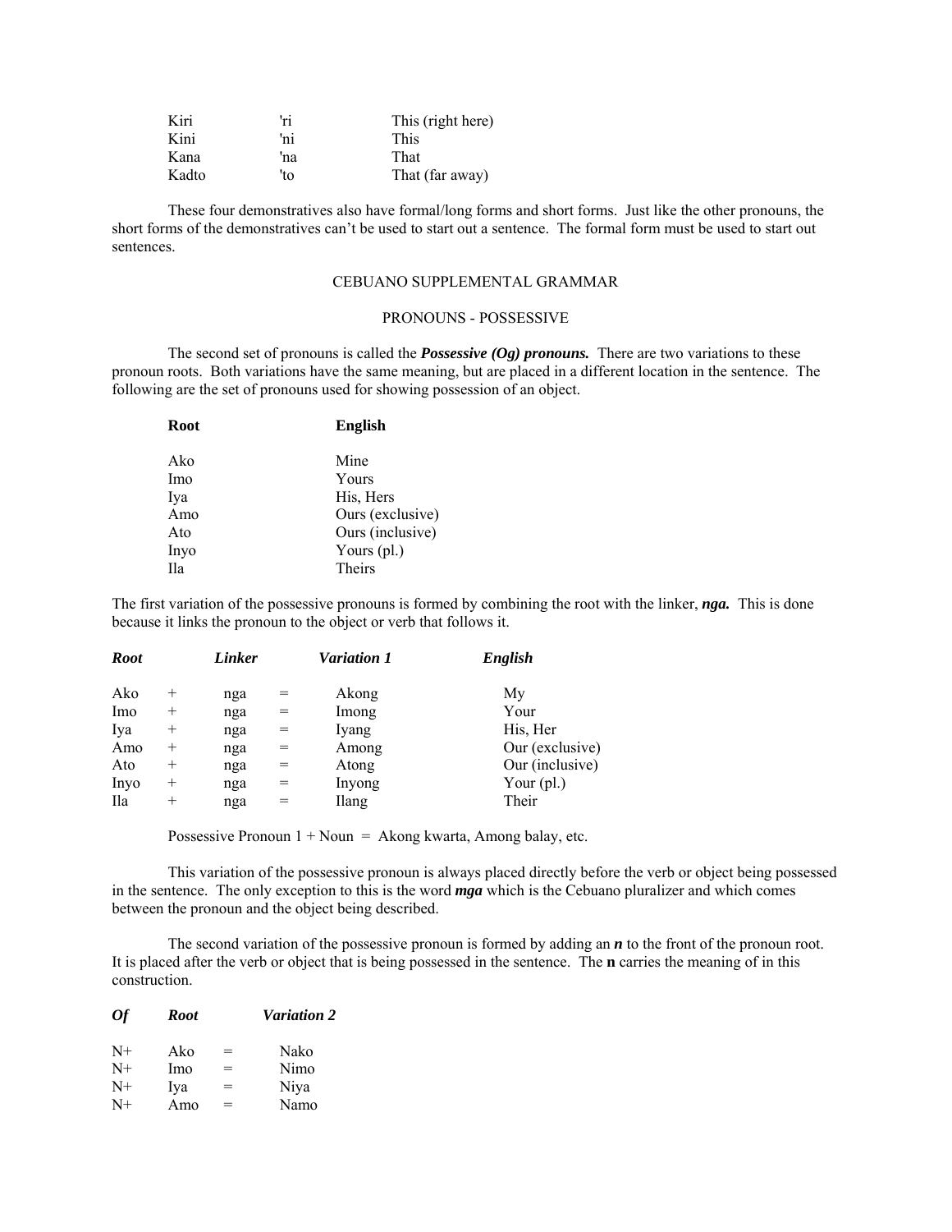| | | |
|---|---|---|
| Kiri | 'ri | This (right here) |
| Kini | 'ni | This |
| Kana | 'na | That |
| Kadto | 'to | That (far away) |

These four demonstratives also have formal/long forms and short forms. Just like the other pronouns, the short forms of the demonstratives can't be used to start out a sentence. The formal form must be used to start out sentences.

## CEBUANO SUPPLEMENTAL GRAMMAR

### PRONOUNS - POSSESSIVE

The second set of pronouns is called the ***Possessive (Og) pronouns.*** There are two variations to these pronoun roots. Both variations have the same meaning, but are placed in a different location in the sentence. The following are the set of pronouns used for showing possession of an object.

| **Root** | **English** |
|---|---|
| Ako | Mine |
| Imo | Yours |
| Iya | His, Hers |
| Amo | Ours (exclusive) |
| Ato | Ours (inclusive) |
| Inyo | Yours (pl.) |
| Ila | Theirs |

The first variation of the possessive pronouns is formed by combining the root with the linker, ***nga.*** This is done because it links the pronoun to the object or verb that follows it.

| ***Root*** | | ***Linker*** | | ***Variation 1*** | ***English*** |
|---|---|---|---|---|---|
| Ako | + | nga | = | Akong | My |
| Imo | + | nga | = | Imong | Your |
| Iya | + | nga | = | Iyang | His, Her |
| Amo | + | nga | = | Among | Our (exclusive) |
| Ato | + | nga | = | Atong | Our (inclusive) |
| Inyo | + | nga | = | Inyong | Your (pl.) |
| Ila | + | nga | = | Ilang | Their |

Possessive Pronoun 1 + Noun = Akong kwarta, Among balay, etc.

This variation of the possessive pronoun is always placed directly before the verb or object being possessed in the sentence. The only exception to this is the word ***mga*** which is the Cebuano pluralizer and which comes between the pronoun and the object being described.

The second variation of the possessive pronoun is formed by adding an ***n*** to the front of the pronoun root. It is placed after the verb or object that is being possessed in the sentence. The **n** carries the meaning of in this construction.

| ***Of*** | ***Root*** | | ***Variation 2*** |
|---|---|---|---|
| N+ | Ako | = | Nako |
| N+ | Imo | = | Nimo |
| N+ | Iya | = | Niya |
| N+ | Amo | = | Namo |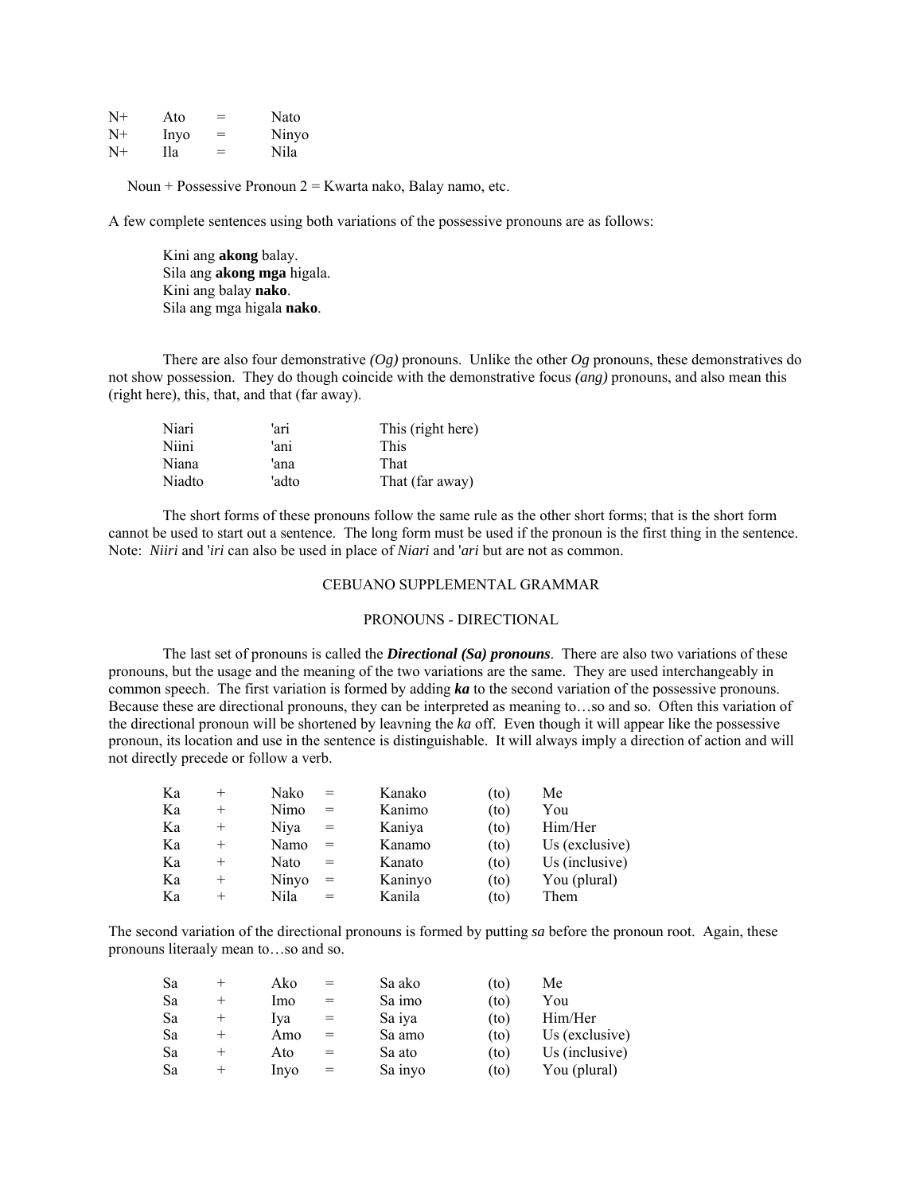| | | | |
|---|---|---|---|
| N+ | Ato | = | Nato |
| N+ | Inyo | = | Ninyo |
| N+ | Ila | = | Nila |

Noun + Possessive Pronoun 2 = Kwarta nako, Balay namo, etc.

A few complete sentences using both variations of the possessive pronouns are as follows:

> Kini ang **akong** balay.
> Sila ang **akong mga** higala.
> Kini ang balay **nako**.
> Sila ang mga higala **nako**.

There are also four demonstrative *(Og)* pronouns. Unlike the other *Og* pronouns, these demonstratives do not show possession. They do though coincide with the demonstrative focus *(ang)* pronouns, and also mean this (right here), this, that, and that (far away).

| | | |
|---|---|---|
| Niari | 'ari | This (right here) |
| Niini | 'ani | This |
| Niana | 'ana | That |
| Niadto | 'adto | That (far away) |

The short forms of these pronouns follow the same rule as the other short forms; that is the short form cannot be used to start out a sentence. The long form must be used if the pronoun is the first thing in the sentence. Note: *Niiri* and '*iri* can also be used in place of *Niari* and '*ari* but are not as common.

## CEBUANO SUPPLEMENTAL GRAMMAR

### PRONOUNS - DIRECTIONAL

The last set of pronouns is called the ***Directional (Sa) pronouns***. There are also two variations of these pronouns, but the usage and the meaning of the two variations are the same. They are used interchangeably in common speech. The first variation is formed by adding ***ka*** to the second variation of the possessive pronouns. Because these are directional pronouns, they can be interpreted as meaning to…so and so. Often this variation of the directional pronoun will be shortened by leavning the *ka* off. Even though it will appear like the possessive pronoun, its location and use in the sentence is distinguishable. It will always imply a direction of action and will not directly precede or follow a verb.

| | | | | | | |
|---|---|---|---|---|---|---|
| Ka | + | Nako | = | Kanako | (to) | Me |
| Ka | + | Nimo | = | Kanimo | (to) | You |
| Ka | + | Niya | = | Kaniya | (to) | Him/Her |
| Ka | + | Namo | = | Kanamo | (to) | Us (exclusive) |
| Ka | + | Nato | = | Kanato | (to) | Us (inclusive) |
| Ka | + | Ninyo | = | Kaninyo | (to) | You (plural) |
| Ka | + | Nila | = | Kanila | (to) | Them |

The second variation of the directional pronouns is formed by putting *sa* before the pronoun root. Again, these pronouns literaaly mean to…so and so.

| | | | | | | |
|---|---|---|---|---|---|---|
| Sa | + | Ako | = | Sa ako | (to) | Me |
| Sa | + | Imo | = | Sa imo | (to) | You |
| Sa | + | Iya | = | Sa iya | (to) | Him/Her |
| Sa | + | Amo | = | Sa amo | (to) | Us (exclusive) |
| Sa | + | Ato | = | Sa ato | (to) | Us (inclusive) |
| Sa | + | Inyo | = | Sa inyo | (to) | You (plural) |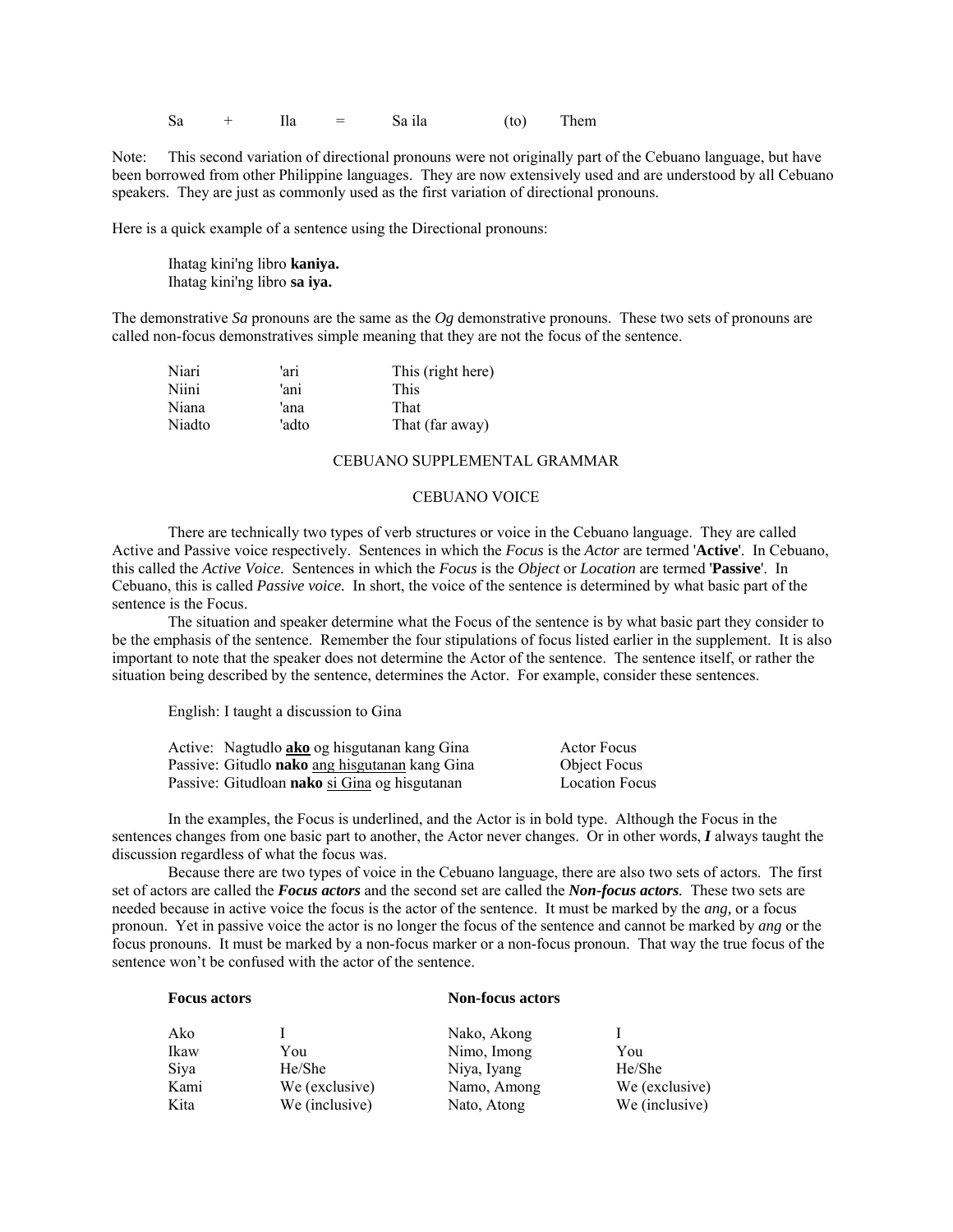| Sa | + | Ila | = | Sa ila | (to) | Them |
|---|---|---|---|---|---|---|

Note: This second variation of directional pronouns were not originally part of the Cebuano language, but have been borrowed from other Philippine languages. They are now extensively used and are understood by all Cebuano speakers. They are just as commonly used as the first variation of directional pronouns.

Here is a quick example of a sentence using the Directional pronouns:

> Ihatag kini'ng libro **kaniya.**
> Ihatag kini'ng libro **sa iya.**

The demonstrative *Sa* pronouns are the same as the *Og* demonstrative pronouns. These two sets of pronouns are called non-focus demonstratives simple meaning that they are not the focus of the sentence.

| | | |
|---|---|---|
| Niari | 'ari | This (right here) |
| Niini | 'ani | This |
| Niana | 'ana | That |
| Niadto | 'adto | That (far away) |

## CEBUANO SUPPLEMENTAL GRAMMAR

### CEBUANO VOICE

There are technically two types of verb structures or voice in the Cebuano language. They are called Active and Passive voice respectively. Sentences in which the *Focus* is the *Actor* are termed '**Active**'. In Cebuano, this called the *Active Voice.* Sentences in which the *Focus* is the *Object* or *Location* are termed '**Passive**'. In Cebuano, this is called *Passive voice.* In short, the voice of the sentence is determined by what basic part of the sentence is the Focus.

The situation and speaker determine what the Focus of the sentence is by what basic part they consider to be the emphasis of the sentence. Remember the four stipulations of focus listed earlier in the supplement. It is also important to note that the speaker does not determine the Actor of the sentence. The sentence itself, or rather the situation being described by the sentence, determines the Actor. For example, consider these sentences.

English: I taught a discussion to Gina

| | |
|---|---|
| Active: Nagtudlo **ako** og hisgutanan kang Gina | Actor Focus |
| Passive: Gitudlo **nako** ang hisgutanan kang Gina | Object Focus |
| Passive: Gitudloan **nako** si Gina og hisgutanan | Location Focus |

In the examples, the Focus is underlined, and the Actor is in bold type. Although the Focus in the sentences changes from one basic part to another, the Actor never changes. Or in other words, ***I*** always taught the discussion regardless of what the focus was.

Because there are two types of voice in the Cebuano language, there are also two sets of actors. The first set of actors are called the ***Focus actors*** and the second set are called the ***Non-focus actors.*** These two sets are needed because in active voice the focus is the actor of the sentence. It must be marked by the *ang,* or a focus pronoun. Yet in passive voice the actor is no longer the focus of the sentence and cannot be marked by *ang* or the focus pronouns. It must be marked by a non-focus marker or a non-focus pronoun. That way the true focus of the sentence won't be confused with the actor of the sentence.

| **Focus actors** | | **Non-focus actors** | |
|---|---|---|---|
| Ako | I | Nako, Akong | I |
| Ikaw | You | Nimo, Imong | You |
| Siya | He/She | Niya, Iyang | He/She |
| Kami | We (exclusive) | Namo, Among | We (exclusive) |
| Kita | We (inclusive) | Nato, Atong | We (inclusive) |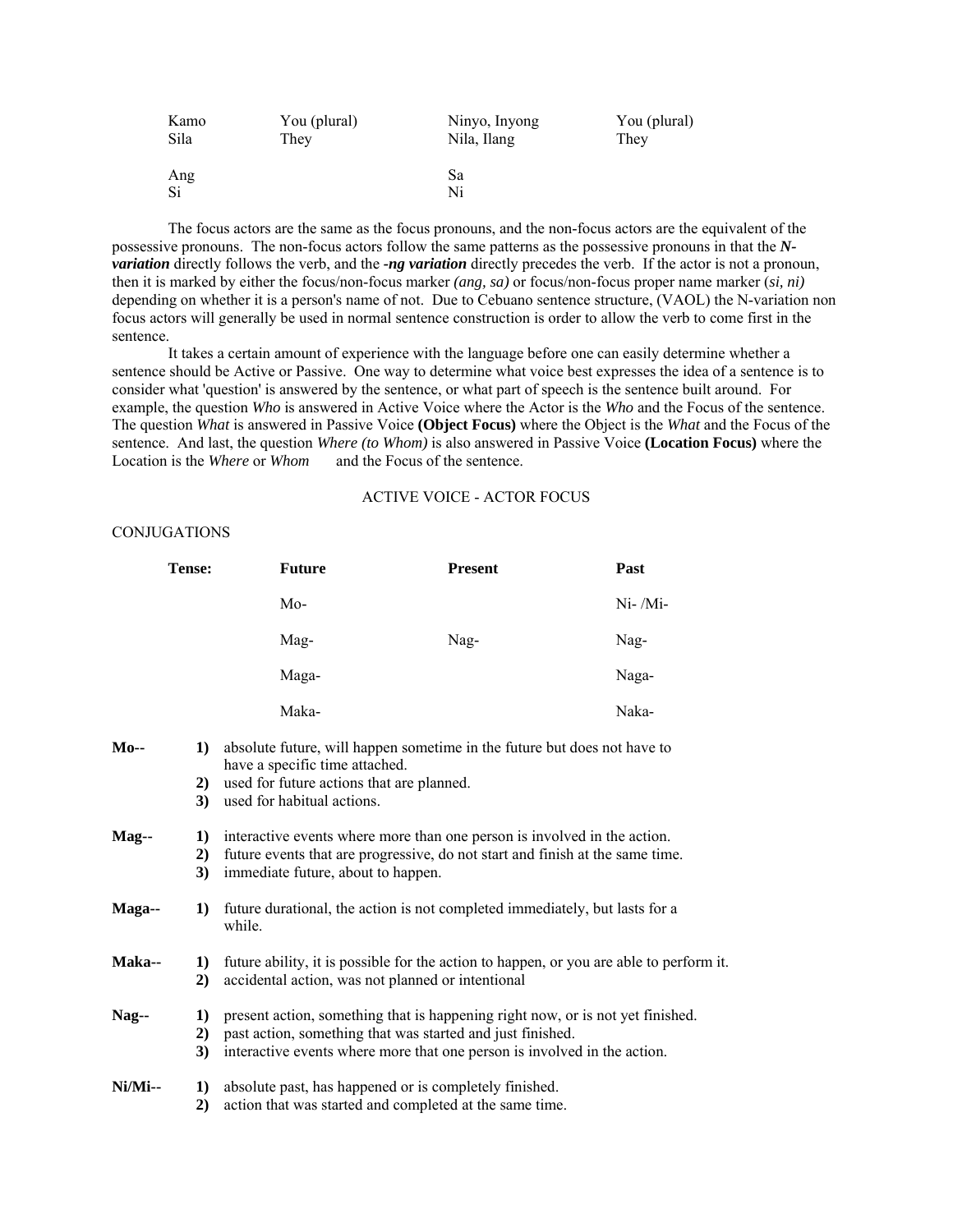| Kamo | You (plural) | Ninyo, Inyong | You (plural) |
|---|---|---|---|
| Sila | They | Nila, Ilang | They |
| | | | |
| Ang | | Sa | |
| Si | | Ni | |

The focus actors are the same as the focus pronouns, and the non-focus actors are the equivalent of the possessive pronouns. The non-focus actors follow the same patterns as the possessive pronouns in that the ***N-variation*** directly follows the verb, and the ***-ng variation*** directly precedes the verb. If the actor is not a pronoun, then it is marked by either the focus/non-focus marker *(ang, sa)* or focus/non-focus proper name marker (*si, ni)* depending on whether it is a person's name of not. Due to Cebuano sentence structure, (VAOL) the N-variation non focus actors will generally be used in normal sentence construction is order to allow the verb to come first in the sentence.

It takes a certain amount of experience with the language before one can easily determine whether a sentence should be Active or Passive. One way to determine what voice best expresses the idea of a sentence is to consider what 'question' is answered by the sentence, or what part of speech is the sentence built around. For example, the question *Who* is answered in Active Voice where the Actor is the *Who* and the Focus of the sentence. The question *What* is answered in Passive Voice **(Object Focus)** where the Object is the *What* and the Focus of the sentence. And last, the question *Where (to Whom)* is also answered in Passive Voice **(Location Focus)** where the Location is the *Where* or *Whom* and the Focus of the sentence.

ACTIVE VOICE - ACTOR FOCUS

CONJUGATIONS

| **Tense:** | **Future** | **Present** | **Past** |
|---|---|---|---|
| | Mo- | | Ni- /Mi- |
| | Mag- | Nag- | Nag- |
| | Maga- | | Naga- |
| | Maka- | | Naka- |

**Mo--**
1) absolute future, will happen sometime in the future but does not have to have a specific time attached.
2) used for future actions that are planned.
3) used for habitual actions.

**Mag--**
1) interactive events where more than one person is involved in the action.
2) future events that are progressive, do not start and finish at the same time.
3) immediate future, about to happen.

**Maga--**
1) future durational, the action is not completed immediately, but lasts for a while.

**Maka--**
1) future ability, it is possible for the action to happen, or you are able to perform it.
2) accidental action, was not planned or intentional

**Nag--**
1) present action, something that is happening right now, or is not yet finished.
2) past action, something that was started and just finished.
3) interactive events where more that one person is involved in the action.

**Ni/Mi--**
1) absolute past, has happened or is completely finished.
2) action that was started and completed at the same time.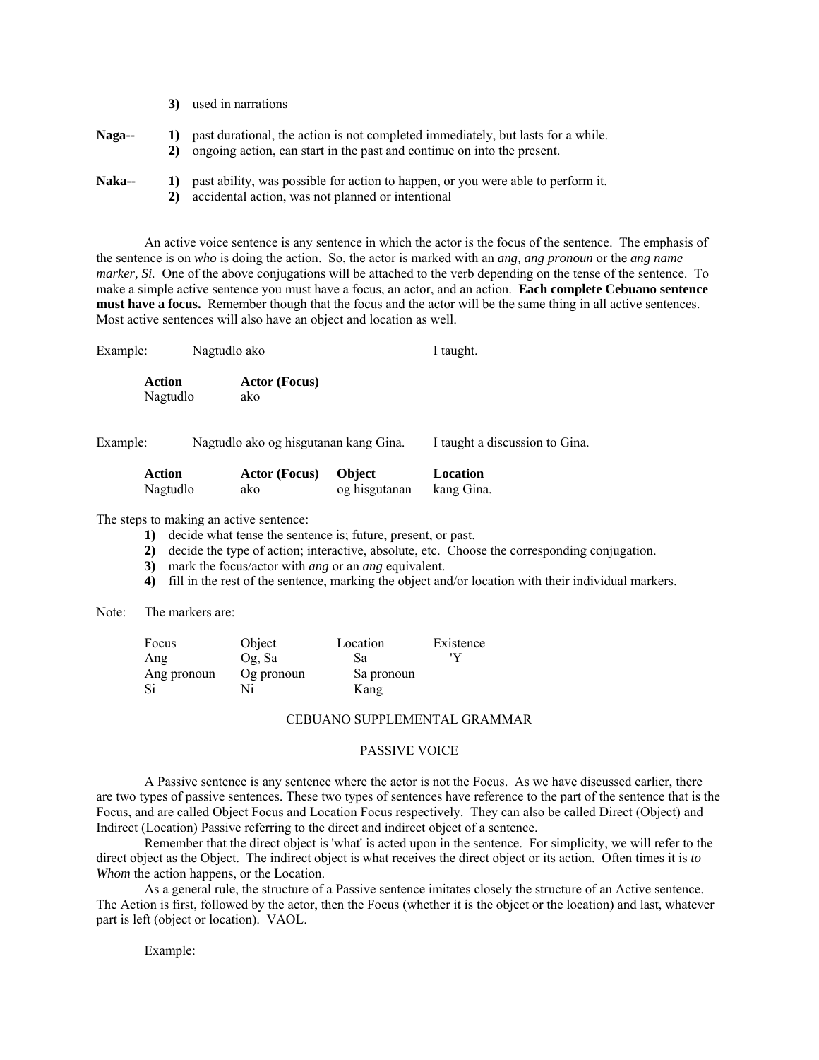3) used in narrations

**Naga--** **1)** past durational, the action is not completed immediately, but lasts for a while.
**2)** ongoing action, can start in the past and continue on into the present.

**Naka--** **1)** past ability, was possible for action to happen, or you were able to perform it.
**2)** accidental action, was not planned or intentional

An active voice sentence is any sentence in which the actor is the focus of the sentence. The emphasis of the sentence is on *who* is doing the action. So, the actor is marked with an *ang, ang pronoun* or the *ang name marker, Si.* One of the above conjugations will be attached to the verb depending on the tense of the sentence. To make a simple active sentence you must have a focus, an actor, and an action. **Each complete Cebuano sentence must have a focus.** Remember though that the focus and the actor will be the same thing in all active sentences. Most active sentences will also have an object and location as well.

Example: Nagtudlo ako — I taught.

| **Action** | **Actor (Focus)** |
|---|---|
| Nagtudlo | ako |

Example: Nagtudlo ako og hisgutanan kang Gina. — I taught a discussion to Gina.

| **Action** | **Actor (Focus)** | **Object** | **Location** |
|---|---|---|---|
| Nagtudlo | ako | og hisgutanan | kang Gina. |

The steps to making an active sentence:

1) decide what tense the sentence is; future, present, or past.
2) decide the type of action; interactive, absolute, etc. Choose the corresponding conjugation.
3) mark the focus/actor with *ang* or an *ang* equivalent.
4) fill in the rest of the sentence, marking the object and/or location with their individual markers.

Note: The markers are:

| Focus | Object | Location | Existence |
|---|---|---|---|
| Ang | Og, Sa | Sa | 'Y |
| Ang pronoun | Og pronoun | Sa pronoun | |
| Si | Ni | Kang | |

## CEBUANO SUPPLEMENTAL GRAMMAR

### PASSIVE VOICE

A Passive sentence is any sentence where the actor is not the Focus. As we have discussed earlier, there are two types of passive sentences. These two types of sentences have reference to the part of the sentence that is the Focus, and are called Object Focus and Location Focus respectively. They can also be called Direct (Object) and Indirect (Location) Passive referring to the direct and indirect object of a sentence.

Remember that the direct object is 'what' is acted upon in the sentence. For simplicity, we will refer to the direct object as the Object. The indirect object is what receives the direct object or its action. Often times it is *to Whom* the action happens, or the Location.

As a general rule, the structure of a Passive sentence imitates closely the structure of an Active sentence. The Action is first, followed by the actor, then the Focus (whether it is the object or the location) and last, whatever part is left (object or location). VAOL.

Example: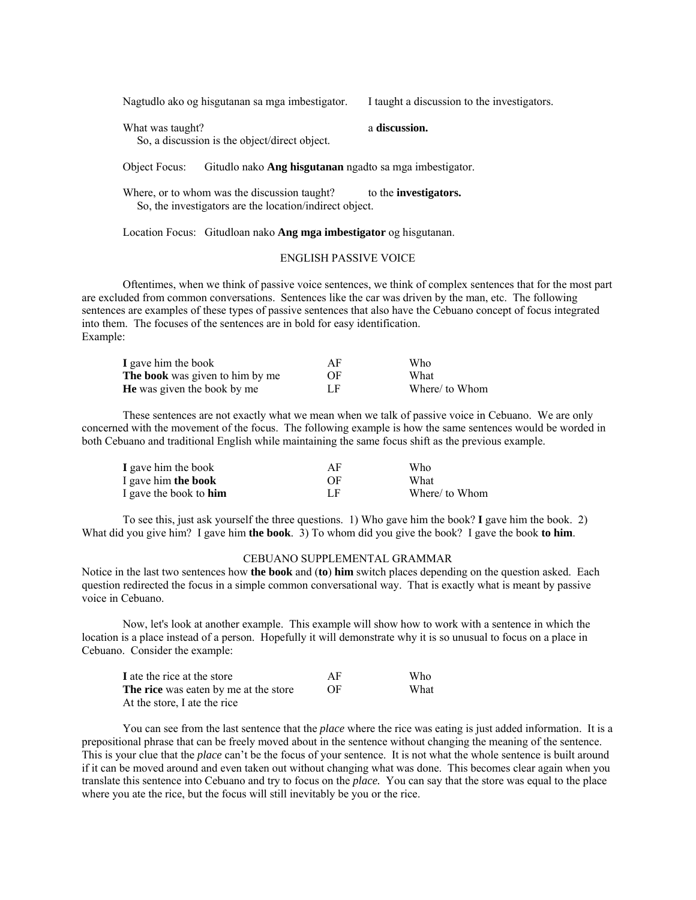| | |
|---|---|
| Nagtudlo ako og hisgutanan sa mga imbestigator. | I taught a discussion to the investigators. |

What was taught? a **discussion.**
So, a discussion is the object/direct object.

Object Focus: Gitudlo nako **Ang hisgutanan** ngadto sa mga imbestigator.

Where, or to whom was the discussion taught? to the **investigators.**
So, the investigators are the location/indirect object.

Location Focus: Gitudloan nako **Ang mga imbestigator** og hisgutanan.

## ENGLISH PASSIVE VOICE

Oftentimes, when we think of passive voice sentences, we think of complex sentences that for the most part are excluded from common conversations. Sentences like the car was driven by the man, etc. The following sentences are examples of these types of passive sentences that also have the Cebuano concept of focus integrated into them. The focuses of the sentences are in bold for easy identification.
Example:

| | | |
|---|---|---|
| **I** gave him the book | AF | Who |
| **The book** was given to him by me | OF | What |
| **He** was given the book by me | LF | Where/ to Whom |

These sentences are not exactly what we mean when we talk of passive voice in Cebuano. We are only concerned with the movement of the focus. The following example is how the same sentences would be worded in both Cebuano and traditional English while maintaining the same focus shift as the previous example.

| | | |
|---|---|---|
| **I** gave him the book | AF | Who |
| I gave him **the book** | OF | What |
| I gave the book to **him** | LF | Where/ to Whom |

To see this, just ask yourself the three questions. 1) Who gave him the book? **I** gave him the book. 2) What did you give him? I gave him **the book**. 3) To whom did you give the book? I gave the book **to him**.

## CEBUANO SUPPLEMENTAL GRAMMAR

Notice in the last two sentences how **the book** and (**to**) **him** switch places depending on the question asked. Each question redirected the focus in a simple common conversational way. That is exactly what is meant by passive voice in Cebuano.

Now, let's look at another example. This example will show how to work with a sentence in which the location is a place instead of a person. Hopefully it will demonstrate why it is so unusual to focus on a place in Cebuano. Consider the example:

| | | |
|---|---|---|
| **I** ate the rice at the store | AF | Who |
| **The rice** was eaten by me at the store | OF | What |
| At the store, I ate the rice | | |

You can see from the last sentence that the *place* where the rice was eating is just added information. It is a prepositional phrase that can be freely moved about in the sentence without changing the meaning of the sentence. This is your clue that the *place* can't be the focus of your sentence. It is not what the whole sentence is built around if it can be moved around and even taken out without changing what was done. This becomes clear again when you translate this sentence into Cebuano and try to focus on the *place.* You can say that the store was equal to the place where you ate the rice, but the focus will still inevitably be you or the rice.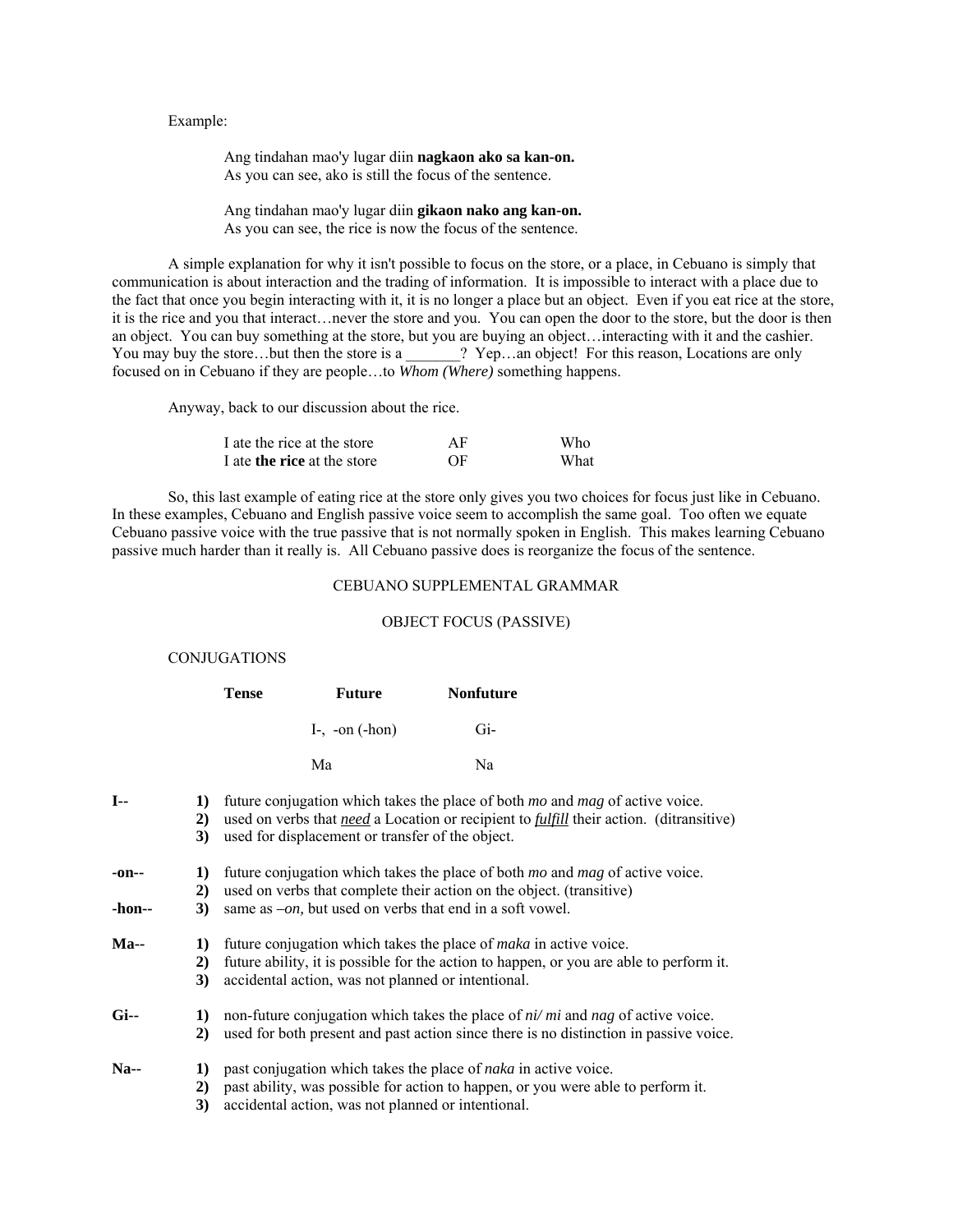Example:

Ang tindahan mao'y lugar diin **nagkaon ako sa kan-on.**
As you can see, ako is still the focus of the sentence.

Ang tindahan mao'y lugar diin **gikaon nako ang kan-on.**
As you can see, the rice is now the focus of the sentence.

A simple explanation for why it isn't possible to focus on the store, or a place, in Cebuano is simply that communication is about interaction and the trading of information. It is impossible to interact with a place due to the fact that once you begin interacting with it, it is no longer a place but an object. Even if you eat rice at the store, it is the rice and you that interact…never the store and you. You can open the door to the store, but the door is then an object. You can buy something at the store, but you are buying an object…interacting with it and the cashier. You may buy the store…but then the store is a _______? Yep…an object! For this reason, Locations are only focused on in Cebuano if they are people…to *Whom (Where)* something happens.

Anyway, back to our discussion about the rice.

| | | |
|---|---|---|
| I ate the rice at the store | AF | Who |
| I ate **the rice** at the store | OF | What |

So, this last example of eating rice at the store only gives you two choices for focus just like in Cebuano. In these examples, Cebuano and English passive voice seem to accomplish the same goal. Too often we equate Cebuano passive voice with the true passive that is not normally spoken in English. This makes learning Cebuano passive much harder than it really is. All Cebuano passive does is reorganize the focus of the sentence.

CEBUANO SUPPLEMENTAL GRAMMAR

OBJECT FOCUS (PASSIVE)

CONJUGATIONS

| **Tense** | **Future** | **Nonfuture** |
|---|---|---|
| | I-, -on (-hon) | Gi- |
| | Ma | Na |

**I--**
1) future conjugation which takes the place of both *mo* and *mag* of active voice.
2) used on verbs that *need* a Location or recipient to *fulfill* their action. (ditransitive)
3) used for displacement or transfer of the object.

**-on--**
1) future conjugation which takes the place of both *mo* and *mag* of active voice.
2) used on verbs that complete their action on the object. (transitive)

**-hon--**
3) same as *–on,* but used on verbs that end in a soft vowel.

**Ma--**
1) future conjugation which takes the place of *maka* in active voice.
2) future ability, it is possible for the action to happen, or you are able to perform it.
3) accidental action, was not planned or intentional.

**Gi--**
1) non-future conjugation which takes the place of *ni/ mi* and *nag* of active voice.
2) used for both present and past action since there is no distinction in passive voice.

**Na--**
1) past conjugation which takes the place of *naka* in active voice.
2) past ability, was possible for action to happen, or you were able to perform it.
3) accidental action, was not planned or intentional.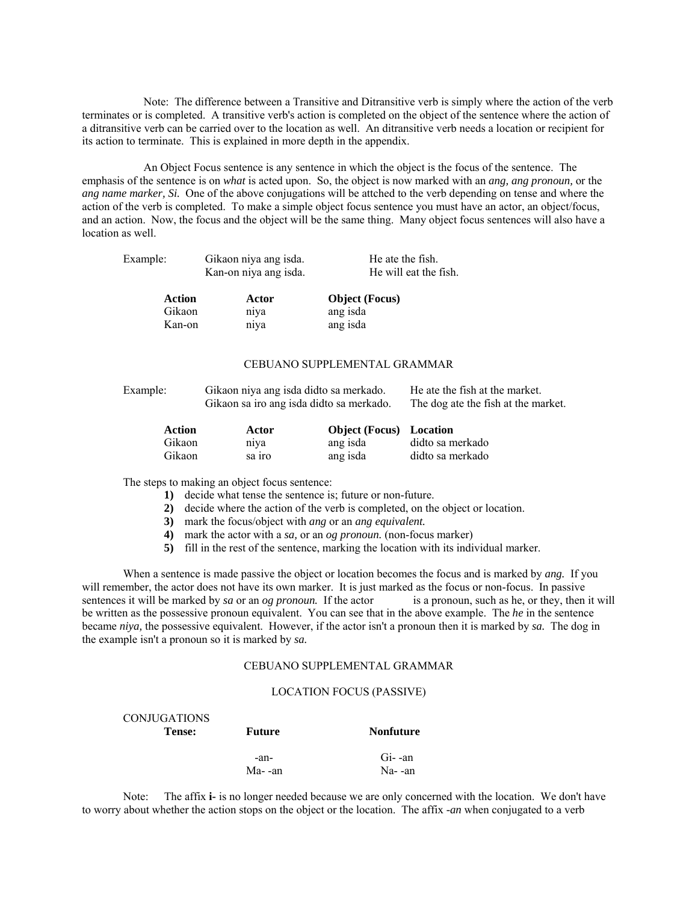Note: The difference between a Transitive and Ditransitive verb is simply where the action of the verb terminates or is completed. A transitive verb's action is completed on the object of the sentence where the action of a ditransitive verb can be carried over to the location as well. An ditransitive verb needs a location or recipient for its action to terminate. This is explained in more depth in the appendix.

An Object Focus sentence is any sentence in which the object is the focus of the sentence. The emphasis of the sentence is on *what* is acted upon. So, the object is now marked with an *ang, ang pronoun,* or the *ang name marker, Si.* One of the above conjugations will be attched to the verb depending on tense and where the action of the verb is completed. To make a simple object focus sentence you must have an actor, an object/focus, and an action. Now, the focus and the object will be the same thing. Many object focus sentences will also have a location as well.

| Example: | |
|---|---|
| Gikaon niya ang isda. | He ate the fish. |
| Kan-on niya ang isda. | He will eat the fish. |

| **Action** | **Actor** | **Object (Focus)** |
|---|---|---|
| Gikaon | niya | ang isda |
| Kan-on | niya | ang isda |

CEBUANO SUPPLEMENTAL GRAMMAR

| Example: | |
|---|---|
| Gikaon niya ang isda didto sa merkado. | He ate the fish at the market. |
| Gikaon sa iro ang isda didto sa merkado. | The dog ate the fish at the market. |

| **Action** | **Actor** | **Object (Focus)** | **Location** |
|---|---|---|---|
| Gikaon | niya | ang isda | didto sa merkado |
| Gikaon | sa iro | ang isda | didto sa merkado |

The steps to making an object focus sentence:

1) decide what tense the sentence is; future or non-future.
2) decide where the action of the verb is completed, on the object or location.
3) mark the focus/object with *ang* or an *ang equivalent.*
4) mark the actor with a *sa,* or an *og pronoun.* (non-focus marker)
5) fill in the rest of the sentence, marking the location with its individual marker.

When a sentence is made passive the object or location becomes the focus and is marked by *ang.* If you will remember, the actor does not have its own marker. It is just marked as the focus or non-focus. In passive sentences it will be marked by *sa* or an *og pronoun.* If the actor is a pronoun, such as he, or they, then it will be written as the possessive pronoun equivalent. You can see that in the above example. The *he* in the sentence became *niya,* the possessive equivalent. However, if the actor isn't a pronoun then it is marked by *sa.* The dog in the example isn't a pronoun so it is marked by *sa.*

CEBUANO SUPPLEMENTAL GRAMMAR

LOCATION FOCUS (PASSIVE)

CONJUGATIONS

| **Tense:** | **Future** | **Nonfuture** |
|---|---|---|
| | -an- | Gi- -an |
| | Ma- -an | Na- -an |

Note: The affix **i-** is no longer needed because we are only concerned with the location. We don't have to worry about whether the action stops on the object or the location. The affix *-an* when conjugated to a verb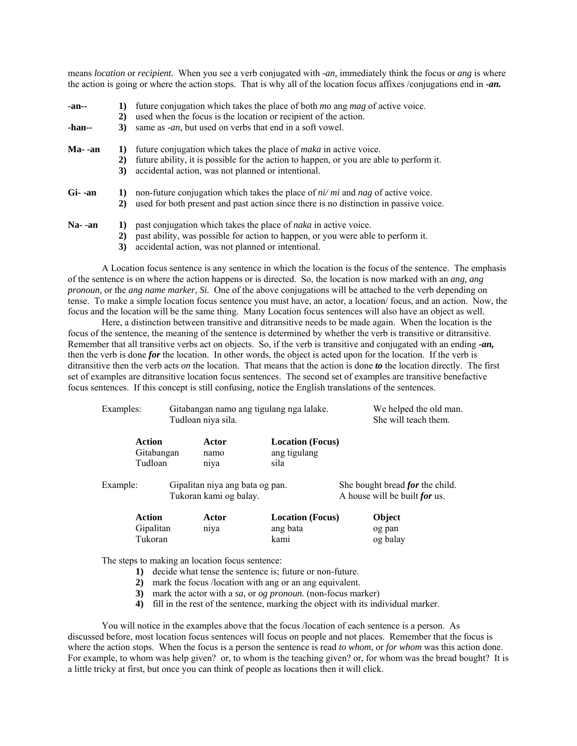means *location* or *recipient.* When you see a verb conjugated with *-an,* immediately think the focus or *ang* is where the action is going or where the action stops. That is why all of the location focus affixes /conjugations end in ***-an.***

**-an--**
- **1)** future conjugation which takes the place of both *mo* ang *mag* of active voice.
- **2)** used when the focus is the location or recipient of the action.

**-han--**
- **3)** same as *-an,* but used on verbs that end in a soft vowel.

**Ma- -an**
- **1)** future conjugation which takes the place of *maka* in active voice.
- **2)** future ability, it is possible for the action to happen, or you are able to perform it.
- **3)** accidental action, was not planned or intentional.

**Gi- -an**
- **1)** non-future conjugation which takes the place of *ni/ mi* and *nag* of active voice.
- **2)** used for both present and past action since there is no distinction in passive voice.

**Na- -an**
- **1)** past conjugation which takes the place of *naka* in active voice.
- **2)** past ability, was possible for action to happen, or you were able to perform it.
- **3)** accidental action, was not planned or intentional.

A Location focus sentence is any sentence in which the location is the focus of the sentence. The emphasis of the sentence is on where the action happens or is directed. So, the location is now marked with an *ang, ang pronoun,* or the *ang name marker, Si.* One of the above conjugations will be attached to the verb depending on tense. To make a simple location focus sentence you must have, an actor, a location/ focus, and an action. Now, the focus and the location will be the same thing. Many Location focus sentences will also have an object as well.

Here, a distinction between transitive and ditransitive needs to be made again. When the location is the focus of the sentence, the meaning of the sentence is determined by whether the verb is transitive or ditransitive. Remember that all transitive verbs act on objects. So, if the verb is transitive and conjugated with an ending ***-an,*** then the verb is done ***for*** the location. In other words, the object is acted upon for the location. If the verb is ditransitive then the verb acts *on* the location. That means that the action is done ***to*** the location directly. The first set of examples are ditransitive location focus sentences. The second set of examples are transitive benefactive focus sentences. If this concept is still confusing, notice the English translations of the sentences.

Examples: Gitabangan namo ang tigulang nga lalake. — We helped the old man.
Tudloan niya sila. — She will teach them.

| **Action** | **Actor** | **Location (Focus)** |
|---|---|---|
| Gitabangan | namo | ang tigulang |
| Tudloan | niya | sila |

Example: Gipalitan niya ang bata og pan. — She bought bread ***for*** the child.
Tukoran kami og balay. — A house will be built ***for*** us.

| **Action** | **Actor** | **Location (Focus)** | **Object** |
|---|---|---|---|
| Gipalitan | niya | ang bata | og pan |
| Tukoran | | kami | og balay |

The steps to making an location focus sentence:

- **1)** decide what tense the sentence is; future or non-future.
- **2)** mark the focus /location with ang or an ang equivalent.
- **3)** mark the actor with a *sa,* or *og pronoun.* (non-focus marker)
- **4)** fill in the rest of the sentence, marking the object with its individual marker.

You will notice in the examples above that the focus /location of each sentence is a person. As discussed before, most location focus sentences will focus on people and not places. Remember that the focus is where the action stops. When the focus is a person the sentence is read *to whom*, or *for whom* was this action done. For example, to whom was help given? or, to whom is the teaching given? or, for whom was the bread bought? It is a little tricky at first, but once you can think of people as locations then it will click.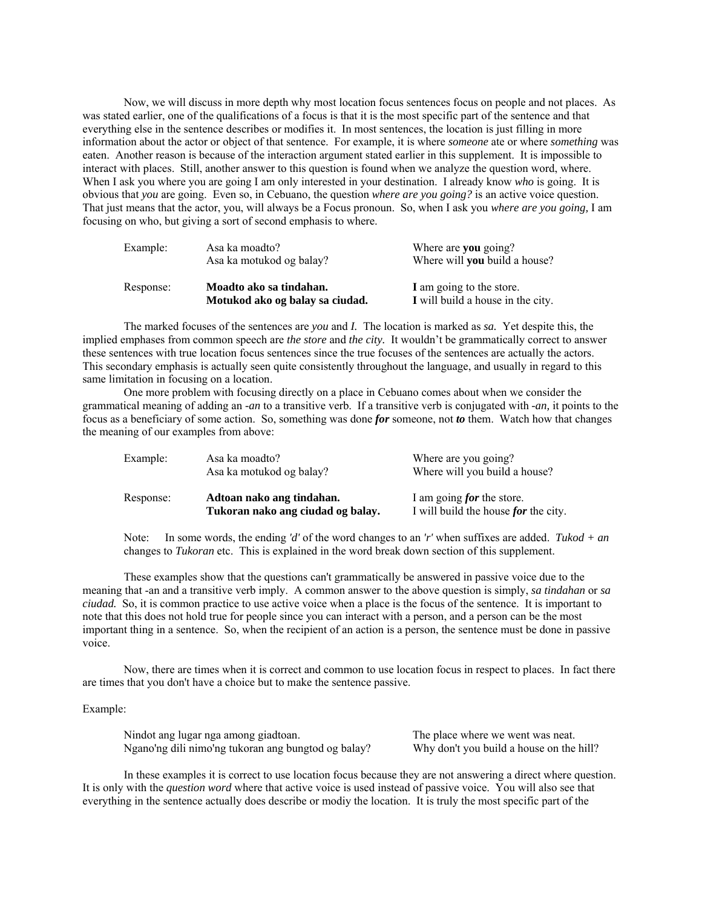Now, we will discuss in more depth why most location focus sentences focus on people and not places. As was stated earlier, one of the qualifications of a focus is that it is the most specific part of the sentence and that everything else in the sentence describes or modifies it. In most sentences, the location is just filling in more information about the actor or object of that sentence. For example, it is where *someone* ate or where *something* was eaten. Another reason is because of the interaction argument stated earlier in this supplement. It is impossible to interact with places. Still, another answer to this question is found when we analyze the question word, where. When I ask you where you are going I am only interested in your destination. I already know *who* is going. It is obvious that *you* are going. Even so, in Cebuano, the question *where are you going?* is an active voice question. That just means that the actor, you, will always be a Focus pronoun. So, when I ask you *where are you going,* I am focusing on who, but giving a sort of second emphasis to where.

| | | |
|---|---|---|
| Example: | Asa ka moadto? | Where are **you** going? |
| | Asa ka motukod og balay? | Where will **you** build a house? |
| Response: | **Moadto ako sa tindahan.** | **I** am going to the store. |
| | **Motukod ako og balay sa ciudad.** | **I** will build a house in the city. |

The marked focuses of the sentences are *you* and *I.* The location is marked as *sa.* Yet despite this, the implied emphases from common speech are *the store* and *the city.* It wouldn't be grammatically correct to answer these sentences with true location focus sentences since the true focuses of the sentences are actually the actors. This secondary emphasis is actually seen quite consistently throughout the language, and usually in regard to this same limitation in focusing on a location.

One more problem with focusing directly on a place in Cebuano comes about when we consider the grammatical meaning of adding an *-an* to a transitive verb. If a transitive verb is conjugated with *-an,* it points to the focus as a beneficiary of some action. So, something was done ***for*** someone, not ***to*** them. Watch how that changes the meaning of our examples from above:

| | | |
|---|---|---|
| Example: | Asa ka moadto? | Where are you going? |
| | Asa ka motukod og balay? | Where will you build a house? |
| Response: | **Adtoan nako ang tindahan.** | I am going ***for*** the store. |
| | **Tukoran nako ang ciudad og balay.** | I will build the house ***for*** the city. |

Note: In some words, the ending *'d'* of the word changes to an *'r'* when suffixes are added. *Tukod + an* changes to *Tukoran* etc. This is explained in the word break down section of this supplement.

These examples show that the questions can't grammatically be answered in passive voice due to the meaning that -an and a transitive verb imply. A common answer to the above question is simply, *sa tindahan* or *sa ciudad.* So, it is common practice to use active voice when a place is the focus of the sentence. It is important to note that this does not hold true for people since you can interact with a person, and a person can be the most important thing in a sentence. So, when the recipient of an action is a person, the sentence must be done in passive voice.

Now, there are times when it is correct and common to use location focus in respect to places. In fact there are times that you don't have a choice but to make the sentence passive.

Example:

| | |
|---|---|
| Nindot ang lugar nga among giadtoan. | The place where we went was neat. |
| Ngano'ng dili nimo'ng tukoran ang bungtod og balay? | Why don't you build a house on the hill? |

In these examples it is correct to use location focus because they are not answering a direct where question. It is only with the *question word* where that active voice is used instead of passive voice. You will also see that everything in the sentence actually does describe or modiy the location. It is truly the most specific part of the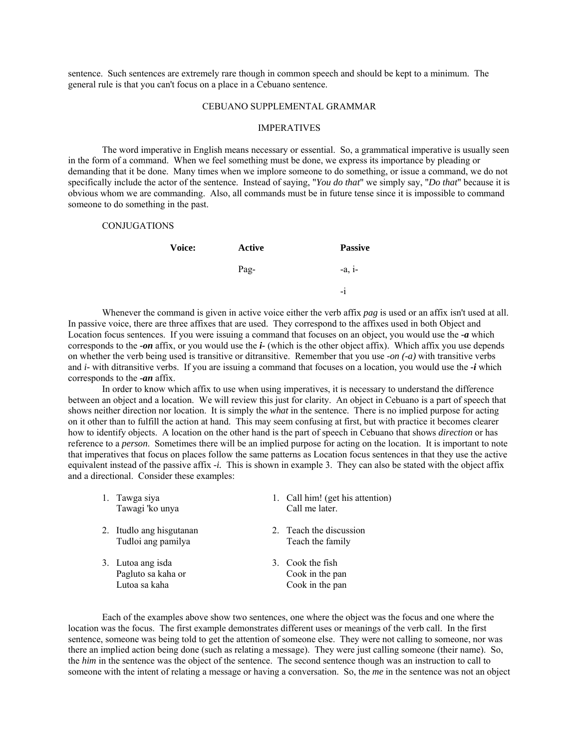sentence. Such sentences are extremely rare though in common speech and should be kept to a minimum. The general rule is that you can't focus on a place in a Cebuano sentence.

## CEBUANO SUPPLEMENTAL GRAMMAR

### IMPERATIVES

The word imperative in English means necessary or essential. So, a grammatical imperative is usually seen in the form of a command. When we feel something must be done, we express its importance by pleading or demanding that it be done. Many times when we implore someone to do something, or issue a command, we do not specifically include the actor of the sentence. Instead of saying, "*You do that*" we simply say, "*Do that*" because it is obvious whom we are commanding. Also, all commands must be in future tense since it is impossible to command someone to do something in the past.

CONJUGATIONS

| **Voice:** | **Active** | **Passive** |
|---|---|---|
| | Pag- | -a, i- |
| | | -i |

Whenever the command is given in active voice either the verb affix *pag* is used or an affix isn't used at all. In passive voice, there are three affixes that are used. They correspond to the affixes used in both Object and Location focus sentences. If you were issuing a command that focuses on an object, you would use the ***-a*** which corresponds to the ***-on*** affix, or you would use the ***i-*** (which is the other object affix). Which affix you use depends on whether the verb being used is transitive or ditransitive. Remember that you use *-on (-a)* with transitive verbs and *i-* with ditransitive verbs. If you are issuing a command that focuses on a location, you would use the ***-i*** which corresponds to the ***-an*** affix.

In order to know which affix to use when using imperatives, it is necessary to understand the difference between an object and a location. We will review this just for clarity. An object in Cebuano is a part of speech that shows neither direction nor location. It is simply the *what* in the sentence. There is no implied purpose for acting on it other than to fulfill the action at hand. This may seem confusing at first, but with practice it becomes clearer how to identify objects. A location on the other hand is the part of speech in Cebuano that shows *direction* or has reference to a *person*. Sometimes there will be an implied purpose for acting on the location. It is important to note that imperatives that focus on places follow the same patterns as Location focus sentences in that they use the active equivalent instead of the passive affix *-i.* This is shown in example 3. They can also be stated with the object affix and a directional. Consider these examples:

1. Tawga siya — Call him! (get his attention)
   Tawagi 'ko unya — Call me later.
2. Itudlo ang hisgutanan — Teach the discussion
   Tudloi ang pamilya — Teach the family
3. Lutoa ang isda — Cook the fish
   Pagluto sa kaha or — Cook in the pan
   Lutoa sa kaha — Cook in the pan

Each of the examples above show two sentences, one where the object was the focus and one where the location was the focus. The first example demonstrates different uses or meanings of the verb call. In the first sentence, someone was being told to get the attention of someone else. They were not calling to someone, nor was there an implied action being done (such as relating a message). They were just calling someone (their name). So, the *him* in the sentence was the object of the sentence. The second sentence though was an instruction to call to someone with the intent of relating a message or having a conversation. So, the *me* in the sentence was not an object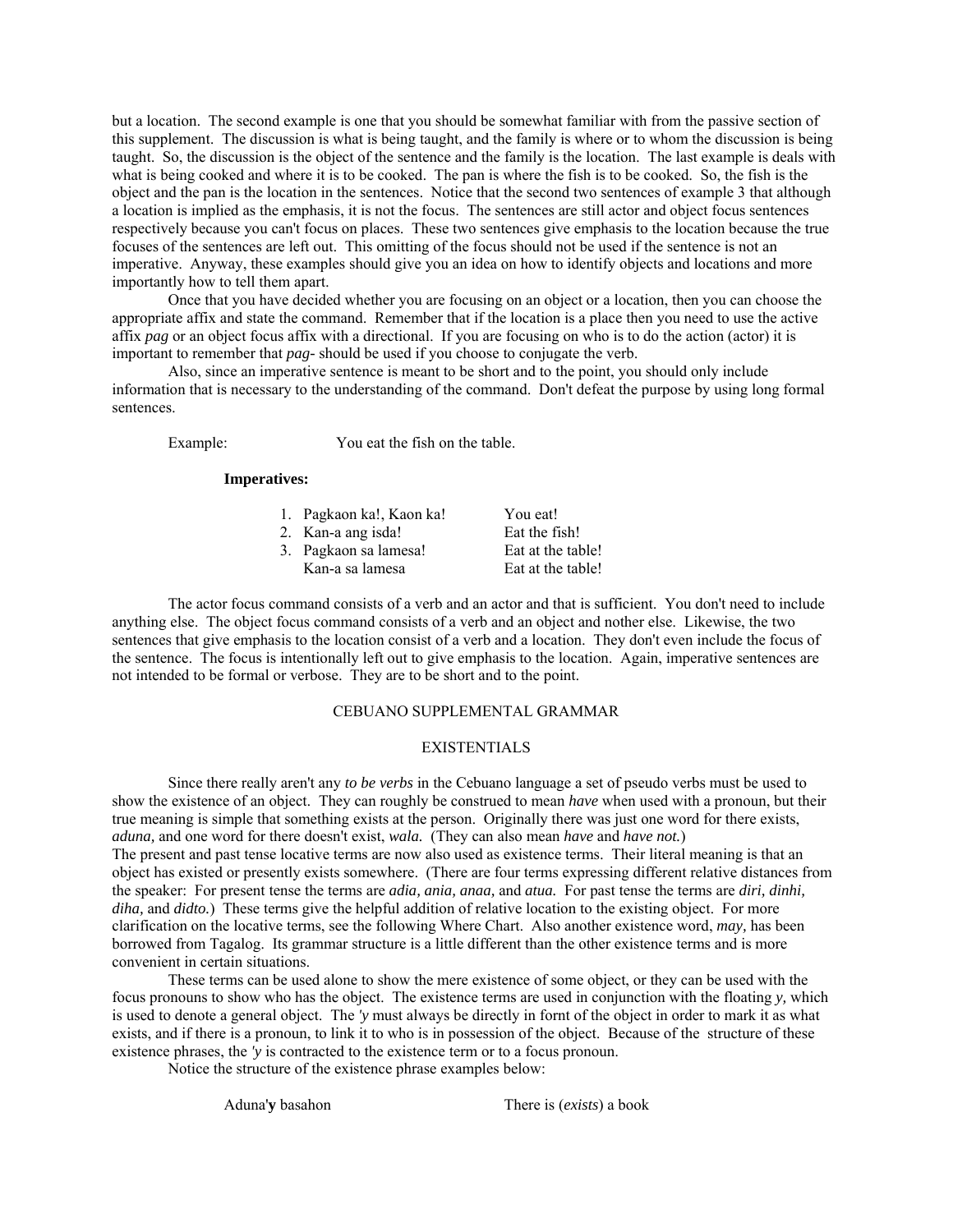but a location. The second example is one that you should be somewhat familiar with from the passive section of this supplement. The discussion is what is being taught, and the family is where or to whom the discussion is being taught. So, the discussion is the object of the sentence and the family is the location. The last example is deals with what is being cooked and where it is to be cooked. The pan is where the fish is to be cooked. So, the fish is the object and the pan is the location in the sentences. Notice that the second two sentences of example 3 that although a location is implied as the emphasis, it is not the focus. The sentences are still actor and object focus sentences respectively because you can't focus on places. These two sentences give emphasis to the location because the true focuses of the sentences are left out. This omitting of the focus should not be used if the sentence is not an imperative. Anyway, these examples should give you an idea on how to identify objects and locations and more importantly how to tell them apart.

Once that you have decided whether you are focusing on an object or a location, then you can choose the appropriate affix and state the command. Remember that if the location is a place then you need to use the active affix *pag* or an object focus affix with a directional. If you are focusing on who is to do the action (actor) it is important to remember that *pag-* should be used if you choose to conjugate the verb.

Also, since an imperative sentence is meant to be short and to the point, you should only include information that is necessary to the understanding of the command. Don't defeat the purpose by using long formal sentences.

Example: You eat the fish on the table.

**Imperatives:**

| | |
|---|---|
| 1. Pagkaon ka!, Kaon ka! | You eat! |
| 2. Kan-a ang isda! | Eat the fish! |
| 3. Pagkaon sa lamesa! | Eat at the table! |
| Kan-a sa lamesa | Eat at the table! |

The actor focus command consists of a verb and an actor and that is sufficient. You don't need to include anything else. The object focus command consists of a verb and an object and nother else. Likewise, the two sentences that give emphasis to the location consist of a verb and a location. They don't even include the focus of the sentence. The focus is intentionally left out to give emphasis to the location. Again, imperative sentences are not intended to be formal or verbose. They are to be short and to the point.

## CEBUANO SUPPLEMENTAL GRAMMAR

### EXISTENTIALS

Since there really aren't any *to be verbs* in the Cebuano language a set of pseudo verbs must be used to show the existence of an object. They can roughly be construed to mean *have* when used with a pronoun, but their true meaning is simple that something exists at the person. Originally there was just one word for there exists, *aduna,* and one word for there doesn't exist, *wala.* (They can also mean *have* and *have not.*)
The present and past tense locative terms are now also used as existence terms. Their literal meaning is that an object has existed or presently exists somewhere. (There are four terms expressing different relative distances from the speaker: For present tense the terms are *adia, ania, anaa,* and *atua.* For past tense the terms are *diri, dinhi, diha,* and *didto.*) These terms give the helpful addition of relative location to the existing object. For more clarification on the locative terms, see the following Where Chart. Also another existence word, *may,* has been borrowed from Tagalog. Its grammar structure is a little different than the other existence terms and is more convenient in certain situations.

These terms can be used alone to show the mere existence of some object, or they can be used with the focus pronouns to show who has the object. The existence terms are used in conjunction with the floating *y,* which is used to denote a general object. The *'y* must always be directly in fornt of the object in order to mark it as what exists, and if there is a pronoun, to link it to who is in possession of the object. Because of the structure of these existence phrases, the *'y* is contracted to the existence term or to a focus pronoun.

Notice the structure of the existence phrase examples below:

| | |
|---|---|
| Aduna'**y** basahon | There is (*exists*) a book |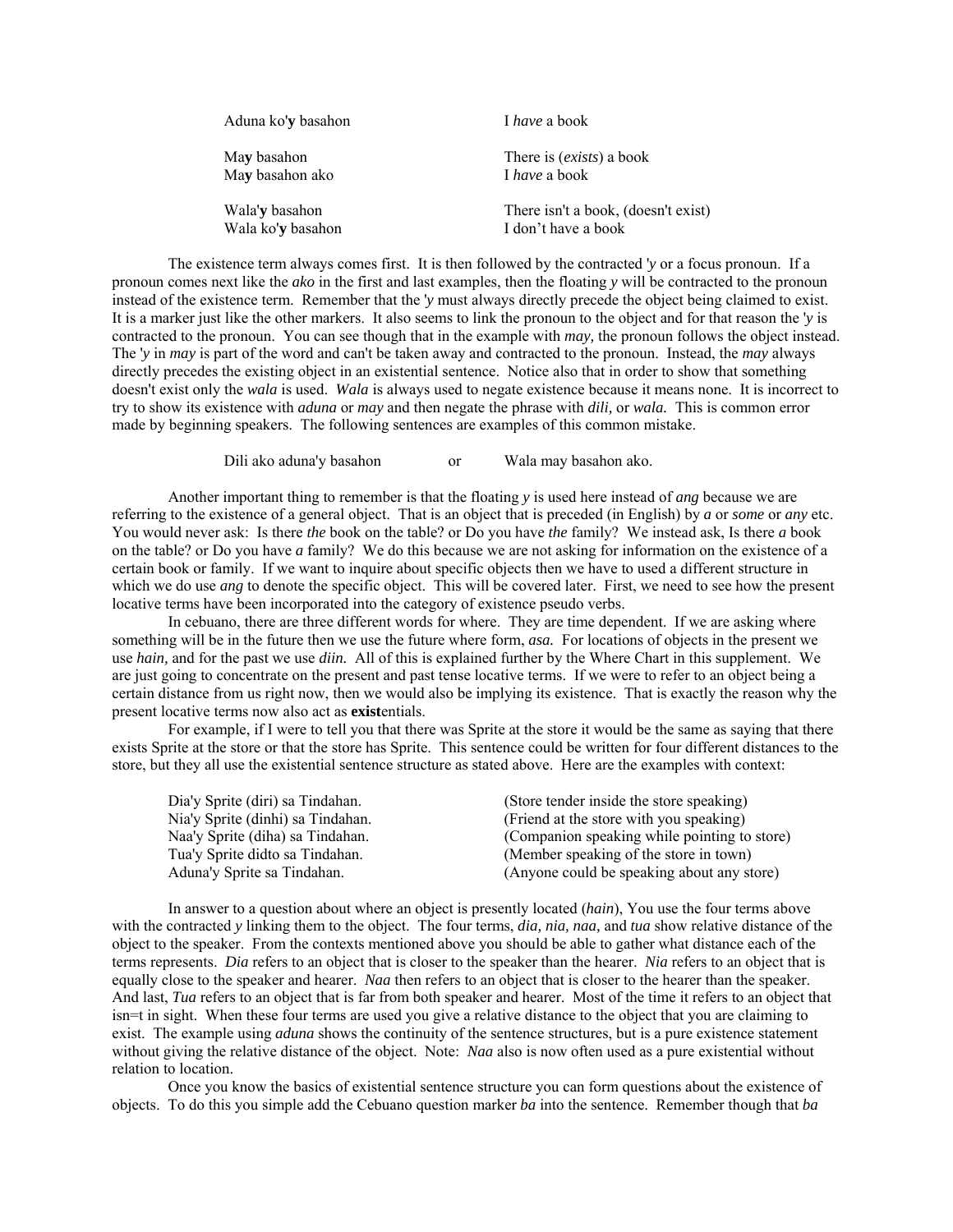| | |
|---|---|
| Aduna ko'**y** basahon | I *have* a book |
| Ma**y** basahon | There is (*exists*) a book |
| Ma**y** basahon ako | I *have* a book |
| Wala'**y** basahon | There isn't a book, (doesn't exist) |
| Wala ko'**y** basahon | I don't have a book |

The existence term always comes first. It is then followed by the contracted *'y* or a focus pronoun. If a pronoun comes next like the *ako* in the first and last examples, then the floating *y* will be contracted to the pronoun instead of the existence term. Remember that the *'y* must always directly precede the object being claimed to exist. It is a marker just like the other markers. It also seems to link the pronoun to the object and for that reason the *'y* is contracted to the pronoun. You can see though that in the example with *may,* the pronoun follows the object instead. The *'y* in *may* is part of the word and can't be taken away and contracted to the pronoun. Instead, the *may* always directly precedes the existing object in an existential sentence. Notice also that in order to show that something doesn't exist only the *wala* is used. *Wala* is always used to negate existence because it means none. It is incorrect to try to show its existence with *aduna* or *may* and then negate the phrase with *dili,* or *wala.* This is common error made by beginning speakers. The following sentences are examples of this common mistake.

Dili ako aduna'y basahon     or     Wala may basahon ako.

Another important thing to remember is that the floating *y* is used here instead of *ang* because we are referring to the existence of a general object. That is an object that is preceded (in English) by *a* or *some* or *any* etc. You would never ask: Is there *the* book on the table? or Do you have *the* family? We instead ask, Is there *a* book on the table? or Do you have *a* family? We do this because we are not asking for information on the existence of a certain book or family. If we want to inquire about specific objects then we have to used a different structure in which we do use *ang* to denote the specific object. This will be covered later. First, we need to see how the present locative terms have been incorporated into the category of existence pseudo verbs.

In cebuano, there are three different words for where. They are time dependent. If we are asking where something will be in the future then we use the future where form, *asa.* For locations of objects in the present we use *hain,* and for the past we use *diin.* All of this is explained further by the Where Chart in this supplement. We are just going to concentrate on the present and past tense locative terms. If we were to refer to an object being a certain distance from us right now, then we would also be implying its existence. That is exactly the reason why the present locative terms now also act as **exist**entials.

For example, if I were to tell you that there was Sprite at the store it would be the same as saying that there exists Sprite at the store or that the store has Sprite. This sentence could be written for four different distances to the store, but they all use the existential sentence structure as stated above. Here are the examples with context:

| | |
|---|---|
| Dia'y Sprite (diri) sa Tindahan. | (Store tender inside the store speaking) |
| Nia'y Sprite (dinhi) sa Tindahan. | (Friend at the store with you speaking) |
| Naa'y Sprite (diha) sa Tindahan. | (Companion speaking while pointing to store) |
| Tua'y Sprite didto sa Tindahan. | (Member speaking of the store in town) |
| Aduna'y Sprite sa Tindahan. | (Anyone could be speaking about any store) |

In answer to a question about where an object is presently located (*hain*), You use the four terms above with the contracted *y* linking them to the object. The four terms, *dia, nia, naa,* and *tua* show relative distance of the object to the speaker. From the contexts mentioned above you should be able to gather what distance each of the terms represents. *Dia* refers to an object that is closer to the speaker than the hearer. *Nia* refers to an object that is equally close to the speaker and hearer. *Naa* then refers to an object that is closer to the hearer than the speaker. And last, *Tua* refers to an object that is far from both speaker and hearer. Most of the time it refers to an object that isn=t in sight. When these four terms are used you give a relative distance to the object that you are claiming to exist. The example using *aduna* shows the continuity of the sentence structures, but is a pure existence statement without giving the relative distance of the object. Note: *Naa* also is now often used as a pure existential without relation to location.

Once you know the basics of existential sentence structure you can form questions about the existence of objects. To do this you simple add the Cebuano question marker *ba* into the sentence. Remember though that *ba*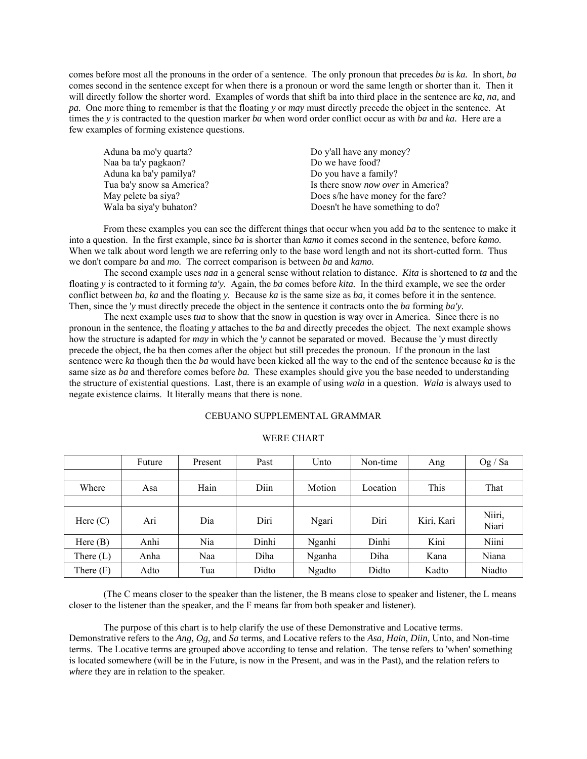comes before most all the pronouns in the order of a sentence. The only pronoun that precedes *ba* is *ka.* In short, *ba* comes second in the sentence except for when there is a pronoun or word the same length or shorter than it. Then it will directly follow the shorter word. Examples of words that shift ba into third place in the sentence are *ka, na,* and *pa.* One more thing to remember is that the floating *y* or *may* must directly precede the object in the sentence. At times the *y* is contracted to the question marker *ba* when word order conflict occur as with *ba* and *ka.* Here are a few examples of forming existence questions.

| | |
|---|---|
| Aduna ba mo'y quarta? | Do y'all have any money? |
| Naa ba ta'y pagkaon? | Do we have food? |
| Aduna ka ba'y pamilya? | Do you have a family? |
| Tua ba'y snow sa America? | Is there snow *now over* in America? |
| May pelete ba siya? | Does s/he have money for the fare? |
| Wala ba siya'y buhaton? | Doesn't he have something to do? |

From these examples you can see the different things that occur when you add *ba* to the sentence to make it into a question. In the first example, since *ba* is shorter than *kamo* it comes second in the sentence, before *kamo.* When we talk about word length we are referring only to the base word length and not its short-cutted form. Thus we don't compare *ba* and *mo.* The correct comparison is between *ba* and *kamo.*

The second example uses *naa* in a general sense without relation to distance. *Kita* is shortened to *ta* and the floating *y* is contracted to it forming *ta'y.* Again, the *ba* comes before *kita.* In the third example, we see the order conflict between *ba, ka* and the floating *y.* Because *ka* is the same size as *ba,* it comes before it in the sentence. Then, since the *'y* must directly precede the object in the sentence it contracts onto the *ba* forming *ba'y.*

The next example uses *tua* to show that the snow in question is way over in America. Since there is no pronoun in the sentence, the floating *y* attaches to the *ba* and directly precedes the object. The next example shows how the structure is adapted for *may* in which the *'y* cannot be separated or moved. Because the *'y* must directly precede the object, the ba then comes after the object but still precedes the pronoun. If the pronoun in the last sentence were *ka* though then the *ba* would have been kicked all the way to the end of the sentence because *ka* is the same size as *ba* and therefore comes before *ba.* These examples should give you the base needed to understanding the structure of existential questions. Last, there is an example of using *wala* in a question. *Wala* is always used to negate existence claims. It literally means that there is none.

## CEBUANO SUPPLEMENTAL GRAMMAR

### WERE CHART

| | Future | Present | Past | Unto | Non-time | Ang | Og / Sa |
|---|---|---|---|---|---|---|---|
| | | | | | | | |
| Where | Asa | Hain | Diin | Motion | Location | This | That |
| | | | | | | | |
| Here (C) | Ari | Dia | Diri | Ngari | Diri | Kiri, Kari | Niiri, Niari |
| Here (B) | Anhi | Nia | Dinhi | Nganhi | Dinhi | Kini | Niini |
| There (L) | Anha | Naa | Diha | Nganha | Diha | Kana | Niana |
| There (F) | Adto | Tua | Didto | Ngadto | Didto | Kadto | Niadto |

(The C means closer to the speaker than the listener, the B means close to speaker and listener, the L means closer to the listener than the speaker, and the F means far from both speaker and listener).

The purpose of this chart is to help clarify the use of these Demonstrative and Locative terms. Demonstrative refers to the *Ang, Og,* and *Sa* terms, and Locative refers to the *Asa, Hain, Diin,* Unto, and Non-time terms. The Locative terms are grouped above according to tense and relation. The tense refers to 'when' something is located somewhere (will be in the Future, is now in the Present, and was in the Past), and the relation refers to *where* they are in relation to the speaker.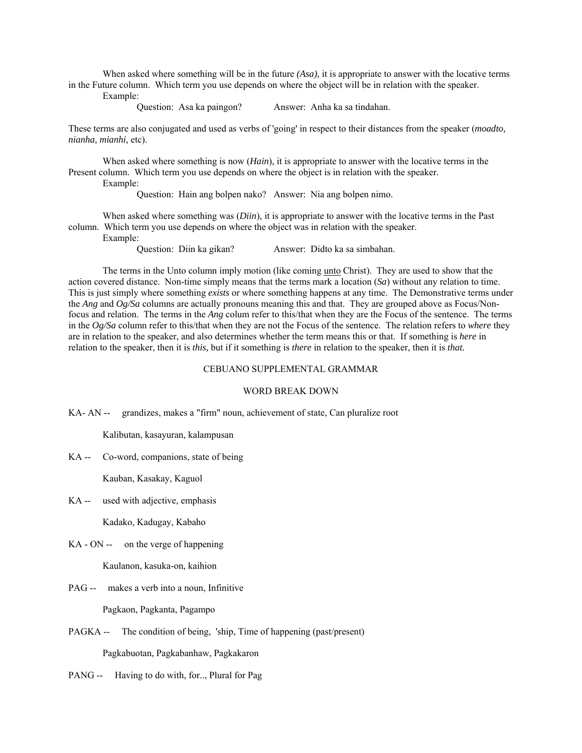When asked where something will be in the future *(Asa),* it is appropriate to answer with the locative terms in the Future column. Which term you use depends on where the object will be in relation with the speaker.

Example:

Question: Asa ka paingon? Answer: Anha ka sa tindahan.

These terms are also conjugated and used as verbs of 'going' in respect to their distances from the speaker (*moadto, nianha, mianhi,* etc).

When asked where something is now (***Hain***), it is appropriate to answer with the locative terms in the Present column. Which term you use depends on where the object is in relation with the speaker.

Example:

Question: Hain ang bolpen nako? Answer: Nia ang bolpen nimo.

When asked where something was (***Diin***), it is appropriate to answer with the locative terms in the Past column. Which term you use depends on where the object was in relation with the speaker.

Example:

Question: Diin ka gikan? Answer: Didto ka sa simbahan.

The terms in the Unto column imply motion (like coming unto Christ). They are used to show that the action covered distance. Non-time simply means that the terms mark a location (***Sa***) without any relation to time. This is just simply where something *exists* or where something happens at any time. The Demonstrative terms under the *Ang* and *Og/Sa* columns are actually pronouns meaning this and that. They are grouped above as Focus/Non-focus and relation. The terms in the *Ang* colum refer to this/that when they are the Focus of the sentence. The terms in the *Og/Sa* column refer to this/that when they are not the Focus of the sentence. The relation refers to *where* they are in relation to the speaker, and also determines whether the term means this or that. If something is *here* in relation to the speaker, then it is *this,* but if it something is *there* in relation to the speaker, then it is *that.*

## CEBUANO SUPPLEMENTAL GRAMMAR

### WORD BREAK DOWN

KA- AN -- grandizes, makes a "firm" noun, achievement of state, Can pluralize root

Kalibutan, kasayuran, kalampusan

KA -- Co-word, companions, state of being

Kauban, Kasakay, Kaguol

KA -- used with adjective, emphasis

Kadako, Kadugay, Kabaho

KA - ON -- on the verge of happening

Kaulanon, kasuka-on, kaihion

PAG -- makes a verb into a noun, Infinitive

Pagkaon, Pagkanta, Pagampo

PAGKA -- The condition of being, 'ship, Time of happening (past/present)

Pagkabuotan, Pagkabanhaw, Pagkakaron

PANG -- Having to do with, for.., Plural for Pag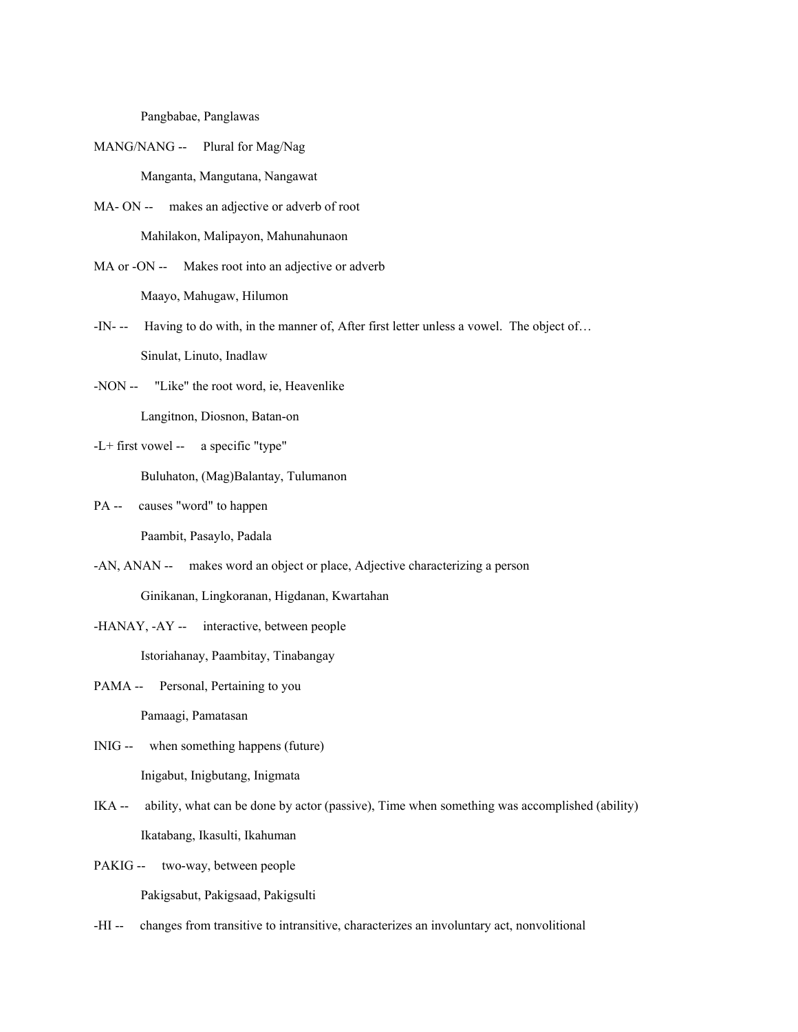Pangbabae, Panglawas

MANG/NANG -- Plural for Mag/Nag

Manganta, Mangutana, Nangawat

MA- ON -- makes an adjective or adverb of root

Mahilakon, Malipayon, Mahunahunaon

MA or -ON -- Makes root into an adjective or adverb

Maayo, Mahugaw, Hilumon

-IN- -- Having to do with, in the manner of, After first letter unless a vowel. The object of…

Sinulat, Linuto, Inadlaw

-NON -- "Like" the root word, ie, Heavenlike

Langitnon, Diosnon, Batan-on

-L+ first vowel -- a specific "type"

Buluhaton, (Mag)Balantay, Tulumanon

PA -- causes "word" to happen

Paambit, Pasaylo, Padala

-AN, ANAN -- makes word an object or place, Adjective characterizing a person

Ginikanan, Lingkoranan, Higdanan, Kwartahan

-HANAY, -AY -- interactive, between people

Istoriahanay, Paambitay, Tinabangay

PAMA -- Personal, Pertaining to you

Pamaagi, Pamatasan

INIG -- when something happens (future)

Inigabut, Inigbutang, Inigmata

IKA -- ability, what can be done by actor (passive), Time when something was accomplished (ability)

Ikatabang, Ikasulti, Ikahuman

PAKIG -- two-way, between people

Pakigsabut, Pakigsaad, Pakigsulti

-HI -- changes from transitive to intransitive, characterizes an involuntary act, nonvolitional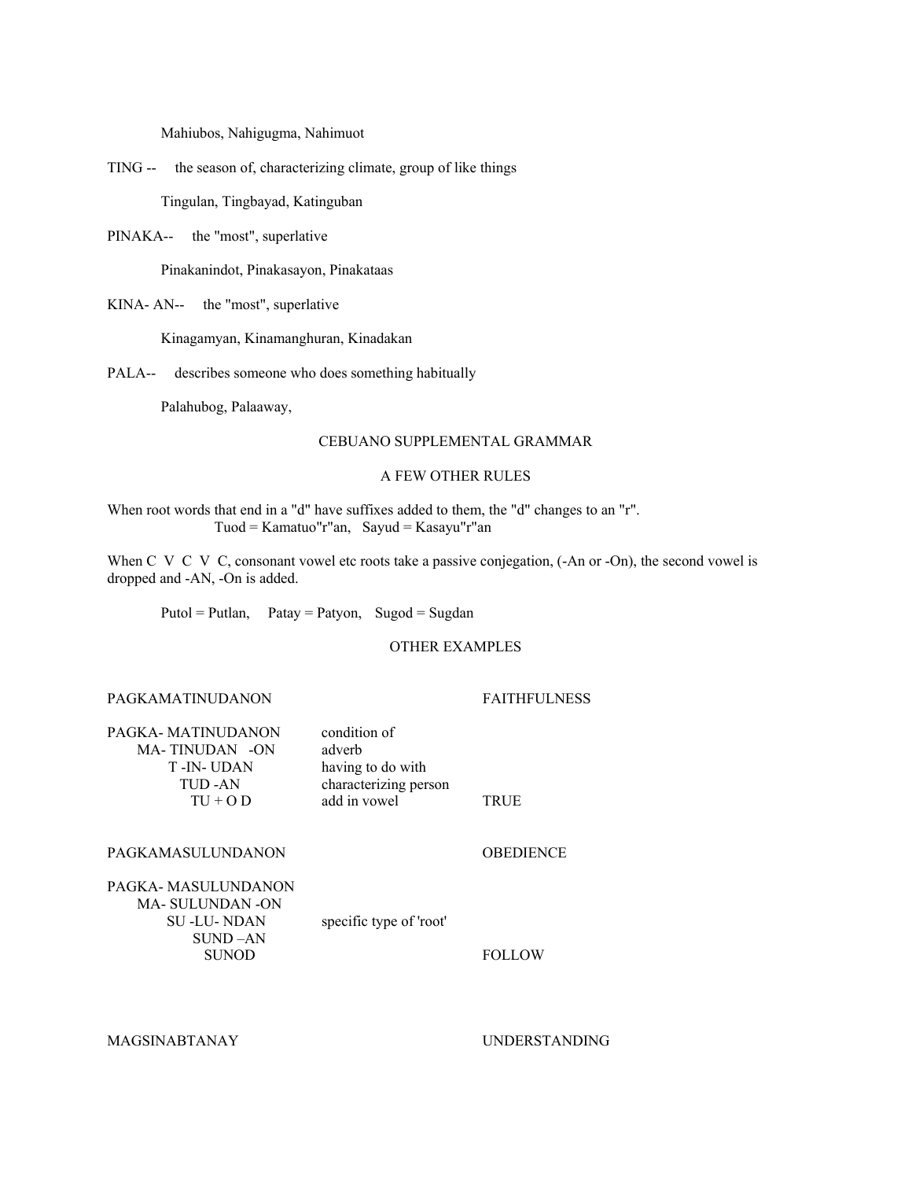Mahiubos, Nahigugma, Nahimuot

TING -- the season of, characterizing climate, group of like things

Tingulan, Tingbayad, Katinguban

PINAKA-- the "most", superlative

Pinakanindot, Pinakasayon, Pinakataas

KINA- AN-- the "most", superlative

Kinagamyan, Kinamanghuran, Kinadakan

PALA-- describes someone who does something habitually

Palahubog, Palaaway,

## CEBUANO SUPPLEMENTAL GRAMMAR

### A FEW OTHER RULES

When root words that end in a "d" have suffixes added to them, the "d" changes to an "r".
Tuod = Kamatuo"r"an, Sayud = Kasayu"r"an

When C V C V C, consonant vowel etc roots take a passive conjegation, (-An or -On), the second vowel is dropped and -AN, -On is added.

Putol = Putlan, Patay = Patyon, Sugod = Sugdan

### OTHER EXAMPLES

| PAGKAMATINUDANON | | FAITHFULNESS |
|---|---|---|
| PAGKA- MATINUDANON | condition of | |
| MA- TINUDAN -ON | adverb | |
| T -IN- UDAN | having to do with | |
| TUD -AN | characterizing person | |
| TU + O D | add in vowel | TRUE |

| PAGKAMASULUNDANON | | OBEDIENCE |
|---|---|---|
| PAGKA- MASULUNDANON | | |
| MA- SULUNDAN -ON | | |
| SU -LU- NDAN | specific type of 'root' | |
| SUND –AN | | |
| SUNOD | | FOLLOW |

MAGSINABTANAY UNDERSTANDING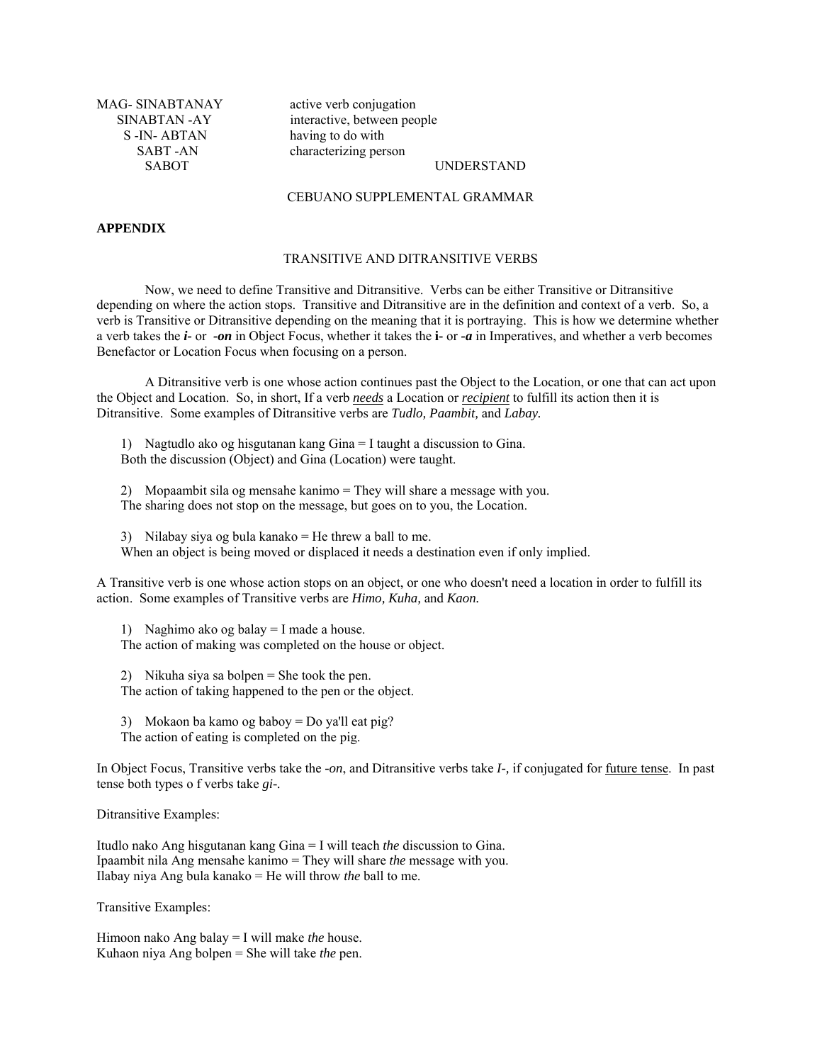| | |
|---|---|
| MAG- SINABTANAY | active verb conjugation |
| SINABTAN -AY | interactive, between people |
| S -IN- ABTAN | having to do with |
| SABT -AN | characterizing person |
| SABOT | UNDERSTAND |

CEBUANO SUPPLEMENTAL GRAMMAR

**APPENDIX**

## TRANSITIVE AND DITRANSITIVE VERBS

Now, we need to define Transitive and Ditransitive. Verbs can be either Transitive or Ditransitive depending on where the action stops. Transitive and Ditransitive are in the definition and context of a verb. So, a verb is Transitive or Ditransitive depending on the meaning that it is portraying. This is how we determine whether a verb takes the ***i-*** or ***-on*** in Object Focus, whether it takes the **i-** or ***-a*** in Imperatives, and whether a verb becomes Benefactor or Location Focus when focusing on a person.

A Ditransitive verb is one whose action continues past the Object to the Location, or one that can act upon the Object and Location. So, in short, If a verb ***needs*** a Location or ***recipient*** to fulfill its action then it is Ditransitive. Some examples of Ditransitive verbs are *Tudlo, Paambit,* and *Labay.*

1) Nagtudlo ako og hisgutanan kang Gina = I taught a discussion to Gina.
   Both the discussion (Object) and Gina (Location) were taught.

2) Mopaambit sila og mensahe kanimo = They will share a message with you.
   The sharing does not stop on the message, but goes on to you, the Location.

3) Nilabay siya og bula kanako = He threw a ball to me.
   When an object is being moved or displaced it needs a destination even if only implied.

A Transitive verb is one whose action stops on an object, or one who doesn't need a location in order to fulfill its action. Some examples of Transitive verbs are *Himo, Kuha,* and *Kaon.*

1) Naghimo ako og balay = I made a house.
   The action of making was completed on the house or object.

2) Nikuha siya sa bolpen = She took the pen.
   The action of taking happened to the pen or the object.

3) Mokaon ba kamo og baboy = Do ya'll eat pig?
   The action of eating is completed on the pig.

In Object Focus, Transitive verbs take the *-on*, and Ditransitive verbs take ***I-***, if conjugated for future tense. In past tense both types o f verbs take ***gi-***.

Ditransitive Examples:

Itudlo nako Ang hisgutanan kang Gina = I will teach *the* discussion to Gina.
Ipaambit nila Ang mensahe kanimo = They will share *the* message with you.
Ilabay niya Ang bula kanako = He will throw *the* ball to me.

Transitive Examples:

Himoon nako Ang balay = I will make *the* house.
Kuhaon niya Ang bolpen = She will take *the* pen.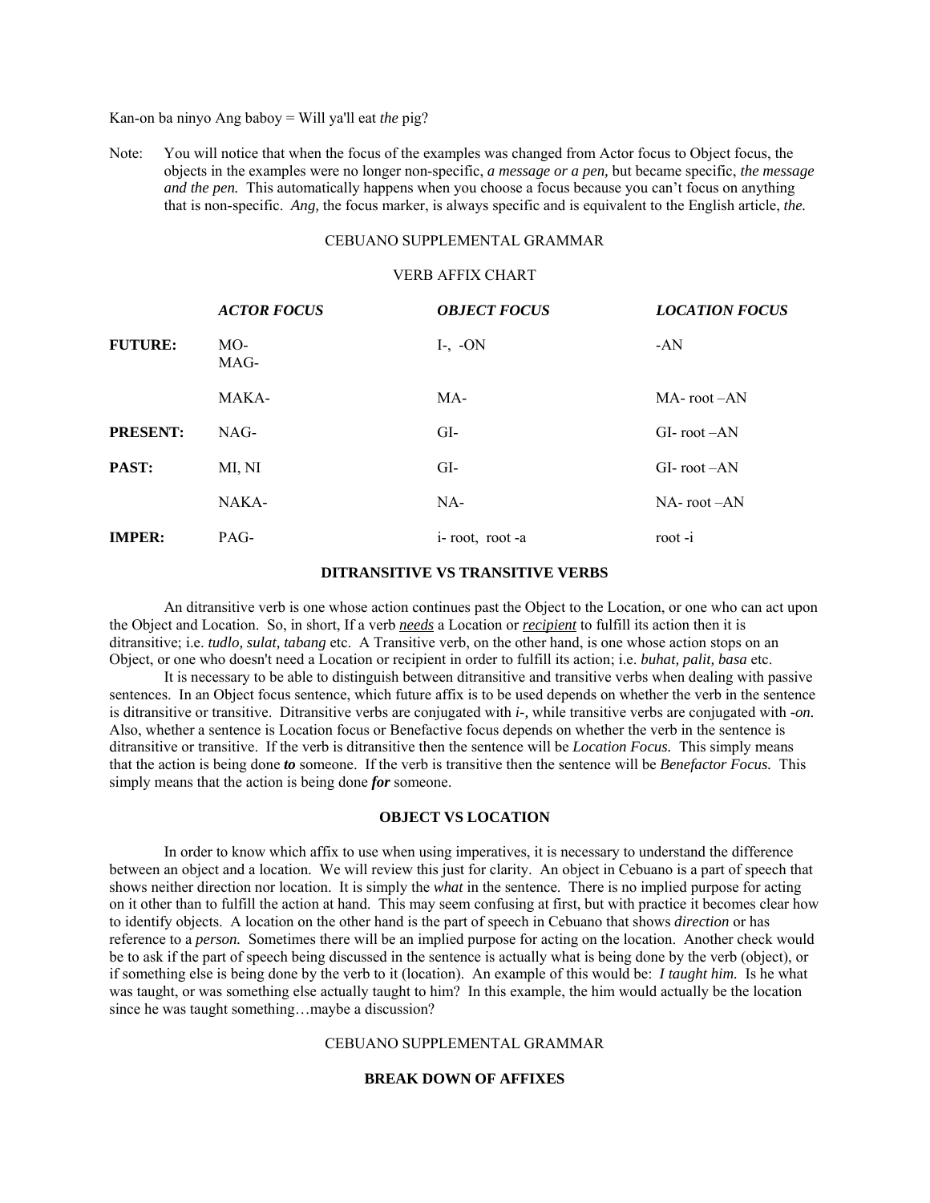Kan-on ba ninyo Ang baboy = Will ya'll eat *the* pig?

Note: You will notice that when the focus of the examples was changed from Actor focus to Object focus, the objects in the examples were no longer non-specific, *a message or a pen,* but became specific, *the message and the pen.* This automatically happens when you choose a focus because you can't focus on anything that is non-specific. *Ang,* the focus marker, is always specific and is equivalent to the English article, *the.*

CEBUANO SUPPLEMENTAL GRAMMAR

VERB AFFIX CHART

| | ***ACTOR FOCUS*** | ***OBJECT FOCUS*** | ***LOCATION FOCUS*** |
|---|---|---|---|
| **FUTURE:** | MO- MAG- | I-, -ON | -AN |
| | MAKA- | MA- | MA- root –AN |
| **PRESENT:** | NAG- | GI- | GI- root –AN |
| **PAST:** | MI, NI | GI- | GI- root –AN |
| | NAKA- | NA- | NA- root –AN |
| **IMPER:** | PAG- | i- root, root -a | root -i |

**DITRANSITIVE VS TRANSITIVE VERBS**

An ditransitive verb is one whose action continues past the Object to the Location, or one who can act upon the Object and Location. So, in short, If a verb ***needs*** a Location or ***recipient*** to fulfill its action then it is ditransitive; i.e. *tudlo, sulat, tabang* etc. A Transitive verb, on the other hand, is one whose action stops on an Object, or one who doesn't need a Location or recipient in order to fulfill its action; i.e. *buhat, palit, basa* etc.

It is necessary to be able to distinguish between ditransitive and transitive verbs when dealing with passive sentences. In an Object focus sentence, which future affix is to be used depends on whether the verb in the sentence is ditransitive or transitive. Ditransitive verbs are conjugated with *i-,* while transitive verbs are conjugated with *-on.* Also, whether a sentence is Location focus or Benefactive focus depends on whether the verb in the sentence is ditransitive or transitive. If the verb is ditransitive then the sentence will be *Location Focus.* This simply means that the action is being done ***to*** someone. If the verb is transitive then the sentence will be *Benefactor Focus.* This simply means that the action is being done ***for*** someone.

**OBJECT VS LOCATION**

In order to know which affix to use when using imperatives, it is necessary to understand the difference between an object and a location. We will review this just for clarity. An object in Cebuano is a part of speech that shows neither direction nor location. It is simply the *what* in the sentence. There is no implied purpose for acting on it other than to fulfill the action at hand. This may seem confusing at first, but with practice it becomes clear how to identify objects. A location on the other hand is the part of speech in Cebuano that shows *direction* or has reference to a *person.* Sometimes there will be an implied purpose for acting on the location. Another check would be to ask if the part of speech being discussed in the sentence is actually what is being done by the verb (object), or if something else is being done by the verb to it (location). An example of this would be: *I taught him.* Is he what was taught, or was something else actually taught to him? In this example, the him would actually be the location since he was taught something…maybe a discussion?

CEBUANO SUPPLEMENTAL GRAMMAR

**BREAK DOWN OF AFFIXES**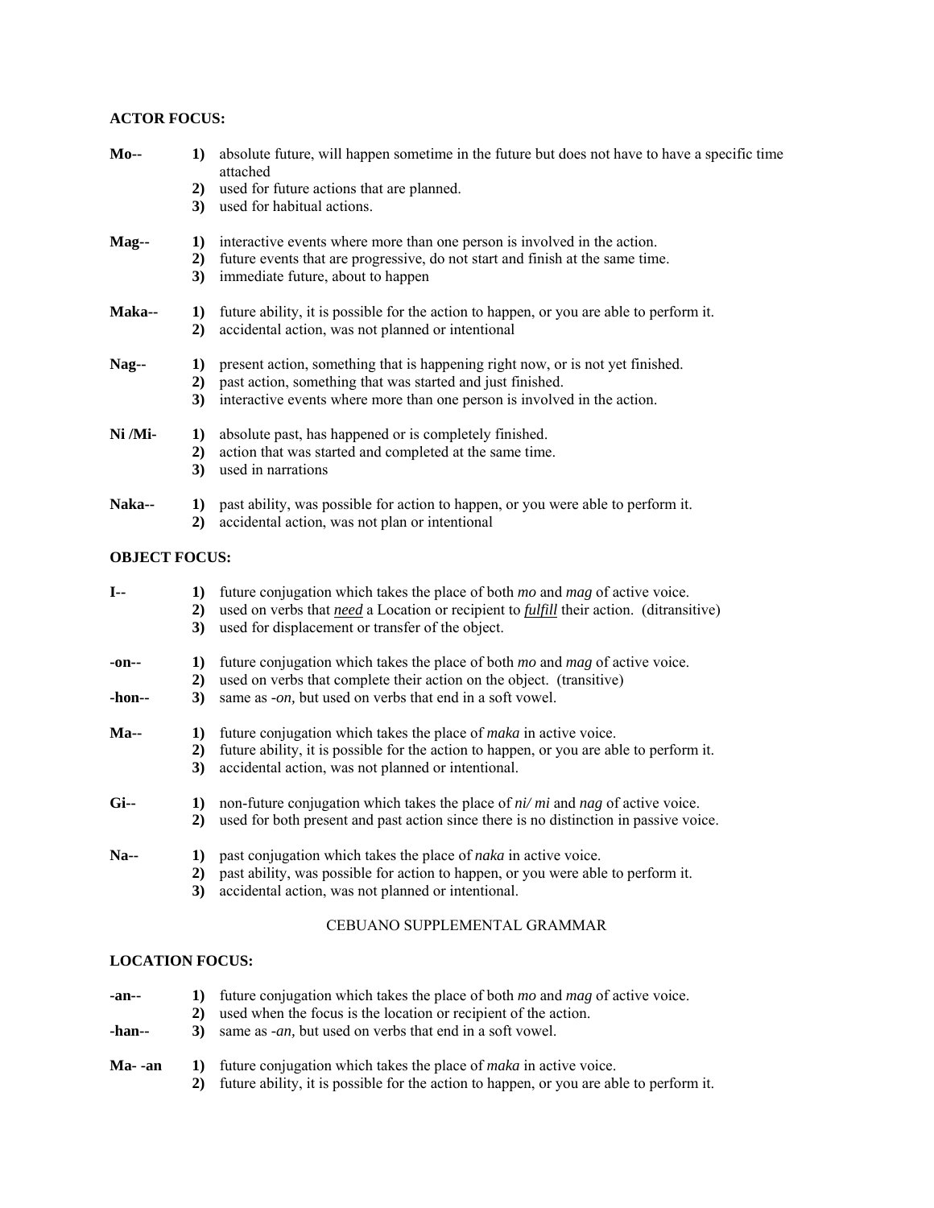**ACTOR FOCUS:**

**Mo--**
1) absolute future, will happen sometime in the future but does not have to have a specific time attached
2) used for future actions that are planned.
3) used for habitual actions.

**Mag--**
1) interactive events where more than one person is involved in the action.
2) future events that are progressive, do not start and finish at the same time.
3) immediate future, about to happen

**Maka--**
1) future ability, it is possible for the action to happen, or you are able to perform it.
2) accidental action, was not planned or intentional

**Nag--**
1) present action, something that is happening right now, or is not yet finished.
2) past action, something that was started and just finished.
3) interactive events where more than one person is involved in the action.

**Ni /Mi-**
1) absolute past, has happened or is completely finished.
2) action that was started and completed at the same time.
3) used in narrations

**Naka--**
1) past ability, was possible for action to happen, or you were able to perform it.
2) accidental action, was not plan or intentional

**OBJECT FOCUS:**

**I--**
1) future conjugation which takes the place of both *mo* and *mag* of active voice.
2) used on verbs that ***need*** a Location or recipient to ***fulfill*** their action. (ditransitive)
3) used for displacement or transfer of the object.

**-on--**
1) future conjugation which takes the place of both *mo* and *mag* of active voice.
2) used on verbs that complete their action on the object. (transitive)

**-hon--**
3) same as *-on,* but used on verbs that end in a soft vowel.

**Ma--**
1) future conjugation which takes the place of *maka* in active voice.
2) future ability, it is possible for the action to happen, or you are able to perform it.
3) accidental action, was not planned or intentional.

**Gi--**
1) non-future conjugation which takes the place of *ni/ mi* and *nag* of active voice.
2) used for both present and past action since there is no distinction in passive voice.

**Na--**
1) past conjugation which takes the place of *naka* in active voice.
2) past ability, was possible for action to happen, or you were able to perform it.
3) accidental action, was not planned or intentional.

**LOCATION FOCUS:**

**-an--**
1) future conjugation which takes the place of both *mo* and *mag* of active voice.
2) used when the focus is the location or recipient of the action.

**-han--**
3) same as *-an,* but used on verbs that end in a soft vowel.

**Ma- -an**
1) future conjugation which takes the place of *maka* in active voice.
2) future ability, it is possible for the action to happen, or you are able to perform it.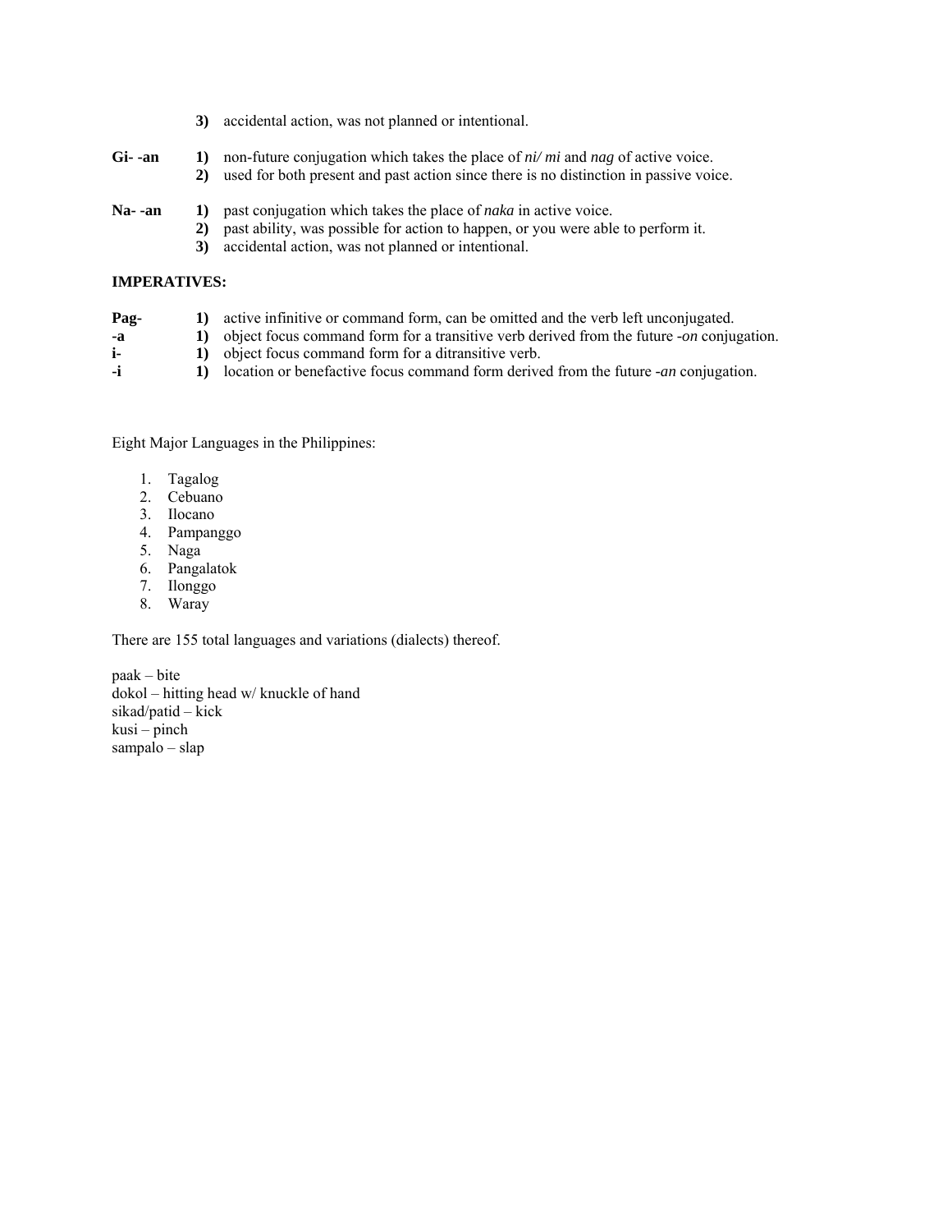3) accidental action, was not planned or intentional.

**Gi- -an**
1) non-future conjugation which takes the place of *ni/ mi* and *nag* of active voice.
2) used for both present and past action since there is no distinction in passive voice.

**Na- -an**
1) past conjugation which takes the place of *naka* in active voice.
2) past ability, was possible for action to happen, or you were able to perform it.
3) accidental action, was not planned or intentional.

**IMPERATIVES:**

**Pag-** 1) active infinitive or command form, can be omitted and the verb left unconjugated.
**-a** 1) object focus command form for a transitive verb derived from the future *-on* conjugation.
**i-** 1) object focus command form for a ditransitive verb.
**-i** 1) location or benefactive focus command form derived from the future *-an* conjugation.

Eight Major Languages in the Philippines:

1. Tagalog
2. Cebuano
3. Ilocano
4. Pampanggo
5. Naga
6. Pangalatok
7. Ilonggo
8. Waray

There are 155 total languages and variations (dialects) thereof.

paak – bite
dokol – hitting head w/ knuckle of hand
sikad/patid – kick
kusi – pinch
sampalo – slap